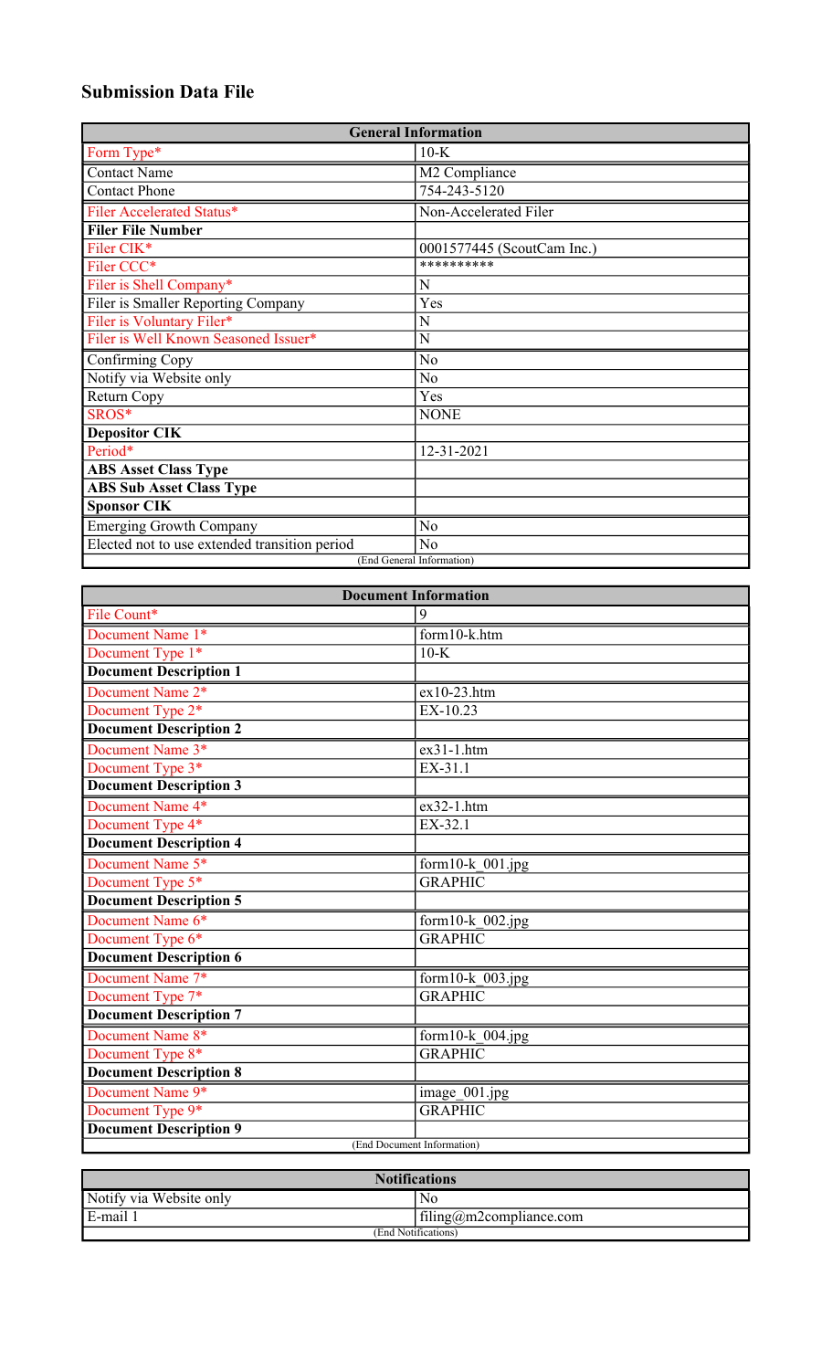# Submission Data File

| General Information | |
|---|---|
| Form Type* | 10-K |
| Contact Name | M2 Compliance |
| Contact Phone | 754-243-5120 |
| Filer Accelerated Status* | Non-Accelerated Filer |
| **Filer File Number** | |
| Filer CIK* | 0001577445 (ScoutCam Inc.) |
| Filer CCC* | ********** |
| Filer is Shell Company* | N |
| Filer is Smaller Reporting Company | Yes |
| Filer is Voluntary Filer* | N |
| Filer is Well Known Seasoned Issuer* | N |
| Confirming Copy | No |
| Notify via Website only | No |
| Return Copy | Yes |
| SROS* | NONE |
| **Depositor CIK** | |
| Period* | 12-31-2021 |
| **ABS Asset Class Type** | |
| **ABS Sub Asset Class Type** | |
| **Sponsor CIK** | |
| Emerging Growth Company | No |
| Elected not to use extended transition period | No |
| (End General Information) | |

| Document Information | |
|---|---|
| File Count* | 9 |
| Document Name 1* | form10-k.htm |
| Document Type 1* | 10-K |
| **Document Description 1** | |
| Document Name 2* | ex10-23.htm |
| Document Type 2* | EX-10.23 |
| **Document Description 2** | |
| Document Name 3* | ex31-1.htm |
| Document Type 3* | EX-31.1 |
| **Document Description 3** | |
| Document Name 4* | ex32-1.htm |
| Document Type 4* | EX-32.1 |
| **Document Description 4** | |
| Document Name 5* | form10-k_001.jpg |
| Document Type 5* | GRAPHIC |
| **Document Description 5** | |
| Document Name 6* | form10-k_002.jpg |
| Document Type 6* | GRAPHIC |
| **Document Description 6** | |
| Document Name 7* | form10-k_003.jpg |
| Document Type 7* | GRAPHIC |
| **Document Description 7** | |
| Document Name 8* | form10-k_004.jpg |
| Document Type 8* | GRAPHIC |
| **Document Description 8** | |
| Document Name 9* | image_001.jpg |
| Document Type 9* | GRAPHIC |
| **Document Description 9** | |
| (End Document Information) | |

| Notifications | |
|---|---|
| Notify via Website only | No |
| E-mail 1 | filing@m2compliance.com |
| (End Notifications) | |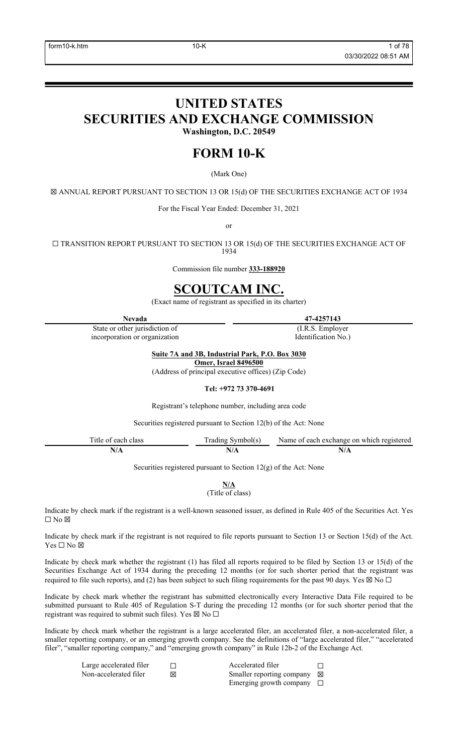# UNITED STATES
# SECURITIES AND EXCHANGE COMMISSION

**Washington, D.C. 20549**

# FORM 10-K

(Mark One)

☒ ANNUAL REPORT PURSUANT TO SECTION 13 OR 15(d) OF THE SECURITIES EXCHANGE ACT OF 1934

For the Fiscal Year Ended: December 31, 2021

or

☐ TRANSITION REPORT PURSUANT TO SECTION 13 OR 15(d) OF THE SECURITIES EXCHANGE ACT OF 1934

Commission file number **333-188920**

# SCOUTCAM INC.

(Exact name of registrant as specified in its charter)

| **Nevada** | **47-4257143** |
|---|---|
| State or other jurisdiction of incorporation or organization | (I.R.S. Employer Identification No.) |

**Suite 7A and 3B, Industrial Park, P.O. Box 3030**
**Omer, Israel 8496500**
(Address of principal executive offices) (Zip Code)

**Tel: +972 73 370-4691**

Registrant's telephone number, including area code

Securities registered pursuant to Section 12(b) of the Act: None

| Title of each class | Trading Symbol(s) | Name of each exchange on which registered |
|---|---|---|
| **N/A** | **N/A** | **N/A** |

Securities registered pursuant to Section 12(g) of the Act: None

**N/A**
(Title of class)

Indicate by check mark if the registrant is a well-known seasoned issuer, as defined in Rule 405 of the Securities Act. Yes ☐ No ☒

Indicate by check mark if the registrant is not required to file reports pursuant to Section 13 or Section 15(d) of the Act. Yes ☐ No ☒

Indicate by check mark whether the registrant (1) has filed all reports required to be filed by Section 13 or 15(d) of the Securities Exchange Act of 1934 during the preceding 12 months (or for such shorter period that the registrant was required to file such reports), and (2) has been subject to such filing requirements for the past 90 days. Yes ☒ No ☐

Indicate by check mark whether the registrant has submitted electronically every Interactive Data File required to be submitted pursuant to Rule 405 of Regulation S-T during the preceding 12 months (or for such shorter period that the registrant was required to submit such files). Yes ☒ No ☐

Indicate by check mark whether the registrant is a large accelerated filer, an accelerated filer, a non-accelerated filer, a smaller reporting company, or an emerging growth company. See the definitions of "large accelerated filer," "accelerated filer", "smaller reporting company," and "emerging growth company" in Rule 12b-2 of the Exchange Act.

| | | | |
|---|---|---|---|
| Large accelerated filer | ☐ | Accelerated filer | ☐ |
| Non-accelerated filer | ☒ | Smaller reporting company | ☒ |
| | | Emerging growth company | ☐ |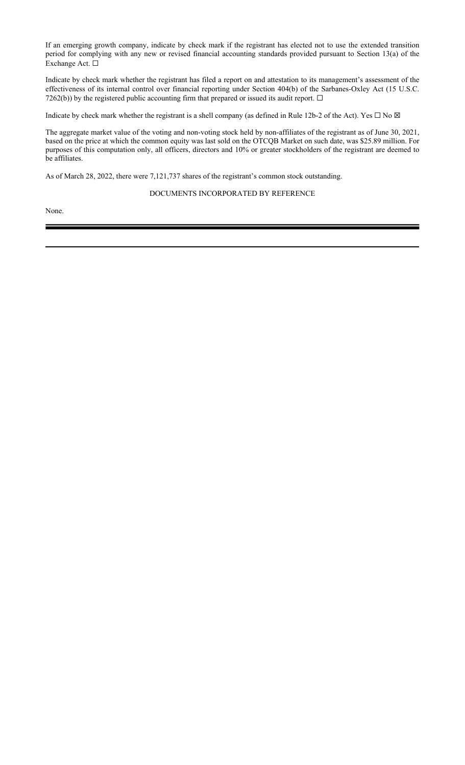If an emerging growth company, indicate by check mark if the registrant has elected not to use the extended transition period for complying with any new or revised financial accounting standards provided pursuant to Section 13(a) of the Exchange Act. ☐

Indicate by check mark whether the registrant has filed a report on and attestation to its management's assessment of the effectiveness of its internal control over financial reporting under Section 404(b) of the Sarbanes-Oxley Act (15 U.S.C. 7262(b)) by the registered public accounting firm that prepared or issued its audit report. ☐

Indicate by check mark whether the registrant is a shell company (as defined in Rule 12b-2 of the Act). Yes ☐ No ☒

The aggregate market value of the voting and non-voting stock held by non-affiliates of the registrant as of June 30, 2021, based on the price at which the common equity was last sold on the OTCQB Market on such date, was $25.89 million. For purposes of this computation only, all officers, directors and 10% or greater stockholders of the registrant are deemed to be affiliates.

As of March 28, 2022, there were 7,121,737 shares of the registrant's common stock outstanding.

DOCUMENTS INCORPORATED BY REFERENCE

None.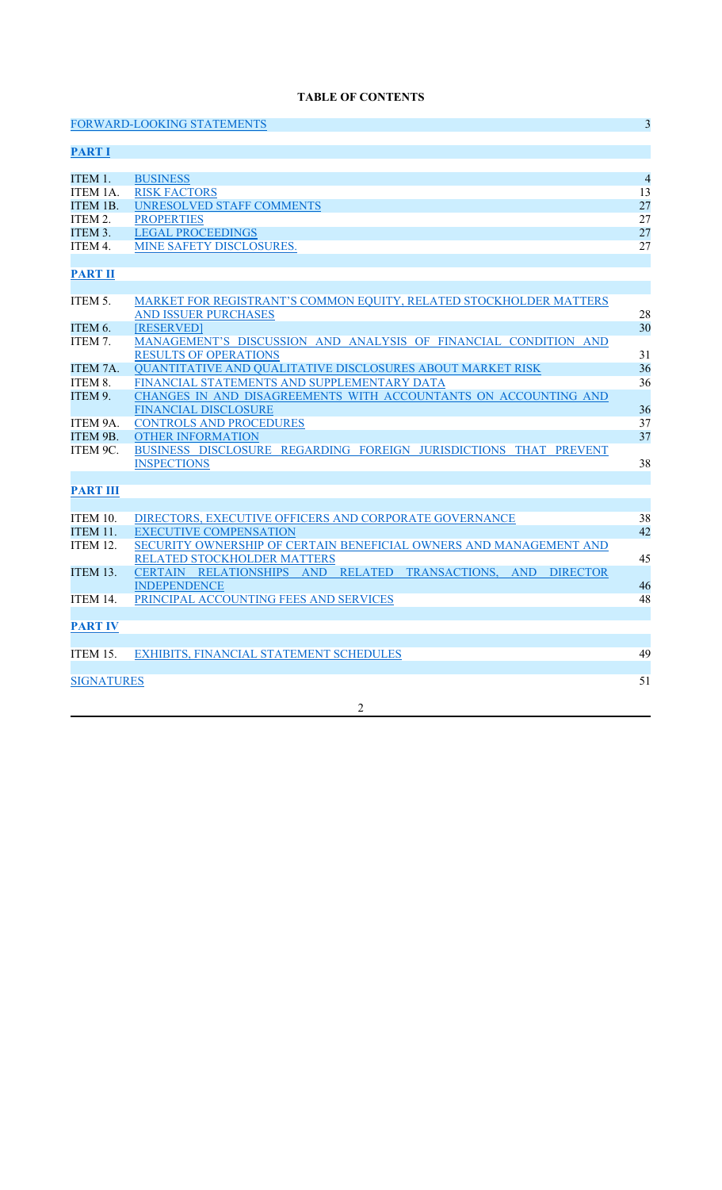**TABLE OF CONTENTS**

| | | |
|---|---|---|
| FORWARD-LOOKING STATEMENTS | | 3 |
| **PART I** | | |
| ITEM 1. | BUSINESS | 4 |
| ITEM 1A. | RISK FACTORS | 13 |
| ITEM 1B. | UNRESOLVED STAFF COMMENTS | 27 |
| ITEM 2. | PROPERTIES | 27 |
| ITEM 3. | LEGAL PROCEEDINGS | 27 |
| ITEM 4. | MINE SAFETY DISCLOSURES. | 27 |
| **PART II** | | |
| ITEM 5. | MARKET FOR REGISTRANT'S COMMON EQUITY, RELATED STOCKHOLDER MATTERS AND ISSUER PURCHASES | 28 |
| ITEM 6. | [RESERVED] | 30 |
| ITEM 7. | MANAGEMENT'S DISCUSSION AND ANALYSIS OF FINANCIAL CONDITION AND RESULTS OF OPERATIONS | 31 |
| ITEM 7A. | QUANTITATIVE AND QUALITATIVE DISCLOSURES ABOUT MARKET RISK | 36 |
| ITEM 8. | FINANCIAL STATEMENTS AND SUPPLEMENTARY DATA | 36 |
| ITEM 9. | CHANGES IN AND DISAGREEMENTS WITH ACCOUNTANTS ON ACCOUNTING AND FINANCIAL DISCLOSURE | 36 |
| ITEM 9A. | CONTROLS AND PROCEDURES | 37 |
| ITEM 9B. | OTHER INFORMATION | 37 |
| ITEM 9C. | BUSINESS DISCLOSURE REGARDING FOREIGN JURISDICTIONS THAT PREVENT INSPECTIONS | 38 |
| **PART III** | | |
| ITEM 10. | DIRECTORS, EXECUTIVE OFFICERS AND CORPORATE GOVERNANCE | 38 |
| ITEM 11. | EXECUTIVE COMPENSATION | 42 |
| ITEM 12. | SECURITY OWNERSHIP OF CERTAIN BENEFICIAL OWNERS AND MANAGEMENT AND RELATED STOCKHOLDER MATTERS | 45 |
| ITEM 13. | CERTAIN RELATIONSHIPS AND RELATED TRANSACTIONS, AND DIRECTOR INDEPENDENCE | 46 |
| ITEM 14. | PRINCIPAL ACCOUNTING FEES AND SERVICES | 48 |
| **PART IV** | | |
| ITEM 15. | EXHIBITS, FINANCIAL STATEMENT SCHEDULES | 49 |
| SIGNATURES | | 51 |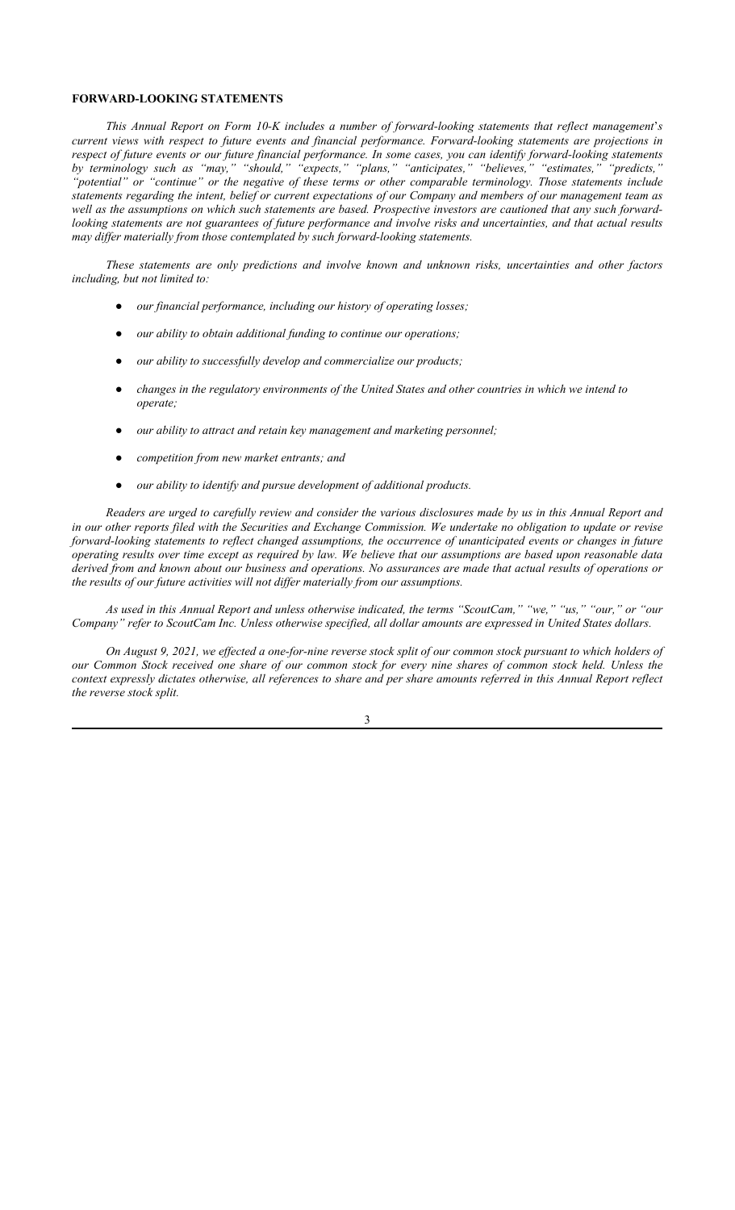**FORWARD-LOOKING STATEMENTS**

*This Annual Report on Form 10-K includes a number of forward-looking statements that reflect management's current views with respect to future events and financial performance. Forward-looking statements are projections in respect of future events or our future financial performance. In some cases, you can identify forward-looking statements by terminology such as "may," "should," "expects," "plans," "anticipates," "believes," "estimates," "predicts," "potential" or "continue" or the negative of these terms or other comparable terminology. Those statements include statements regarding the intent, belief or current expectations of our Company and members of our management team as well as the assumptions on which such statements are based. Prospective investors are cautioned that any such forward-looking statements are not guarantees of future performance and involve risks and uncertainties, and that actual results may differ materially from those contemplated by such forward-looking statements.*

*These statements are only predictions and involve known and unknown risks, uncertainties and other factors including, but not limited to:*

- *our financial performance, including our history of operating losses;*
- *our ability to obtain additional funding to continue our operations;*
- *our ability to successfully develop and commercialize our products;*
- *changes in the regulatory environments of the United States and other countries in which we intend to operate;*
- *our ability to attract and retain key management and marketing personnel;*
- *competition from new market entrants; and*
- *our ability to identify and pursue development of additional products.*

*Readers are urged to carefully review and consider the various disclosures made by us in this Annual Report and in our other reports filed with the Securities and Exchange Commission. We undertake no obligation to update or revise forward-looking statements to reflect changed assumptions, the occurrence of unanticipated events or changes in future operating results over time except as required by law. We believe that our assumptions are based upon reasonable data derived from and known about our business and operations. No assurances are made that actual results of operations or the results of our future activities will not differ materially from our assumptions.*

*As used in this Annual Report and unless otherwise indicated, the terms "ScoutCam," "we," "us," "our," or "our Company" refer to ScoutCam Inc. Unless otherwise specified, all dollar amounts are expressed in United States dollars.*

*On August 9, 2021, we effected a one-for-nine reverse stock split of our common stock pursuant to which holders of our Common Stock received one share of our common stock for every nine shares of common stock held. Unless the context expressly dictates otherwise, all references to share and per share amounts referred in this Annual Report reflect the reverse stock split.*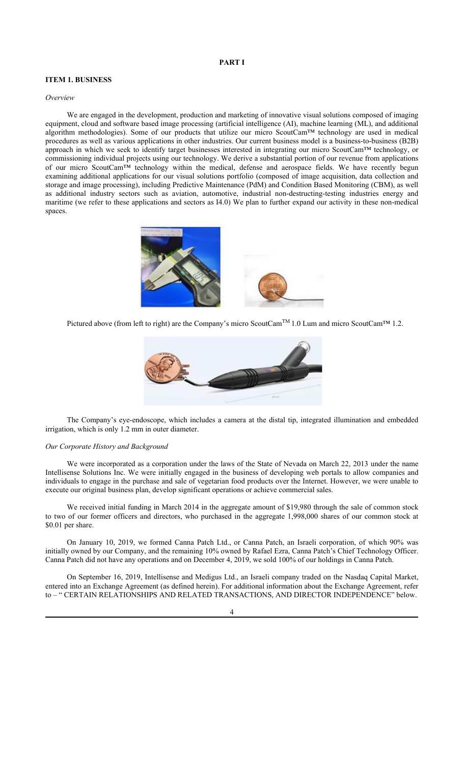# PART I

## ITEM 1. BUSINESS

*Overview*

We are engaged in the development, production and marketing of innovative visual solutions composed of imaging equipment, cloud and software based image processing (artificial intelligence (AI), machine learning (ML), and additional algorithm methodologies). Some of our products that utilize our micro ScoutCam™ technology are used in medical procedures as well as various applications in other industries. Our current business model is a business-to-business (B2B) approach in which we seek to identify target businesses interested in integrating our micro ScoutCam™ technology, or commissioning individual projects using our technology. We derive a substantial portion of our revenue from applications of our micro ScoutCam™ technology within the medical, defense and aerospace fields. We have recently begun examining additional applications for our visual solutions portfolio (composed of image acquisition, data collection and storage and image processing), including Predictive Maintenance (PdM) and Condition Based Monitoring (CBM), as well as additional industry sectors such as aviation, automotive, industrial non-destructing-testing industries energy and maritime (we refer to these applications and sectors as I4.0) We plan to further expand our activity in these non-medical spaces.

Pictured above (from left to right) are the Company's micro ScoutCam™ 1.0 Lum and micro ScoutCam™ 1.2.

The Company's eye-endoscope, which includes a camera at the distal tip, integrated illumination and embedded irrigation, which is only 1.2 mm in outer diameter.

*Our Corporate History and Background*

We were incorporated as a corporation under the laws of the State of Nevada on March 22, 2013 under the name Intellisense Solutions Inc. We were initially engaged in the business of developing web portals to allow companies and individuals to engage in the purchase and sale of vegetarian food products over the Internet. However, we were unable to execute our original business plan, develop significant operations or achieve commercial sales.

We received initial funding in March 2014 in the aggregate amount of $19,980 through the sale of common stock to two of our former officers and directors, who purchased in the aggregate 1,998,000 shares of our common stock at $0.01 per share.

On January 10, 2019, we formed Canna Patch Ltd., or Canna Patch, an Israeli corporation, of which 90% was initially owned by our Company, and the remaining 10% owned by Rafael Ezra, Canna Patch's Chief Technology Officer. Canna Patch did not have any operations and on December 4, 2019, we sold 100% of our holdings in Canna Patch.

On September 16, 2019, Intellisense and Medigus Ltd., an Israeli company traded on the Nasdaq Capital Market, entered into an Exchange Agreement (as defined herein). For additional information about the Exchange Agreement, refer to – " CERTAIN RELATIONSHIPS AND RELATED TRANSACTIONS, AND DIRECTOR INDEPENDENCE" below.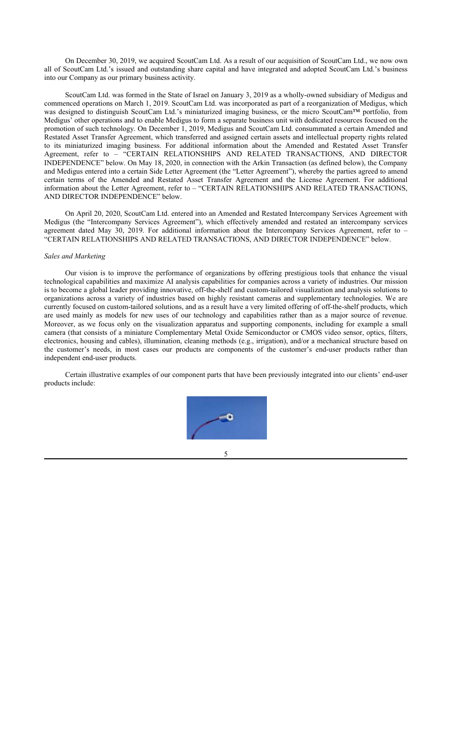On December 30, 2019, we acquired ScoutCam Ltd. As a result of our acquisition of ScoutCam Ltd., we now own all of ScoutCam Ltd.'s issued and outstanding share capital and have integrated and adopted ScoutCam Ltd.'s business into our Company as our primary business activity.

ScoutCam Ltd. was formed in the State of Israel on January 3, 2019 as a wholly-owned subsidiary of Medigus and commenced operations on March 1, 2019. ScoutCam Ltd. was incorporated as part of a reorganization of Medigus, which was designed to distinguish ScoutCam Ltd.'s miniaturized imaging business, or the micro ScoutCam™ portfolio, from Medigus' other operations and to enable Medigus to form a separate business unit with dedicated resources focused on the promotion of such technology. On December 1, 2019, Medigus and ScoutCam Ltd. consummated a certain Amended and Restated Asset Transfer Agreement, which transferred and assigned certain assets and intellectual property rights related to its miniaturized imaging business. For additional information about the Amended and Restated Asset Transfer Agreement, refer to – "CERTAIN RELATIONSHIPS AND RELATED TRANSACTIONS, AND DIRECTOR INDEPENDENCE" below. On May 18, 2020, in connection with the Arkin Transaction (as defined below), the Company and Medigus entered into a certain Side Letter Agreement (the "Letter Agreement"), whereby the parties agreed to amend certain terms of the Amended and Restated Asset Transfer Agreement and the License Agreement. For additional information about the Letter Agreement, refer to – "CERTAIN RELATIONSHIPS AND RELATED TRANSACTIONS, AND DIRECTOR INDEPENDENCE" below.

On April 20, 2020, ScoutCam Ltd. entered into an Amended and Restated Intercompany Services Agreement with Medigus (the "Intercompany Services Agreement"), which effectively amended and restated an intercompany services agreement dated May 30, 2019. For additional information about the Intercompany Services Agreement, refer to – "CERTAIN RELATIONSHIPS AND RELATED TRANSACTIONS, AND DIRECTOR INDEPENDENCE" below.

*Sales and Marketing*

Our vision is to improve the performance of organizations by offering prestigious tools that enhance the visual technological capabilities and maximize AI analysis capabilities for companies across a variety of industries. Our mission is to become a global leader providing innovative, off-the-shelf and custom-tailored visualization and analysis solutions to organizations across a variety of industries based on highly resistant cameras and supplementary technologies. We are currently focused on custom-tailored solutions, and as a result have a very limited offering of off-the-shelf products, which are used mainly as models for new uses of our technology and capabilities rather than as a major source of revenue. Moreover, as we focus only on the visualization apparatus and supporting components, including for example a small camera (that consists of a miniature Complementary Metal Oxide Semiconductor or CMOS video sensor, optics, filters, electronics, housing and cables), illumination, cleaning methods (e.g., irrigation), and/or a mechanical structure based on the customer's needs, in most cases our products are components of the customer's end-user products rather than independent end-user products.

Certain illustrative examples of our component parts that have been previously integrated into our clients' end-user products include: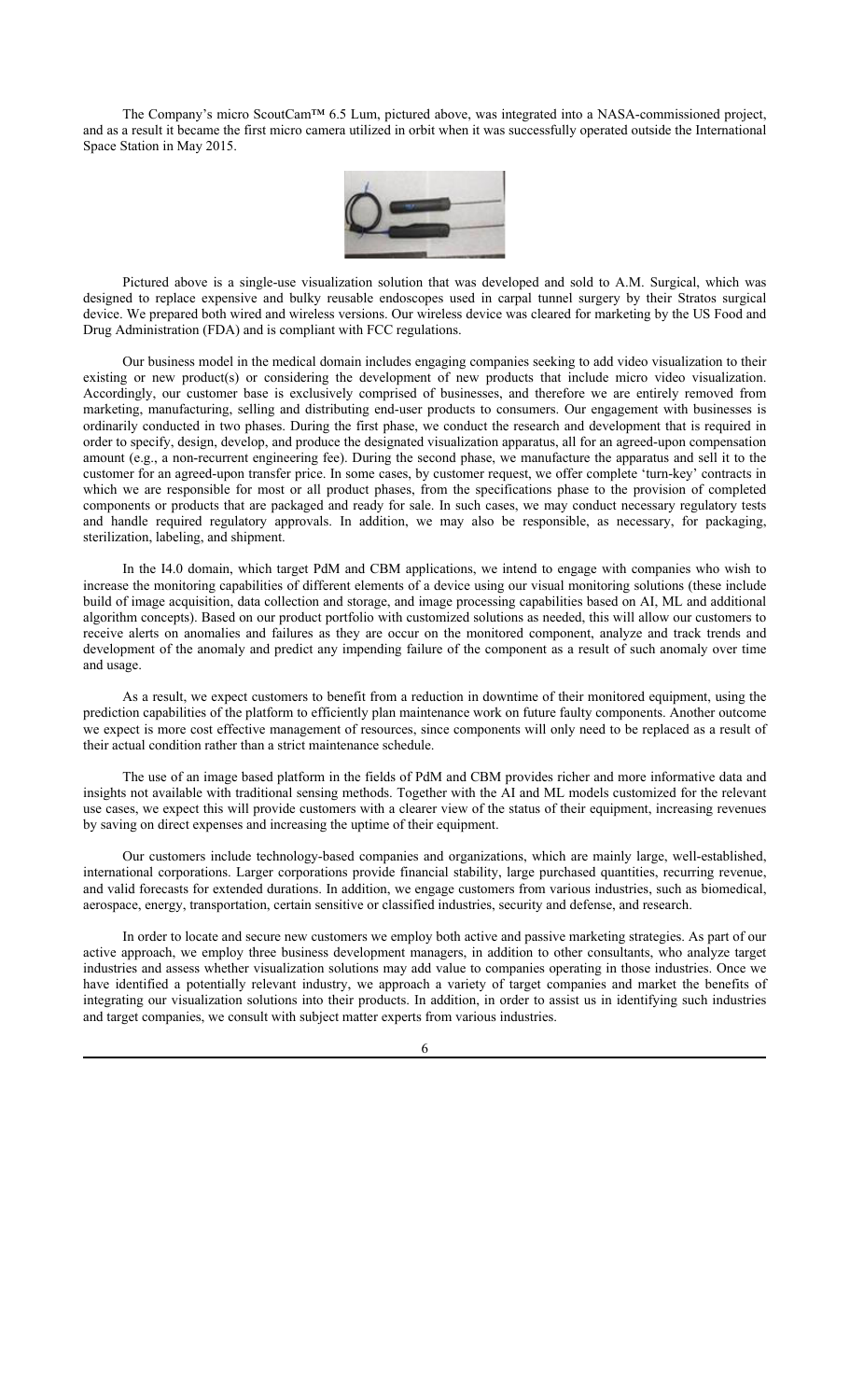The Company's micro ScoutCam™ 6.5 Lum, pictured above, was integrated into a NASA-commissioned project, and as a result it became the first micro camera utilized in orbit when it was successfully operated outside the International Space Station in May 2015.

Pictured above is a single-use visualization solution that was developed and sold to A.M. Surgical, which was designed to replace expensive and bulky reusable endoscopes used in carpal tunnel surgery by their Stratos surgical device. We prepared both wired and wireless versions. Our wireless device was cleared for marketing by the US Food and Drug Administration (FDA) and is compliant with FCC regulations.

Our business model in the medical domain includes engaging companies seeking to add video visualization to their existing or new product(s) or considering the development of new products that include micro video visualization. Accordingly, our customer base is exclusively comprised of businesses, and therefore we are entirely removed from marketing, manufacturing, selling and distributing end-user products to consumers. Our engagement with businesses is ordinarily conducted in two phases. During the first phase, we conduct the research and development that is required in order to specify, design, develop, and produce the designated visualization apparatus, all for an agreed-upon compensation amount (e.g., a non-recurrent engineering fee). During the second phase, we manufacture the apparatus and sell it to the customer for an agreed-upon transfer price. In some cases, by customer request, we offer complete 'turn-key' contracts in which we are responsible for most or all product phases, from the specifications phase to the provision of completed components or products that are packaged and ready for sale. In such cases, we may conduct necessary regulatory tests and handle required regulatory approvals. In addition, we may also be responsible, as necessary, for packaging, sterilization, labeling, and shipment.

In the I4.0 domain, which target PdM and CBM applications, we intend to engage with companies who wish to increase the monitoring capabilities of different elements of a device using our visual monitoring solutions (these include build of image acquisition, data collection and storage, and image processing capabilities based on AI, ML and additional algorithm concepts). Based on our product portfolio with customized solutions as needed, this will allow our customers to receive alerts on anomalies and failures as they are occur on the monitored component, analyze and track trends and development of the anomaly and predict any impending failure of the component as a result of such anomaly over time and usage.

As a result, we expect customers to benefit from a reduction in downtime of their monitored equipment, using the prediction capabilities of the platform to efficiently plan maintenance work on future faulty components. Another outcome we expect is more cost effective management of resources, since components will only need to be replaced as a result of their actual condition rather than a strict maintenance schedule.

The use of an image based platform in the fields of PdM and CBM provides richer and more informative data and insights not available with traditional sensing methods. Together with the AI and ML models customized for the relevant use cases, we expect this will provide customers with a clearer view of the status of their equipment, increasing revenues by saving on direct expenses and increasing the uptime of their equipment.

Our customers include technology-based companies and organizations, which are mainly large, well-established, international corporations. Larger corporations provide financial stability, large purchased quantities, recurring revenue, and valid forecasts for extended durations. In addition, we engage customers from various industries, such as biomedical, aerospace, energy, transportation, certain sensitive or classified industries, security and defense, and research.

In order to locate and secure new customers we employ both active and passive marketing strategies. As part of our active approach, we employ three business development managers, in addition to other consultants, who analyze target industries and assess whether visualization solutions may add value to companies operating in those industries. Once we have identified a potentially relevant industry, we approach a variety of target companies and market the benefits of integrating our visualization solutions into their products. In addition, in order to assist us in identifying such industries and target companies, we consult with subject matter experts from various industries.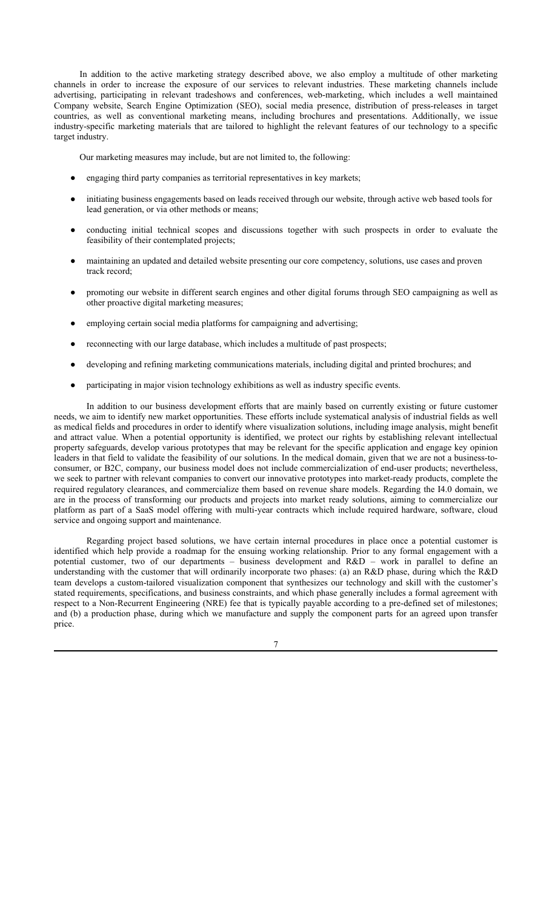In addition to the active marketing strategy described above, we also employ a multitude of other marketing channels in order to increase the exposure of our services to relevant industries. These marketing channels include advertising, participating in relevant tradeshows and conferences, web-marketing, which includes a well maintained Company website, Search Engine Optimization (SEO), social media presence, distribution of press-releases in target countries, as well as conventional marketing means, including brochures and presentations. Additionally, we issue industry-specific marketing materials that are tailored to highlight the relevant features of our technology to a specific target industry.

Our marketing measures may include, but are not limited to, the following:

- engaging third party companies as territorial representatives in key markets;
- initiating business engagements based on leads received through our website, through active web based tools for lead generation, or via other methods or means;
- conducting initial technical scopes and discussions together with such prospects in order to evaluate the feasibility of their contemplated projects;
- maintaining an updated and detailed website presenting our core competency, solutions, use cases and proven track record;
- promoting our website in different search engines and other digital forums through SEO campaigning as well as other proactive digital marketing measures;
- employing certain social media platforms for campaigning and advertising;
- reconnecting with our large database, which includes a multitude of past prospects;
- developing and refining marketing communications materials, including digital and printed brochures; and
- participating in major vision technology exhibitions as well as industry specific events.

In addition to our business development efforts that are mainly based on currently existing or future customer needs, we aim to identify new market opportunities. These efforts include systematical analysis of industrial fields as well as medical fields and procedures in order to identify where visualization solutions, including image analysis, might benefit and attract value. When a potential opportunity is identified, we protect our rights by establishing relevant intellectual property safeguards, develop various prototypes that may be relevant for the specific application and engage key opinion leaders in that field to validate the feasibility of our solutions. In the medical domain, given that we are not a business-to-consumer, or B2C, company, our business model does not include commercialization of end-user products; nevertheless, we seek to partner with relevant companies to convert our innovative prototypes into market-ready products, complete the required regulatory clearances, and commercialize them based on revenue share models. Regarding the I4.0 domain, we are in the process of transforming our products and projects into market ready solutions, aiming to commercialize our platform as part of a SaaS model offering with multi-year contracts which include required hardware, software, cloud service and ongoing support and maintenance.

Regarding project based solutions, we have certain internal procedures in place once a potential customer is identified which help provide a roadmap for the ensuing working relationship. Prior to any formal engagement with a potential customer, two of our departments – business development and R&D – work in parallel to define an understanding with the customer that will ordinarily incorporate two phases: (a) an R&D phase, during which the R&D team develops a custom-tailored visualization component that synthesizes our technology and skill with the customer's stated requirements, specifications, and business constraints, and which phase generally includes a formal agreement with respect to a Non-Recurrent Engineering (NRE) fee that is typically payable according to a pre-defined set of milestones; and (b) a production phase, during which we manufacture and supply the component parts for an agreed upon transfer price.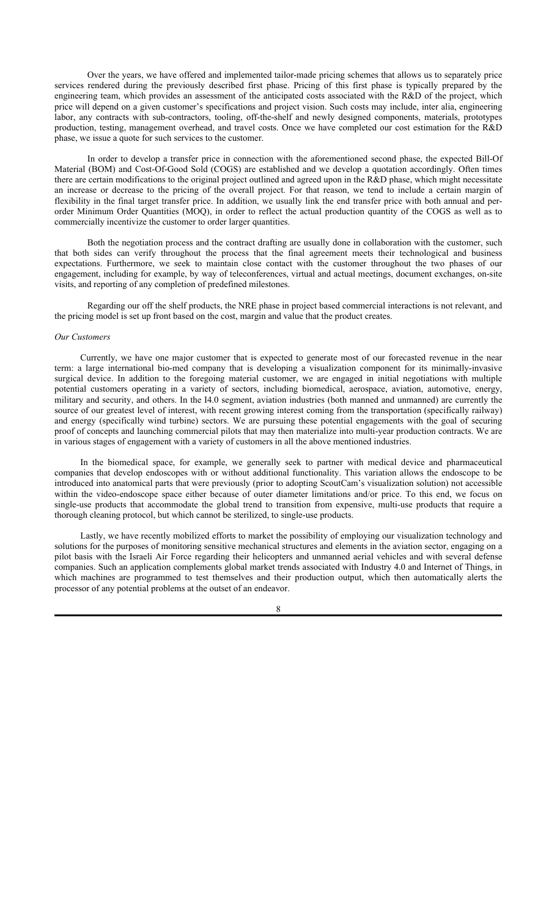Over the years, we have offered and implemented tailor-made pricing schemes that allows us to separately price services rendered during the previously described first phase. Pricing of this first phase is typically prepared by the engineering team, which provides an assessment of the anticipated costs associated with the R&D of the project, which price will depend on a given customer's specifications and project vision. Such costs may include, inter alia, engineering labor, any contracts with sub-contractors, tooling, off-the-shelf and newly designed components, materials, prototypes production, testing, management overhead, and travel costs. Once we have completed our cost estimation for the R&D phase, we issue a quote for such services to the customer.

In order to develop a transfer price in connection with the aforementioned second phase, the expected Bill-Of Material (BOM) and Cost-Of-Good Sold (COGS) are established and we develop a quotation accordingly. Often times there are certain modifications to the original project outlined and agreed upon in the R&D phase, which might necessitate an increase or decrease to the pricing of the overall project. For that reason, we tend to include a certain margin of flexibility in the final target transfer price. In addition, we usually link the end transfer price with both annual and per-order Minimum Order Quantities (MOQ), in order to reflect the actual production quantity of the COGS as well as to commercially incentivize the customer to order larger quantities.

Both the negotiation process and the contract drafting are usually done in collaboration with the customer, such that both sides can verify throughout the process that the final agreement meets their technological and business expectations. Furthermore, we seek to maintain close contact with the customer throughout the two phases of our engagement, including for example, by way of teleconferences, virtual and actual meetings, document exchanges, on-site visits, and reporting of any completion of predefined milestones.

Regarding our off the shelf products, the NRE phase in project based commercial interactions is not relevant, and the pricing model is set up front based on the cost, margin and value that the product creates.

*Our Customers*

Currently, we have one major customer that is expected to generate most of our forecasted revenue in the near term: a large international bio-med company that is developing a visualization component for its minimally-invasive surgical device. In addition to the foregoing material customer, we are engaged in initial negotiations with multiple potential customers operating in a variety of sectors, including biomedical, aerospace, aviation, automotive, energy, military and security, and others. In the I4.0 segment, aviation industries (both manned and unmanned) are currently the source of our greatest level of interest, with recent growing interest coming from the transportation (specifically railway) and energy (specifically wind turbine) sectors. We are pursuing these potential engagements with the goal of securing proof of concepts and launching commercial pilots that may then materialize into multi-year production contracts. We are in various stages of engagement with a variety of customers in all the above mentioned industries.

In the biomedical space, for example, we generally seek to partner with medical device and pharmaceutical companies that develop endoscopes with or without additional functionality. This variation allows the endoscope to be introduced into anatomical parts that were previously (prior to adopting ScoutCam's visualization solution) not accessible within the video-endoscope space either because of outer diameter limitations and/or price. To this end, we focus on single-use products that accommodate the global trend to transition from expensive, multi-use products that require a thorough cleaning protocol, but which cannot be sterilized, to single-use products.

Lastly, we have recently mobilized efforts to market the possibility of employing our visualization technology and solutions for the purposes of monitoring sensitive mechanical structures and elements in the aviation sector, engaging on a pilot basis with the Israeli Air Force regarding their helicopters and unmanned aerial vehicles and with several defense companies. Such an application complements global market trends associated with Industry 4.0 and Internet of Things, in which machines are programmed to test themselves and their production output, which then automatically alerts the processor of any potential problems at the outset of an endeavor.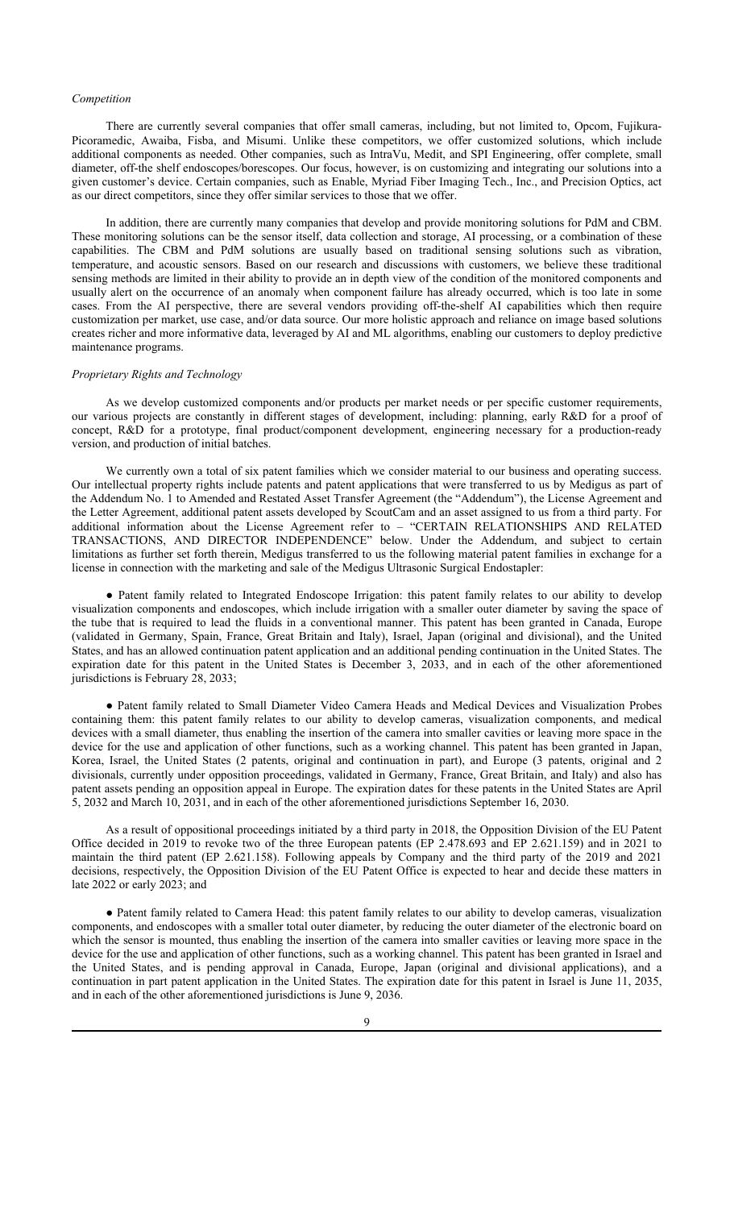*Competition*

There are currently several companies that offer small cameras, including, but not limited to, Opcom, Fujikura-Picoramedic, Awaiba, Fisba, and Misumi. Unlike these competitors, we offer customized solutions, which include additional components as needed. Other companies, such as IntraVu, Medit, and SPI Engineering, offer complete, small diameter, off-the shelf endoscopes/borescopes. Our focus, however, is on customizing and integrating our solutions into a given customer's device. Certain companies, such as Enable, Myriad Fiber Imaging Tech., Inc., and Precision Optics, act as our direct competitors, since they offer similar services to those that we offer.

In addition, there are currently many companies that develop and provide monitoring solutions for PdM and CBM. These monitoring solutions can be the sensor itself, data collection and storage, AI processing, or a combination of these capabilities. The CBM and PdM solutions are usually based on traditional sensing solutions such as vibration, temperature, and acoustic sensors. Based on our research and discussions with customers, we believe these traditional sensing methods are limited in their ability to provide an in depth view of the condition of the monitored components and usually alert on the occurrence of an anomaly when component failure has already occurred, which is too late in some cases. From the AI perspective, there are several vendors providing off-the-shelf AI capabilities which then require customization per market, use case, and/or data source. Our more holistic approach and reliance on image based solutions creates richer and more informative data, leveraged by AI and ML algorithms, enabling our customers to deploy predictive maintenance programs.

*Proprietary Rights and Technology*

As we develop customized components and/or products per market needs or per specific customer requirements, our various projects are constantly in different stages of development, including: planning, early R&D for a proof of concept, R&D for a prototype, final product/component development, engineering necessary for a production-ready version, and production of initial batches.

We currently own a total of six patent families which we consider material to our business and operating success. Our intellectual property rights include patents and patent applications that were transferred to us by Medigus as part of the Addendum No. 1 to Amended and Restated Asset Transfer Agreement (the "Addendum"), the License Agreement and the Letter Agreement, additional patent assets developed by ScoutCam and an asset assigned to us from a third party. For additional information about the License Agreement refer to – "CERTAIN RELATIONSHIPS AND RELATED TRANSACTIONS, AND DIRECTOR INDEPENDENCE" below. Under the Addendum, and subject to certain limitations as further set forth therein, Medigus transferred to us the following material patent families in exchange for a license in connection with the marketing and sale of the Medigus Ultrasonic Surgical Endostapler:

- Patent family related to Integrated Endoscope Irrigation: this patent family relates to our ability to develop visualization components and endoscopes, which include irrigation with a smaller outer diameter by saving the space of the tube that is required to lead the fluids in a conventional manner. This patent has been granted in Canada, Europe (validated in Germany, Spain, France, Great Britain and Italy), Israel, Japan (original and divisional), and the United States, and has an allowed continuation patent application and an additional pending continuation in the United States. The expiration date for this patent in the United States is December 3, 2033, and in each of the other aforementioned jurisdictions is February 28, 2033;

- Patent family related to Small Diameter Video Camera Heads and Medical Devices and Visualization Probes containing them: this patent family relates to our ability to develop cameras, visualization components, and medical devices with a small diameter, thus enabling the insertion of the camera into smaller cavities or leaving more space in the device for the use and application of other functions, such as a working channel. This patent has been granted in Japan, Korea, Israel, the United States (2 patents, original and continuation in part), and Europe (3 patents, original and 2 divisionals, currently under opposition proceedings, validated in Germany, France, Great Britain, and Italy) and also has patent assets pending an opposition appeal in Europe. The expiration dates for these patents in the United States are April 5, 2032 and March 10, 2031, and in each of the other aforementioned jurisdictions September 16, 2030.

As a result of oppositional proceedings initiated by a third party in 2018, the Opposition Division of the EU Patent Office decided in 2019 to revoke two of the three European patents (EP 2.478.693 and EP 2.621.159) and in 2021 to maintain the third patent (EP 2.621.158). Following appeals by Company and the third party of the 2019 and 2021 decisions, respectively, the Opposition Division of the EU Patent Office is expected to hear and decide these matters in late 2022 or early 2023; and

- Patent family related to Camera Head: this patent family relates to our ability to develop cameras, visualization components, and endoscopes with a smaller total outer diameter, by reducing the outer diameter of the electronic board on which the sensor is mounted, thus enabling the insertion of the camera into smaller cavities or leaving more space in the device for the use and application of other functions, such as a working channel. This patent has been granted in Israel and the United States, and is pending approval in Canada, Europe, Japan (original and divisional applications), and a continuation in part patent application in the United States. The expiration date for this patent in Israel is June 11, 2035, and in each of the other aforementioned jurisdictions is June 9, 2036.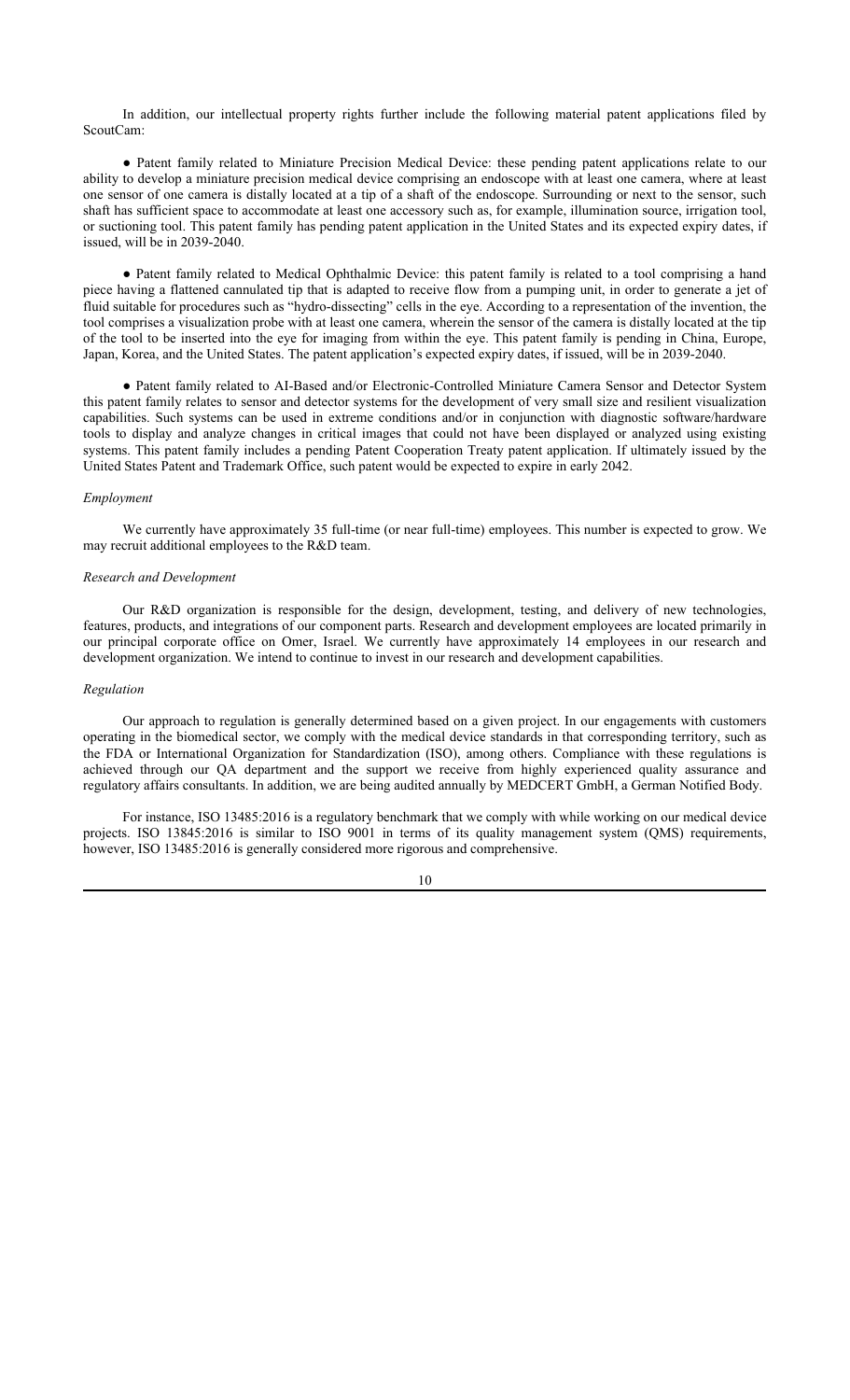In addition, our intellectual property rights further include the following material patent applications filed by ScoutCam:

● Patent family related to Miniature Precision Medical Device: these pending patent applications relate to our ability to develop a miniature precision medical device comprising an endoscope with at least one camera, where at least one sensor of one camera is distally located at a tip of a shaft of the endoscope. Surrounding or next to the sensor, such shaft has sufficient space to accommodate at least one accessory such as, for example, illumination source, irrigation tool, or suctioning tool. This patent family has pending patent application in the United States and its expected expiry dates, if issued, will be in 2039-2040.

● Patent family related to Medical Ophthalmic Device: this patent family is related to a tool comprising a hand piece having a flattened cannulated tip that is adapted to receive flow from a pumping unit, in order to generate a jet of fluid suitable for procedures such as "hydro-dissecting" cells in the eye. According to a representation of the invention, the tool comprises a visualization probe with at least one camera, wherein the sensor of the camera is distally located at the tip of the tool to be inserted into the eye for imaging from within the eye. This patent family is pending in China, Europe, Japan, Korea, and the United States. The patent application's expected expiry dates, if issued, will be in 2039-2040.

● Patent family related to AI-Based and/or Electronic-Controlled Miniature Camera Sensor and Detector System this patent family relates to sensor and detector systems for the development of very small size and resilient visualization capabilities. Such systems can be used in extreme conditions and/or in conjunction with diagnostic software/hardware tools to display and analyze changes in critical images that could not have been displayed or analyzed using existing systems. This patent family includes a pending Patent Cooperation Treaty patent application. If ultimately issued by the United States Patent and Trademark Office, such patent would be expected to expire in early 2042.

*Employment*

We currently have approximately 35 full-time (or near full-time) employees. This number is expected to grow. We may recruit additional employees to the R&D team.

*Research and Development*

Our R&D organization is responsible for the design, development, testing, and delivery of new technologies, features, products, and integrations of our component parts. Research and development employees are located primarily in our principal corporate office on Omer, Israel. We currently have approximately 14 employees in our research and development organization. We intend to continue to invest in our research and development capabilities.

*Regulation*

Our approach to regulation is generally determined based on a given project. In our engagements with customers operating in the biomedical sector, we comply with the medical device standards in that corresponding territory, such as the FDA or International Organization for Standardization (ISO), among others. Compliance with these regulations is achieved through our QA department and the support we receive from highly experienced quality assurance and regulatory affairs consultants. In addition, we are being audited annually by MEDCERT GmbH, a German Notified Body.

For instance, ISO 13485:2016 is a regulatory benchmark that we comply with while working on our medical device projects. ISO 13845:2016 is similar to ISO 9001 in terms of its quality management system (QMS) requirements, however, ISO 13485:2016 is generally considered more rigorous and comprehensive.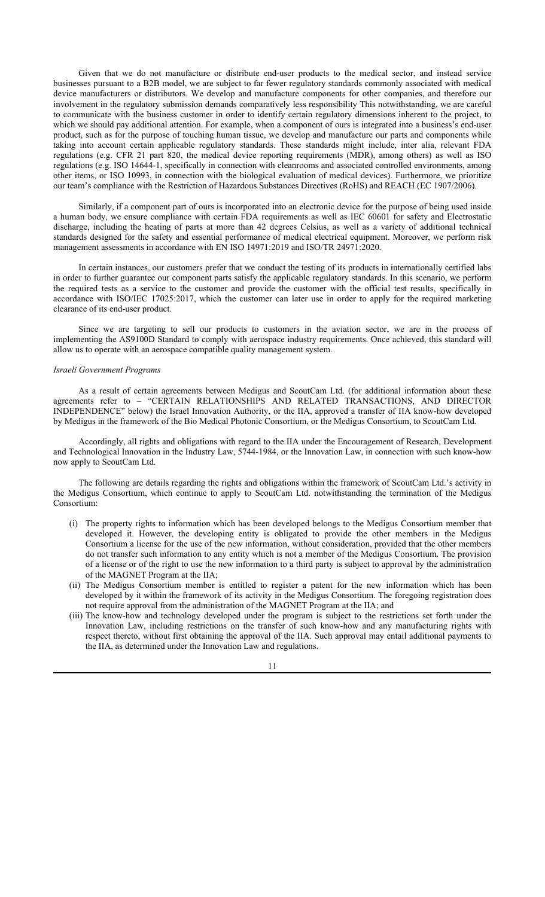Given that we do not manufacture or distribute end-user products to the medical sector, and instead service businesses pursuant to a B2B model, we are subject to far fewer regulatory standards commonly associated with medical device manufacturers or distributors. We develop and manufacture components for other companies, and therefore our involvement in the regulatory submission demands comparatively less responsibility This notwithstanding, we are careful to communicate with the business customer in order to identify certain regulatory dimensions inherent to the project, to which we should pay additional attention. For example, when a component of ours is integrated into a business's end-user product, such as for the purpose of touching human tissue, we develop and manufacture our parts and components while taking into account certain applicable regulatory standards. These standards might include, inter alia, relevant FDA regulations (e.g. CFR 21 part 820, the medical device reporting requirements (MDR), among others) as well as ISO regulations (e.g. ISO 14644-1, specifically in connection with cleanrooms and associated controlled environments, among other items, or ISO 10993, in connection with the biological evaluation of medical devices). Furthermore, we prioritize our team's compliance with the Restriction of Hazardous Substances Directives (RoHS) and REACH (EC 1907/2006).

Similarly, if a component part of ours is incorporated into an electronic device for the purpose of being used inside a human body, we ensure compliance with certain FDA requirements as well as IEC 60601 for safety and Electrostatic discharge, including the heating of parts at more than 42 degrees Celsius, as well as a variety of additional technical standards designed for the safety and essential performance of medical electrical equipment. Moreover, we perform risk management assessments in accordance with EN ISO 14971:2019 and ISO/TR 24971:2020.

In certain instances, our customers prefer that we conduct the testing of its products in internationally certified labs in order to further guarantee our component parts satisfy the applicable regulatory standards. In this scenario, we perform the required tests as a service to the customer and provide the customer with the official test results, specifically in accordance with ISO/IEC 17025:2017, which the customer can later use in order to apply for the required marketing clearance of its end-user product.

Since we are targeting to sell our products to customers in the aviation sector, we are in the process of implementing the AS9100D Standard to comply with aerospace industry requirements. Once achieved, this standard will allow us to operate with an aerospace compatible quality management system.

*Israeli Government Programs*

As a result of certain agreements between Medigus and ScoutCam Ltd. (for additional information about these agreements refer to – "CERTAIN RELATIONSHIPS AND RELATED TRANSACTIONS, AND DIRECTOR INDEPENDENCE" below) the Israel Innovation Authority, or the IIA, approved a transfer of IIA know-how developed by Medigus in the framework of the Bio Medical Photonic Consortium, or the Medigus Consortium, to ScoutCam Ltd.

Accordingly, all rights and obligations with regard to the IIA under the Encouragement of Research, Development and Technological Innovation in the Industry Law, 5744-1984, or the Innovation Law, in connection with such know-how now apply to ScoutCam Ltd.

The following are details regarding the rights and obligations within the framework of ScoutCam Ltd.'s activity in the Medigus Consortium, which continue to apply to ScoutCam Ltd. notwithstanding the termination of the Medigus Consortium:

(i) The property rights to information which has been developed belongs to the Medigus Consortium member that developed it. However, the developing entity is obligated to provide the other members in the Medigus Consortium a license for the use of the new information, without consideration, provided that the other members do not transfer such information to any entity which is not a member of the Medigus Consortium. The provision of a license or of the right to use the new information to a third party is subject to approval by the administration of the MAGNET Program at the IIA;

(ii) The Medigus Consortium member is entitled to register a patent for the new information which has been developed by it within the framework of its activity in the Medigus Consortium. The foregoing registration does not require approval from the administration of the MAGNET Program at the IIA; and

(iii) The know-how and technology developed under the program is subject to the restrictions set forth under the Innovation Law, including restrictions on the transfer of such know-how and any manufacturing rights with respect thereto, without first obtaining the approval of the IIA. Such approval may entail additional payments to the IIA, as determined under the Innovation Law and regulations.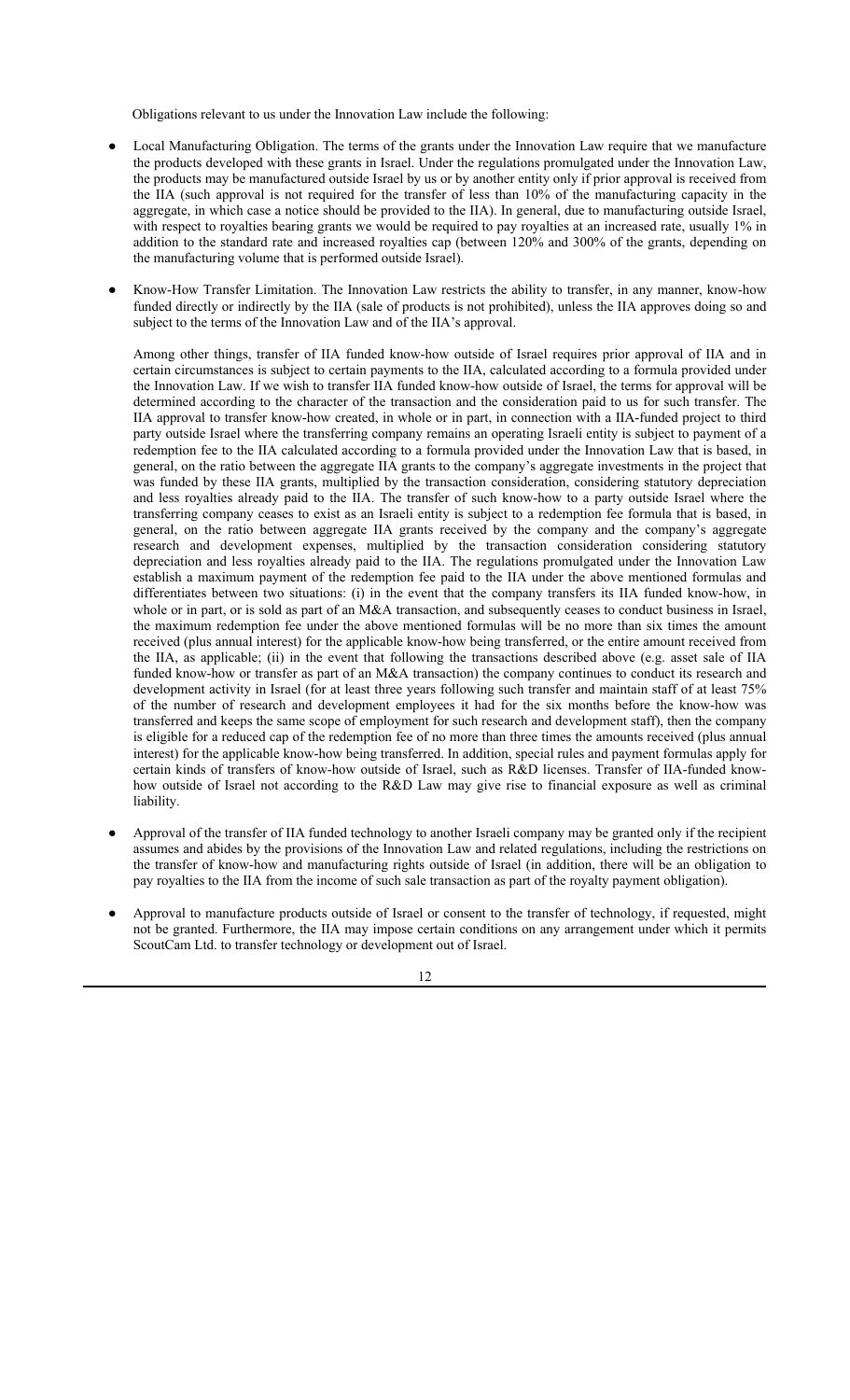Obligations relevant to us under the Innovation Law include the following:

- Local Manufacturing Obligation. The terms of the grants under the Innovation Law require that we manufacture the products developed with these grants in Israel. Under the regulations promulgated under the Innovation Law, the products may be manufactured outside Israel by us or by another entity only if prior approval is received from the IIA (such approval is not required for the transfer of less than 10% of the manufacturing capacity in the aggregate, in which case a notice should be provided to the IIA). In general, due to manufacturing outside Israel, with respect to royalties bearing grants we would be required to pay royalties at an increased rate, usually 1% in addition to the standard rate and increased royalties cap (between 120% and 300% of the grants, depending on the manufacturing volume that is performed outside Israel).

- Know-How Transfer Limitation. The Innovation Law restricts the ability to transfer, in any manner, know-how funded directly or indirectly by the IIA (sale of products is not prohibited), unless the IIA approves doing so and subject to the terms of the Innovation Law and of the IIA's approval.

  Among other things, transfer of IIA funded know-how outside of Israel requires prior approval of IIA and in certain circumstances is subject to certain payments to the IIA, calculated according to a formula provided under the Innovation Law. If we wish to transfer IIA funded know-how outside of Israel, the terms for approval will be determined according to the character of the transaction and the consideration paid to us for such transfer. The IIA approval to transfer know-how created, in whole or in part, in connection with a IIA-funded project to third party outside Israel where the transferring company remains an operating Israeli entity is subject to payment of a redemption fee to the IIA calculated according to a formula provided under the Innovation Law that is based, in general, on the ratio between the aggregate IIA grants to the company's aggregate investments in the project that was funded by these IIA grants, multiplied by the transaction consideration, considering statutory depreciation and less royalties already paid to the IIA. The transfer of such know-how to a party outside Israel where the transferring company ceases to exist as an Israeli entity is subject to a redemption fee formula that is based, in general, on the ratio between aggregate IIA grants received by the company and the company's aggregate research and development expenses, multiplied by the transaction consideration considering statutory depreciation and less royalties already paid to the IIA. The regulations promulgated under the Innovation Law establish a maximum payment of the redemption fee paid to the IIA under the above mentioned formulas and differentiates between two situations: (i) in the event that the company transfers its IIA funded know-how, in whole or in part, or is sold as part of an M&A transaction, and subsequently ceases to conduct business in Israel, the maximum redemption fee under the above mentioned formulas will be no more than six times the amount received (plus annual interest) for the applicable know-how being transferred, or the entire amount received from the IIA, as applicable; (ii) in the event that following the transactions described above (e.g. asset sale of IIA funded know-how or transfer as part of an M&A transaction) the company continues to conduct its research and development activity in Israel (for at least three years following such transfer and maintain staff of at least 75% of the number of research and development employees it had for the six months before the know-how was transferred and keeps the same scope of employment for such research and development staff), then the company is eligible for a reduced cap of the redemption fee of no more than three times the amounts received (plus annual interest) for the applicable know-how being transferred. In addition, special rules and payment formulas apply for certain kinds of transfers of know-how outside of Israel, such as R&D licenses. Transfer of IIA-funded know-how outside of Israel not according to the R&D Law may give rise to financial exposure as well as criminal liability.

- Approval of the transfer of IIA funded technology to another Israeli company may be granted only if the recipient assumes and abides by the provisions of the Innovation Law and related regulations, including the restrictions on the transfer of know-how and manufacturing rights outside of Israel (in addition, there will be an obligation to pay royalties to the IIA from the income of such sale transaction as part of the royalty payment obligation).

- Approval to manufacture products outside of Israel or consent to the transfer of technology, if requested, might not be granted. Furthermore, the IIA may impose certain conditions on any arrangement under which it permits ScoutCam Ltd. to transfer technology or development out of Israel.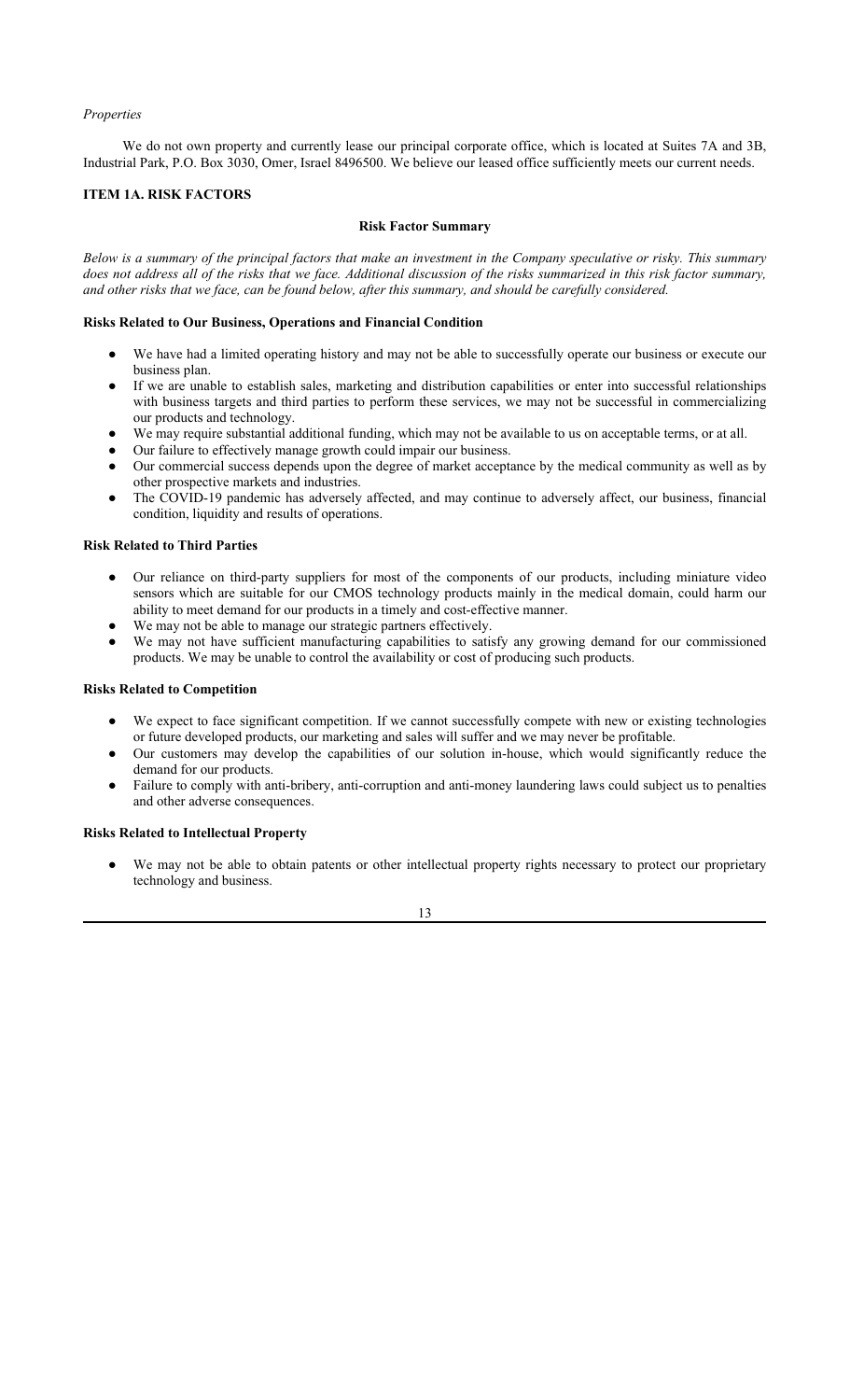*Properties*

We do not own property and currently lease our principal corporate office, which is located at Suites 7A and 3B, Industrial Park, P.O. Box 3030, Omer, Israel 8496500. We believe our leased office sufficiently meets our current needs.

## ITEM 1A. RISK FACTORS

### Risk Factor Summary

*Below is a summary of the principal factors that make an investment in the Company speculative or risky. This summary does not address all of the risks that we face. Additional discussion of the risks summarized in this risk factor summary, and other risks that we face, can be found below, after this summary, and should be carefully considered.*

**Risks Related to Our Business, Operations and Financial Condition**

- We have had a limited operating history and may not be able to successfully operate our business or execute our business plan.
- If we are unable to establish sales, marketing and distribution capabilities or enter into successful relationships with business targets and third parties to perform these services, we may not be successful in commercializing our products and technology.
- We may require substantial additional funding, which may not be available to us on acceptable terms, or at all.
- Our failure to effectively manage growth could impair our business.
- Our commercial success depends upon the degree of market acceptance by the medical community as well as by other prospective markets and industries.
- The COVID-19 pandemic has adversely affected, and may continue to adversely affect, our business, financial condition, liquidity and results of operations.

**Risk Related to Third Parties**

- Our reliance on third-party suppliers for most of the components of our products, including miniature video sensors which are suitable for our CMOS technology products mainly in the medical domain, could harm our ability to meet demand for our products in a timely and cost-effective manner.
- We may not be able to manage our strategic partners effectively.
- We may not have sufficient manufacturing capabilities to satisfy any growing demand for our commissioned products. We may be unable to control the availability or cost of producing such products.

**Risks Related to Competition**

- We expect to face significant competition. If we cannot successfully compete with new or existing technologies or future developed products, our marketing and sales will suffer and we may never be profitable.
- Our customers may develop the capabilities of our solution in-house, which would significantly reduce the demand for our products.
- Failure to comply with anti-bribery, anti-corruption and anti-money laundering laws could subject us to penalties and other adverse consequences.

**Risks Related to Intellectual Property**

- We may not be able to obtain patents or other intellectual property rights necessary to protect our proprietary technology and business.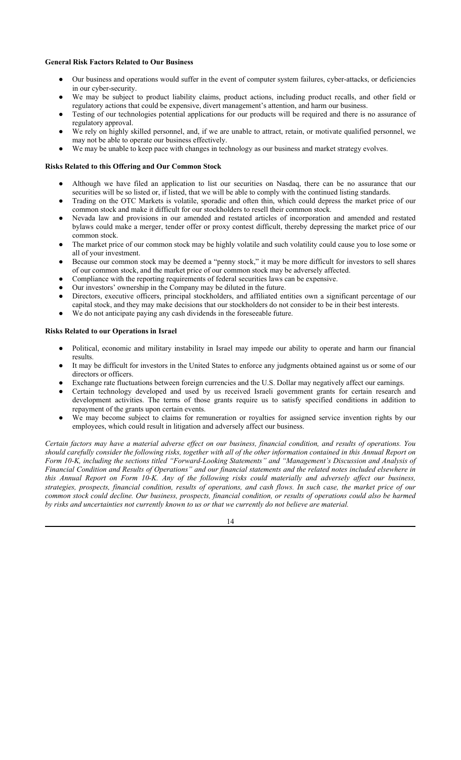**General Risk Factors Related to Our Business**

- Our business and operations would suffer in the event of computer system failures, cyber-attacks, or deficiencies in our cyber-security.
- We may be subject to product liability claims, product actions, including product recalls, and other field or regulatory actions that could be expensive, divert management's attention, and harm our business.
- Testing of our technologies potential applications for our products will be required and there is no assurance of regulatory approval.
- We rely on highly skilled personnel, and, if we are unable to attract, retain, or motivate qualified personnel, we may not be able to operate our business effectively.
- We may be unable to keep pace with changes in technology as our business and market strategy evolves.

**Risks Related to this Offering and Our Common Stock**

- Although we have filed an application to list our securities on Nasdaq, there can be no assurance that our securities will be so listed or, if listed, that we will be able to comply with the continued listing standards.
- Trading on the OTC Markets is volatile, sporadic and often thin, which could depress the market price of our common stock and make it difficult for our stockholders to resell their common stock.
- Nevada law and provisions in our amended and restated articles of incorporation and amended and restated bylaws could make a merger, tender offer or proxy contest difficult, thereby depressing the market price of our common stock.
- The market price of our common stock may be highly volatile and such volatility could cause you to lose some or all of your investment.
- Because our common stock may be deemed a "penny stock," it may be more difficult for investors to sell shares of our common stock, and the market price of our common stock may be adversely affected.
- Compliance with the reporting requirements of federal securities laws can be expensive.
- Our investors' ownership in the Company may be diluted in the future.
- Directors, executive officers, principal stockholders, and affiliated entities own a significant percentage of our capital stock, and they may make decisions that our stockholders do not consider to be in their best interests.
- We do not anticipate paying any cash dividends in the foreseeable future.

**Risks Related to our Operations in Israel**

- Political, economic and military instability in Israel may impede our ability to operate and harm our financial results.
- It may be difficult for investors in the United States to enforce any judgments obtained against us or some of our directors or officers.
- Exchange rate fluctuations between foreign currencies and the U.S. Dollar may negatively affect our earnings.
- Certain technology developed and used by us received Israeli government grants for certain research and development activities. The terms of those grants require us to satisfy specified conditions in addition to repayment of the grants upon certain events.
- We may become subject to claims for remuneration or royalties for assigned service invention rights by our employees, which could result in litigation and adversely affect our business.

*Certain factors may have a material adverse effect on our business, financial condition, and results of operations. You should carefully consider the following risks, together with all of the other information contained in this Annual Report on Form 10-K, including the sections titled "Forward-Looking Statements" and "Management's Discussion and Analysis of Financial Condition and Results of Operations" and our financial statements and the related notes included elsewhere in this Annual Report on Form 10-K. Any of the following risks could materially and adversely affect our business, strategies, prospects, financial condition, results of operations, and cash flows. In such case, the market price of our common stock could decline. Our business, prospects, financial condition, or results of operations could also be harmed by risks and uncertainties not currently known to us or that we currently do not believe are material.*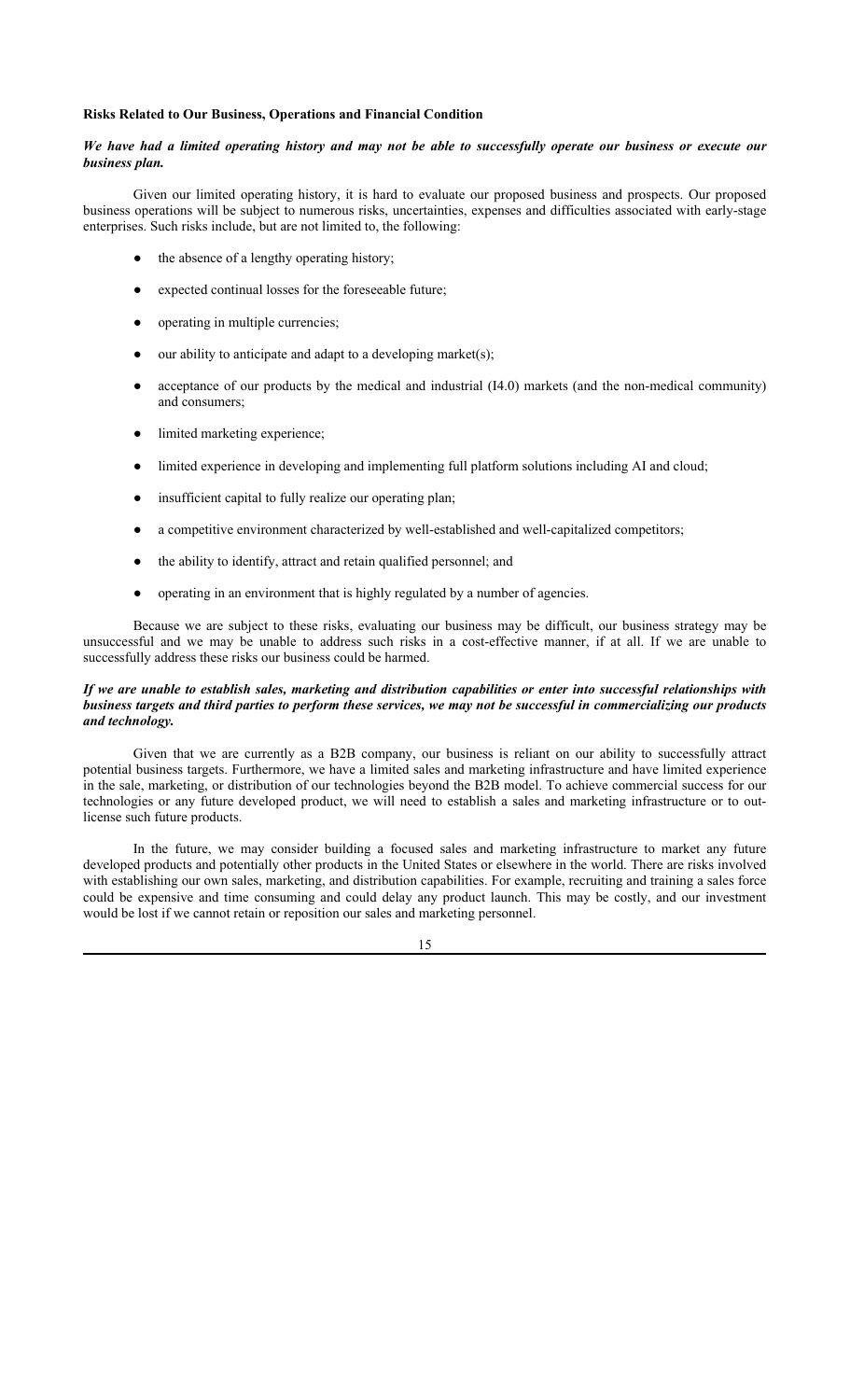**Risks Related to Our Business, Operations and Financial Condition**

***We have had a limited operating history and may not be able to successfully operate our business or execute our business plan.***

Given our limited operating history, it is hard to evaluate our proposed business and prospects. Our proposed business operations will be subject to numerous risks, uncertainties, expenses and difficulties associated with early-stage enterprises. Such risks include, but are not limited to, the following:

- the absence of a lengthy operating history;
- expected continual losses for the foreseeable future;
- operating in multiple currencies;
- our ability to anticipate and adapt to a developing market(s);
- acceptance of our products by the medical and industrial (I4.0) markets (and the non-medical community) and consumers;
- limited marketing experience;
- limited experience in developing and implementing full platform solutions including AI and cloud;
- insufficient capital to fully realize our operating plan;
- a competitive environment characterized by well-established and well-capitalized competitors;
- the ability to identify, attract and retain qualified personnel; and
- operating in an environment that is highly regulated by a number of agencies.

Because we are subject to these risks, evaluating our business may be difficult, our business strategy may be unsuccessful and we may be unable to address such risks in a cost-effective manner, if at all. If we are unable to successfully address these risks our business could be harmed.

***If we are unable to establish sales, marketing and distribution capabilities or enter into successful relationships with business targets and third parties to perform these services, we may not be successful in commercializing our products and technology.***

Given that we are currently as a B2B company, our business is reliant on our ability to successfully attract potential business targets. Furthermore, we have a limited sales and marketing infrastructure and have limited experience in the sale, marketing, or distribution of our technologies beyond the B2B model. To achieve commercial success for our technologies or any future developed product, we will need to establish a sales and marketing infrastructure or to out-license such future products.

In the future, we may consider building a focused sales and marketing infrastructure to market any future developed products and potentially other products in the United States or elsewhere in the world. There are risks involved with establishing our own sales, marketing, and distribution capabilities. For example, recruiting and training a sales force could be expensive and time consuming and could delay any product launch. This may be costly, and our investment would be lost if we cannot retain or reposition our sales and marketing personnel.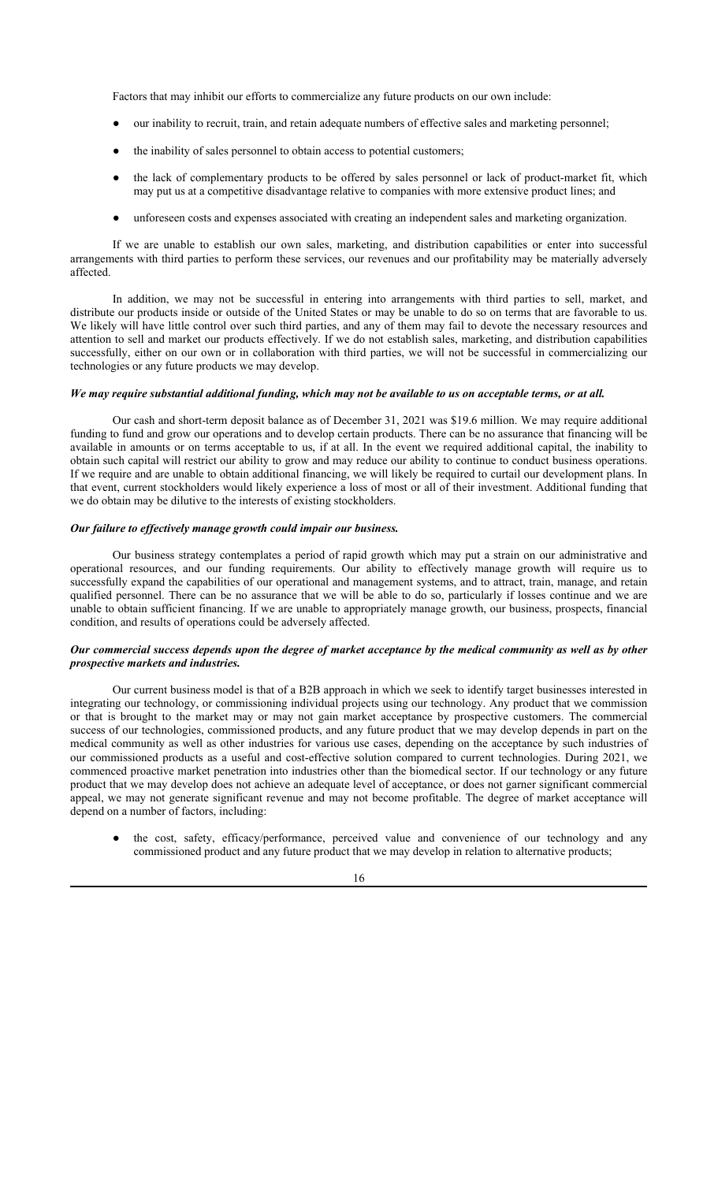Factors that may inhibit our efforts to commercialize any future products on our own include:

- our inability to recruit, train, and retain adequate numbers of effective sales and marketing personnel;
- the inability of sales personnel to obtain access to potential customers;
- the lack of complementary products to be offered by sales personnel or lack of product-market fit, which may put us at a competitive disadvantage relative to companies with more extensive product lines; and
- unforeseen costs and expenses associated with creating an independent sales and marketing organization.

If we are unable to establish our own sales, marketing, and distribution capabilities or enter into successful arrangements with third parties to perform these services, our revenues and our profitability may be materially adversely affected.

In addition, we may not be successful in entering into arrangements with third parties to sell, market, and distribute our products inside or outside of the United States or may be unable to do so on terms that are favorable to us. We likely will have little control over such third parties, and any of them may fail to devote the necessary resources and attention to sell and market our products effectively. If we do not establish sales, marketing, and distribution capabilities successfully, either on our own or in collaboration with third parties, we will not be successful in commercializing our technologies or any future products we may develop.

***We may require substantial additional funding, which may not be available to us on acceptable terms, or at all.***

Our cash and short-term deposit balance as of December 31, 2021 was $19.6 million. We may require additional funding to fund and grow our operations and to develop certain products. There can be no assurance that financing will be available in amounts or on terms acceptable to us, if at all. In the event we required additional capital, the inability to obtain such capital will restrict our ability to grow and may reduce our ability to continue to conduct business operations. If we require and are unable to obtain additional financing, we will likely be required to curtail our development plans. In that event, current stockholders would likely experience a loss of most or all of their investment. Additional funding that we do obtain may be dilutive to the interests of existing stockholders.

***Our failure to effectively manage growth could impair our business.***

Our business strategy contemplates a period of rapid growth which may put a strain on our administrative and operational resources, and our funding requirements. Our ability to effectively manage growth will require us to successfully expand the capabilities of our operational and management systems, and to attract, train, manage, and retain qualified personnel. There can be no assurance that we will be able to do so, particularly if losses continue and we are unable to obtain sufficient financing. If we are unable to appropriately manage growth, our business, prospects, financial condition, and results of operations could be adversely affected.

***Our commercial success depends upon the degree of market acceptance by the medical community as well as by other prospective markets and industries.***

Our current business model is that of a B2B approach in which we seek to identify target businesses interested in integrating our technology, or commissioning individual projects using our technology. Any product that we commission or that is brought to the market may or may not gain market acceptance by prospective customers. The commercial success of our technologies, commissioned products, and any future product that we may develop depends in part on the medical community as well as other industries for various use cases, depending on the acceptance by such industries of our commissioned products as a useful and cost-effective solution compared to current technologies. During 2021, we commenced proactive market penetration into industries other than the biomedical sector. If our technology or any future product that we may develop does not achieve an adequate level of acceptance, or does not garner significant commercial appeal, we may not generate significant revenue and may not become profitable. The degree of market acceptance will depend on a number of factors, including:

- the cost, safety, efficacy/performance, perceived value and convenience of our technology and any commissioned product and any future product that we may develop in relation to alternative products;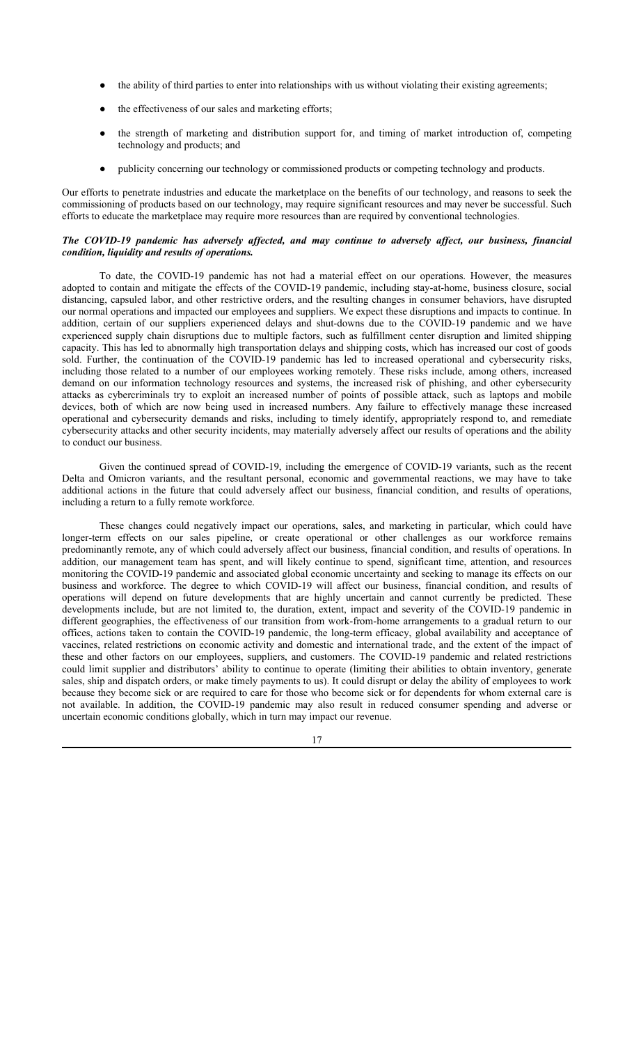- the ability of third parties to enter into relationships with us without violating their existing agreements;
- the effectiveness of our sales and marketing efforts;
- the strength of marketing and distribution support for, and timing of market introduction of, competing technology and products; and
- publicity concerning our technology or commissioned products or competing technology and products.

Our efforts to penetrate industries and educate the marketplace on the benefits of our technology, and reasons to seek the commissioning of products based on our technology, may require significant resources and may never be successful. Such efforts to educate the marketplace may require more resources than are required by conventional technologies.

***The COVID-19 pandemic has adversely affected, and may continue to adversely affect, our business, financial condition, liquidity and results of operations.***

To date, the COVID-19 pandemic has not had a material effect on our operations. However, the measures adopted to contain and mitigate the effects of the COVID-19 pandemic, including stay-at-home, business closure, social distancing, capsuled labor, and other restrictive orders, and the resulting changes in consumer behaviors, have disrupted our normal operations and impacted our employees and suppliers. We expect these disruptions and impacts to continue. In addition, certain of our suppliers experienced delays and shut-downs due to the COVID-19 pandemic and we have experienced supply chain disruptions due to multiple factors, such as fulfillment center disruption and limited shipping capacity. This has led to abnormally high transportation delays and shipping costs, which has increased our cost of goods sold. Further, the continuation of the COVID-19 pandemic has led to increased operational and cybersecurity risks, including those related to a number of our employees working remotely. These risks include, among others, increased demand on our information technology resources and systems, the increased risk of phishing, and other cybersecurity attacks as cybercriminals try to exploit an increased number of points of possible attack, such as laptops and mobile devices, both of which are now being used in increased numbers. Any failure to effectively manage these increased operational and cybersecurity demands and risks, including to timely identify, appropriately respond to, and remediate cybersecurity attacks and other security incidents, may materially adversely affect our results of operations and the ability to conduct our business.

Given the continued spread of COVID-19, including the emergence of COVID-19 variants, such as the recent Delta and Omicron variants, and the resultant personal, economic and governmental reactions, we may have to take additional actions in the future that could adversely affect our business, financial condition, and results of operations, including a return to a fully remote workforce.

These changes could negatively impact our operations, sales, and marketing in particular, which could have longer-term effects on our sales pipeline, or create operational or other challenges as our workforce remains predominantly remote, any of which could adversely affect our business, financial condition, and results of operations. In addition, our management team has spent, and will likely continue to spend, significant time, attention, and resources monitoring the COVID-19 pandemic and associated global economic uncertainty and seeking to manage its effects on our business and workforce. The degree to which COVID-19 will affect our business, financial condition, and results of operations will depend on future developments that are highly uncertain and cannot currently be predicted. These developments include, but are not limited to, the duration, extent, impact and severity of the COVID-19 pandemic in different geographies, the effectiveness of our transition from work-from-home arrangements to a gradual return to our offices, actions taken to contain the COVID-19 pandemic, the long-term efficacy, global availability and acceptance of vaccines, related restrictions on economic activity and domestic and international trade, and the extent of the impact of these and other factors on our employees, suppliers, and customers. The COVID-19 pandemic and related restrictions could limit supplier and distributors' ability to continue to operate (limiting their abilities to obtain inventory, generate sales, ship and dispatch orders, or make timely payments to us). It could disrupt or delay the ability of employees to work because they become sick or are required to care for those who become sick or for dependents for whom external care is not available. In addition, the COVID-19 pandemic may also result in reduced consumer spending and adverse or uncertain economic conditions globally, which in turn may impact our revenue.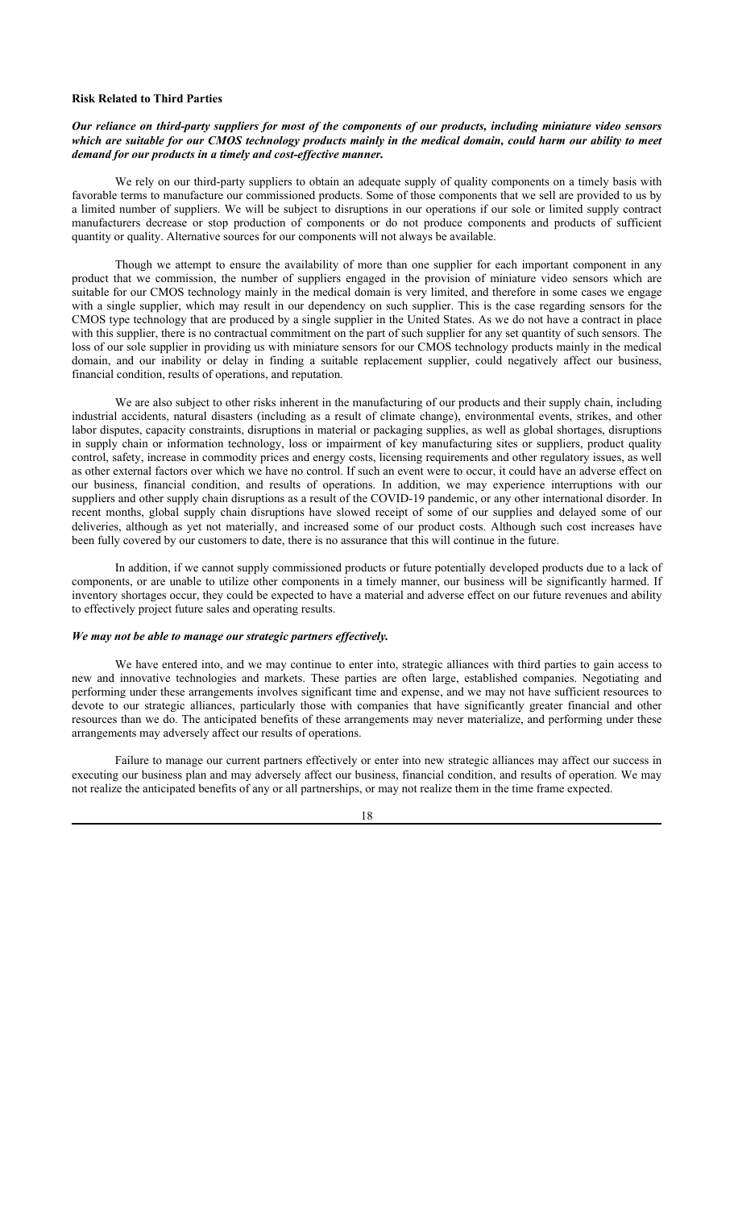**Risk Related to Third Parties**

***Our reliance on third-party suppliers for most of the components of our products, including miniature video sensors which are suitable for our CMOS technology products mainly in the medical domain, could harm our ability to meet demand for our products in a timely and cost-effective manner.***

We rely on our third-party suppliers to obtain an adequate supply of quality components on a timely basis with favorable terms to manufacture our commissioned products. Some of those components that we sell are provided to us by a limited number of suppliers. We will be subject to disruptions in our operations if our sole or limited supply contract manufacturers decrease or stop production of components or do not produce components and products of sufficient quantity or quality. Alternative sources for our components will not always be available.

Though we attempt to ensure the availability of more than one supplier for each important component in any product that we commission, the number of suppliers engaged in the provision of miniature video sensors which are suitable for our CMOS technology mainly in the medical domain is very limited, and therefore in some cases we engage with a single supplier, which may result in our dependency on such supplier. This is the case regarding sensors for the CMOS type technology that are produced by a single supplier in the United States. As we do not have a contract in place with this supplier, there is no contractual commitment on the part of such supplier for any set quantity of such sensors. The loss of our sole supplier in providing us with miniature sensors for our CMOS technology products mainly in the medical domain, and our inability or delay in finding a suitable replacement supplier, could negatively affect our business, financial condition, results of operations, and reputation.

We are also subject to other risks inherent in the manufacturing of our products and their supply chain, including industrial accidents, natural disasters (including as a result of climate change), environmental events, strikes, and other labor disputes, capacity constraints, disruptions in material or packaging supplies, as well as global shortages, disruptions in supply chain or information technology, loss or impairment of key manufacturing sites or suppliers, product quality control, safety, increase in commodity prices and energy costs, licensing requirements and other regulatory issues, as well as other external factors over which we have no control. If such an event were to occur, it could have an adverse effect on our business, financial condition, and results of operations. In addition, we may experience interruptions with our suppliers and other supply chain disruptions as a result of the COVID-19 pandemic, or any other international disorder. In recent months, global supply chain disruptions have slowed receipt of some of our supplies and delayed some of our deliveries, although as yet not materially, and increased some of our product costs. Although such cost increases have been fully covered by our customers to date, there is no assurance that this will continue in the future.

In addition, if we cannot supply commissioned products or future potentially developed products due to a lack of components, or are unable to utilize other components in a timely manner, our business will be significantly harmed. If inventory shortages occur, they could be expected to have a material and adverse effect on our future revenues and ability to effectively project future sales and operating results.

***We may not be able to manage our strategic partners effectively.***

We have entered into, and we may continue to enter into, strategic alliances with third parties to gain access to new and innovative technologies and markets. These parties are often large, established companies. Negotiating and performing under these arrangements involves significant time and expense, and we may not have sufficient resources to devote to our strategic alliances, particularly those with companies that have significantly greater financial and other resources than we do. The anticipated benefits of these arrangements may never materialize, and performing under these arrangements may adversely affect our results of operations.

Failure to manage our current partners effectively or enter into new strategic alliances may affect our success in executing our business plan and may adversely affect our business, financial condition, and results of operation. We may not realize the anticipated benefits of any or all partnerships, or may not realize them in the time frame expected.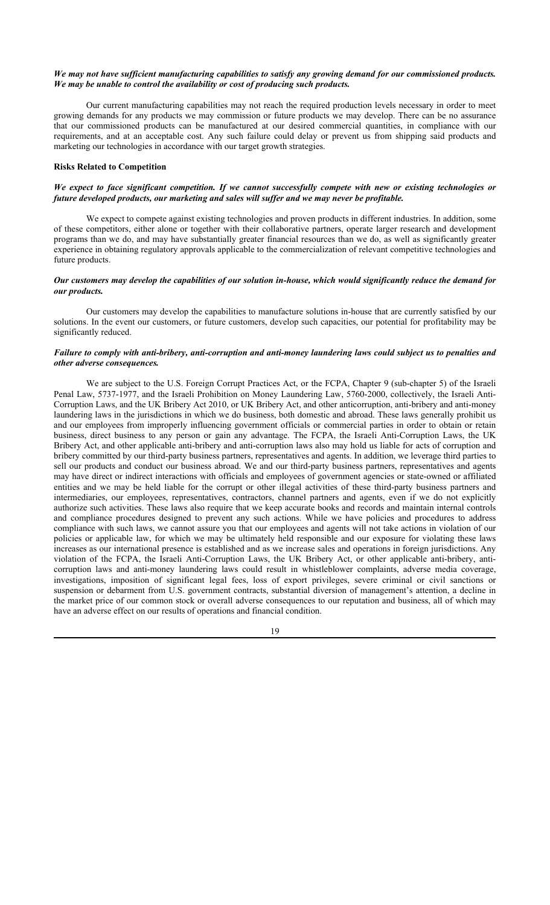***We may not have sufficient manufacturing capabilities to satisfy any growing demand for our commissioned products. We may be unable to control the availability or cost of producing such products.***

Our current manufacturing capabilities may not reach the required production levels necessary in order to meet growing demands for any products we may commission or future products we may develop. There can be no assurance that our commissioned products can be manufactured at our desired commercial quantities, in compliance with our requirements, and at an acceptable cost. Any such failure could delay or prevent us from shipping said products and marketing our technologies in accordance with our target growth strategies.

**Risks Related to Competition**

***We expect to face significant competition. If we cannot successfully compete with new or existing technologies or future developed products, our marketing and sales will suffer and we may never be profitable.***

We expect to compete against existing technologies and proven products in different industries. In addition, some of these competitors, either alone or together with their collaborative partners, operate larger research and development programs than we do, and may have substantially greater financial resources than we do, as well as significantly greater experience in obtaining regulatory approvals applicable to the commercialization of relevant competitive technologies and future products.

***Our customers may develop the capabilities of our solution in-house, which would significantly reduce the demand for our products.***

Our customers may develop the capabilities to manufacture solutions in-house that are currently satisfied by our solutions. In the event our customers, or future customers, develop such capacities, our potential for profitability may be significantly reduced.

***Failure to comply with anti-bribery, anti-corruption and anti-money laundering laws could subject us to penalties and other adverse consequences.***

We are subject to the U.S. Foreign Corrupt Practices Act, or the FCPA, Chapter 9 (sub-chapter 5) of the Israeli Penal Law, 5737-1977, and the Israeli Prohibition on Money Laundering Law, 5760-2000, collectively, the Israeli Anti-Corruption Laws, and the UK Bribery Act 2010, or UK Bribery Act, and other anticorruption, anti-bribery and anti-money laundering laws in the jurisdictions in which we do business, both domestic and abroad. These laws generally prohibit us and our employees from improperly influencing government officials or commercial parties in order to obtain or retain business, direct business to any person or gain any advantage. The FCPA, the Israeli Anti-Corruption Laws, the UK Bribery Act, and other applicable anti-bribery and anti-corruption laws also may hold us liable for acts of corruption and bribery committed by our third-party business partners, representatives and agents. In addition, we leverage third parties to sell our products and conduct our business abroad. We and our third-party business partners, representatives and agents may have direct or indirect interactions with officials and employees of government agencies or state-owned or affiliated entities and we may be held liable for the corrupt or other illegal activities of these third-party business partners and intermediaries, our employees, representatives, contractors, channel partners and agents, even if we do not explicitly authorize such activities. These laws also require that we keep accurate books and records and maintain internal controls and compliance procedures designed to prevent any such actions. While we have policies and procedures to address compliance with such laws, we cannot assure you that our employees and agents will not take actions in violation of our policies or applicable law, for which we may be ultimately held responsible and our exposure for violating these laws increases as our international presence is established and as we increase sales and operations in foreign jurisdictions. Any violation of the FCPA, the Israeli Anti-Corruption Laws, the UK Bribery Act, or other applicable anti-bribery, anti-corruption laws and anti-money laundering laws could result in whistleblower complaints, adverse media coverage, investigations, imposition of significant legal fees, loss of export privileges, severe criminal or civil sanctions or suspension or debarment from U.S. government contracts, substantial diversion of management's attention, a decline in the market price of our common stock or overall adverse consequences to our reputation and business, all of which may have an adverse effect on our results of operations and financial condition.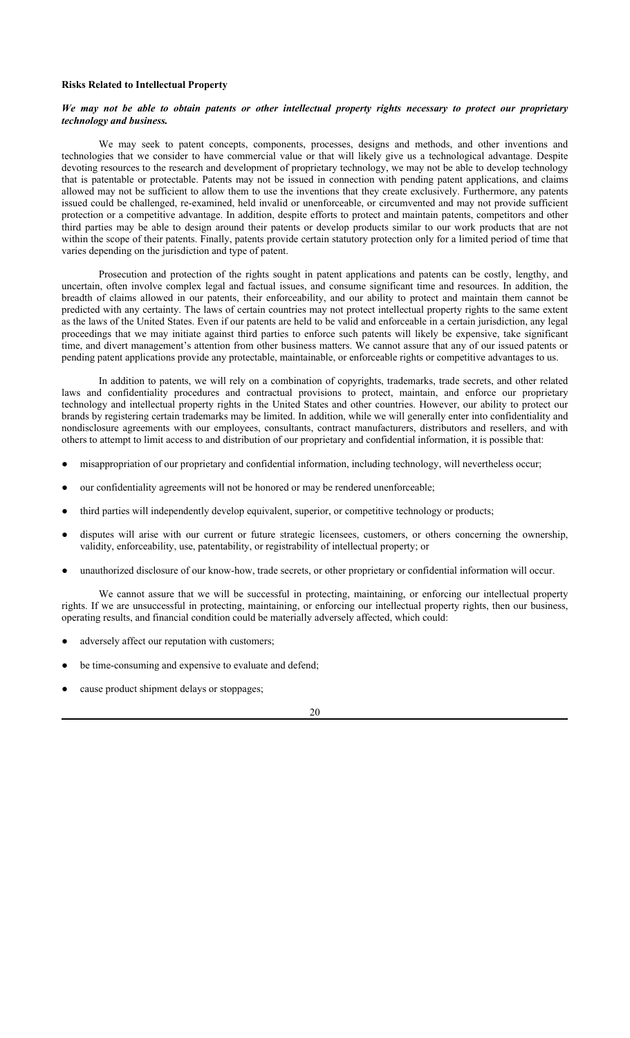**Risks Related to Intellectual Property**

***We may not be able to obtain patents or other intellectual property rights necessary to protect our proprietary technology and business.***

We may seek to patent concepts, components, processes, designs and methods, and other inventions and technologies that we consider to have commercial value or that will likely give us a technological advantage. Despite devoting resources to the research and development of proprietary technology, we may not be able to develop technology that is patentable or protectable. Patents may not be issued in connection with pending patent applications, and claims allowed may not be sufficient to allow them to use the inventions that they create exclusively. Furthermore, any patents issued could be challenged, re-examined, held invalid or unenforceable, or circumvented and may not provide sufficient protection or a competitive advantage. In addition, despite efforts to protect and maintain patents, competitors and other third parties may be able to design around their patents or develop products similar to our work products that are not within the scope of their patents. Finally, patents provide certain statutory protection only for a limited period of time that varies depending on the jurisdiction and type of patent.

Prosecution and protection of the rights sought in patent applications and patents can be costly, lengthy, and uncertain, often involve complex legal and factual issues, and consume significant time and resources. In addition, the breadth of claims allowed in our patents, their enforceability, and our ability to protect and maintain them cannot be predicted with any certainty. The laws of certain countries may not protect intellectual property rights to the same extent as the laws of the United States. Even if our patents are held to be valid and enforceable in a certain jurisdiction, any legal proceedings that we may initiate against third parties to enforce such patents will likely be expensive, take significant time, and divert management's attention from other business matters. We cannot assure that any of our issued patents or pending patent applications provide any protectable, maintainable, or enforceable rights or competitive advantages to us.

In addition to patents, we will rely on a combination of copyrights, trademarks, trade secrets, and other related laws and confidentiality procedures and contractual provisions to protect, maintain, and enforce our proprietary technology and intellectual property rights in the United States and other countries. However, our ability to protect our brands by registering certain trademarks may be limited. In addition, while we will generally enter into confidentiality and nondisclosure agreements with our employees, consultants, contract manufacturers, distributors and resellers, and with others to attempt to limit access to and distribution of our proprietary and confidential information, it is possible that:

- misappropriation of our proprietary and confidential information, including technology, will nevertheless occur;
- our confidentiality agreements will not be honored or may be rendered unenforceable;
- third parties will independently develop equivalent, superior, or competitive technology or products;
- disputes will arise with our current or future strategic licensees, customers, or others concerning the ownership, validity, enforceability, use, patentability, or registrability of intellectual property; or
- unauthorized disclosure of our know-how, trade secrets, or other proprietary or confidential information will occur.

We cannot assure that we will be successful in protecting, maintaining, or enforcing our intellectual property rights. If we are unsuccessful in protecting, maintaining, or enforcing our intellectual property rights, then our business, operating results, and financial condition could be materially adversely affected, which could:

- adversely affect our reputation with customers;
- be time-consuming and expensive to evaluate and defend;
- cause product shipment delays or stoppages;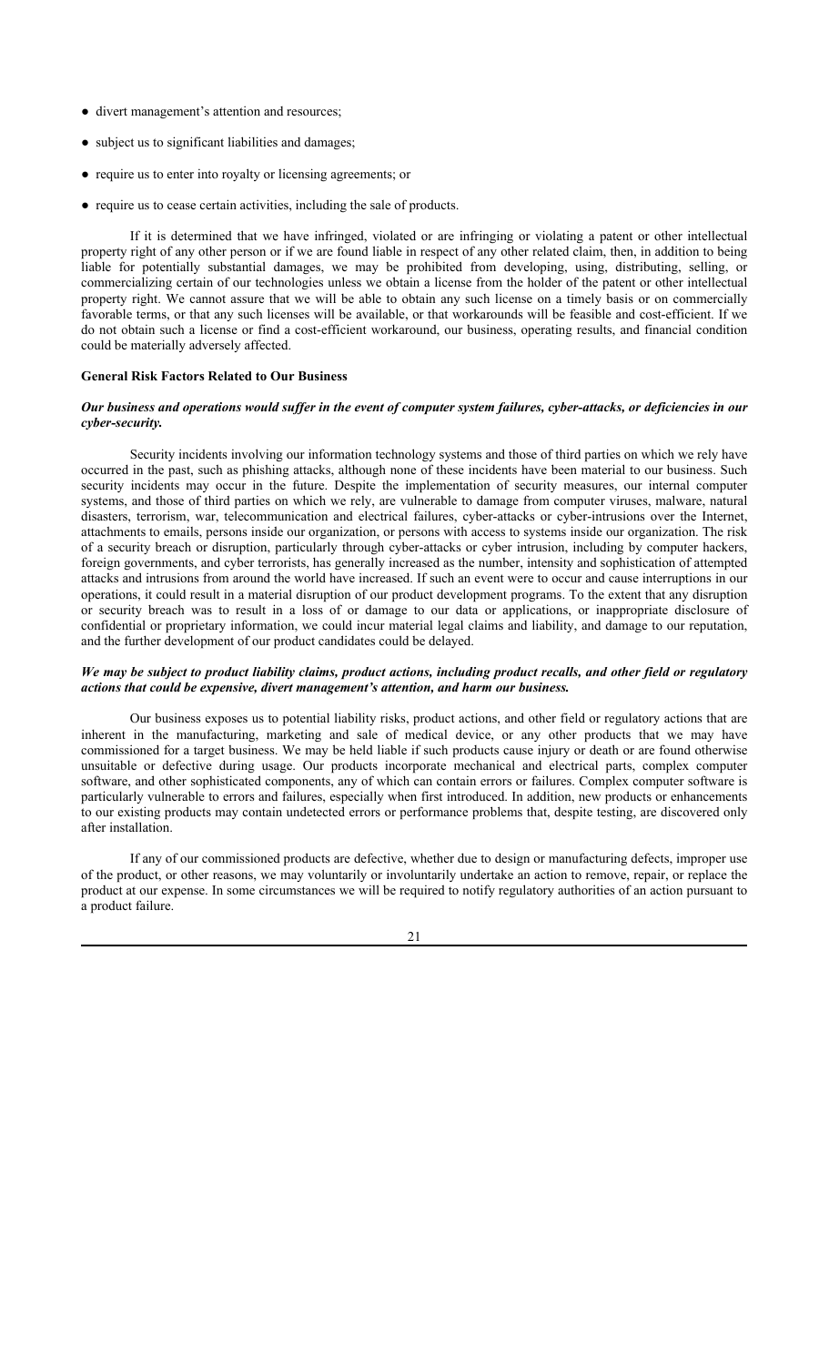- divert management's attention and resources;
- subject us to significant liabilities and damages;
- require us to enter into royalty or licensing agreements; or
- require us to cease certain activities, including the sale of products.

If it is determined that we have infringed, violated or are infringing or violating a patent or other intellectual property right of any other person or if we are found liable in respect of any other related claim, then, in addition to being liable for potentially substantial damages, we may be prohibited from developing, using, distributing, selling, or commercializing certain of our technologies unless we obtain a license from the holder of the patent or other intellectual property right. We cannot assure that we will be able to obtain any such license on a timely basis or on commercially favorable terms, or that any such licenses will be available, or that workarounds will be feasible and cost-efficient. If we do not obtain such a license or find a cost-efficient workaround, our business, operating results, and financial condition could be materially adversely affected.

**General Risk Factors Related to Our Business**

***Our business and operations would suffer in the event of computer system failures, cyber-attacks, or deficiencies in our cyber-security.***

Security incidents involving our information technology systems and those of third parties on which we rely have occurred in the past, such as phishing attacks, although none of these incidents have been material to our business. Such security incidents may occur in the future. Despite the implementation of security measures, our internal computer systems, and those of third parties on which we rely, are vulnerable to damage from computer viruses, malware, natural disasters, terrorism, war, telecommunication and electrical failures, cyber-attacks or cyber-intrusions over the Internet, attachments to emails, persons inside our organization, or persons with access to systems inside our organization. The risk of a security breach or disruption, particularly through cyber-attacks or cyber intrusion, including by computer hackers, foreign governments, and cyber terrorists, has generally increased as the number, intensity and sophistication of attempted attacks and intrusions from around the world have increased. If such an event were to occur and cause interruptions in our operations, it could result in a material disruption of our product development programs. To the extent that any disruption or security breach was to result in a loss of or damage to our data or applications, or inappropriate disclosure of confidential or proprietary information, we could incur material legal claims and liability, and damage to our reputation, and the further development of our product candidates could be delayed.

***We may be subject to product liability claims, product actions, including product recalls, and other field or regulatory actions that could be expensive, divert management's attention, and harm our business.***

Our business exposes us to potential liability risks, product actions, and other field or regulatory actions that are inherent in the manufacturing, marketing and sale of medical device, or any other products that we may have commissioned for a target business. We may be held liable if such products cause injury or death or are found otherwise unsuitable or defective during usage. Our products incorporate mechanical and electrical parts, complex computer software, and other sophisticated components, any of which can contain errors or failures. Complex computer software is particularly vulnerable to errors and failures, especially when first introduced. In addition, new products or enhancements to our existing products may contain undetected errors or performance problems that, despite testing, are discovered only after installation.

If any of our commissioned products are defective, whether due to design or manufacturing defects, improper use of the product, or other reasons, we may voluntarily or involuntarily undertake an action to remove, repair, or replace the product at our expense. In some circumstances we will be required to notify regulatory authorities of an action pursuant to a product failure.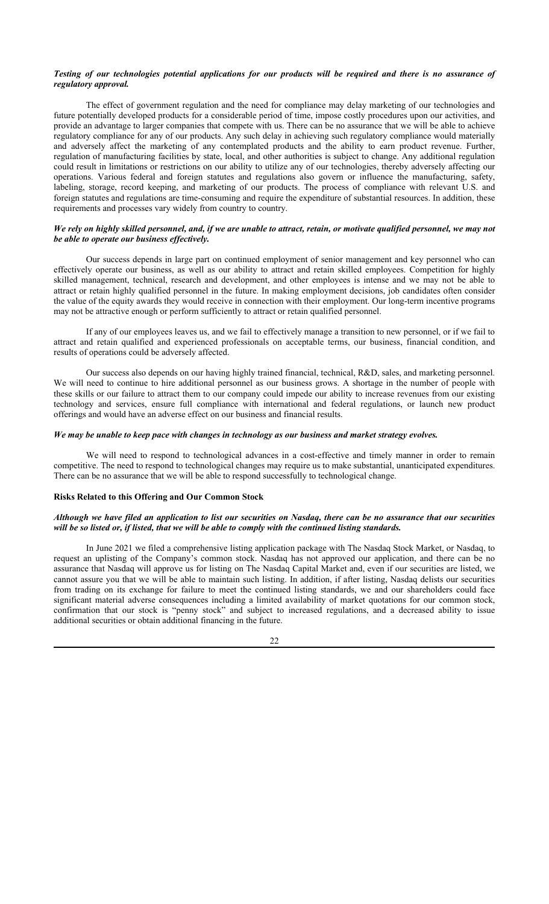***Testing of our technologies potential applications for our products will be required and there is no assurance of regulatory approval.***

The effect of government regulation and the need for compliance may delay marketing of our technologies and future potentially developed products for a considerable period of time, impose costly procedures upon our activities, and provide an advantage to larger companies that compete with us. There can be no assurance that we will be able to achieve regulatory compliance for any of our products. Any such delay in achieving such regulatory compliance would materially and adversely affect the marketing of any contemplated products and the ability to earn product revenue. Further, regulation of manufacturing facilities by state, local, and other authorities is subject to change. Any additional regulation could result in limitations or restrictions on our ability to utilize any of our technologies, thereby adversely affecting our operations. Various federal and foreign statutes and regulations also govern or influence the manufacturing, safety, labeling, storage, record keeping, and marketing of our products. The process of compliance with relevant U.S. and foreign statutes and regulations are time-consuming and require the expenditure of substantial resources. In addition, these requirements and processes vary widely from country to country.

***We rely on highly skilled personnel, and, if we are unable to attract, retain, or motivate qualified personnel, we may not be able to operate our business effectively.***

Our success depends in large part on continued employment of senior management and key personnel who can effectively operate our business, as well as our ability to attract and retain skilled employees. Competition for highly skilled management, technical, research and development, and other employees is intense and we may not be able to attract or retain highly qualified personnel in the future. In making employment decisions, job candidates often consider the value of the equity awards they would receive in connection with their employment. Our long-term incentive programs may not be attractive enough or perform sufficiently to attract or retain qualified personnel.

If any of our employees leaves us, and we fail to effectively manage a transition to new personnel, or if we fail to attract and retain qualified and experienced professionals on acceptable terms, our business, financial condition, and results of operations could be adversely affected.

Our success also depends on our having highly trained financial, technical, R&D, sales, and marketing personnel. We will need to continue to hire additional personnel as our business grows. A shortage in the number of people with these skills or our failure to attract them to our company could impede our ability to increase revenues from our existing technology and services, ensure full compliance with international and federal regulations, or launch new product offerings and would have an adverse effect on our business and financial results.

***We may be unable to keep pace with changes in technology as our business and market strategy evolves.***

We will need to respond to technological advances in a cost-effective and timely manner in order to remain competitive. The need to respond to technological changes may require us to make substantial, unanticipated expenditures. There can be no assurance that we will be able to respond successfully to technological change.

**Risks Related to this Offering and Our Common Stock**

***Although we have filed an application to list our securities on Nasdaq, there can be no assurance that our securities will be so listed or, if listed, that we will be able to comply with the continued listing standards.***

In June 2021 we filed a comprehensive listing application package with The Nasdaq Stock Market, or Nasdaq, to request an uplisting of the Company's common stock. Nasdaq has not approved our application, and there can be no assurance that Nasdaq will approve us for listing on The Nasdaq Capital Market and, even if our securities are listed, we cannot assure you that we will be able to maintain such listing. In addition, if after listing, Nasdaq delists our securities from trading on its exchange for failure to meet the continued listing standards, we and our shareholders could face significant material adverse consequences including a limited availability of market quotations for our common stock, confirmation that our stock is "penny stock" and subject to increased regulations, and a decreased ability to issue additional securities or obtain additional financing in the future.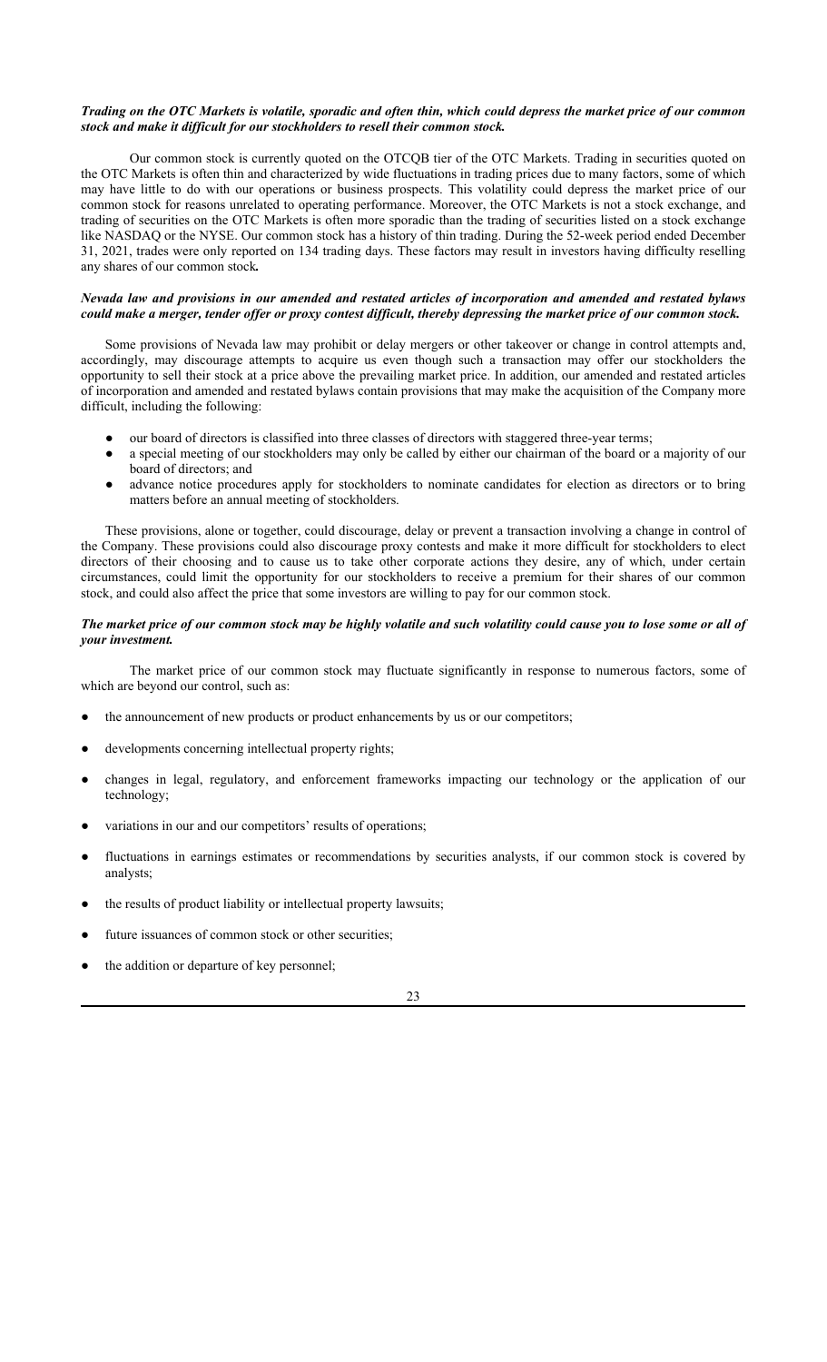***Trading on the OTC Markets is volatile, sporadic and often thin, which could depress the market price of our common stock and make it difficult for our stockholders to resell their common stock.***

Our common stock is currently quoted on the OTCQB tier of the OTC Markets. Trading in securities quoted on the OTC Markets is often thin and characterized by wide fluctuations in trading prices due to many factors, some of which may have little to do with our operations or business prospects. This volatility could depress the market price of our common stock for reasons unrelated to operating performance. Moreover, the OTC Markets is not a stock exchange, and trading of securities on the OTC Markets is often more sporadic than the trading of securities listed on a stock exchange like NASDAQ or the NYSE. Our common stock has a history of thin trading. During the 52-week period ended December 31, 2021, trades were only reported on 134 trading days. These factors may result in investors having difficulty reselling any shares of our common stock**.**

***Nevada law and provisions in our amended and restated articles of incorporation and amended and restated bylaws could make a merger, tender offer or proxy contest difficult, thereby depressing the market price of our common stock.***

Some provisions of Nevada law may prohibit or delay mergers or other takeover or change in control attempts and, accordingly, may discourage attempts to acquire us even though such a transaction may offer our stockholders the opportunity to sell their stock at a price above the prevailing market price. In addition, our amended and restated articles of incorporation and amended and restated bylaws contain provisions that may make the acquisition of the Company more difficult, including the following:

- our board of directors is classified into three classes of directors with staggered three-year terms;
- a special meeting of our stockholders may only be called by either our chairman of the board or a majority of our board of directors; and
- advance notice procedures apply for stockholders to nominate candidates for election as directors or to bring matters before an annual meeting of stockholders.

These provisions, alone or together, could discourage, delay or prevent a transaction involving a change in control of the Company. These provisions could also discourage proxy contests and make it more difficult for stockholders to elect directors of their choosing and to cause us to take other corporate actions they desire, any of which, under certain circumstances, could limit the opportunity for our stockholders to receive a premium for their shares of our common stock, and could also affect the price that some investors are willing to pay for our common stock.

***The market price of our common stock may be highly volatile and such volatility could cause you to lose some or all of your investment.***

The market price of our common stock may fluctuate significantly in response to numerous factors, some of which are beyond our control, such as:

- the announcement of new products or product enhancements by us or our competitors;
- developments concerning intellectual property rights;
- changes in legal, regulatory, and enforcement frameworks impacting our technology or the application of our technology;
- variations in our and our competitors' results of operations;
- fluctuations in earnings estimates or recommendations by securities analysts, if our common stock is covered by analysts;
- the results of product liability or intellectual property lawsuits;
- future issuances of common stock or other securities;
- the addition or departure of key personnel;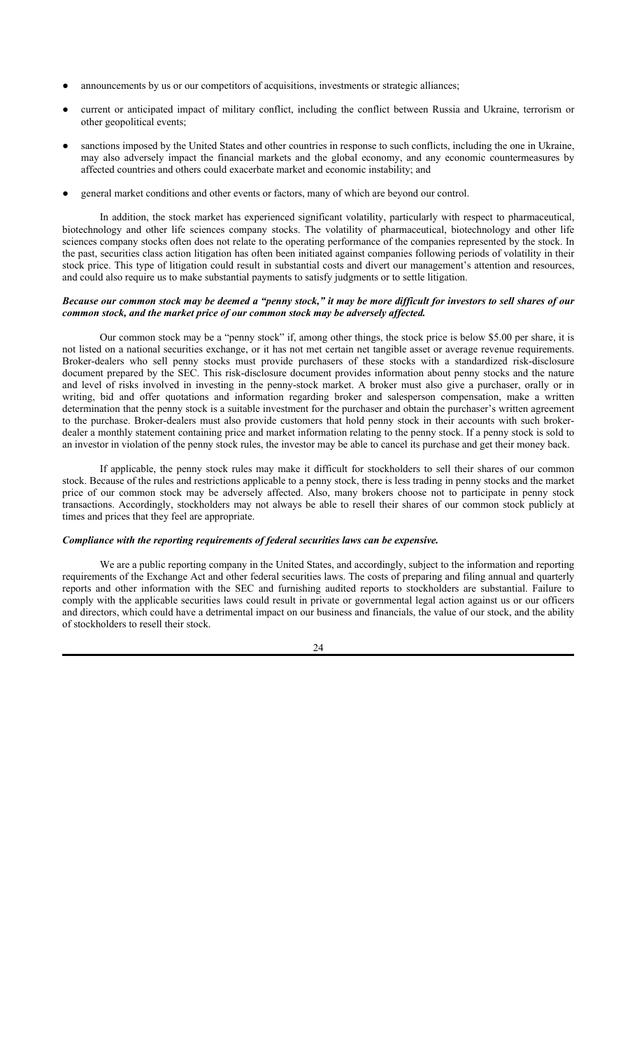- announcements by us or our competitors of acquisitions, investments or strategic alliances;
- current or anticipated impact of military conflict, including the conflict between Russia and Ukraine, terrorism or other geopolitical events;
- sanctions imposed by the United States and other countries in response to such conflicts, including the one in Ukraine, may also adversely impact the financial markets and the global economy, and any economic countermeasures by affected countries and others could exacerbate market and economic instability; and
- general market conditions and other events or factors, many of which are beyond our control.

In addition, the stock market has experienced significant volatility, particularly with respect to pharmaceutical, biotechnology and other life sciences company stocks. The volatility of pharmaceutical, biotechnology and other life sciences company stocks often does not relate to the operating performance of the companies represented by the stock. In the past, securities class action litigation has often been initiated against companies following periods of volatility in their stock price. This type of litigation could result in substantial costs and divert our management's attention and resources, and could also require us to make substantial payments to satisfy judgments or to settle litigation.

***Because our common stock may be deemed a "penny stock," it may be more difficult for investors to sell shares of our common stock, and the market price of our common stock may be adversely affected.***

Our common stock may be a "penny stock" if, among other things, the stock price is below $5.00 per share, it is not listed on a national securities exchange, or it has not met certain net tangible asset or average revenue requirements. Broker-dealers who sell penny stocks must provide purchasers of these stocks with a standardized risk-disclosure document prepared by the SEC. This risk-disclosure document provides information about penny stocks and the nature and level of risks involved in investing in the penny-stock market. A broker must also give a purchaser, orally or in writing, bid and offer quotations and information regarding broker and salesperson compensation, make a written determination that the penny stock is a suitable investment for the purchaser and obtain the purchaser's written agreement to the purchase. Broker-dealers must also provide customers that hold penny stock in their accounts with such broker-dealer a monthly statement containing price and market information relating to the penny stock. If a penny stock is sold to an investor in violation of the penny stock rules, the investor may be able to cancel its purchase and get their money back.

If applicable, the penny stock rules may make it difficult for stockholders to sell their shares of our common stock. Because of the rules and restrictions applicable to a penny stock, there is less trading in penny stocks and the market price of our common stock may be adversely affected. Also, many brokers choose not to participate in penny stock transactions. Accordingly, stockholders may not always be able to resell their shares of our common stock publicly at times and prices that they feel are appropriate.

***Compliance with the reporting requirements of federal securities laws can be expensive.***

We are a public reporting company in the United States, and accordingly, subject to the information and reporting requirements of the Exchange Act and other federal securities laws. The costs of preparing and filing annual and quarterly reports and other information with the SEC and furnishing audited reports to stockholders are substantial. Failure to comply with the applicable securities laws could result in private or governmental legal action against us or our officers and directors, which could have a detrimental impact on our business and financials, the value of our stock, and the ability of stockholders to resell their stock.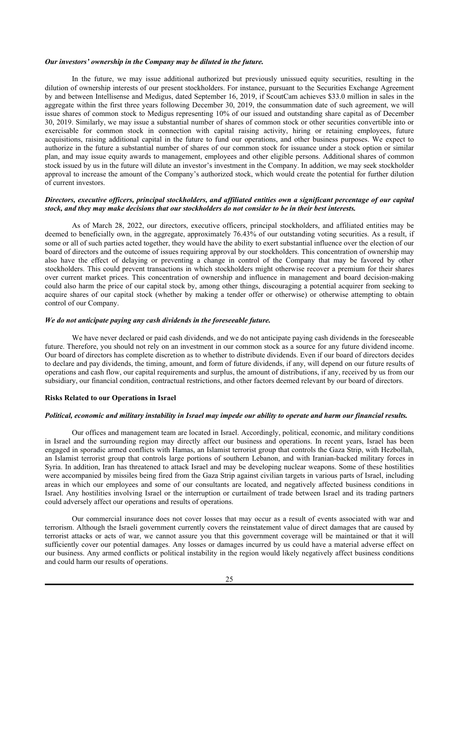***Our investors' ownership in the Company may be diluted in the future.***

In the future, we may issue additional authorized but previously unissued equity securities, resulting in the dilution of ownership interests of our present stockholders. For instance, pursuant to the Securities Exchange Agreement by and between Intellisense and Medigus, dated September 16, 2019, if ScoutCam achieves $33.0 million in sales in the aggregate within the first three years following December 30, 2019, the consummation date of such agreement, we will issue shares of common stock to Medigus representing 10% of our issued and outstanding share capital as of December 30, 2019. Similarly, we may issue a substantial number of shares of common stock or other securities convertible into or exercisable for common stock in connection with capital raising activity, hiring or retaining employees, future acquisitions, raising additional capital in the future to fund our operations, and other business purposes. We expect to authorize in the future a substantial number of shares of our common stock for issuance under a stock option or similar plan, and may issue equity awards to management, employees and other eligible persons. Additional shares of common stock issued by us in the future will dilute an investor's investment in the Company. In addition, we may seek stockholder approval to increase the amount of the Company's authorized stock, which would create the potential for further dilution of current investors.

***Directors, executive officers, principal stockholders, and affiliated entities own a significant percentage of our capital stock, and they may make decisions that our stockholders do not consider to be in their best interests.***

As of March 28, 2022, our directors, executive officers, principal stockholders, and affiliated entities may be deemed to beneficially own, in the aggregate, approximately 76.43% of our outstanding voting securities. As a result, if some or all of such parties acted together, they would have the ability to exert substantial influence over the election of our board of directors and the outcome of issues requiring approval by our stockholders. This concentration of ownership may also have the effect of delaying or preventing a change in control of the Company that may be favored by other stockholders. This could prevent transactions in which stockholders might otherwise recover a premium for their shares over current market prices. This concentration of ownership and influence in management and board decision-making could also harm the price of our capital stock by, among other things, discouraging a potential acquirer from seeking to acquire shares of our capital stock (whether by making a tender offer or otherwise) or otherwise attempting to obtain control of our Company.

***We do not anticipate paying any cash dividends in the foreseeable future.***

We have never declared or paid cash dividends, and we do not anticipate paying cash dividends in the foreseeable future. Therefore, you should not rely on an investment in our common stock as a source for any future dividend income. Our board of directors has complete discretion as to whether to distribute dividends. Even if our board of directors decides to declare and pay dividends, the timing, amount, and form of future dividends, if any, will depend on our future results of operations and cash flow, our capital requirements and surplus, the amount of distributions, if any, received by us from our subsidiary, our financial condition, contractual restrictions, and other factors deemed relevant by our board of directors.

**Risks Related to our Operations in Israel**

***Political, economic and military instability in Israel may impede our ability to operate and harm our financial results.***

Our offices and management team are located in Israel. Accordingly, political, economic, and military conditions in Israel and the surrounding region may directly affect our business and operations. In recent years, Israel has been engaged in sporadic armed conflicts with Hamas, an Islamist terrorist group that controls the Gaza Strip, with Hezbollah, an Islamist terrorist group that controls large portions of southern Lebanon, and with Iranian-backed military forces in Syria. In addition, Iran has threatened to attack Israel and may be developing nuclear weapons. Some of these hostilities were accompanied by missiles being fired from the Gaza Strip against civilian targets in various parts of Israel, including areas in which our employees and some of our consultants are located, and negatively affected business conditions in Israel. Any hostilities involving Israel or the interruption or curtailment of trade between Israel and its trading partners could adversely affect our operations and results of operations.

Our commercial insurance does not cover losses that may occur as a result of events associated with war and terrorism. Although the Israeli government currently covers the reinstatement value of direct damages that are caused by terrorist attacks or acts of war, we cannot assure you that this government coverage will be maintained or that it will sufficiently cover our potential damages. Any losses or damages incurred by us could have a material adverse effect on our business. Any armed conflicts or political instability in the region would likely negatively affect business conditions and could harm our results of operations.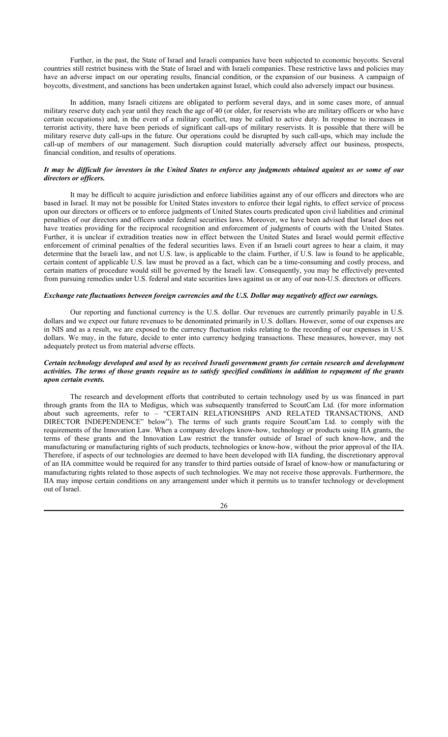Further, in the past, the State of Israel and Israeli companies have been subjected to economic boycotts. Several countries still restrict business with the State of Israel and with Israeli companies. These restrictive laws and policies may have an adverse impact on our operating results, financial condition, or the expansion of our business. A campaign of boycotts, divestment, and sanctions has been undertaken against Israel, which could also adversely impact our business.

In addition, many Israeli citizens are obligated to perform several days, and in some cases more, of annual military reserve duty each year until they reach the age of 40 (or older, for reservists who are military officers or who have certain occupations) and, in the event of a military conflict, may be called to active duty. In response to increases in terrorist activity, there have been periods of significant call-ups of military reservists. It is possible that there will be military reserve duty call-ups in the future. Our operations could be disrupted by such call-ups, which may include the call-up of members of our management. Such disruption could materially adversely affect our business, prospects, financial condition, and results of operations.

***It may be difficult for investors in the United States to enforce any judgments obtained against us or some of our directors or officers.***

It may be difficult to acquire jurisdiction and enforce liabilities against any of our officers and directors who are based in Israel. It may not be possible for United States investors to enforce their legal rights, to effect service of process upon our directors or officers or to enforce judgments of United States courts predicated upon civil liabilities and criminal penalties of our directors and officers under federal securities laws. Moreover, we have been advised that Israel does not have treaties providing for the reciprocal recognition and enforcement of judgments of courts with the United States. Further, it is unclear if extradition treaties now in effect between the United States and Israel would permit effective enforcement of criminal penalties of the federal securities laws. Even if an Israeli court agrees to hear a claim, it may determine that the Israeli law, and not U.S. law, is applicable to the claim. Further, if U.S. law is found to be applicable, certain content of applicable U.S. law must be proved as a fact, which can be a time-consuming and costly process, and certain matters of procedure would still be governed by the Israeli law. Consequently, you may be effectively prevented from pursuing remedies under U.S. federal and state securities laws against us or any of our non-U.S. directors or officers.

***Exchange rate fluctuations between foreign currencies and the U.S. Dollar may negatively affect our earnings.***

Our reporting and functional currency is the U.S. dollar. Our revenues are currently primarily payable in U.S. dollars and we expect our future revenues to be denominated primarily in U.S. dollars. However, some of our expenses are in NIS and as a result, we are exposed to the currency fluctuation risks relating to the recording of our expenses in U.S. dollars. We may, in the future, decide to enter into currency hedging transactions. These measures, however, may not adequately protect us from material adverse effects.

***Certain technology developed and used by us received Israeli government grants for certain research and development activities. The terms of those grants require us to satisfy specified conditions in addition to repayment of the grants upon certain events.***

The research and development efforts that contributed to certain technology used by us was financed in part through grants from the IIA to Medigus, which was subsequently transferred to ScoutCam Ltd. (for more information about such agreements, refer to – "CERTAIN RELATIONSHIPS AND RELATED TRANSACTIONS, AND DIRECTOR INDEPENDENCE" below"). The terms of such grants require ScoutCam Ltd. to comply with the requirements of the Innovation Law. When a company develops know-how, technology or products using IIA grants, the terms of these grants and the Innovation Law restrict the transfer outside of Israel of such know-how, and the manufacturing or manufacturing rights of such products, technologies or know-how, without the prior approval of the IIA. Therefore, if aspects of our technologies are deemed to have been developed with IIA funding, the discretionary approval of an IIA committee would be required for any transfer to third parties outside of Israel of know-how or manufacturing or manufacturing rights related to those aspects of such technologies. We may not receive those approvals. Furthermore, the IIA may impose certain conditions on any arrangement under which it permits us to transfer technology or development out of Israel.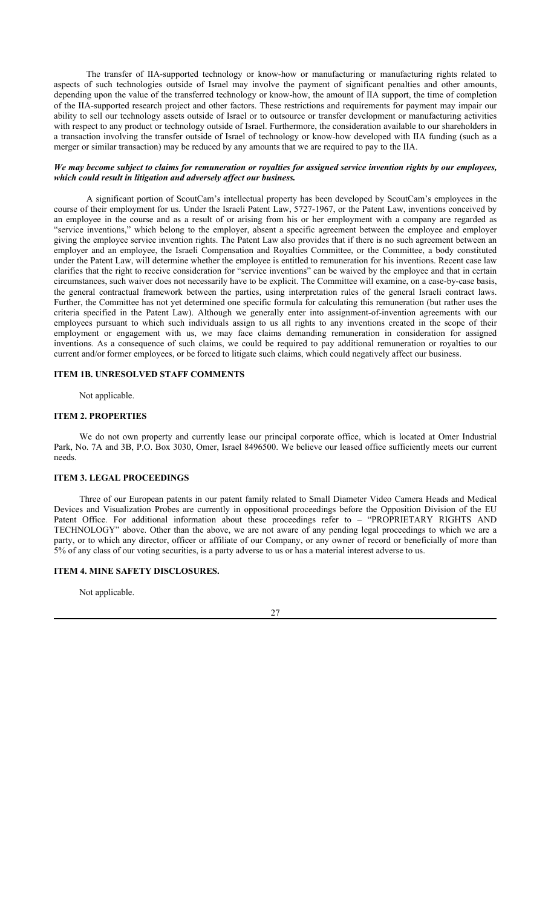The transfer of IIA-supported technology or know-how or manufacturing or manufacturing rights related to aspects of such technologies outside of Israel may involve the payment of significant penalties and other amounts, depending upon the value of the transferred technology or know-how, the amount of IIA support, the time of completion of the IIA-supported research project and other factors. These restrictions and requirements for payment may impair our ability to sell our technology assets outside of Israel or to outsource or transfer development or manufacturing activities with respect to any product or technology outside of Israel. Furthermore, the consideration available to our shareholders in a transaction involving the transfer outside of Israel of technology or know-how developed with IIA funding (such as a merger or similar transaction) may be reduced by any amounts that we are required to pay to the IIA.

***We may become subject to claims for remuneration or royalties for assigned service invention rights by our employees, which could result in litigation and adversely affect our business.***

A significant portion of ScoutCam's intellectual property has been developed by ScoutCam's employees in the course of their employment for us. Under the Israeli Patent Law, 5727-1967, or the Patent Law, inventions conceived by an employee in the course and as a result of or arising from his or her employment with a company are regarded as "service inventions," which belong to the employer, absent a specific agreement between the employee and employer giving the employee service invention rights. The Patent Law also provides that if there is no such agreement between an employer and an employee, the Israeli Compensation and Royalties Committee, or the Committee, a body constituted under the Patent Law, will determine whether the employee is entitled to remuneration for his inventions. Recent case law clarifies that the right to receive consideration for "service inventions" can be waived by the employee and that in certain circumstances, such waiver does not necessarily have to be explicit. The Committee will examine, on a case-by-case basis, the general contractual framework between the parties, using interpretation rules of the general Israeli contract laws. Further, the Committee has not yet determined one specific formula for calculating this remuneration (but rather uses the criteria specified in the Patent Law). Although we generally enter into assignment-of-invention agreements with our employees pursuant to which such individuals assign to us all rights to any inventions created in the scope of their employment or engagement with us, we may face claims demanding remuneration in consideration for assigned inventions. As a consequence of such claims, we could be required to pay additional remuneration or royalties to our current and/or former employees, or be forced to litigate such claims, which could negatively affect our business.

## ITEM 1B. UNRESOLVED STAFF COMMENTS

Not applicable.

## ITEM 2. PROPERTIES

We do not own property and currently lease our principal corporate office, which is located at Omer Industrial Park, No. 7A and 3B, P.O. Box 3030, Omer, Israel 8496500. We believe our leased office sufficiently meets our current needs.

## ITEM 3. LEGAL PROCEEDINGS

Three of our European patents in our patent family related to Small Diameter Video Camera Heads and Medical Devices and Visualization Probes are currently in oppositional proceedings before the Opposition Division of the EU Patent Office. For additional information about these proceedings refer to – "PROPRIETARY RIGHTS AND TECHNOLOGY" above. Other than the above, we are not aware of any pending legal proceedings to which we are a party, or to which any director, officer or affiliate of our Company, or any owner of record or beneficially of more than 5% of any class of our voting securities, is a party adverse to us or has a material interest adverse to us.

## ITEM 4. MINE SAFETY DISCLOSURES.

Not applicable.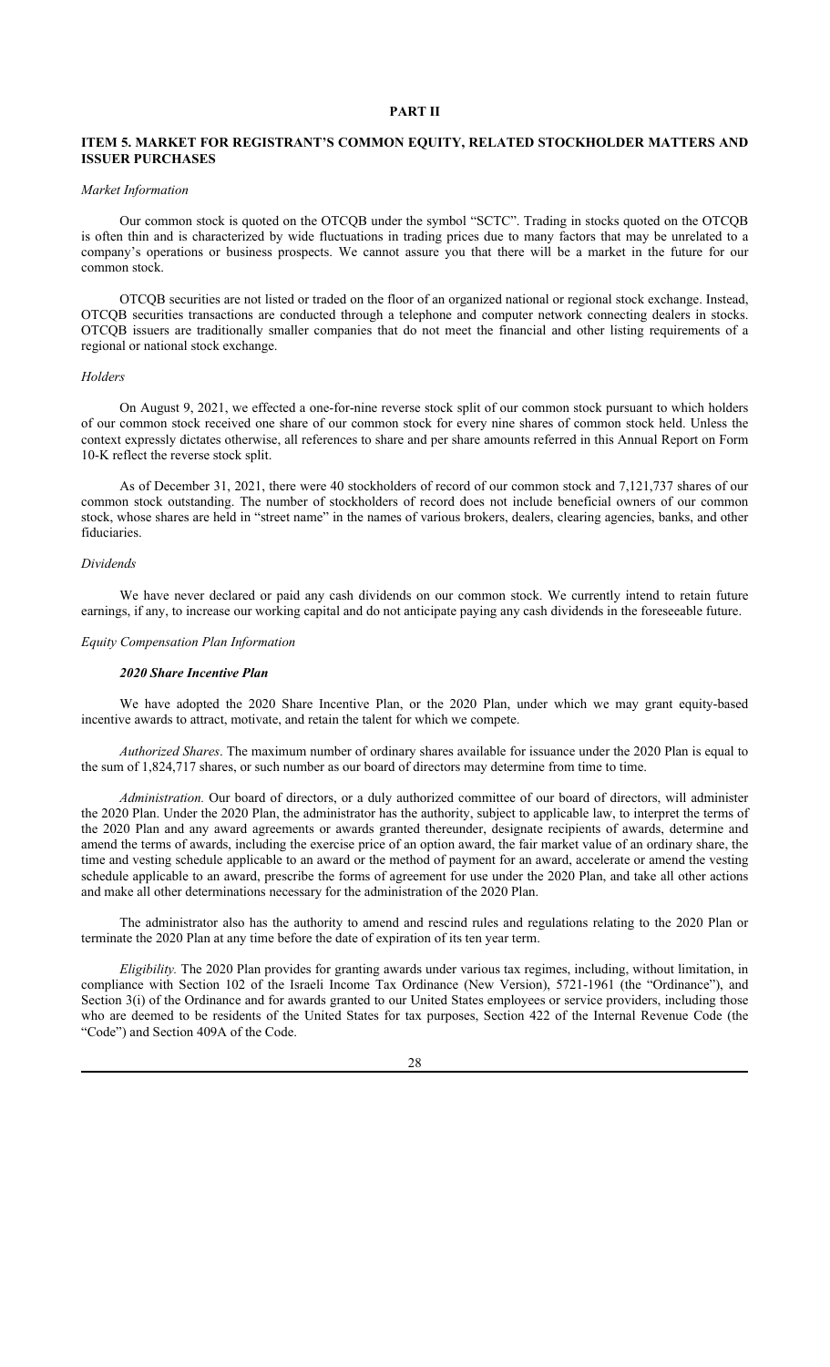# PART II

## ITEM 5. MARKET FOR REGISTRANT'S COMMON EQUITY, RELATED STOCKHOLDER MATTERS AND ISSUER PURCHASES

*Market Information*

Our common stock is quoted on the OTCQB under the symbol "SCTC". Trading in stocks quoted on the OTCQB is often thin and is characterized by wide fluctuations in trading prices due to many factors that may be unrelated to a company's operations or business prospects. We cannot assure you that there will be a market in the future for our common stock.

OTCQB securities are not listed or traded on the floor of an organized national or regional stock exchange. Instead, OTCQB securities transactions are conducted through a telephone and computer network connecting dealers in stocks. OTCQB issuers are traditionally smaller companies that do not meet the financial and other listing requirements of a regional or national stock exchange.

*Holders*

On August 9, 2021, we effected a one-for-nine reverse stock split of our common stock pursuant to which holders of our common stock received one share of our common stock for every nine shares of common stock held. Unless the context expressly dictates otherwise, all references to share and per share amounts referred in this Annual Report on Form 10-K reflect the reverse stock split.

As of December 31, 2021, there were 40 stockholders of record of our common stock and 7,121,737 shares of our common stock outstanding. The number of stockholders of record does not include beneficial owners of our common stock, whose shares are held in "street name" in the names of various brokers, dealers, clearing agencies, banks, and other fiduciaries.

*Dividends*

We have never declared or paid any cash dividends on our common stock. We currently intend to retain future earnings, if any, to increase our working capital and do not anticipate paying any cash dividends in the foreseeable future.

*Equity Compensation Plan Information*

***2020 Share Incentive Plan***

We have adopted the 2020 Share Incentive Plan, or the 2020 Plan, under which we may grant equity-based incentive awards to attract, motivate, and retain the talent for which we compete.

*Authorized Shares*. The maximum number of ordinary shares available for issuance under the 2020 Plan is equal to the sum of 1,824,717 shares, or such number as our board of directors may determine from time to time.

*Administration.* Our board of directors, or a duly authorized committee of our board of directors, will administer the 2020 Plan. Under the 2020 Plan, the administrator has the authority, subject to applicable law, to interpret the terms of the 2020 Plan and any award agreements or awards granted thereunder, designate recipients of awards, determine and amend the terms of awards, including the exercise price of an option award, the fair market value of an ordinary share, the time and vesting schedule applicable to an award or the method of payment for an award, accelerate or amend the vesting schedule applicable to an award, prescribe the forms of agreement for use under the 2020 Plan, and take all other actions and make all other determinations necessary for the administration of the 2020 Plan.

The administrator also has the authority to amend and rescind rules and regulations relating to the 2020 Plan or terminate the 2020 Plan at any time before the date of expiration of its ten year term.

*Eligibility.* The 2020 Plan provides for granting awards under various tax regimes, including, without limitation, in compliance with Section 102 of the Israeli Income Tax Ordinance (New Version), 5721-1961 (the "Ordinance"), and Section 3(i) of the Ordinance and for awards granted to our United States employees or service providers, including those who are deemed to be residents of the United States for tax purposes, Section 422 of the Internal Revenue Code (the "Code") and Section 409A of the Code.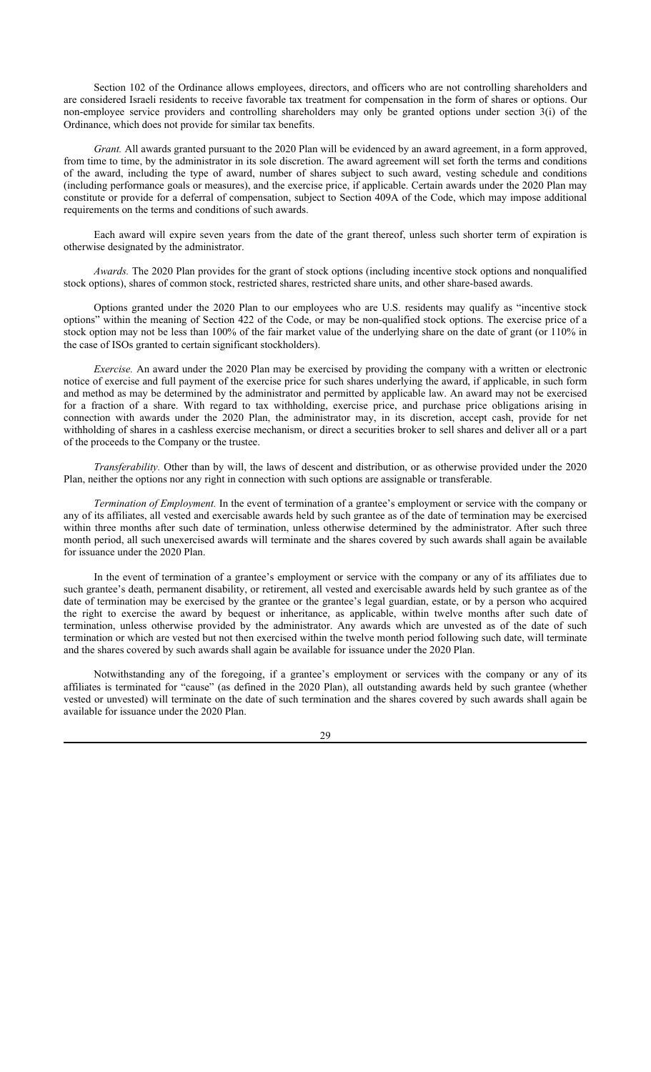Section 102 of the Ordinance allows employees, directors, and officers who are not controlling shareholders and are considered Israeli residents to receive favorable tax treatment for compensation in the form of shares or options. Our non-employee service providers and controlling shareholders may only be granted options under section 3(i) of the Ordinance, which does not provide for similar tax benefits.

*Grant.* All awards granted pursuant to the 2020 Plan will be evidenced by an award agreement, in a form approved, from time to time, by the administrator in its sole discretion. The award agreement will set forth the terms and conditions of the award, including the type of award, number of shares subject to such award, vesting schedule and conditions (including performance goals or measures), and the exercise price, if applicable. Certain awards under the 2020 Plan may constitute or provide for a deferral of compensation, subject to Section 409A of the Code, which may impose additional requirements on the terms and conditions of such awards.

Each award will expire seven years from the date of the grant thereof, unless such shorter term of expiration is otherwise designated by the administrator.

*Awards.* The 2020 Plan provides for the grant of stock options (including incentive stock options and nonqualified stock options), shares of common stock, restricted shares, restricted share units, and other share-based awards.

Options granted under the 2020 Plan to our employees who are U.S. residents may qualify as "incentive stock options" within the meaning of Section 422 of the Code, or may be non-qualified stock options. The exercise price of a stock option may not be less than 100% of the fair market value of the underlying share on the date of grant (or 110% in the case of ISOs granted to certain significant stockholders).

*Exercise.* An award under the 2020 Plan may be exercised by providing the company with a written or electronic notice of exercise and full payment of the exercise price for such shares underlying the award, if applicable, in such form and method as may be determined by the administrator and permitted by applicable law. An award may not be exercised for a fraction of a share. With regard to tax withholding, exercise price, and purchase price obligations arising in connection with awards under the 2020 Plan, the administrator may, in its discretion, accept cash, provide for net withholding of shares in a cashless exercise mechanism, or direct a securities broker to sell shares and deliver all or a part of the proceeds to the Company or the trustee.

*Transferability.* Other than by will, the laws of descent and distribution, or as otherwise provided under the 2020 Plan, neither the options nor any right in connection with such options are assignable or transferable.

*Termination of Employment.* In the event of termination of a grantee's employment or service with the company or any of its affiliates, all vested and exercisable awards held by such grantee as of the date of termination may be exercised within three months after such date of termination, unless otherwise determined by the administrator. After such three month period, all such unexercised awards will terminate and the shares covered by such awards shall again be available for issuance under the 2020 Plan.

In the event of termination of a grantee's employment or service with the company or any of its affiliates due to such grantee's death, permanent disability, or retirement, all vested and exercisable awards held by such grantee as of the date of termination may be exercised by the grantee or the grantee's legal guardian, estate, or by a person who acquired the right to exercise the award by bequest or inheritance, as applicable, within twelve months after such date of termination, unless otherwise provided by the administrator. Any awards which are unvested as of the date of such termination or which are vested but not then exercised within the twelve month period following such date, will terminate and the shares covered by such awards shall again be available for issuance under the 2020 Plan.

Notwithstanding any of the foregoing, if a grantee's employment or services with the company or any of its affiliates is terminated for "cause" (as defined in the 2020 Plan), all outstanding awards held by such grantee (whether vested or unvested) will terminate on the date of such termination and the shares covered by such awards shall again be available for issuance under the 2020 Plan.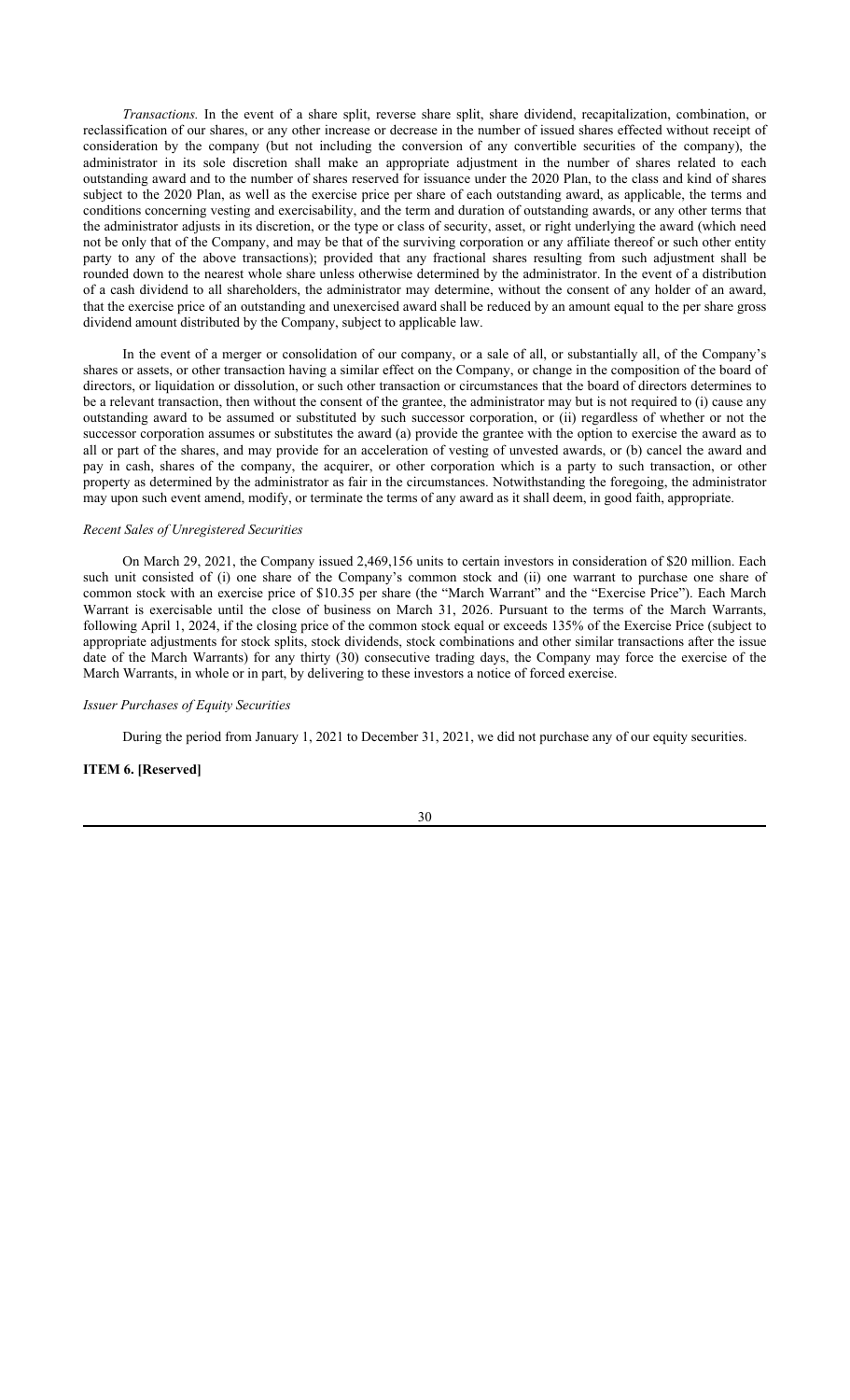*Transactions.* In the event of a share split, reverse share split, share dividend, recapitalization, combination, or reclassification of our shares, or any other increase or decrease in the number of issued shares effected without receipt of consideration by the company (but not including the conversion of any convertible securities of the company), the administrator in its sole discretion shall make an appropriate adjustment in the number of shares related to each outstanding award and to the number of shares reserved for issuance under the 2020 Plan, to the class and kind of shares subject to the 2020 Plan, as well as the exercise price per share of each outstanding award, as applicable, the terms and conditions concerning vesting and exercisability, and the term and duration of outstanding awards, or any other terms that the administrator adjusts in its discretion, or the type or class of security, asset, or right underlying the award (which need not be only that of the Company, and may be that of the surviving corporation or any affiliate thereof or such other entity party to any of the above transactions); provided that any fractional shares resulting from such adjustment shall be rounded down to the nearest whole share unless otherwise determined by the administrator. In the event of a distribution of a cash dividend to all shareholders, the administrator may determine, without the consent of any holder of an award, that the exercise price of an outstanding and unexercised award shall be reduced by an amount equal to the per share gross dividend amount distributed by the Company, subject to applicable law.

In the event of a merger or consolidation of our company, or a sale of all, or substantially all, of the Company's shares or assets, or other transaction having a similar effect on the Company, or change in the composition of the board of directors, or liquidation or dissolution, or such other transaction or circumstances that the board of directors determines to be a relevant transaction, then without the consent of the grantee, the administrator may but is not required to (i) cause any outstanding award to be assumed or substituted by such successor corporation, or (ii) regardless of whether or not the successor corporation assumes or substitutes the award (a) provide the grantee with the option to exercise the award as to all or part of the shares, and may provide for an acceleration of vesting of unvested awards, or (b) cancel the award and pay in cash, shares of the company, the acquirer, or other corporation which is a party to such transaction, or other property as determined by the administrator as fair in the circumstances. Notwithstanding the foregoing, the administrator may upon such event amend, modify, or terminate the terms of any award as it shall deem, in good faith, appropriate.

*Recent Sales of Unregistered Securities*

On March 29, 2021, the Company issued 2,469,156 units to certain investors in consideration of $20 million. Each such unit consisted of (i) one share of the Company's common stock and (ii) one warrant to purchase one share of common stock with an exercise price of $10.35 per share (the "March Warrant" and the "Exercise Price"). Each March Warrant is exercisable until the close of business on March 31, 2026. Pursuant to the terms of the March Warrants, following April 1, 2024, if the closing price of the common stock equal or exceeds 135% of the Exercise Price (subject to appropriate adjustments for stock splits, stock dividends, stock combinations and other similar transactions after the issue date of the March Warrants) for any thirty (30) consecutive trading days, the Company may force the exercise of the March Warrants, in whole or in part, by delivering to these investors a notice of forced exercise.

*Issuer Purchases of Equity Securities*

During the period from January 1, 2021 to December 31, 2021, we did not purchase any of our equity securities.

**ITEM 6. [Reserved]**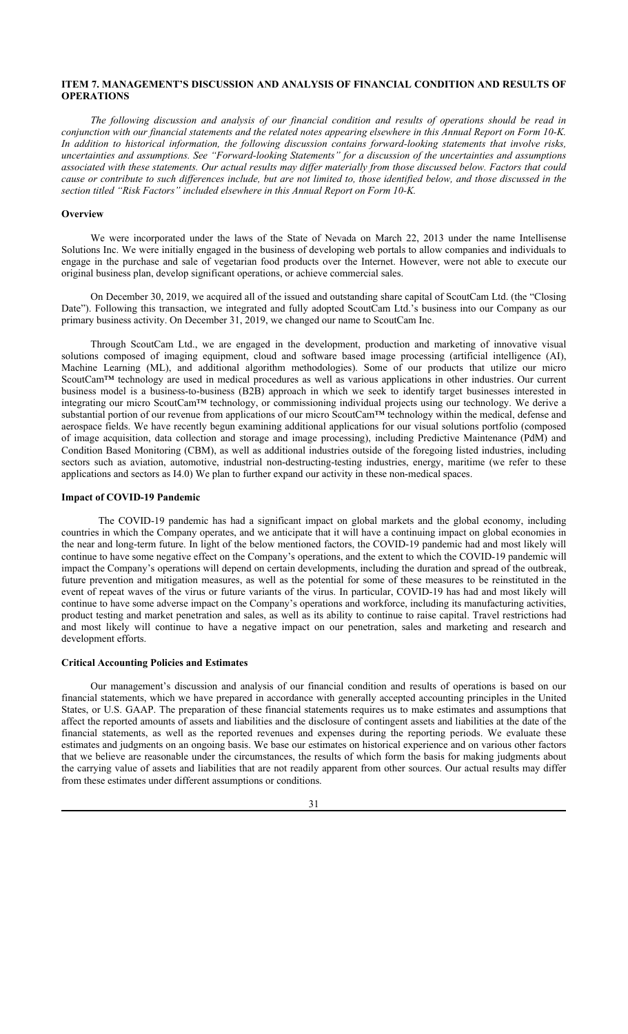## ITEM 7. MANAGEMENT'S DISCUSSION AND ANALYSIS OF FINANCIAL CONDITION AND RESULTS OF OPERATIONS

*The following discussion and analysis of our financial condition and results of operations should be read in conjunction with our financial statements and the related notes appearing elsewhere in this Annual Report on Form 10-K. In addition to historical information, the following discussion contains forward-looking statements that involve risks, uncertainties and assumptions. See "Forward-looking Statements" for a discussion of the uncertainties and assumptions associated with these statements. Our actual results may differ materially from those discussed below. Factors that could cause or contribute to such differences include, but are not limited to, those identified below, and those discussed in the section titled "Risk Factors" included elsewhere in this Annual Report on Form 10-K.*

### Overview

We were incorporated under the laws of the State of Nevada on March 22, 2013 under the name Intellisense Solutions Inc. We were initially engaged in the business of developing web portals to allow companies and individuals to engage in the purchase and sale of vegetarian food products over the Internet. However, were not able to execute our original business plan, develop significant operations, or achieve commercial sales.

On December 30, 2019, we acquired all of the issued and outstanding share capital of ScoutCam Ltd. (the "Closing Date"). Following this transaction, we integrated and fully adopted ScoutCam Ltd.'s business into our Company as our primary business activity. On December 31, 2019, we changed our name to ScoutCam Inc.

Through ScoutCam Ltd., we are engaged in the development, production and marketing of innovative visual solutions composed of imaging equipment, cloud and software based image processing (artificial intelligence (AI), Machine Learning (ML), and additional algorithm methodologies). Some of our products that utilize our micro ScoutCam™ technology are used in medical procedures as well as various applications in other industries. Our current business model is a business-to-business (B2B) approach in which we seek to identify target businesses interested in integrating our micro ScoutCam™ technology, or commissioning individual projects using our technology. We derive a substantial portion of our revenue from applications of our micro ScoutCam™ technology within the medical, defense and aerospace fields. We have recently begun examining additional applications for our visual solutions portfolio (composed of image acquisition, data collection and storage and image processing), including Predictive Maintenance (PdM) and Condition Based Monitoring (CBM), as well as additional industries outside of the foregoing listed industries, including sectors such as aviation, automotive, industrial non-destructing-testing industries, energy, maritime (we refer to these applications and sectors as I4.0) We plan to further expand our activity in these non-medical spaces.

### Impact of COVID-19 Pandemic

The COVID-19 pandemic has had a significant impact on global markets and the global economy, including countries in which the Company operates, and we anticipate that it will have a continuing impact on global economies in the near and long-term future. In light of the below mentioned factors, the COVID-19 pandemic had and most likely will continue to have some negative effect on the Company's operations, and the extent to which the COVID-19 pandemic will impact the Company's operations will depend on certain developments, including the duration and spread of the outbreak, future prevention and mitigation measures, as well as the potential for some of these measures to be reinstituted in the event of repeat waves of the virus or future variants of the virus. In particular, COVID-19 has had and most likely will continue to have some adverse impact on the Company's operations and workforce, including its manufacturing activities, product testing and market penetration and sales, as well as its ability to continue to raise capital. Travel restrictions had and most likely will continue to have a negative impact on our penetration, sales and marketing and research and development efforts.

### Critical Accounting Policies and Estimates

Our management's discussion and analysis of our financial condition and results of operations is based on our financial statements, which we have prepared in accordance with generally accepted accounting principles in the United States, or U.S. GAAP. The preparation of these financial statements requires us to make estimates and assumptions that affect the reported amounts of assets and liabilities and the disclosure of contingent assets and liabilities at the date of the financial statements, as well as the reported revenues and expenses during the reporting periods. We evaluate these estimates and judgments on an ongoing basis. We base our estimates on historical experience and on various other factors that we believe are reasonable under the circumstances, the results of which form the basis for making judgments about the carrying value of assets and liabilities that are not readily apparent from other sources. Our actual results may differ from these estimates under different assumptions or conditions.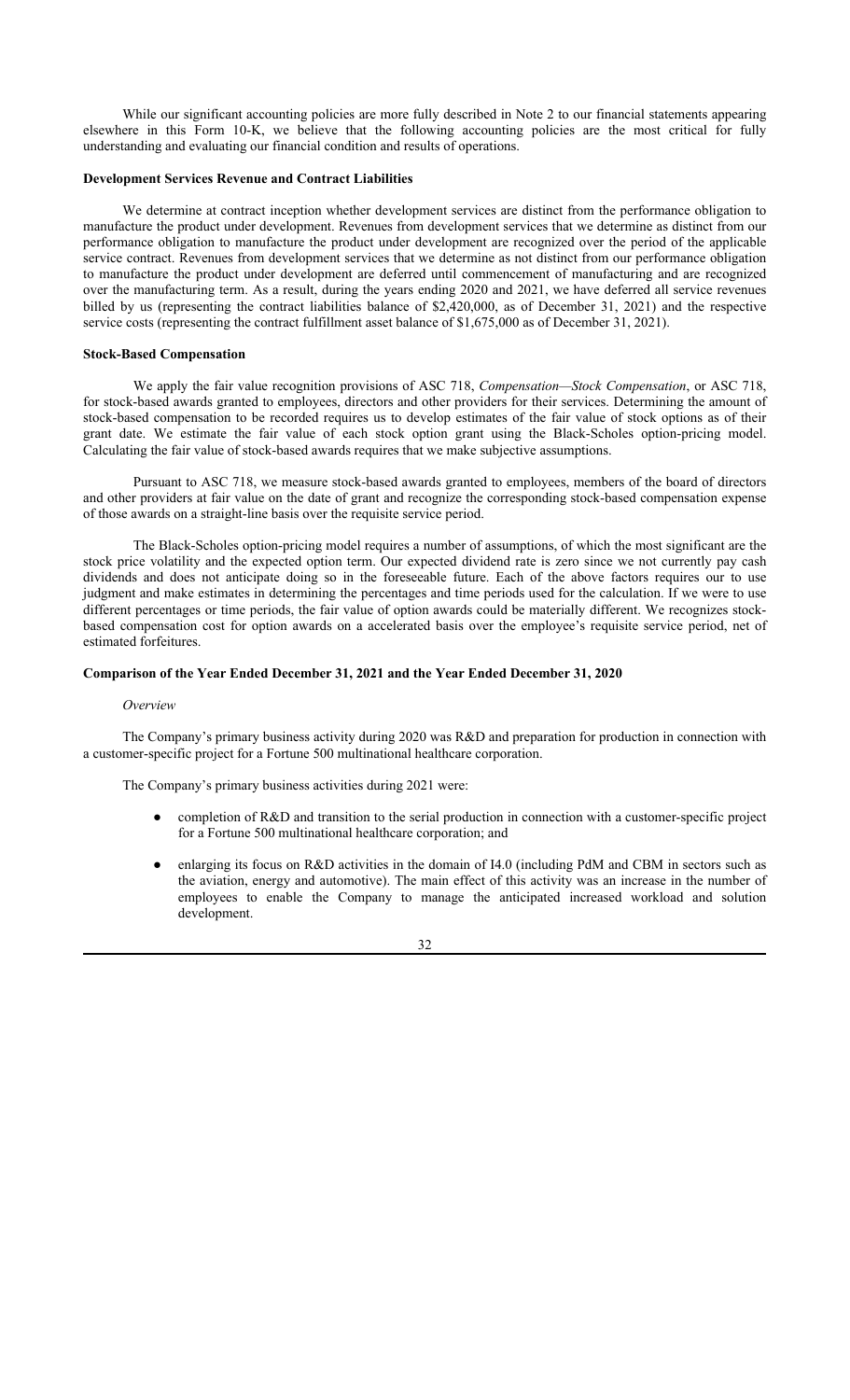While our significant accounting policies are more fully described in Note 2 to our financial statements appearing elsewhere in this Form 10-K, we believe that the following accounting policies are the most critical for fully understanding and evaluating our financial condition and results of operations.

**Development Services Revenue and Contract Liabilities**

We determine at contract inception whether development services are distinct from the performance obligation to manufacture the product under development. Revenues from development services that we determine as distinct from our performance obligation to manufacture the product under development are recognized over the period of the applicable service contract. Revenues from development services that we determine as not distinct from our performance obligation to manufacture the product under development are deferred until commencement of manufacturing and are recognized over the manufacturing term. As a result, during the years ending 2020 and 2021, we have deferred all service revenues billed by us (representing the contract liabilities balance of $2,420,000, as of December 31, 2021) and the respective service costs (representing the contract fulfillment asset balance of $1,675,000 as of December 31, 2021).

**Stock-Based Compensation**

We apply the fair value recognition provisions of ASC 718, *Compensation—Stock Compensation*, or ASC 718, for stock-based awards granted to employees, directors and other providers for their services. Determining the amount of stock-based compensation to be recorded requires us to develop estimates of the fair value of stock options as of their grant date. We estimate the fair value of each stock option grant using the Black-Scholes option-pricing model. Calculating the fair value of stock-based awards requires that we make subjective assumptions.

Pursuant to ASC 718, we measure stock-based awards granted to employees, members of the board of directors and other providers at fair value on the date of grant and recognize the corresponding stock-based compensation expense of those awards on a straight-line basis over the requisite service period.

The Black-Scholes option-pricing model requires a number of assumptions, of which the most significant are the stock price volatility and the expected option term. Our expected dividend rate is zero since we not currently pay cash dividends and does not anticipate doing so in the foreseeable future. Each of the above factors requires our to use judgment and make estimates in determining the percentages and time periods used for the calculation. If we were to use different percentages or time periods, the fair value of option awards could be materially different. We recognizes stock-based compensation cost for option awards on a accelerated basis over the employee's requisite service period, net of estimated forfeitures.

**Comparison of the Year Ended December 31, 2021 and the Year Ended December 31, 2020**

*Overview*

The Company's primary business activity during 2020 was R&D and preparation for production in connection with a customer-specific project for a Fortune 500 multinational healthcare corporation.

The Company's primary business activities during 2021 were:

- completion of R&D and transition to the serial production in connection with a customer-specific project for a Fortune 500 multinational healthcare corporation; and
- enlarging its focus on R&D activities in the domain of I4.0 (including PdM and CBM in sectors such as the aviation, energy and automotive). The main effect of this activity was an increase in the number of employees to enable the Company to manage the anticipated increased workload and solution development.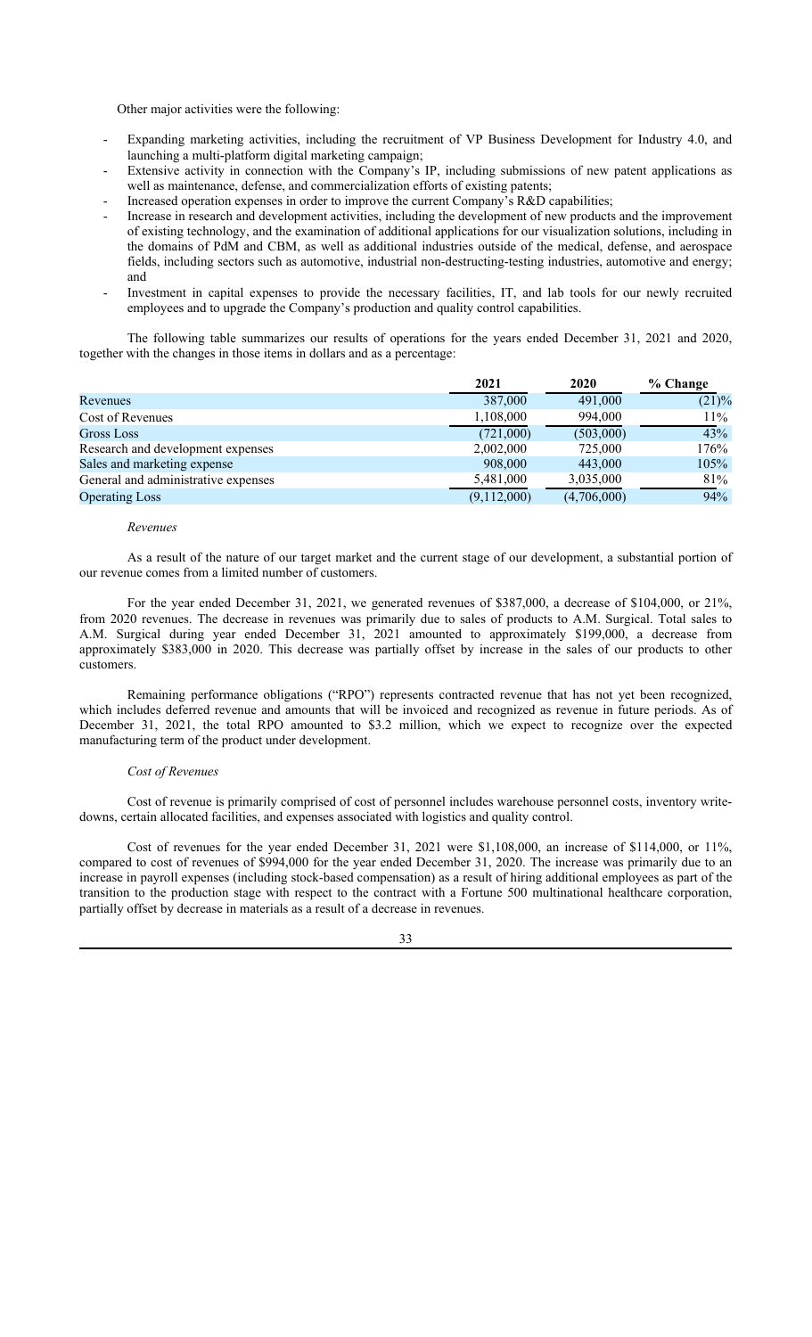Other major activities were the following:

- Expanding marketing activities, including the recruitment of VP Business Development for Industry 4.0, and launching a multi-platform digital marketing campaign;
- Extensive activity in connection with the Company's IP, including submissions of new patent applications as well as maintenance, defense, and commercialization efforts of existing patents;
- Increased operation expenses in order to improve the current Company's R&D capabilities;
- Increase in research and development activities, including the development of new products and the improvement of existing technology, and the examination of additional applications for our visualization solutions, including in the domains of PdM and CBM, as well as additional industries outside of the medical, defense, and aerospace fields, including sectors such as automotive, industrial non-destructing-testing industries, automotive and energy; and
- Investment in capital expenses to provide the necessary facilities, IT, and lab tools for our newly recruited employees and to upgrade the Company's production and quality control capabilities.

The following table summarizes our results of operations for the years ended December 31, 2021 and 2020, together with the changes in those items in dollars and as a percentage:

| | 2021 | 2020 | % Change |
|---|---|---|---|
| Revenues | 387,000 | 491,000 | (21)% |
| Cost of Revenues | 1,108,000 | 994,000 | 11% |
| Gross Loss | (721,000) | (503,000) | 43% |
| Research and development expenses | 2,002,000 | 725,000 | 176% |
| Sales and marketing expense | 908,000 | 443,000 | 105% |
| General and administrative expenses | 5,481,000 | 3,035,000 | 81% |
| Operating Loss | (9,112,000) | (4,706,000) | 94% |

*Revenues*

As a result of the nature of our target market and the current stage of our development, a substantial portion of our revenue comes from a limited number of customers.

For the year ended December 31, 2021, we generated revenues of $387,000, a decrease of $104,000, or 21%, from 2020 revenues. The decrease in revenues was primarily due to sales of products to A.M. Surgical. Total sales to A.M. Surgical during year ended December 31, 2021 amounted to approximately $199,000, a decrease from approximately $383,000 in 2020. This decrease was partially offset by increase in the sales of our products to other customers.

Remaining performance obligations ("RPO") represents contracted revenue that has not yet been recognized, which includes deferred revenue and amounts that will be invoiced and recognized as revenue in future periods. As of December 31, 2021, the total RPO amounted to $3.2 million, which we expect to recognize over the expected manufacturing term of the product under development.

*Cost of Revenues*

Cost of revenue is primarily comprised of cost of personnel includes warehouse personnel costs, inventory write-downs, certain allocated facilities, and expenses associated with logistics and quality control.

Cost of revenues for the year ended December 31, 2021 were $1,108,000, an increase of $114,000, or 11%, compared to cost of revenues of $994,000 for the year ended December 31, 2020. The increase was primarily due to an increase in payroll expenses (including stock-based compensation) as a result of hiring additional employees as part of the transition to the production stage with respect to the contract with a Fortune 500 multinational healthcare corporation, partially offset by decrease in materials as a result of a decrease in revenues.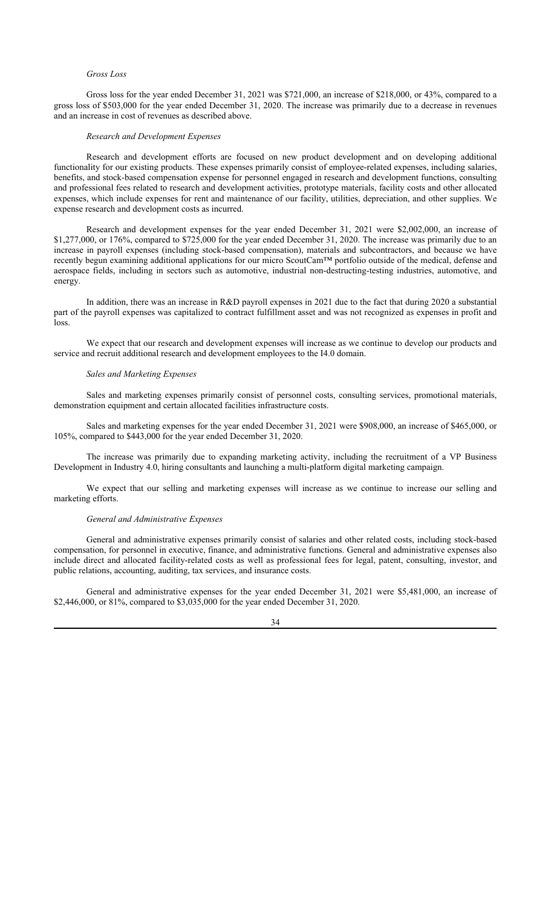*Gross Loss*

Gross loss for the year ended December 31, 2021 was $721,000, an increase of $218,000, or 43%, compared to a gross loss of $503,000 for the year ended December 31, 2020. The increase was primarily due to a decrease in revenues and an increase in cost of revenues as described above.

*Research and Development Expenses*

Research and development efforts are focused on new product development and on developing additional functionality for our existing products. These expenses primarily consist of employee-related expenses, including salaries, benefits, and stock-based compensation expense for personnel engaged in research and development functions, consulting and professional fees related to research and development activities, prototype materials, facility costs and other allocated expenses, which include expenses for rent and maintenance of our facility, utilities, depreciation, and other supplies. We expense research and development costs as incurred.

Research and development expenses for the year ended December 31, 2021 were $2,002,000, an increase of $1,277,000, or 176%, compared to $725,000 for the year ended December 31, 2020. The increase was primarily due to an increase in payroll expenses (including stock-based compensation), materials and subcontractors, and because we have recently begun examining additional applications for our micro ScoutCam™ portfolio outside of the medical, defense and aerospace fields, including in sectors such as automotive, industrial non-destructing-testing industries, automotive, and energy.

In addition, there was an increase in R&D payroll expenses in 2021 due to the fact that during 2020 a substantial part of the payroll expenses was capitalized to contract fulfillment asset and was not recognized as expenses in profit and loss.

We expect that our research and development expenses will increase as we continue to develop our products and service and recruit additional research and development employees to the I4.0 domain.

*Sales and Marketing Expenses*

Sales and marketing expenses primarily consist of personnel costs, consulting services, promotional materials, demonstration equipment and certain allocated facilities infrastructure costs.

Sales and marketing expenses for the year ended December 31, 2021 were $908,000, an increase of $465,000, or 105%, compared to $443,000 for the year ended December 31, 2020.

The increase was primarily due to expanding marketing activity, including the recruitment of a VP Business Development in Industry 4.0, hiring consultants and launching a multi-platform digital marketing campaign.

We expect that our selling and marketing expenses will increase as we continue to increase our selling and marketing efforts.

*General and Administrative Expenses*

General and administrative expenses primarily consist of salaries and other related costs, including stock-based compensation, for personnel in executive, finance, and administrative functions. General and administrative expenses also include direct and allocated facility-related costs as well as professional fees for legal, patent, consulting, investor, and public relations, accounting, auditing, tax services, and insurance costs.

General and administrative expenses for the year ended December 31, 2021 were $5,481,000, an increase of $2,446,000, or 81%, compared to $3,035,000 for the year ended December 31, 2020.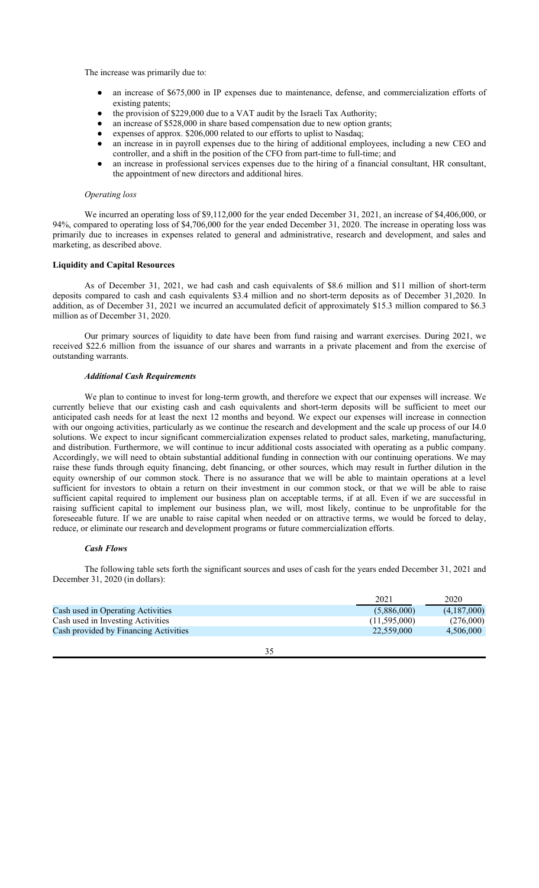The increase was primarily due to:

- an increase of $675,000 in IP expenses due to maintenance, defense, and commercialization efforts of existing patents;
- the provision of $229,000 due to a VAT audit by the Israeli Tax Authority;
- an increase of $528,000 in share based compensation due to new option grants;
- expenses of approx. $206,000 related to our efforts to uplist to Nasdaq;
- an increase in in payroll expenses due to the hiring of additional employees, including a new CEO and controller, and a shift in the position of the CFO from part-time to full-time; and
- an increase in professional services expenses due to the hiring of a financial consultant, HR consultant, the appointment of new directors and additional hires.

*Operating loss*

We incurred an operating loss of $9,112,000 for the year ended December 31, 2021, an increase of $4,406,000, or 94%, compared to operating loss of $4,706,000 for the year ended December 31, 2020. The increase in operating loss was primarily due to increases in expenses related to general and administrative, research and development, and sales and marketing, as described above.

**Liquidity and Capital Resources**

As of December 31, 2021, we had cash and cash equivalents of $8.6 million and $11 million of short-term deposits compared to cash and cash equivalents $3.4 million and no short-term deposits as of December 31,2020. In addition, as of December 31, 2021 we incurred an accumulated deficit of approximately $15.3 million compared to $6.3 million as of December 31, 2020.

Our primary sources of liquidity to date have been from fund raising and warrant exercises. During 2021, we received $22.6 million from the issuance of our shares and warrants in a private placement and from the exercise of outstanding warrants.

***Additional Cash Requirements***

We plan to continue to invest for long-term growth, and therefore we expect that our expenses will increase. We currently believe that our existing cash and cash equivalents and short-term deposits will be sufficient to meet our anticipated cash needs for at least the next 12 months and beyond. We expect our expenses will increase in connection with our ongoing activities, particularly as we continue the research and development and the scale up process of our I4.0 solutions. We expect to incur significant commercialization expenses related to product sales, marketing, manufacturing, and distribution. Furthermore, we will continue to incur additional costs associated with operating as a public company. Accordingly, we will need to obtain substantial additional funding in connection with our continuing operations. We may raise these funds through equity financing, debt financing, or other sources, which may result in further dilution in the equity ownership of our common stock. There is no assurance that we will be able to maintain operations at a level sufficient for investors to obtain a return on their investment in our common stock, or that we will be able to raise sufficient capital required to implement our business plan on acceptable terms, if at all. Even if we are successful in raising sufficient capital to implement our business plan, we will, most likely, continue to be unprofitable for the foreseeable future. If we are unable to raise capital when needed or on attractive terms, we would be forced to delay, reduce, or eliminate our research and development programs or future commercialization efforts.

***Cash Flows***

The following table sets forth the significant sources and uses of cash for the years ended December 31, 2021 and December 31, 2020 (in dollars):

| | 2021 | 2020 |
|---|---|---|
| Cash used in Operating Activities | (5,886,000) | (4,187,000) |
| Cash used in Investing Activities | (11,595,000) | (276,000) |
| Cash provided by Financing Activities | 22,559,000 | 4,506,000 |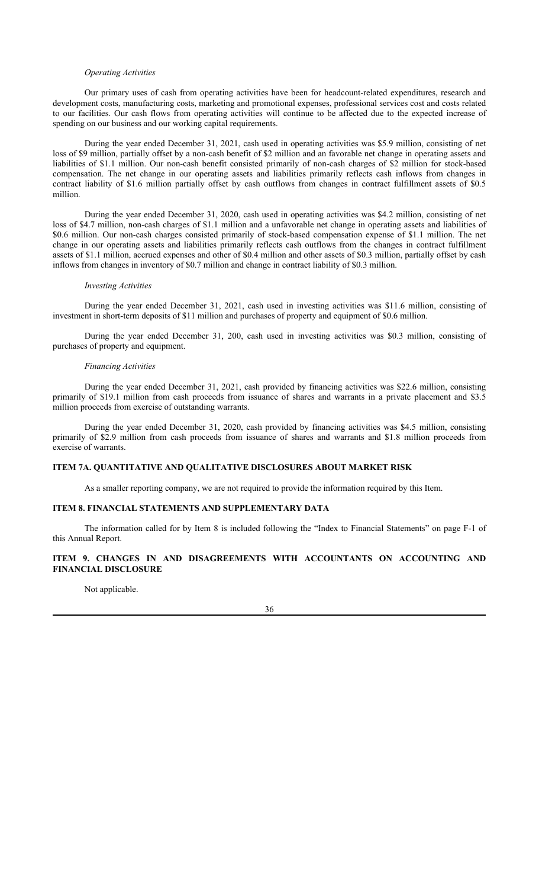*Operating Activities*

Our primary uses of cash from operating activities have been for headcount-related expenditures, research and development costs, manufacturing costs, marketing and promotional expenses, professional services cost and costs related to our facilities. Our cash flows from operating activities will continue to be affected due to the expected increase of spending on our business and our working capital requirements.

During the year ended December 31, 2021, cash used in operating activities was $5.9 million, consisting of net loss of $9 million, partially offset by a non-cash benefit of $2 million and an favorable net change in operating assets and liabilities of $1.1 million. Our non-cash benefit consisted primarily of non-cash charges of $2 million for stock-based compensation. The net change in our operating assets and liabilities primarily reflects cash inflows from changes in contract liability of $1.6 million partially offset by cash outflows from changes in contract fulfillment assets of $0.5 million.

During the year ended December 31, 2020, cash used in operating activities was $4.2 million, consisting of net loss of $4.7 million, non-cash charges of $1.1 million and a unfavorable net change in operating assets and liabilities of $0.6 million. Our non-cash charges consisted primarily of stock-based compensation expense of $1.1 million. The net change in our operating assets and liabilities primarily reflects cash outflows from the changes in contract fulfillment assets of $1.1 million, accrued expenses and other of $0.4 million and other assets of $0.3 million, partially offset by cash inflows from changes in inventory of $0.7 million and change in contract liability of $0.3 million.

*Investing Activities*

During the year ended December 31, 2021, cash used in investing activities was $11.6 million, consisting of investment in short-term deposits of $11 million and purchases of property and equipment of $0.6 million.

During the year ended December 31, 200, cash used in investing activities was $0.3 million, consisting of purchases of property and equipment.

*Financing Activities*

During the year ended December 31, 2021, cash provided by financing activities was $22.6 million, consisting primarily of $19.1 million from cash proceeds from issuance of shares and warrants in a private placement and $3.5 million proceeds from exercise of outstanding warrants.

During the year ended December 31, 2020, cash provided by financing activities was $4.5 million, consisting primarily of $2.9 million from cash proceeds from issuance of shares and warrants and $1.8 million proceeds from exercise of warrants.

## ITEM 7A. QUANTITATIVE AND QUALITATIVE DISCLOSURES ABOUT MARKET RISK

As a smaller reporting company, we are not required to provide the information required by this Item.

## ITEM 8. FINANCIAL STATEMENTS AND SUPPLEMENTARY DATA

The information called for by Item 8 is included following the "Index to Financial Statements" on page F-1 of this Annual Report.

## ITEM 9. CHANGES IN AND DISAGREEMENTS WITH ACCOUNTANTS ON ACCOUNTING AND FINANCIAL DISCLOSURE

Not applicable.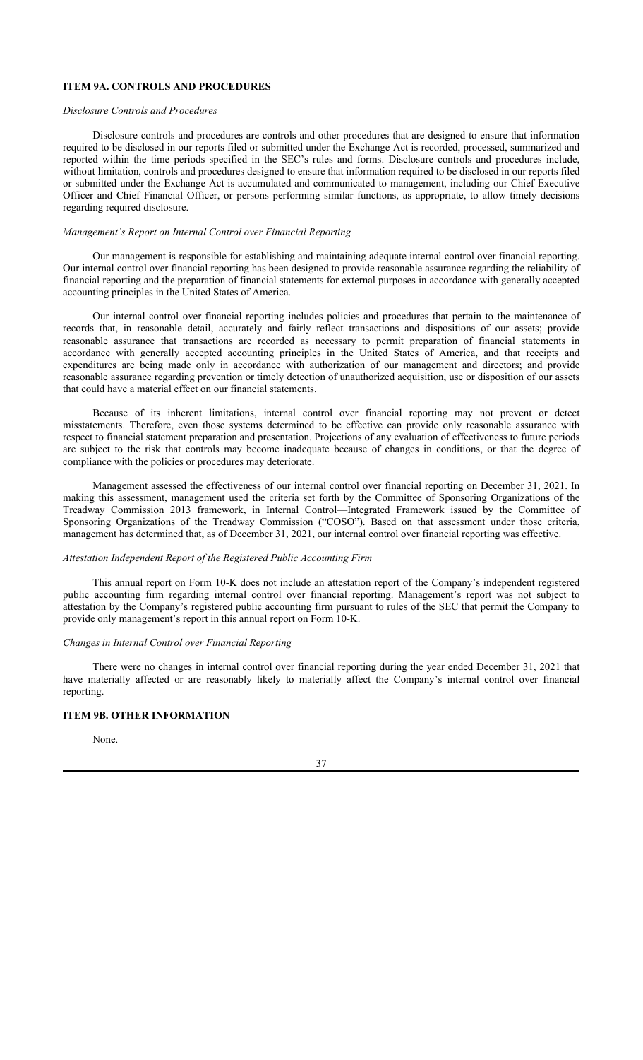### ITEM 9A. CONTROLS AND PROCEDURES

*Disclosure Controls and Procedures*

Disclosure controls and procedures are controls and other procedures that are designed to ensure that information required to be disclosed in our reports filed or submitted under the Exchange Act is recorded, processed, summarized and reported within the time periods specified in the SEC's rules and forms. Disclosure controls and procedures include, without limitation, controls and procedures designed to ensure that information required to be disclosed in our reports filed or submitted under the Exchange Act is accumulated and communicated to management, including our Chief Executive Officer and Chief Financial Officer, or persons performing similar functions, as appropriate, to allow timely decisions regarding required disclosure.

*Management's Report on Internal Control over Financial Reporting*

Our management is responsible for establishing and maintaining adequate internal control over financial reporting. Our internal control over financial reporting has been designed to provide reasonable assurance regarding the reliability of financial reporting and the preparation of financial statements for external purposes in accordance with generally accepted accounting principles in the United States of America.

Our internal control over financial reporting includes policies and procedures that pertain to the maintenance of records that, in reasonable detail, accurately and fairly reflect transactions and dispositions of our assets; provide reasonable assurance that transactions are recorded as necessary to permit preparation of financial statements in accordance with generally accepted accounting principles in the United States of America, and that receipts and expenditures are being made only in accordance with authorization of our management and directors; and provide reasonable assurance regarding prevention or timely detection of unauthorized acquisition, use or disposition of our assets that could have a material effect on our financial statements.

Because of its inherent limitations, internal control over financial reporting may not prevent or detect misstatements. Therefore, even those systems determined to be effective can provide only reasonable assurance with respect to financial statement preparation and presentation. Projections of any evaluation of effectiveness to future periods are subject to the risk that controls may become inadequate because of changes in conditions, or that the degree of compliance with the policies or procedures may deteriorate.

Management assessed the effectiveness of our internal control over financial reporting on December 31, 2021. In making this assessment, management used the criteria set forth by the Committee of Sponsoring Organizations of the Treadway Commission 2013 framework, in Internal Control—Integrated Framework issued by the Committee of Sponsoring Organizations of the Treadway Commission ("COSO"). Based on that assessment under those criteria, management has determined that, as of December 31, 2021, our internal control over financial reporting was effective.

*Attestation Independent Report of the Registered Public Accounting Firm*

This annual report on Form 10-K does not include an attestation report of the Company's independent registered public accounting firm regarding internal control over financial reporting. Management's report was not subject to attestation by the Company's registered public accounting firm pursuant to rules of the SEC that permit the Company to provide only management's report in this annual report on Form 10-K.

*Changes in Internal Control over Financial Reporting*

There were no changes in internal control over financial reporting during the year ended December 31, 2021 that have materially affected or are reasonably likely to materially affect the Company's internal control over financial reporting.

### ITEM 9B. OTHER INFORMATION

None.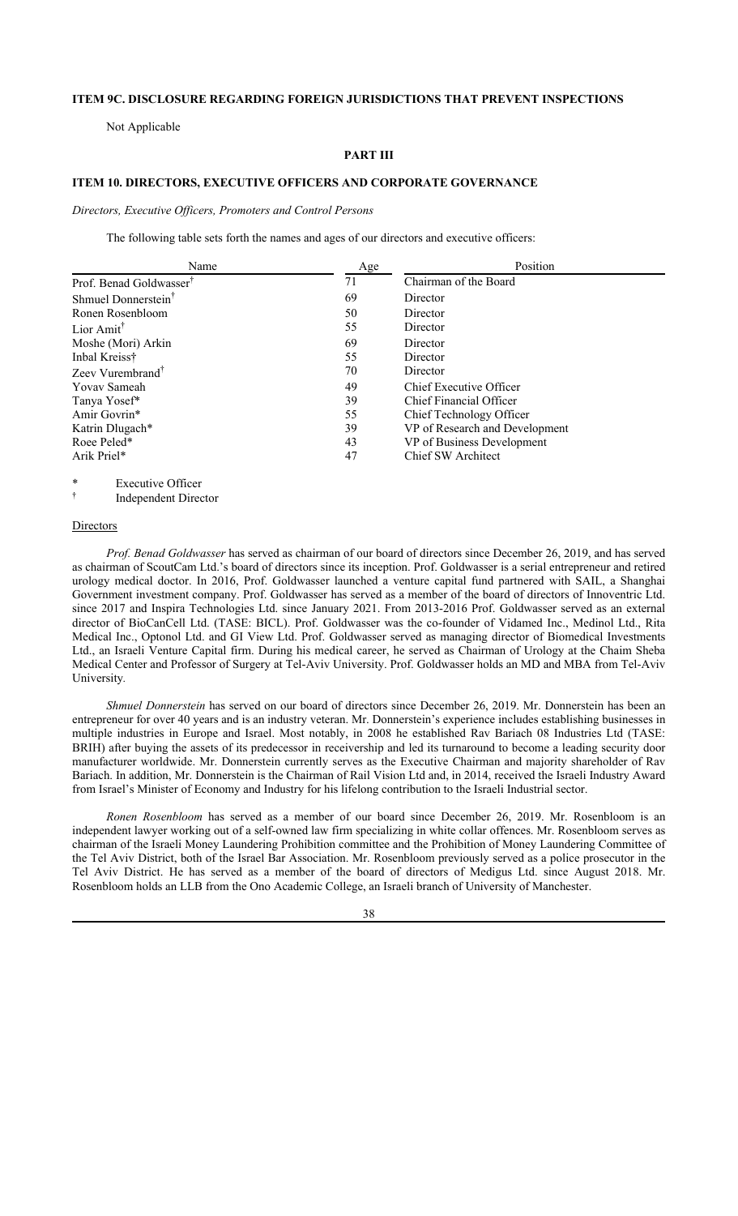## ITEM 9C. DISCLOSURE REGARDING FOREIGN JURISDICTIONS THAT PREVENT INSPECTIONS

Not Applicable

# PART III

## ITEM 10. DIRECTORS, EXECUTIVE OFFICERS AND CORPORATE GOVERNANCE

*Directors, Executive Officers, Promoters and Control Persons*

The following table sets forth the names and ages of our directors and executive officers:

| Name | Age | Position |
|---|---|---|
| Prof. Benad Goldwasser† | 71 | Chairman of the Board |
| Shmuel Donnerstein† | 69 | Director |
| Ronen Rosenbloom | 50 | Director |
| Lior Amit† | 55 | Director |
| Moshe (Mori) Arkin | 69 | Director |
| Inbal Kreiss† | 55 | Director |
| Zeev Vurembrand† | 70 | Director |
| Yovav Sameah | 49 | Chief Executive Officer |
| Tanya Yosef* | 39 | Chief Financial Officer |
| Amir Govrin* | 55 | Chief Technology Officer |
| Katrin Dlugach* | 39 | VP of Research and Development |
| Roee Peled* | 43 | VP of Business Development |
| Arik Priel* | 47 | Chief SW Architect |

\* Executive Officer

† Independent Director

Directors

*Prof. Benad Goldwasser* has served as chairman of our board of directors since December 26, 2019, and has served as chairman of ScoutCam Ltd.'s board of directors since its inception. Prof. Goldwasser is a serial entrepreneur and retired urology medical doctor. In 2016, Prof. Goldwasser launched a venture capital fund partnered with SAIL, a Shanghai Government investment company. Prof. Goldwasser has served as a member of the board of directors of Innoventric Ltd. since 2017 and Inspira Technologies Ltd. since January 2021. From 2013-2016 Prof. Goldwasser served as an external director of BioCanCell Ltd. (TASE: BICL). Prof. Goldwasser was the co-founder of Vidamed Inc., Medinol Ltd., Rita Medical Inc., Optonol Ltd. and GI View Ltd. Prof. Goldwasser served as managing director of Biomedical Investments Ltd., an Israeli Venture Capital firm. During his medical career, he served as Chairman of Urology at the Chaim Sheba Medical Center and Professor of Surgery at Tel-Aviv University. Prof. Goldwasser holds an MD and MBA from Tel-Aviv University.

*Shmuel Donnerstein* has served on our board of directors since December 26, 2019. Mr. Donnerstein has been an entrepreneur for over 40 years and is an industry veteran. Mr. Donnerstein's experience includes establishing businesses in multiple industries in Europe and Israel. Most notably, in 2008 he established Rav Bariach 08 Industries Ltd (TASE: BRIH) after buying the assets of its predecessor in receivership and led its turnaround to become a leading security door manufacturer worldwide. Mr. Donnerstein currently serves as the Executive Chairman and majority shareholder of Rav Bariach. In addition, Mr. Donnerstein is the Chairman of Rail Vision Ltd and, in 2014, received the Israeli Industry Award from Israel's Minister of Economy and Industry for his lifelong contribution to the Israeli Industrial sector.

*Ronen Rosenbloom* has served as a member of our board since December 26, 2019. Mr. Rosenbloom is an independent lawyer working out of a self-owned law firm specializing in white collar offences. Mr. Rosenbloom serves as chairman of the Israeli Money Laundering Prohibition committee and the Prohibition of Money Laundering Committee of the Tel Aviv District, both of the Israel Bar Association. Mr. Rosenbloom previously served as a police prosecutor in the Tel Aviv District. He has served as a member of the board of directors of Medigus Ltd. since August 2018. Mr. Rosenbloom holds an LLB from the Ono Academic College, an Israeli branch of University of Manchester.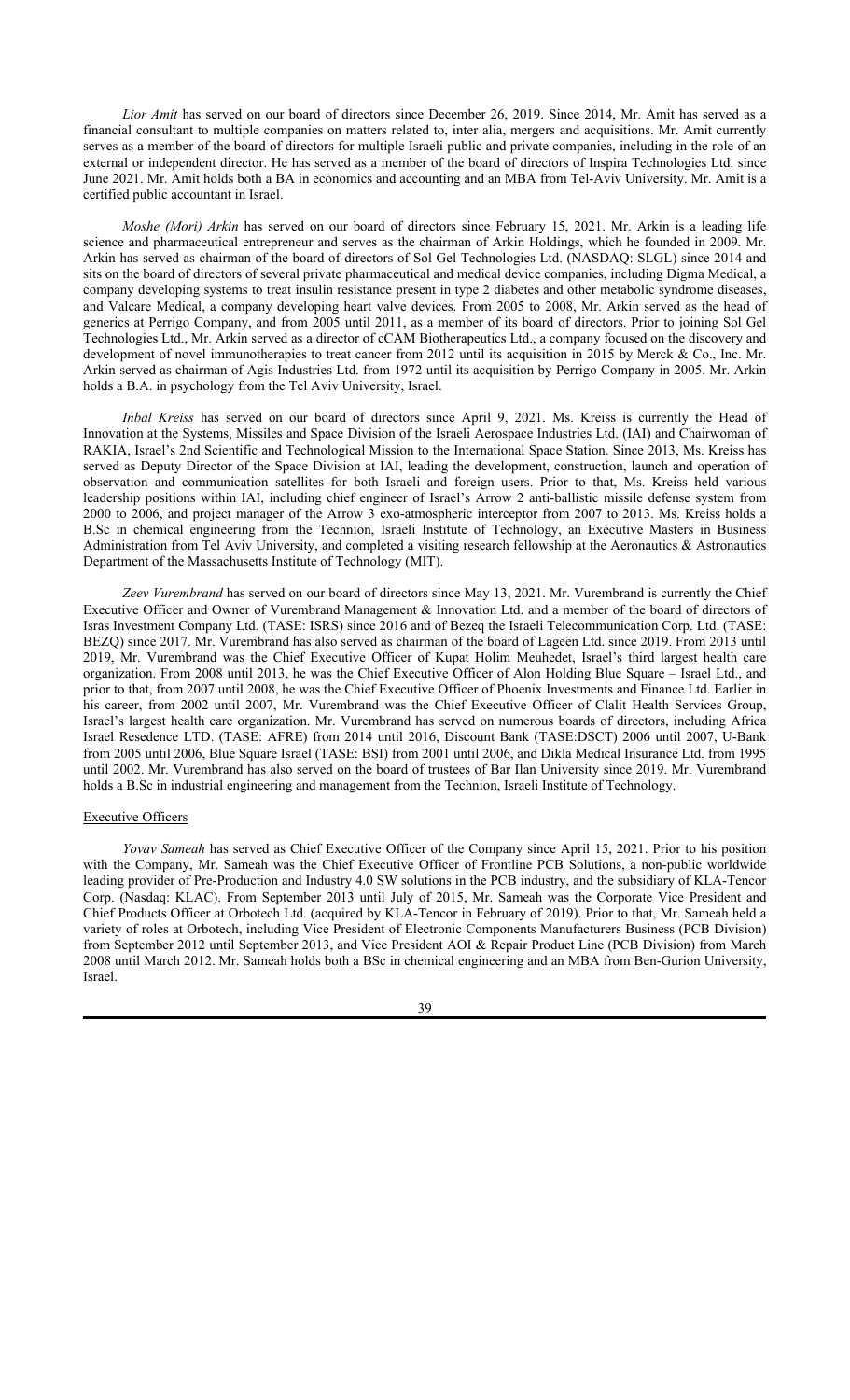*Lior Amit* has served on our board of directors since December 26, 2019. Since 2014, Mr. Amit has served as a financial consultant to multiple companies on matters related to, inter alia, mergers and acquisitions. Mr. Amit currently serves as a member of the board of directors for multiple Israeli public and private companies, including in the role of an external or independent director. He has served as a member of the board of directors of Inspira Technologies Ltd. since June 2021. Mr. Amit holds both a BA in economics and accounting and an MBA from Tel-Aviv University. Mr. Amit is a certified public accountant in Israel.

*Moshe (Mori) Arkin* has served on our board of directors since February 15, 2021. Mr. Arkin is a leading life science and pharmaceutical entrepreneur and serves as the chairman of Arkin Holdings, which he founded in 2009. Mr. Arkin has served as chairman of the board of directors of Sol Gel Technologies Ltd. (NASDAQ: SLGL) since 2014 and sits on the board of directors of several private pharmaceutical and medical device companies, including Digma Medical, a company developing systems to treat insulin resistance present in type 2 diabetes and other metabolic syndrome diseases, and Valcare Medical, a company developing heart valve devices. From 2005 to 2008, Mr. Arkin served as the head of generics at Perrigo Company, and from 2005 until 2011, as a member of its board of directors. Prior to joining Sol Gel Technologies Ltd., Mr. Arkin served as a director of cCAM Biotherapeutics Ltd., a company focused on the discovery and development of novel immunotherapies to treat cancer from 2012 until its acquisition in 2015 by Merck & Co., Inc. Mr. Arkin served as chairman of Agis Industries Ltd. from 1972 until its acquisition by Perrigo Company in 2005. Mr. Arkin holds a B.A. in psychology from the Tel Aviv University, Israel.

*Inbal Kreiss* has served on our board of directors since April 9, 2021. Ms. Kreiss is currently the Head of Innovation at the Systems, Missiles and Space Division of the Israeli Aerospace Industries Ltd. (IAI) and Chairwoman of RAKIA, Israel's 2nd Scientific and Technological Mission to the International Space Station. Since 2013, Ms. Kreiss has served as Deputy Director of the Space Division at IAI, leading the development, construction, launch and operation of observation and communication satellites for both Israeli and foreign users. Prior to that, Ms. Kreiss held various leadership positions within IAI, including chief engineer of Israel's Arrow 2 anti-ballistic missile defense system from 2000 to 2006, and project manager of the Arrow 3 exo-atmospheric interceptor from 2007 to 2013. Ms. Kreiss holds a B.Sc in chemical engineering from the Technion, Israeli Institute of Technology, an Executive Masters in Business Administration from Tel Aviv University, and completed a visiting research fellowship at the Aeronautics & Astronautics Department of the Massachusetts Institute of Technology (MIT).

*Zeev Vurembrand* has served on our board of directors since May 13, 2021. Mr. Vurembrand is currently the Chief Executive Officer and Owner of Vurembrand Management & Innovation Ltd. and a member of the board of directors of Isras Investment Company Ltd. (TASE: ISRS) since 2016 and of Bezeq the Israeli Telecommunication Corp. Ltd. (TASE: BEZQ) since 2017. Mr. Vurembrand has also served as chairman of the board of Lageen Ltd. since 2019. From 2013 until 2019, Mr. Vurembrand was the Chief Executive Officer of Kupat Holim Meuhedet, Israel's third largest health care organization. From 2008 until 2013, he was the Chief Executive Officer of Alon Holding Blue Square – Israel Ltd., and prior to that, from 2007 until 2008, he was the Chief Executive Officer of Phoenix Investments and Finance Ltd. Earlier in his career, from 2002 until 2007, Mr. Vurembrand was the Chief Executive Officer of Clalit Health Services Group, Israel's largest health care organization. Mr. Vurembrand has served on numerous boards of directors, including Africa Israel Resedence LTD. (TASE: AFRE) from 2014 until 2016, Discount Bank (TASE:DSCT) 2006 until 2007, U-Bank from 2005 until 2006, Blue Square Israel (TASE: BSI) from 2001 until 2006, and Dikla Medical Insurance Ltd. from 1995 until 2002. Mr. Vurembrand has also served on the board of trustees of Bar Ilan University since 2019. Mr. Vurembrand holds a B.Sc in industrial engineering and management from the Technion, Israeli Institute of Technology.

### Executive Officers

*Yovav Sameah* has served as Chief Executive Officer of the Company since April 15, 2021. Prior to his position with the Company, Mr. Sameah was the Chief Executive Officer of Frontline PCB Solutions, a non-public worldwide leading provider of Pre-Production and Industry 4.0 SW solutions in the PCB industry, and the subsidiary of KLA-Tencor Corp. (Nasdaq: KLAC). From September 2013 until July of 2015, Mr. Sameah was the Corporate Vice President and Chief Products Officer at Orbotech Ltd. (acquired by KLA-Tencor in February of 2019). Prior to that, Mr. Sameah held a variety of roles at Orbotech, including Vice President of Electronic Components Manufacturers Business (PCB Division) from September 2012 until September 2013, and Vice President AOI & Repair Product Line (PCB Division) from March 2008 until March 2012. Mr. Sameah holds both a BSc in chemical engineering and an MBA from Ben-Gurion University, Israel.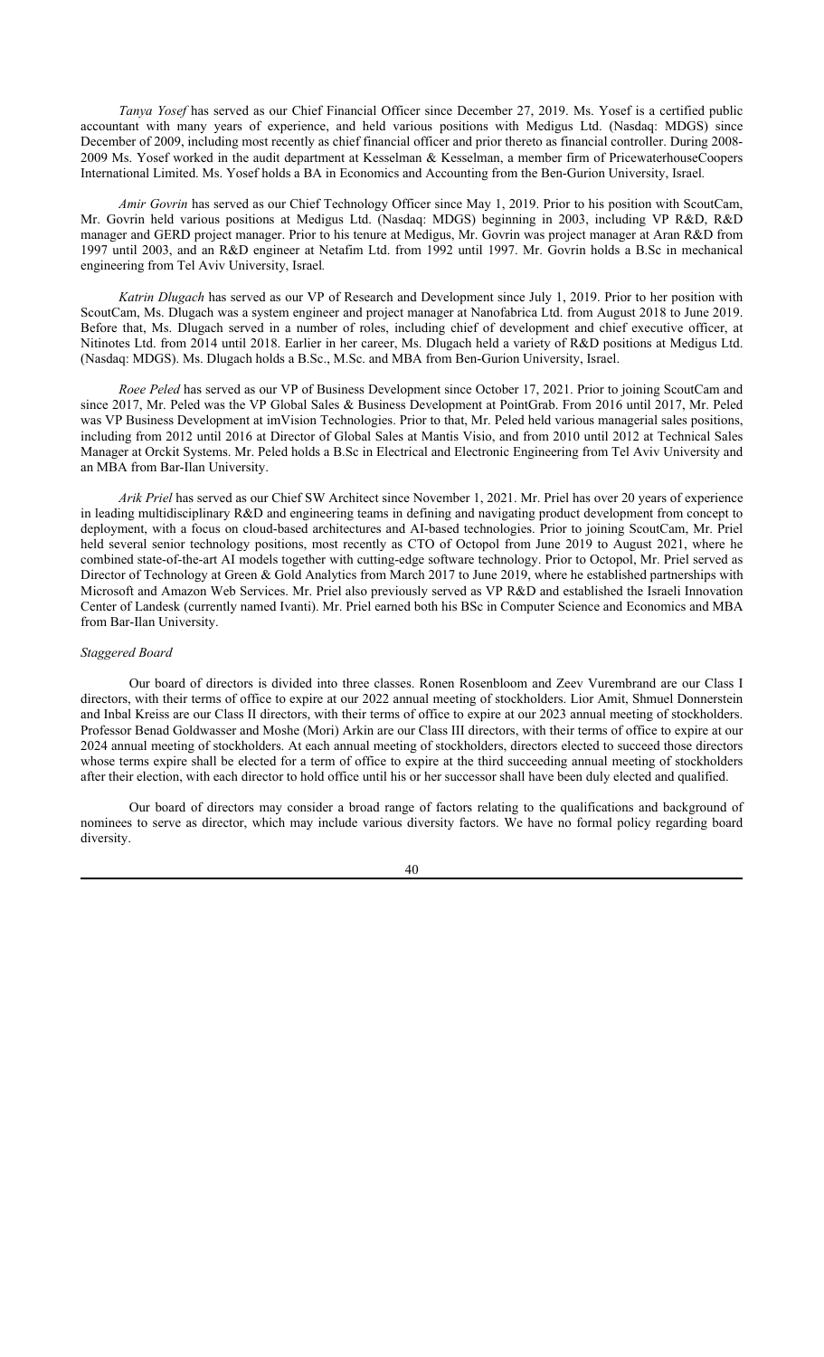*Tanya Yosef* has served as our Chief Financial Officer since December 27, 2019. Ms. Yosef is a certified public accountant with many years of experience, and held various positions with Medigus Ltd. (Nasdaq: MDGS) since December of 2009, including most recently as chief financial officer and prior thereto as financial controller. During 2008-2009 Ms. Yosef worked in the audit department at Kesselman & Kesselman, a member firm of PricewaterhouseCoopers International Limited. Ms. Yosef holds a BA in Economics and Accounting from the Ben-Gurion University, Israel.

*Amir Govrin* has served as our Chief Technology Officer since May 1, 2019. Prior to his position with ScoutCam, Mr. Govrin held various positions at Medigus Ltd. (Nasdaq: MDGS) beginning in 2003, including VP R&D, R&D manager and GERD project manager. Prior to his tenure at Medigus, Mr. Govrin was project manager at Aran R&D from 1997 until 2003, and an R&D engineer at Netafim Ltd. from 1992 until 1997. Mr. Govrin holds a B.Sc in mechanical engineering from Tel Aviv University, Israel.

*Katrin Dlugach* has served as our VP of Research and Development since July 1, 2019. Prior to her position with ScoutCam, Ms. Dlugach was a system engineer and project manager at Nanofabrica Ltd. from August 2018 to June 2019. Before that, Ms. Dlugach served in a number of roles, including chief of development and chief executive officer, at Nitinotes Ltd. from 2014 until 2018. Earlier in her career, Ms. Dlugach held a variety of R&D positions at Medigus Ltd. (Nasdaq: MDGS). Ms. Dlugach holds a B.Sc., M.Sc. and MBA from Ben-Gurion University, Israel.

*Roee Peled* has served as our VP of Business Development since October 17, 2021. Prior to joining ScoutCam and since 2017, Mr. Peled was the VP Global Sales & Business Development at PointGrab. From 2016 until 2017, Mr. Peled was VP Business Development at imVision Technologies. Prior to that, Mr. Peled held various managerial sales positions, including from 2012 until 2016 at Director of Global Sales at Mantis Visio, and from 2010 until 2012 at Technical Sales Manager at Orckit Systems. Mr. Peled holds a B.Sc in Electrical and Electronic Engineering from Tel Aviv University and an MBA from Bar-Ilan University.

*Arik Priel* has served as our Chief SW Architect since November 1, 2021. Mr. Priel has over 20 years of experience in leading multidisciplinary R&D and engineering teams in defining and navigating product development from concept to deployment, with a focus on cloud-based architectures and AI-based technologies. Prior to joining ScoutCam, Mr. Priel held several senior technology positions, most recently as CTO of Octopol from June 2019 to August 2021, where he combined state-of-the-art AI models together with cutting-edge software technology. Prior to Octopol, Mr. Priel served as Director of Technology at Green & Gold Analytics from March 2017 to June 2019, where he established partnerships with Microsoft and Amazon Web Services. Mr. Priel also previously served as VP R&D and established the Israeli Innovation Center of Landesk (currently named Ivanti). Mr. Priel earned both his BSc in Computer Science and Economics and MBA from Bar-Ilan University.

*Staggered Board*

Our board of directors is divided into three classes. Ronen Rosenbloom and Zeev Vurembrand are our Class I directors, with their terms of office to expire at our 2022 annual meeting of stockholders. Lior Amit, Shmuel Donnerstein and Inbal Kreiss are our Class II directors, with their terms of office to expire at our 2023 annual meeting of stockholders. Professor Benad Goldwasser and Moshe (Mori) Arkin are our Class III directors, with their terms of office to expire at our 2024 annual meeting of stockholders. At each annual meeting of stockholders, directors elected to succeed those directors whose terms expire shall be elected for a term of office to expire at the third succeeding annual meeting of stockholders after their election, with each director to hold office until his or her successor shall have been duly elected and qualified.

Our board of directors may consider a broad range of factors relating to the qualifications and background of nominees to serve as director, which may include various diversity factors. We have no formal policy regarding board diversity.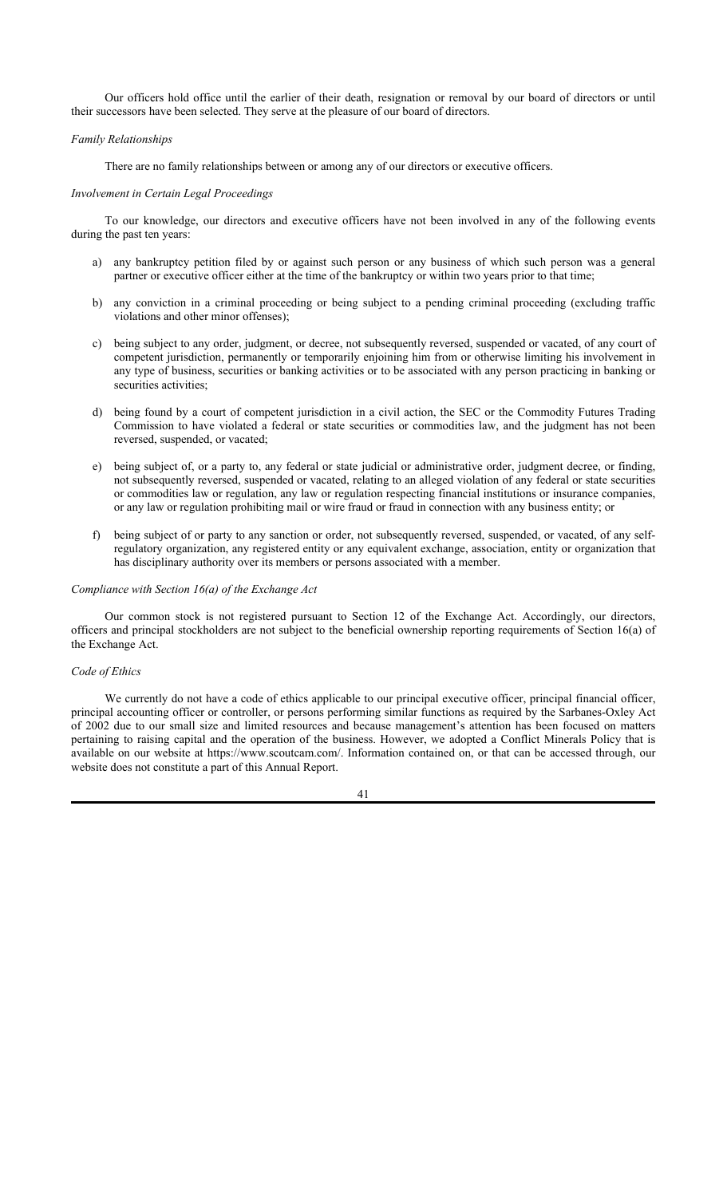Our officers hold office until the earlier of their death, resignation or removal by our board of directors or until their successors have been selected. They serve at the pleasure of our board of directors.

*Family Relationships*

There are no family relationships between or among any of our directors or executive officers.

*Involvement in Certain Legal Proceedings*

To our knowledge, our directors and executive officers have not been involved in any of the following events during the past ten years:

a) any bankruptcy petition filed by or against such person or any business of which such person was a general partner or executive officer either at the time of the bankruptcy or within two years prior to that time;

b) any conviction in a criminal proceeding or being subject to a pending criminal proceeding (excluding traffic violations and other minor offenses);

c) being subject to any order, judgment, or decree, not subsequently reversed, suspended or vacated, of any court of competent jurisdiction, permanently or temporarily enjoining him from or otherwise limiting his involvement in any type of business, securities or banking activities or to be associated with any person practicing in banking or securities activities;

d) being found by a court of competent jurisdiction in a civil action, the SEC or the Commodity Futures Trading Commission to have violated a federal or state securities or commodities law, and the judgment has not been reversed, suspended, or vacated;

e) being subject of, or a party to, any federal or state judicial or administrative order, judgment decree, or finding, not subsequently reversed, suspended or vacated, relating to an alleged violation of any federal or state securities or commodities law or regulation, any law or regulation respecting financial institutions or insurance companies, or any law or regulation prohibiting mail or wire fraud or fraud in connection with any business entity; or

f) being subject of or party to any sanction or order, not subsequently reversed, suspended, or vacated, of any self-regulatory organization, any registered entity or any equivalent exchange, association, entity or organization that has disciplinary authority over its members or persons associated with a member.

*Compliance with Section 16(a) of the Exchange Act*

Our common stock is not registered pursuant to Section 12 of the Exchange Act. Accordingly, our directors, officers and principal stockholders are not subject to the beneficial ownership reporting requirements of Section 16(a) of the Exchange Act.

*Code of Ethics*

We currently do not have a code of ethics applicable to our principal executive officer, principal financial officer, principal accounting officer or controller, or persons performing similar functions as required by the Sarbanes-Oxley Act of 2002 due to our small size and limited resources and because management's attention has been focused on matters pertaining to raising capital and the operation of the business. However, we adopted a Conflict Minerals Policy that is available on our website at https://www.scoutcam.com/. Information contained on, or that can be accessed through, our website does not constitute a part of this Annual Report.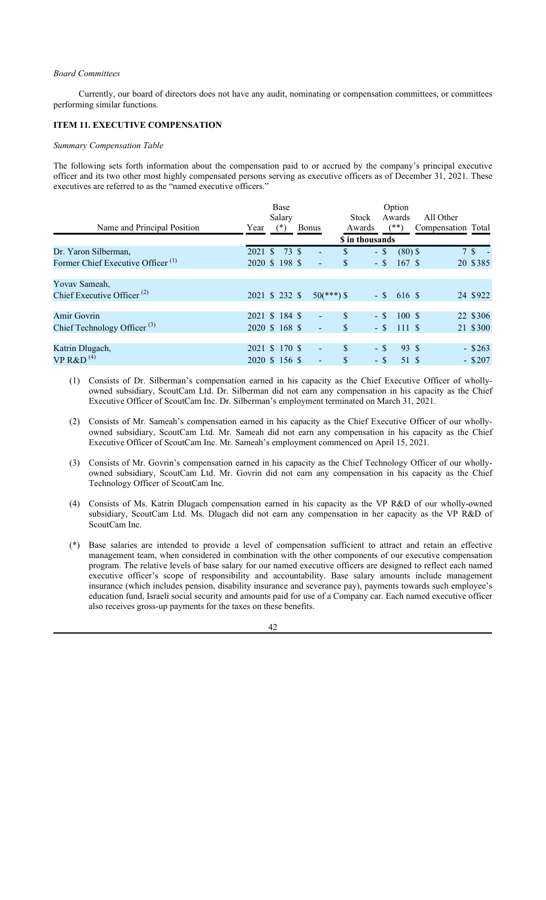*Board Committees*

Currently, our board of directors does not have any audit, nominating or compensation committees, or committees performing similar functions.

### ITEM 11. EXECUTIVE COMPENSATION

*Summary Compensation Table*

The following sets forth information about the compensation paid to or accrued by the company's principal executive officer and its two other most highly compensated persons serving as executive officers as of December 31, 2021. These executives are referred to as the "named executive officers."

| Name and Principal Position | Year | Base Salary (*) | Bonus | Stock Awards | Option Awards (**) | All Other Compensation | Total |
|---|---|---|---|---|---|---|---|
| | | \$ in thousands | | | | | |
| Dr. Yaron Silberman, | 2021 | \$ 73 | \$ - | \$ - | \$ (80) | \$ 7 | \$ - |
| Former Chief Executive Officer [(1)] | 2020 | \$ 198 | \$ - | \$ - | \$ 167 | \$ 20 | \$385 |
| Yovav Sameah, | | | | | | | |
| Chief Executive Officer [(2)] | 2021 | \$ 232 | \$ 50(***) | \$ - | \$ 616 | \$ 24 | \$922 |
| Amir Govrin | 2021 | \$ 184 | \$ - | \$ - | \$ 100 | \$ 22 | \$306 |
| Chief Technology Officer [(3)] | 2020 | \$ 168 | \$ - | \$ - | \$ 111 | \$ 21 | \$300 |
| Katrin Dlugach, | 2021 | \$ 170 | \$ - | \$ - | \$ 93 | \$ - | \$263 |
| VP R&D [(4)] | 2020 | \$ 156 | \$ - | \$ - | \$ 51 | \$ - | \$207 |

(1) Consists of Dr. Silberman's compensation earned in his capacity as the Chief Executive Officer of wholly-owned subsidiary, ScoutCam Ltd. Dr. Silberman did not earn any compensation in his capacity as the Chief Executive Officer of ScoutCam Inc. Dr. Silberman's employment terminated on March 31, 2021.

(2) Consists of Mr. Sameah's compensation earned in his capacity as the Chief Executive Officer of our wholly-owned subsidiary, ScoutCam Ltd. Mr. Sameah did not earn any compensation in his capacity as the Chief Executive Officer of ScoutCam Inc. Mr. Sameah's employment commenced on April 15, 2021.

(3) Consists of Mr. Govrin's compensation earned in his capacity as the Chief Technology Officer of our wholly-owned subsidiary, ScoutCam Ltd. Mr. Govrin did not earn any compensation in his capacity as the Chief Technology Officer of ScoutCam Inc.

(4) Consists of Ms. Katrin Dlugach compensation earned in his capacity as the VP R&D of our wholly-owned subsidiary, ScoutCam Ltd. Ms. Dlugach did not earn any compensation in her capacity as the VP R&D of ScoutCam Inc.

(*) Base salaries are intended to provide a level of compensation sufficient to attract and retain an effective management team, when considered in combination with the other components of our executive compensation program. The relative levels of base salary for our named executive officers are designed to reflect each named executive officer's scope of responsibility and accountability. Base salary amounts include management insurance (which includes pension, disability insurance and severance pay), payments towards such employee's education fund, Israeli social security and amounts paid for use of a Company car. Each named executive officer also receives gross-up payments for the taxes on these benefits.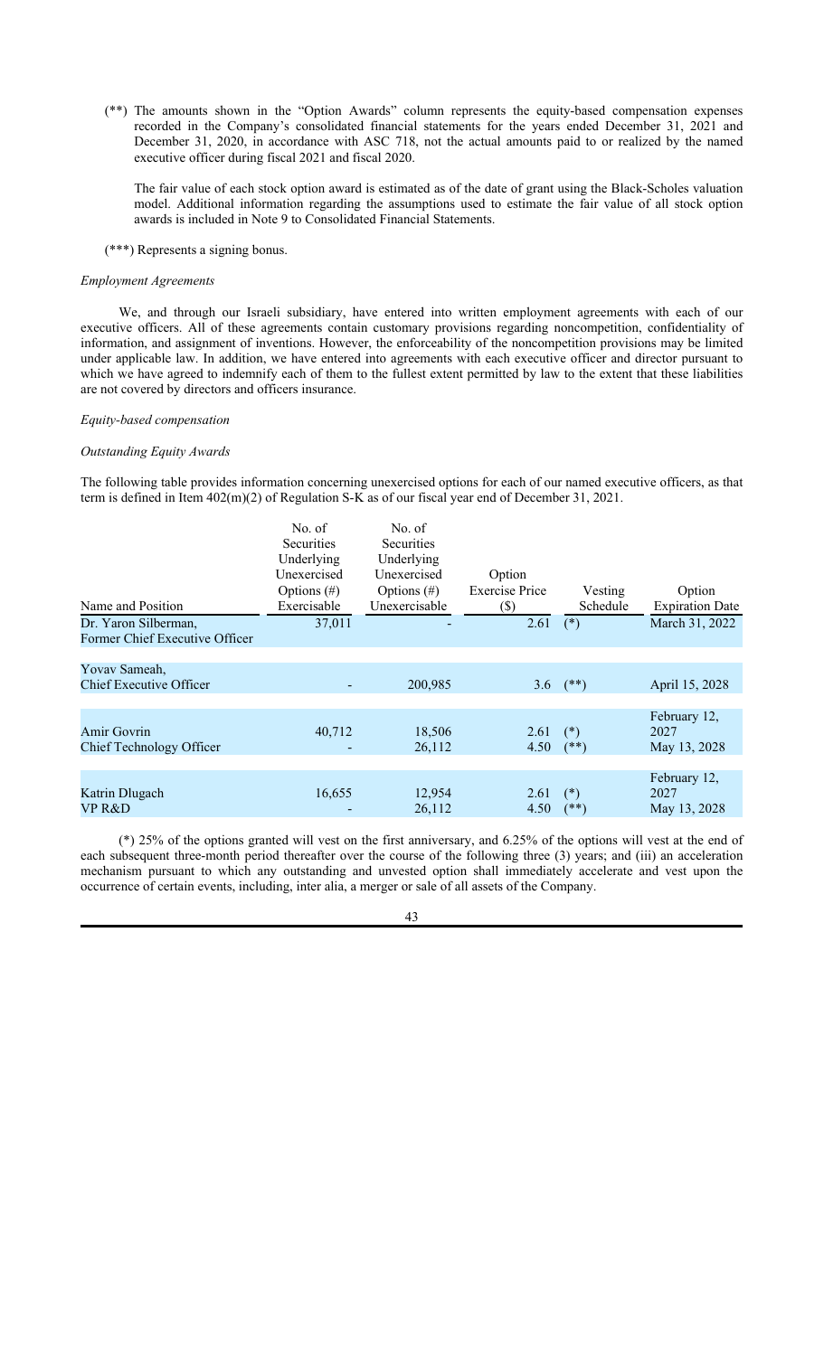(**) The amounts shown in the "Option Awards" column represents the equity-based compensation expenses recorded in the Company's consolidated financial statements for the years ended December 31, 2021 and December 31, 2020, in accordance with ASC 718, not the actual amounts paid to or realized by the named executive officer during fiscal 2021 and fiscal 2020.

The fair value of each stock option award is estimated as of the date of grant using the Black-Scholes valuation model. Additional information regarding the assumptions used to estimate the fair value of all stock option awards is included in Note 9 to Consolidated Financial Statements.

(***) Represents a signing bonus.

*Employment Agreements*

We, and through our Israeli subsidiary, have entered into written employment agreements with each of our executive officers. All of these agreements contain customary provisions regarding noncompetition, confidentiality of information, and assignment of inventions. However, the enforceability of the noncompetition provisions may be limited under applicable law. In addition, we have entered into agreements with each executive officer and director pursuant to which we have agreed to indemnify each of them to the fullest extent permitted by law to the extent that these liabilities are not covered by directors and officers insurance.

*Equity-based compensation*

*Outstanding Equity Awards*

The following table provides information concerning unexercised options for each of our named executive officers, as that term is defined in Item 402(m)(2) of Regulation S-K as of our fiscal year end of December 31, 2021.

| Name and Position | No. of Securities Underlying Unexercised Options (#) Exercisable | No. of Securities Underlying Unexercised Options (#) Unexercisable | Option Exercise Price ($) | Vesting Schedule | Option Expiration Date |
|---|---|---|---|---|---|
| Dr. Yaron Silberman, Former Chief Executive Officer | 37,011 | - | 2.61 | (*) | March 31, 2022 |
| Yovav Sameah, Chief Executive Officer | - | 200,985 | 3.6 | (**) | April 15, 2028 |
| Amir Govrin | 40,712 | 18,506 | 2.61 | (*) | February 12, 2027 |
| Chief Technology Officer | - | 26,112 | 4.50 | (**) | May 13, 2028 |
| Katrin Dlugach | 16,655 | 12,954 | 2.61 | (*) | February 12, 2027 |
| VP R&D | - | 26,112 | 4.50 | (**) | May 13, 2028 |

(*) 25% of the options granted will vest on the first anniversary, and 6.25% of the options will vest at the end of each subsequent three-month period thereafter over the course of the following three (3) years; and (iii) an acceleration mechanism pursuant to which any outstanding and unvested option shall immediately accelerate and vest upon the occurrence of certain events, including, inter alia, a merger or sale of all assets of the Company.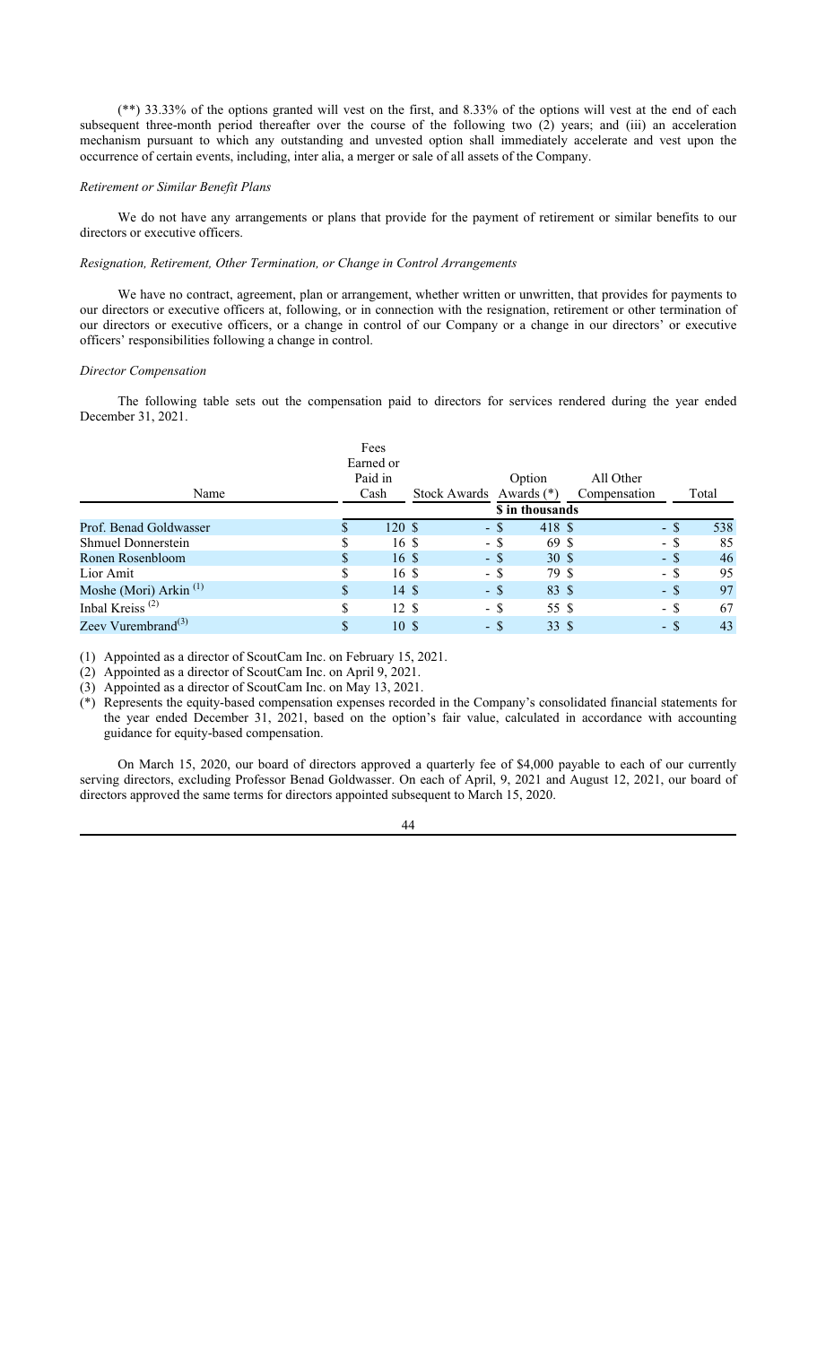(**) 33.33% of the options granted will vest on the first, and 8.33% of the options will vest at the end of each subsequent three-month period thereafter over the course of the following two (2) years; and (iii) an acceleration mechanism pursuant to which any outstanding and unvested option shall immediately accelerate and vest upon the occurrence of certain events, including, inter alia, a merger or sale of all assets of the Company.

*Retirement or Similar Benefit Plans*

We do not have any arrangements or plans that provide for the payment of retirement or similar benefits to our directors or executive officers.

*Resignation, Retirement, Other Termination, or Change in Control Arrangements*

We have no contract, agreement, plan or arrangement, whether written or unwritten, that provides for payments to our directors or executive officers at, following, or in connection with the resignation, retirement or other termination of our directors or executive officers, or a change in control of our Company or a change in our directors' or executive officers' responsibilities following a change in control.

*Director Compensation*

The following table sets out the compensation paid to directors for services rendered during the year ended December 31, 2021.

| Name | Fees Earned or Paid in Cash | Stock Awards | Option Awards (*) | All Other Compensation | Total |
|---|---|---|---|---|---|
| | | | $ in thousands | | |
| Prof. Benad Goldwasser | $ 120 | $ - | $ 418 | $ - | $ 538 |
| Shmuel Donnerstein | $ 16 | $ - | $ 69 | $ - | $ 85 |
| Ronen Rosenbloom | $ 16 | $ - | $ 30 | $ - | $ 46 |
| Lior Amit | $ 16 | $ - | $ 79 | $ - | $ 95 |
| Moshe (Mori) Arkin (1) | $ 14 | $ - | $ 83 | $ - | $ 97 |
| Inbal Kreiss (2) | $ 12 | $ - | $ 55 | $ - | $ 67 |
| Zeev Vurembrand(3) | $ 10 | $ - | $ 33 | $ - | $ 43 |

(1) Appointed as a director of ScoutCam Inc. on February 15, 2021.

(2) Appointed as a director of ScoutCam Inc. on April 9, 2021.

(3) Appointed as a director of ScoutCam Inc. on May 13, 2021.

(*) Represents the equity-based compensation expenses recorded in the Company's consolidated financial statements for the year ended December 31, 2021, based on the option's fair value, calculated in accordance with accounting guidance for equity-based compensation.

On March 15, 2020, our board of directors approved a quarterly fee of $4,000 payable to each of our currently serving directors, excluding Professor Benad Goldwasser. On each of April, 9, 2021 and August 12, 2021, our board of directors approved the same terms for directors appointed subsequent to March 15, 2020.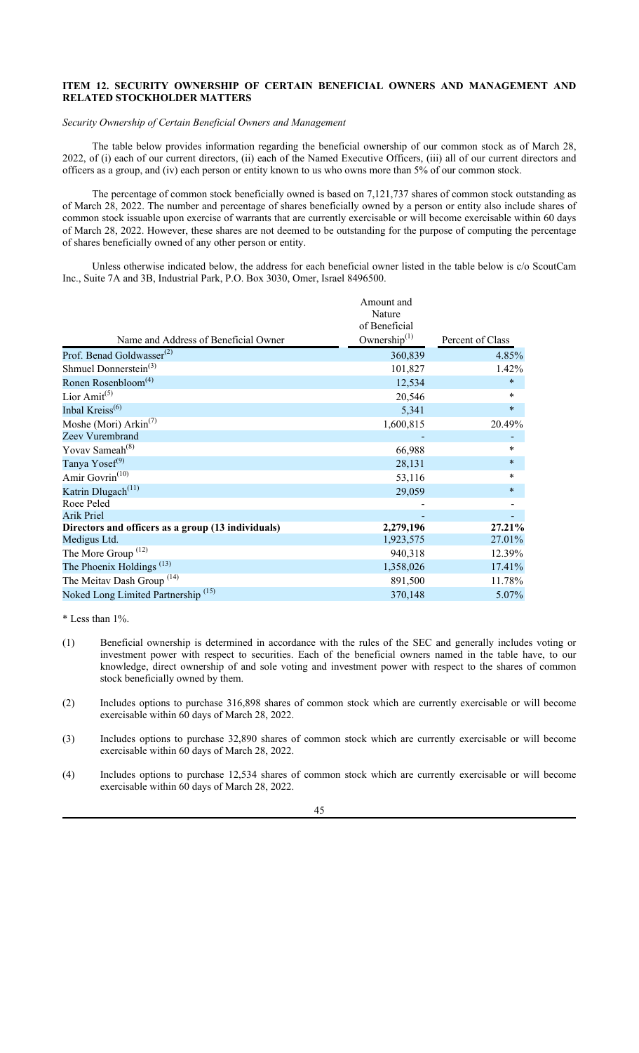## ITEM 12. SECURITY OWNERSHIP OF CERTAIN BENEFICIAL OWNERS AND MANAGEMENT AND RELATED STOCKHOLDER MATTERS

*Security Ownership of Certain Beneficial Owners and Management*

The table below provides information regarding the beneficial ownership of our common stock as of March 28, 2022, of (i) each of our current directors, (ii) each of the Named Executive Officers, (iii) all of our current directors and officers as a group, and (iv) each person or entity known to us who owns more than 5% of our common stock.

The percentage of common stock beneficially owned is based on 7,121,737 shares of common stock outstanding as of March 28, 2022. The number and percentage of shares beneficially owned by a person or entity also include shares of common stock issuable upon exercise of warrants that are currently exercisable or will become exercisable within 60 days of March 28, 2022. However, these shares are not deemed to be outstanding for the purpose of computing the percentage of shares beneficially owned of any other person or entity.

Unless otherwise indicated below, the address for each beneficial owner listed in the table below is c/o ScoutCam Inc., Suite 7A and 3B, Industrial Park, P.O. Box 3030, Omer, Israel 8496500.

| Name and Address of Beneficial Owner | Amount and Nature of Beneficial Ownership[1] | Percent of Class |
|---|---|---|
| Prof. Benad Goldwasser[2] | 360,839 | 4.85% |
| Shmuel Donnerstein[3] | 101,827 | 1.42% |
| Ronen Rosenbloom[4] | 12,534 | * |
| Lior Amit[5] | 20,546 | * |
| Inbal Kreiss[6] | 5,341 | * |
| Moshe (Mori) Arkin[7] | 1,600,815 | 20.49% |
| Zeev Vurembrand | - | - |
| Yovav Sameah[8] | 66,988 | * |
| Tanya Yosef[9] | 28,131 | * |
| Amir Govrin[10] | 53,116 | * |
| Katrin Dlugach[11] | 29,059 | * |
| Roee Peled | - | - |
| Arik Priel | - | - |
| **Directors and officers as a group (13 individuals)** | **2,279,196** | **27.21%** |
| Medigus Ltd. | 1,923,575 | 27.01% |
| The More Group [12] | 940,318 | 12.39% |
| The Phoenix Holdings [13] | 1,358,026 | 17.41% |
| The Meitav Dash Group [14] | 891,500 | 11.78% |
| Noked Long Limited Partnership [15] | 370,148 | 5.07% |

\* Less than 1%.

(1) Beneficial ownership is determined in accordance with the rules of the SEC and generally includes voting or investment power with respect to securities. Each of the beneficial owners named in the table have, to our knowledge, direct ownership of and sole voting and investment power with respect to the shares of common stock beneficially owned by them.

(2) Includes options to purchase 316,898 shares of common stock which are currently exercisable or will become exercisable within 60 days of March 28, 2022.

(3) Includes options to purchase 32,890 shares of common stock which are currently exercisable or will become exercisable within 60 days of March 28, 2022.

(4) Includes options to purchase 12,534 shares of common stock which are currently exercisable or will become exercisable within 60 days of March 28, 2022.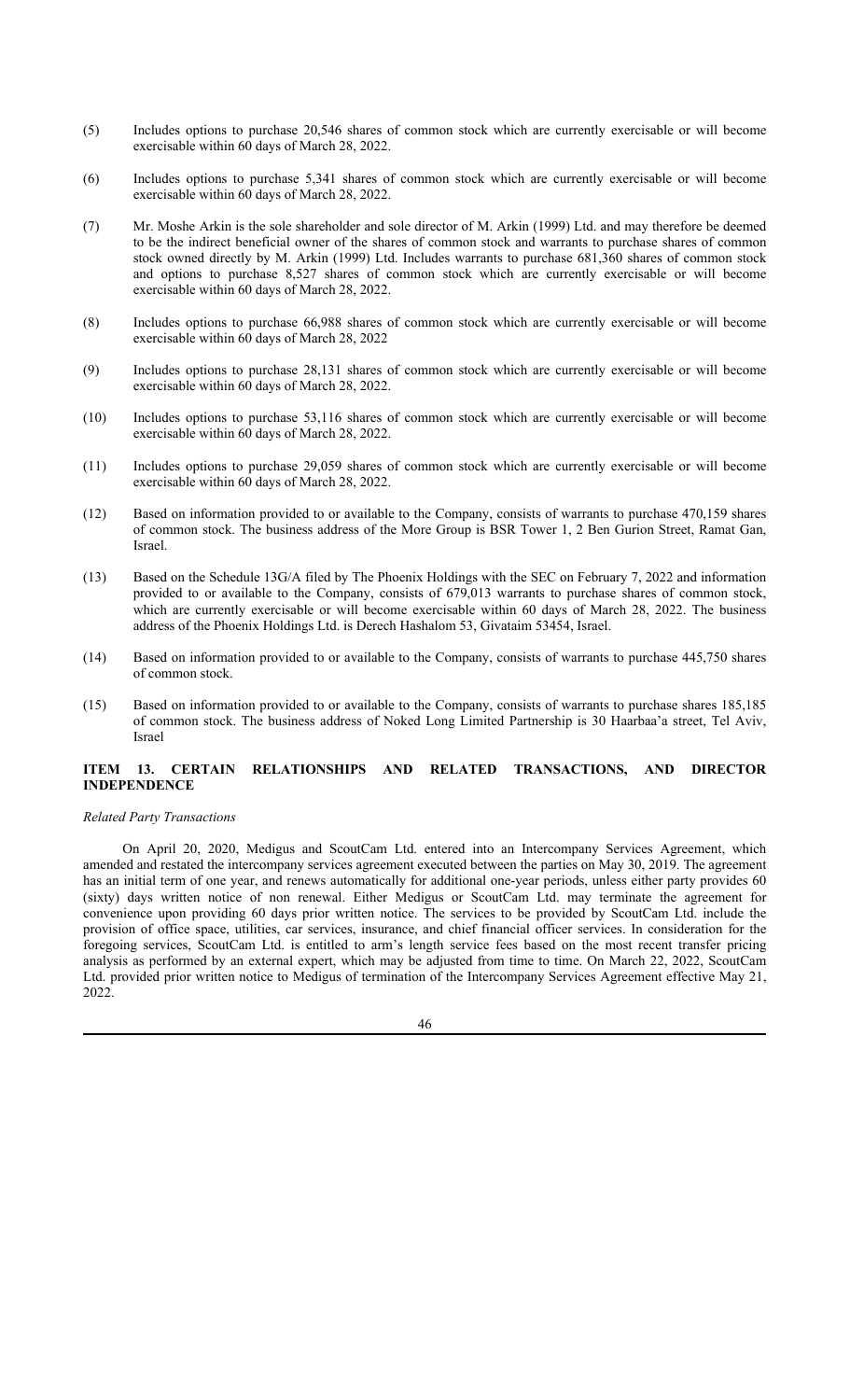(5) Includes options to purchase 20,546 shares of common stock which are currently exercisable or will become exercisable within 60 days of March 28, 2022.

(6) Includes options to purchase 5,341 shares of common stock which are currently exercisable or will become exercisable within 60 days of March 28, 2022.

(7) Mr. Moshe Arkin is the sole shareholder and sole director of M. Arkin (1999) Ltd. and may therefore be deemed to be the indirect beneficial owner of the shares of common stock and warrants to purchase shares of common stock owned directly by M. Arkin (1999) Ltd. Includes warrants to purchase 681,360 shares of common stock and options to purchase 8,527 shares of common stock which are currently exercisable or will become exercisable within 60 days of March 28, 2022.

(8) Includes options to purchase 66,988 shares of common stock which are currently exercisable or will become exercisable within 60 days of March 28, 2022

(9) Includes options to purchase 28,131 shares of common stock which are currently exercisable or will become exercisable within 60 days of March 28, 2022.

(10) Includes options to purchase 53,116 shares of common stock which are currently exercisable or will become exercisable within 60 days of March 28, 2022.

(11) Includes options to purchase 29,059 shares of common stock which are currently exercisable or will become exercisable within 60 days of March 28, 2022.

(12) Based on information provided to or available to the Company, consists of warrants to purchase 470,159 shares of common stock. The business address of the More Group is BSR Tower 1, 2 Ben Gurion Street, Ramat Gan, Israel.

(13) Based on the Schedule 13G/A filed by The Phoenix Holdings with the SEC on February 7, 2022 and information provided to or available to the Company, consists of 679,013 warrants to purchase shares of common stock, which are currently exercisable or will become exercisable within 60 days of March 28, 2022. The business address of the Phoenix Holdings Ltd. is Derech Hashalom 53, Givataim 53454, Israel.

(14) Based on information provided to or available to the Company, consists of warrants to purchase 445,750 shares of common stock.

(15) Based on information provided to or available to the Company, consists of warrants to purchase shares 185,185 of common stock. The business address of Noked Long Limited Partnership is 30 Haarbaa'a street, Tel Aviv, Israel

## ITEM 13. CERTAIN RELATIONSHIPS AND RELATED TRANSACTIONS, AND DIRECTOR INDEPENDENCE

*Related Party Transactions*

On April 20, 2020, Medigus and ScoutCam Ltd. entered into an Intercompany Services Agreement, which amended and restated the intercompany services agreement executed between the parties on May 30, 2019. The agreement has an initial term of one year, and renews automatically for additional one-year periods, unless either party provides 60 (sixty) days written notice of non renewal. Either Medigus or ScoutCam Ltd. may terminate the agreement for convenience upon providing 60 days prior written notice. The services to be provided by ScoutCam Ltd. include the provision of office space, utilities, car services, insurance, and chief financial officer services. In consideration for the foregoing services, ScoutCam Ltd. is entitled to arm's length service fees based on the most recent transfer pricing analysis as performed by an external expert, which may be adjusted from time to time. On March 22, 2022, ScoutCam Ltd. provided prior written notice to Medigus of termination of the Intercompany Services Agreement effective May 21, 2022.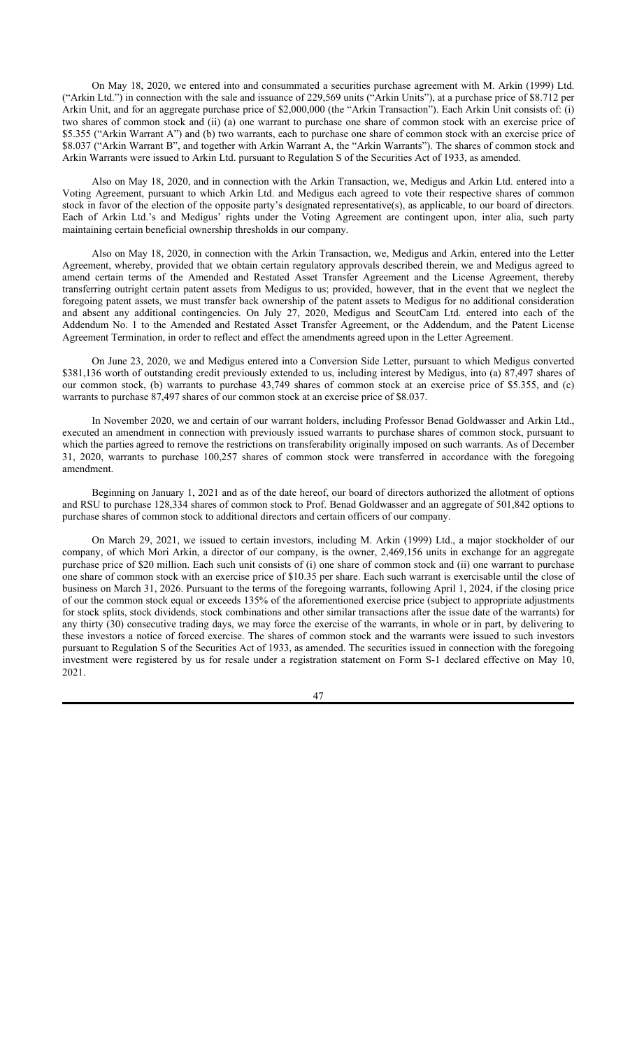On May 18, 2020, we entered into and consummated a securities purchase agreement with M. Arkin (1999) Ltd. ("Arkin Ltd.") in connection with the sale and issuance of 229,569 units ("Arkin Units"), at a purchase price of $8.712 per Arkin Unit, and for an aggregate purchase price of $2,000,000 (the "Arkin Transaction"). Each Arkin Unit consists of: (i) two shares of common stock and (ii) (a) one warrant to purchase one share of common stock with an exercise price of $5.355 ("Arkin Warrant A") and (b) two warrants, each to purchase one share of common stock with an exercise price of $8.037 ("Arkin Warrant B", and together with Arkin Warrant A, the "Arkin Warrants"). The shares of common stock and Arkin Warrants were issued to Arkin Ltd. pursuant to Regulation S of the Securities Act of 1933, as amended.

Also on May 18, 2020, and in connection with the Arkin Transaction, we, Medigus and Arkin Ltd. entered into a Voting Agreement, pursuant to which Arkin Ltd. and Medigus each agreed to vote their respective shares of common stock in favor of the election of the opposite party's designated representative(s), as applicable, to our board of directors. Each of Arkin Ltd.'s and Medigus' rights under the Voting Agreement are contingent upon, inter alia, such party maintaining certain beneficial ownership thresholds in our company.

Also on May 18, 2020, in connection with the Arkin Transaction, we, Medigus and Arkin, entered into the Letter Agreement, whereby, provided that we obtain certain regulatory approvals described therein, we and Medigus agreed to amend certain terms of the Amended and Restated Asset Transfer Agreement and the License Agreement, thereby transferring outright certain patent assets from Medigus to us; provided, however, that in the event that we neglect the foregoing patent assets, we must transfer back ownership of the patent assets to Medigus for no additional consideration and absent any additional contingencies. On July 27, 2020, Medigus and ScoutCam Ltd. entered into each of the Addendum No. 1 to the Amended and Restated Asset Transfer Agreement, or the Addendum, and the Patent License Agreement Termination, in order to reflect and effect the amendments agreed upon in the Letter Agreement.

On June 23, 2020, we and Medigus entered into a Conversion Side Letter, pursuant to which Medigus converted $381,136 worth of outstanding credit previously extended to us, including interest by Medigus, into (a) 87,497 shares of our common stock, (b) warrants to purchase 43,749 shares of common stock at an exercise price of $5.355, and (c) warrants to purchase 87,497 shares of our common stock at an exercise price of $8.037.

In November 2020, we and certain of our warrant holders, including Professor Benad Goldwasser and Arkin Ltd., executed an amendment in connection with previously issued warrants to purchase shares of common stock, pursuant to which the parties agreed to remove the restrictions on transferability originally imposed on such warrants. As of December 31, 2020, warrants to purchase 100,257 shares of common stock were transferred in accordance with the foregoing amendment.

Beginning on January 1, 2021 and as of the date hereof, our board of directors authorized the allotment of options and RSU to purchase 128,334 shares of common stock to Prof. Benad Goldwasser and an aggregate of 501,842 options to purchase shares of common stock to additional directors and certain officers of our company.

On March 29, 2021, we issued to certain investors, including M. Arkin (1999) Ltd., a major stockholder of our company, of which Mori Arkin, a director of our company, is the owner, 2,469,156 units in exchange for an aggregate purchase price of $20 million. Each such unit consists of (i) one share of common stock and (ii) one warrant to purchase one share of common stock with an exercise price of $10.35 per share. Each such warrant is exercisable until the close of business on March 31, 2026. Pursuant to the terms of the foregoing warrants, following April 1, 2024, if the closing price of our the common stock equal or exceeds 135% of the aforementioned exercise price (subject to appropriate adjustments for stock splits, stock dividends, stock combinations and other similar transactions after the issue date of the warrants) for any thirty (30) consecutive trading days, we may force the exercise of the warrants, in whole or in part, by delivering to these investors a notice of forced exercise. The shares of common stock and the warrants were issued to such investors pursuant to Regulation S of the Securities Act of 1933, as amended. The securities issued in connection with the foregoing investment were registered by us for resale under a registration statement on Form S-1 declared effective on May 10, 2021.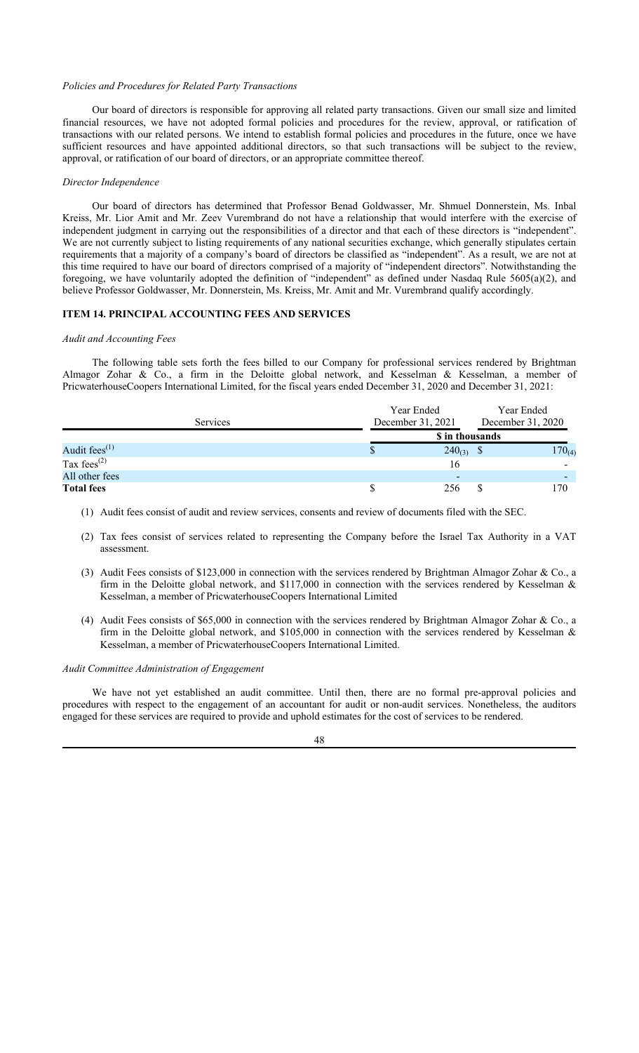*Policies and Procedures for Related Party Transactions*

Our board of directors is responsible for approving all related party transactions. Given our small size and limited financial resources, we have not adopted formal policies and procedures for the review, approval, or ratification of transactions with our related persons. We intend to establish formal policies and procedures in the future, once we have sufficient resources and have appointed additional directors, so that such transactions will be subject to the review, approval, or ratification of our board of directors, or an appropriate committee thereof.

*Director Independence*

Our board of directors has determined that Professor Benad Goldwasser, Mr. Shmuel Donnerstein, Ms. Inbal Kreiss, Mr. Lior Amit and Mr. Zeev Vurembrand do not have a relationship that would interfere with the exercise of independent judgment in carrying out the responsibilities of a director and that each of these directors is "independent". We are not currently subject to listing requirements of any national securities exchange, which generally stipulates certain requirements that a majority of a company's board of directors be classified as "independent". As a result, we are not at this time required to have our board of directors comprised of a majority of "independent directors". Notwithstanding the foregoing, we have voluntarily adopted the definition of "independent" as defined under Nasdaq Rule 5605(a)(2), and believe Professor Goldwasser, Mr. Donnerstein, Ms. Kreiss, Mr. Amit and Mr. Vurembrand qualify accordingly.

## ITEM 14. PRINCIPAL ACCOUNTING FEES AND SERVICES

*Audit and Accounting Fees*

The following table sets forth the fees billed to our Company for professional services rendered by Brightman Almagor Zohar & Co., a firm in the Deloitte global network, and Kesselman & Kesselman, a member of PricwaterhouseCoopers International Limited, for the fiscal years ended December 31, 2020 and December 31, 2021:

| Services | Year Ended December 31, 2021 | Year Ended December 31, 2020 |
|---|---|---|
| | $ in thousands | |
| Audit fees[(1)] | $ 240[(3)] | $ 170[(4)] |
| Tax fees[(2)] | 16 | - |
| All other fees | - | - |
| **Total fees** | $ 256 | $ 170 |

(1) Audit fees consist of audit and review services, consents and review of documents filed with the SEC.

(2) Tax fees consist of services related to representing the Company before the Israel Tax Authority in a VAT assessment.

(3) Audit Fees consists of $123,000 in connection with the services rendered by Brightman Almagor Zohar & Co., a firm in the Deloitte global network, and $117,000 in connection with the services rendered by Kesselman & Kesselman, a member of PricwaterhouseCoopers International Limited

(4) Audit Fees consists of $65,000 in connection with the services rendered by Brightman Almagor Zohar & Co., a firm in the Deloitte global network, and $105,000 in connection with the services rendered by Kesselman & Kesselman, a member of PricwaterhouseCoopers International Limited.

*Audit Committee Administration of Engagement*

We have not yet established an audit committee. Until then, there are no formal pre-approval policies and procedures with respect to the engagement of an accountant for audit or non-audit services. Nonetheless, the auditors engaged for these services are required to provide and uphold estimates for the cost of services to be rendered.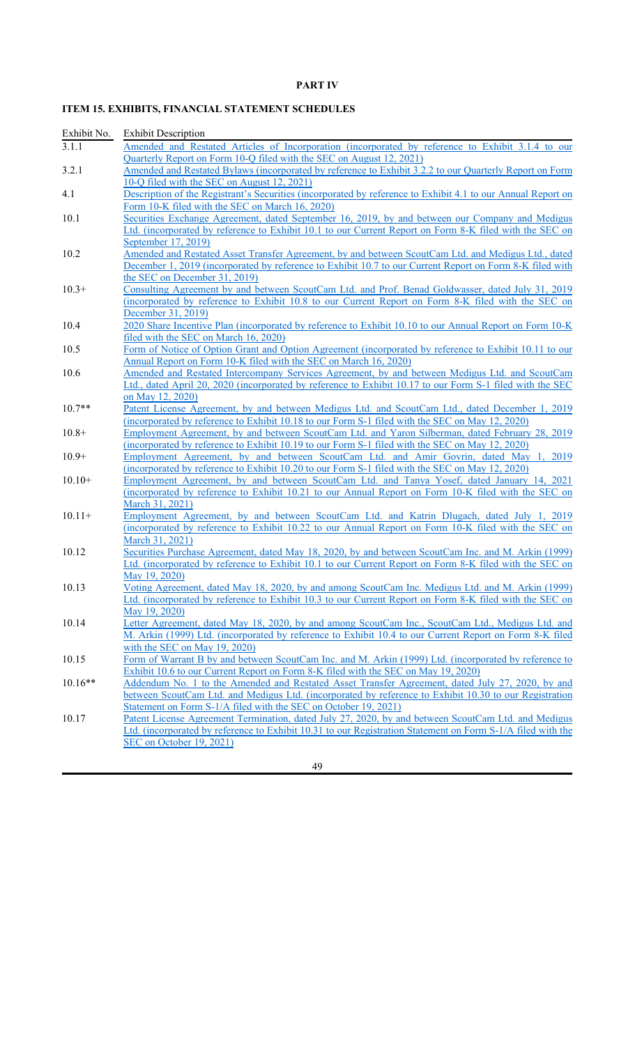## PART IV

## ITEM 15. EXHIBITS, FINANCIAL STATEMENT SCHEDULES

| Exhibit No. | Exhibit Description |
|---|---|
| 3.1.1 | Amended and Restated Articles of Incorporation (incorporated by reference to Exhibit 3.1.4 to our Quarterly Report on Form 10-Q filed with the SEC on August 12, 2021) |
| 3.2.1 | Amended and Restated Bylaws (incorporated by reference to Exhibit 3.2.2 to our Quarterly Report on Form 10-Q filed with the SEC on August 12, 2021) |
| 4.1 | Description of the Registrant's Securities (incorporated by reference to Exhibit 4.1 to our Annual Report on Form 10-K filed with the SEC on March 16, 2020) |
| 10.1 | Securities Exchange Agreement, dated September 16, 2019, by and between our Company and Medigus Ltd. (incorporated by reference to Exhibit 10.1 to our Current Report on Form 8-K filed with the SEC on September 17, 2019) |
| 10.2 | Amended and Restated Asset Transfer Agreement, by and between ScoutCam Ltd. and Medigus Ltd., dated December 1, 2019 (incorporated by reference to Exhibit 10.7 to our Current Report on Form 8-K filed with the SEC on December 31, 2019) |
| 10.3+ | Consulting Agreement by and between ScoutCam Ltd. and Prof. Benad Goldwasser, dated July 31, 2019 (incorporated by reference to Exhibit 10.8 to our Current Report on Form 8-K filed with the SEC on December 31, 2019) |
| 10.4 | 2020 Share Incentive Plan (incorporated by reference to Exhibit 10.10 to our Annual Report on Form 10-K filed with the SEC on March 16, 2020) |
| 10.5 | Form of Notice of Option Grant and Option Agreement (incorporated by reference to Exhibit 10.11 to our Annual Report on Form 10-K filed with the SEC on March 16, 2020) |
| 10.6 | Amended and Restated Intercompany Services Agreement, by and between Medigus Ltd. and ScoutCam Ltd., dated April 20, 2020 (incorporated by reference to Exhibit 10.17 to our Form S-1 filed with the SEC on May 12, 2020) |
| 10.7** | Patent License Agreement, by and between Medigus Ltd. and ScoutCam Ltd., dated December 1, 2019 (incorporated by reference to Exhibit 10.18 to our Form S-1 filed with the SEC on May 12, 2020) |
| 10.8+ | Employment Agreement, by and between ScoutCam Ltd. and Yaron Silberman, dated February 28, 2019 (incorporated by reference to Exhibit 10.19 to our Form S-1 filed with the SEC on May 12, 2020) |
| 10.9+ | Employment Agreement, by and between ScoutCam Ltd. and Amir Govrin, dated May 1, 2019 (incorporated by reference to Exhibit 10.20 to our Form S-1 filed with the SEC on May 12, 2020) |
| 10.10+ | Employment Agreement, by and between ScoutCam Ltd. and Tanya Yosef, dated January 14, 2021 (incorporated by reference to Exhibit 10.21 to our Annual Report on Form 10-K filed with the SEC on March 31, 2021) |
| 10.11+ | Employment Agreement, by and between ScoutCam Ltd. and Katrin Dlugach, dated July 1, 2019 (incorporated by reference to Exhibit 10.22 to our Annual Report on Form 10-K filed with the SEC on March 31, 2021) |
| 10.12 | Securities Purchase Agreement, dated May 18, 2020, by and between ScoutCam Inc. and M. Arkin (1999) Ltd. (incorporated by reference to Exhibit 10.1 to our Current Report on Form 8-K filed with the SEC on May 19, 2020) |
| 10.13 | Voting Agreement, dated May 18, 2020, by and among ScoutCam Inc. Medigus Ltd. and M. Arkin (1999) Ltd. (incorporated by reference to Exhibit 10.3 to our Current Report on Form 8-K filed with the SEC on May 19, 2020) |
| 10.14 | Letter Agreement, dated May 18, 2020, by and among ScoutCam Inc., ScoutCam Ltd., Medigus Ltd. and M. Arkin (1999) Ltd. (incorporated by reference to Exhibit 10.4 to our Current Report on Form 8-K filed with the SEC on May 19, 2020) |
| 10.15 | Form of Warrant B by and between ScoutCam Inc. and M. Arkin (1999) Ltd. (incorporated by reference to Exhibit 10.6 to our Current Report on Form 8-K filed with the SEC on May 19, 2020) |
| 10.16** | Addendum No. 1 to the Amended and Restated Asset Transfer Agreement, dated July 27, 2020, by and between ScoutCam Ltd. and Medigus Ltd. (incorporated by reference to Exhibit 10.30 to our Registration Statement on Form S-1/A filed with the SEC on October 19, 2021) |
| 10.17 | Patent License Agreement Termination, dated July 27, 2020, by and between ScoutCam Ltd. and Medigus Ltd. (incorporated by reference to Exhibit 10.31 to our Registration Statement on Form S-1/A filed with the SEC on October 19, 2021) |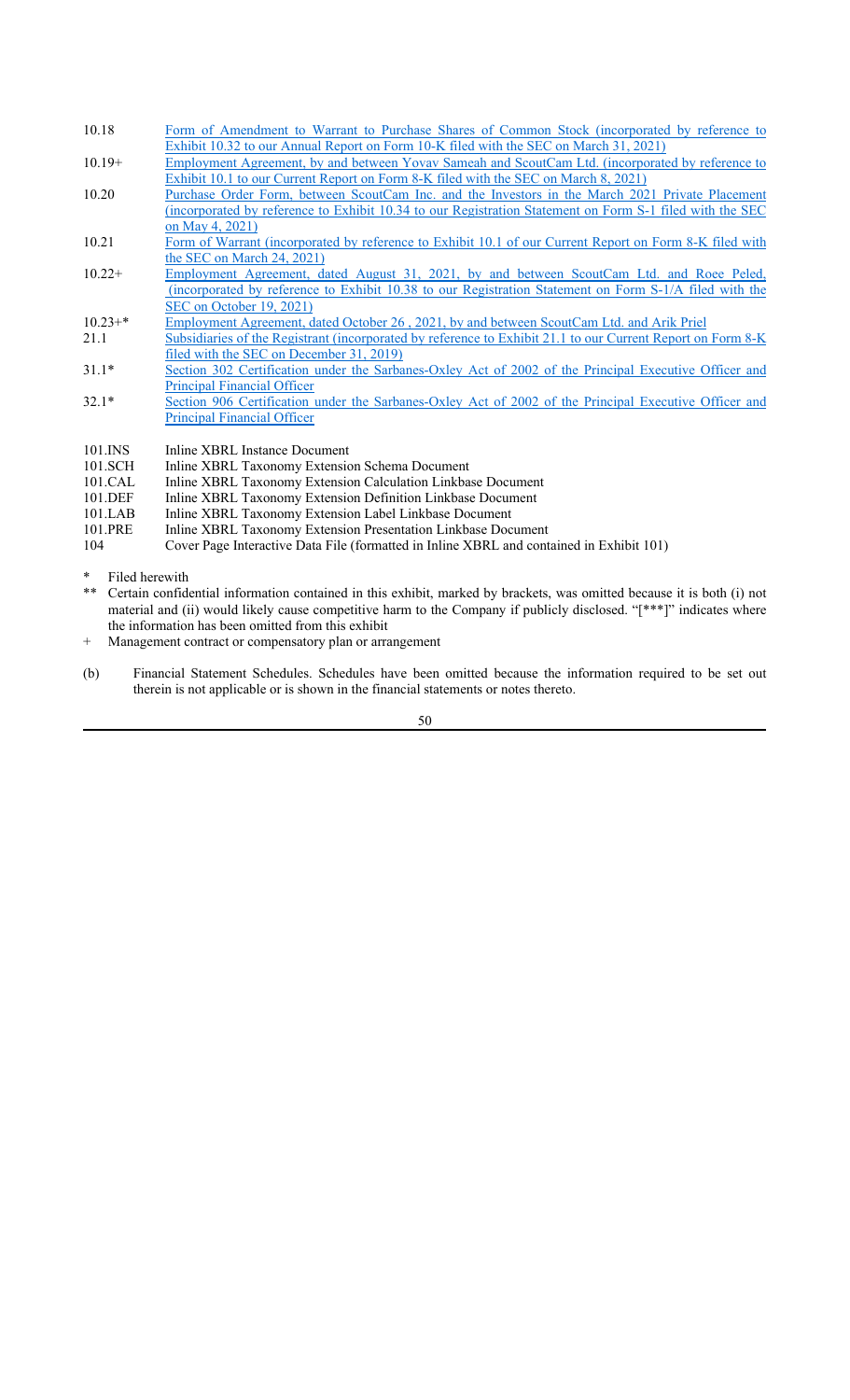| | |
|---|---|
| 10.18 | Form of Amendment to Warrant to Purchase Shares of Common Stock (incorporated by reference to Exhibit 10.32 to our Annual Report on Form 10-K filed with the SEC on March 31, 2021) |
| 10.19+ | Employment Agreement, by and between Yovav Sameah and ScoutCam Ltd. (incorporated by reference to Exhibit 10.1 to our Current Report on Form 8-K filed with the SEC on March 8, 2021) |
| 10.20 | Purchase Order Form, between ScoutCam Inc. and the Investors in the March 2021 Private Placement (incorporated by reference to Exhibit 10.34 to our Registration Statement on Form S-1 filed with the SEC on May 4, 2021) |
| 10.21 | Form of Warrant (incorporated by reference to Exhibit 10.1 of our Current Report on Form 8-K filed with the SEC on March 24, 2021) |
| 10.22+ | Employment Agreement, dated August 31, 2021, by and between ScoutCam Ltd. and Roee Peled, (incorporated by reference to Exhibit 10.38 to our Registration Statement on Form S-1/A filed with the SEC on October 19, 2021) |
| 10.23+* | Employment Agreement, dated October 26 , 2021, by and between ScoutCam Ltd. and Arik Priel |
| 21.1 | Subsidiaries of the Registrant (incorporated by reference to Exhibit 21.1 to our Current Report on Form 8-K filed with the SEC on December 31, 2019) |
| 31.1* | Section 302 Certification under the Sarbanes-Oxley Act of 2002 of the Principal Executive Officer and Principal Financial Officer |
| 32.1* | Section 906 Certification under the Sarbanes-Oxley Act of 2002 of the Principal Executive Officer and Principal Financial Officer |
| 101.INS | Inline XBRL Instance Document |
| 101.SCH | Inline XBRL Taxonomy Extension Schema Document |
| 101.CAL | Inline XBRL Taxonomy Extension Calculation Linkbase Document |
| 101.DEF | Inline XBRL Taxonomy Extension Definition Linkbase Document |
| 101.LAB | Inline XBRL Taxonomy Extension Label Linkbase Document |
| 101.PRE | Inline XBRL Taxonomy Extension Presentation Linkbase Document |
| 104 | Cover Page Interactive Data File (formatted in Inline XBRL and contained in Exhibit 101) |

\* Filed herewith

\*\* Certain confidential information contained in this exhibit, marked by brackets, was omitted because it is both (i) not material and (ii) would likely cause competitive harm to the Company if publicly disclosed. "[***]" indicates where the information has been omitted from this exhibit

\+ Management contract or compensatory plan or arrangement

(b) Financial Statement Schedules. Schedules have been omitted because the information required to be set out therein is not applicable or is shown in the financial statements or notes thereto.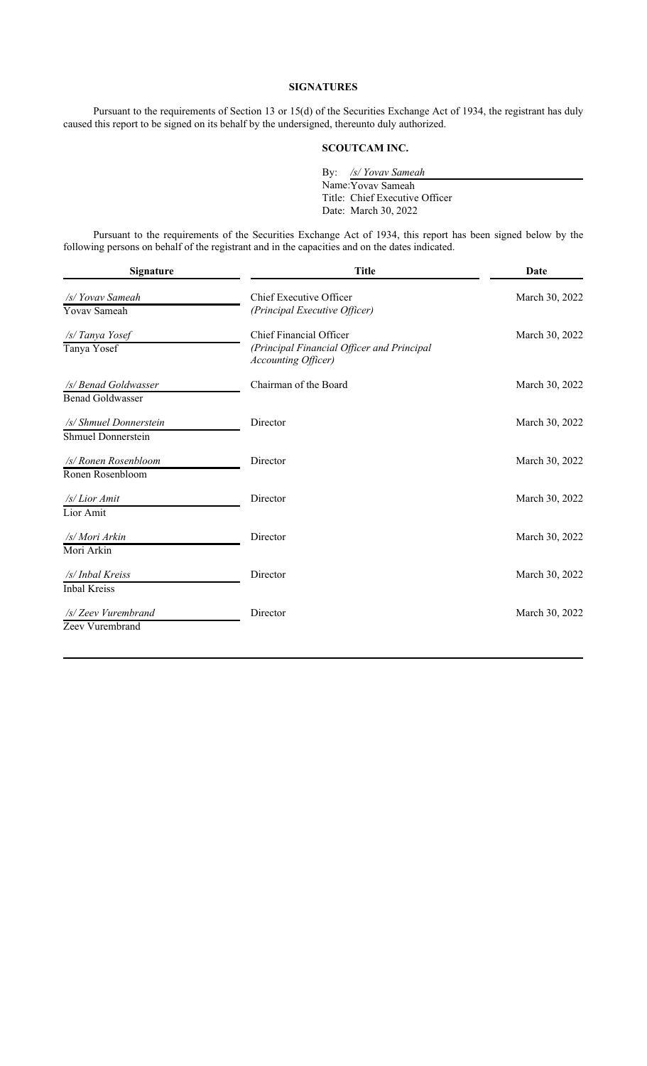## SIGNATURES

Pursuant to the requirements of Section 13 or 15(d) of the Securities Exchange Act of 1934, the registrant has duly caused this report to be signed on its behalf by the undersigned, thereunto duly authorized.

**SCOUTCAM INC.**

By: */s/ Yovav Sameah*
Name: Yovav Sameah
Title: Chief Executive Officer
Date: March 30, 2022

Pursuant to the requirements of the Securities Exchange Act of 1934, this report has been signed below by the following persons on behalf of the registrant and in the capacities and on the dates indicated.

| Signature | Title | Date |
|---|---|---|
| */s/ Yovav Sameah*<br>Yovav Sameah | Chief Executive Officer<br>*(Principal Executive Officer)* | March 30, 2022 |
| */s/ Tanya Yosef*<br>Tanya Yosef | Chief Financial Officer<br>*(Principal Financial Officer and Principal Accounting Officer)* | March 30, 2022 |
| */s/ Benad Goldwasser*<br>Benad Goldwasser | Chairman of the Board | March 30, 2022 |
| */s/ Shmuel Donnerstein*<br>Shmuel Donnerstein | Director | March 30, 2022 |
| */s/ Ronen Rosenbloom*<br>Ronen Rosenbloom | Director | March 30, 2022 |
| */s/ Lior Amit*<br>Lior Amit | Director | March 30, 2022 |
| */s/ Mori Arkin*<br>Mori Arkin | Director | March 30, 2022 |
| */s/ Inbal Kreiss*<br>Inbal Kreiss | Director | March 30, 2022 |
| */s/ Zeev Vurembrand*<br>Zeev Vurembrand | Director | March 30, 2022 |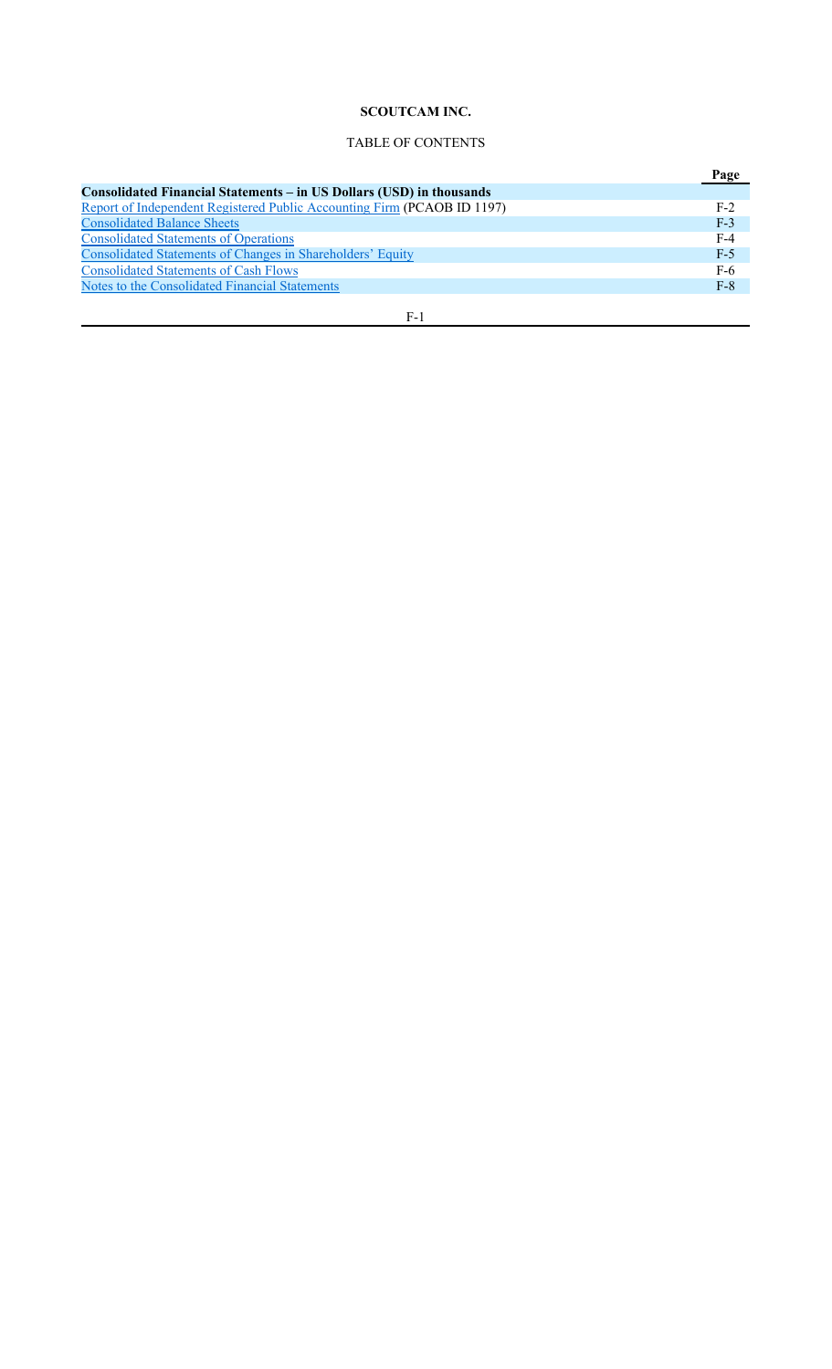**SCOUTCAM INC.**

TABLE OF CONTENTS

| | Page |
|---|---|
| **Consolidated Financial Statements – in US Dollars (USD) in thousands** | |
| Report of Independent Registered Public Accounting Firm (PCAOB ID 1197) | F-2 |
| Consolidated Balance Sheets | F-3 |
| Consolidated Statements of Operations | F-4 |
| Consolidated Statements of Changes in Shareholders' Equity | F-5 |
| Consolidated Statements of Cash Flows | F-6 |
| Notes to the Consolidated Financial Statements | F-8 |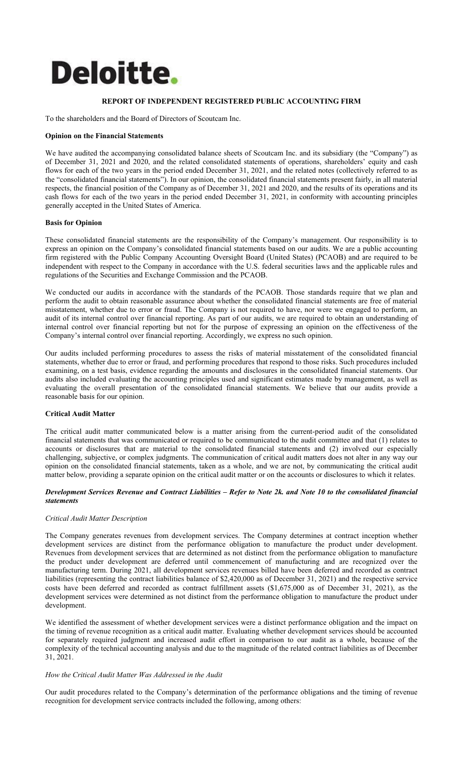**Deloitte.**

**REPORT OF INDEPENDENT REGISTERED PUBLIC ACCOUNTING FIRM**

To the shareholders and the Board of Directors of Scoutcam Inc.

**Opinion on the Financial Statements**

We have audited the accompanying consolidated balance sheets of Scoutcam Inc. and its subsidiary (the "Company") as of December 31, 2021 and 2020, and the related consolidated statements of operations, shareholders' equity and cash flows for each of the two years in the period ended December 31, 2021, and the related notes (collectively referred to as the "consolidated financial statements"). In our opinion, the consolidated financial statements present fairly, in all material respects, the financial position of the Company as of December 31, 2021 and 2020, and the results of its operations and its cash flows for each of the two years in the period ended December 31, 2021, in conformity with accounting principles generally accepted in the United States of America.

**Basis for Opinion**

These consolidated financial statements are the responsibility of the Company's management. Our responsibility is to express an opinion on the Company's consolidated financial statements based on our audits. We are a public accounting firm registered with the Public Company Accounting Oversight Board (United States) (PCAOB) and are required to be independent with respect to the Company in accordance with the U.S. federal securities laws and the applicable rules and regulations of the Securities and Exchange Commission and the PCAOB.

We conducted our audits in accordance with the standards of the PCAOB. Those standards require that we plan and perform the audit to obtain reasonable assurance about whether the consolidated financial statements are free of material misstatement, whether due to error or fraud. The Company is not required to have, nor were we engaged to perform, an audit of its internal control over financial reporting. As part of our audits, we are required to obtain an understanding of internal control over financial reporting but not for the purpose of expressing an opinion on the effectiveness of the Company's internal control over financial reporting. Accordingly, we express no such opinion.

Our audits included performing procedures to assess the risks of material misstatement of the consolidated financial statements, whether due to error or fraud, and performing procedures that respond to those risks. Such procedures included examining, on a test basis, evidence regarding the amounts and disclosures in the consolidated financial statements. Our audits also included evaluating the accounting principles used and significant estimates made by management, as well as evaluating the overall presentation of the consolidated financial statements. We believe that our audits provide a reasonable basis for our opinion.

**Critical Audit Matter**

The critical audit matter communicated below is a matter arising from the current-period audit of the consolidated financial statements that was communicated or required to be communicated to the audit committee and that (1) relates to accounts or disclosures that are material to the consolidated financial statements and (2) involved our especially challenging, subjective, or complex judgments. The communication of critical audit matters does not alter in any way our opinion on the consolidated financial statements, taken as a whole, and we are not, by communicating the critical audit matter below, providing a separate opinion on the critical audit matter or on the accounts or disclosures to which it relates.

***Development Services Revenue and Contract Liabilities – Refer to Note 2k. and Note 10 to the consolidated financial statements***

*Critical Audit Matter Description*

The Company generates revenues from development services. The Company determines at contract inception whether development services are distinct from the performance obligation to manufacture the product under development. Revenues from development services that are determined as not distinct from the performance obligation to manufacture the product under development are deferred until commencement of manufacturing and are recognized over the manufacturing term. During 2021, all development services revenues billed have been deferred and recorded as contract liabilities (representing the contract liabilities balance of $2,420,000 as of December 31, 2021) and the respective service costs have been deferred and recorded as contract fulfillment assets ($1,675,000 as of December 31, 2021), as the development services were determined as not distinct from the performance obligation to manufacture the product under development.

We identified the assessment of whether development services were a distinct performance obligation and the impact on the timing of revenue recognition as a critical audit matter. Evaluating whether development services should be accounted for separately required judgment and increased audit effort in comparison to our audit as a whole, because of the complexity of the technical accounting analysis and due to the magnitude of the related contract liabilities as of December 31, 2021.

*How the Critical Audit Matter Was Addressed in the Audit*

Our audit procedures related to the Company's determination of the performance obligations and the timing of revenue recognition for development service contracts included the following, among others: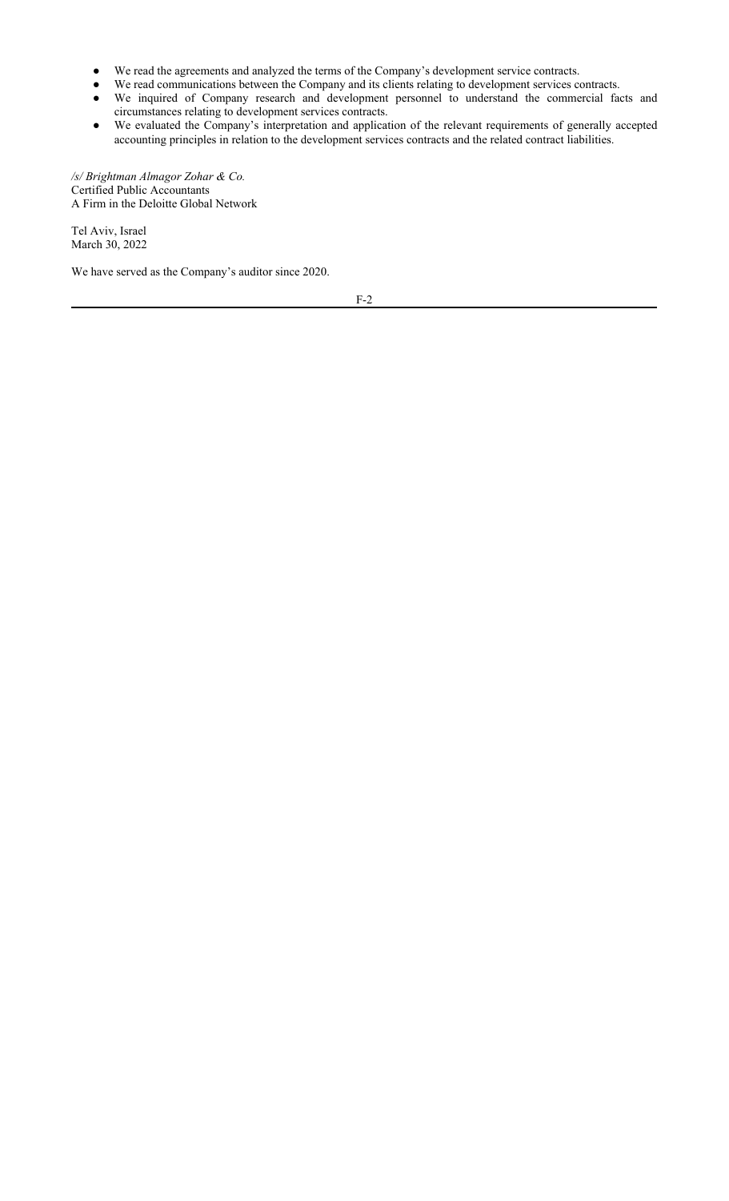- We read the agreements and analyzed the terms of the Company's development service contracts.
- We read communications between the Company and its clients relating to development services contracts.
- We inquired of Company research and development personnel to understand the commercial facts and circumstances relating to development services contracts.
- We evaluated the Company's interpretation and application of the relevant requirements of generally accepted accounting principles in relation to the development services contracts and the related contract liabilities.

*/s/ Brightman Almagor Zohar & Co.*
Certified Public Accountants
A Firm in the Deloitte Global Network

Tel Aviv, Israel
March 30, 2022

We have served as the Company's auditor since 2020.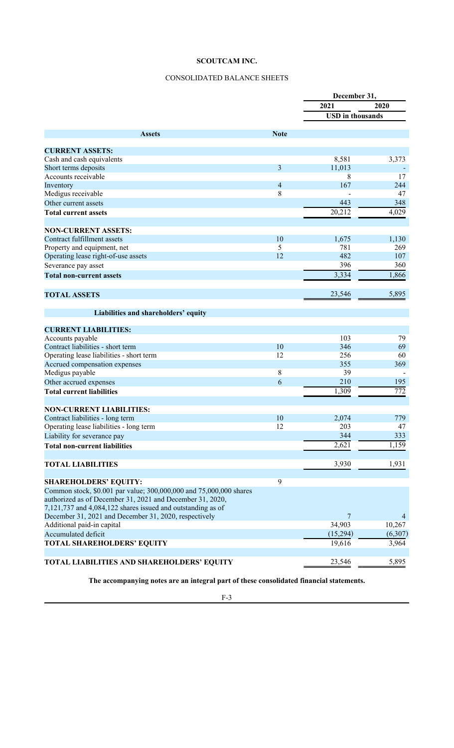# SCOUTCAM INC.

## CONSOLIDATED BALANCE SHEETS

| | Note | December 31, 2021 | December 31, 2020 |
|---|---|---|---|
| | | USD in thousands | |
| **Assets** | | | |
| **CURRENT ASSETS:** | | | |
| Cash and cash equivalents | | 8,581 | 3,373 |
| Short terms deposits | 3 | 11,013 | - |
| Accounts receivable | | 8 | 17 |
| Inventory | 4 | 167 | 244 |
| Medigus receivable | 8 | - | 47 |
| Other current assets | | 443 | 348 |
| **Total current assets** | | 20,212 | 4,029 |
| **NON-CURRENT ASSETS:** | | | |
| Contract fulfillment assets | 10 | 1,675 | 1,130 |
| Property and equipment, net | 5 | 781 | 269 |
| Operating lease right-of-use assets | 12 | 482 | 107 |
| Severance pay asset | | 396 | 360 |
| **Total non-current assets** | | 3,334 | 1,866 |
| **TOTAL ASSETS** | | 23,546 | 5,895 |
| **Liabilities and shareholders' equity** | | | |
| **CURRENT LIABILITIES:** | | | |
| Accounts payable | | 103 | 79 |
| Contract liabilities - short term | 10 | 346 | 69 |
| Operating lease liabilities - short term | 12 | 256 | 60 |
| Accrued compensation expenses | | 355 | 369 |
| Medigus payable | 8 | 39 | - |
| Other accrued expenses | 6 | 210 | 195 |
| **Total current liabilities** | | 1,309 | 772 |
| **NON-CURRENT LIABILITIES:** | | | |
| Contract liabilities - long term | 10 | 2,074 | 779 |
| Operating lease liabilities - long term | 12 | 203 | 47 |
| Liability for severance pay | | 344 | 333 |
| **Total non-current liabilities** | | 2,621 | 1,159 |
| **TOTAL LIABILITIES** | | 3,930 | 1,931 |
| **SHAREHOLDERS' EQUITY:** | 9 | | |
| Common stock, $0.001 par value; 300,000,000 and 75,000,000 shares authorized as of December 31, 2021 and December 31, 2020, 7,121,737 and 4,084,122 shares issued and outstanding as of December 31, 2021 and December 31, 2020, respectively | | 7 | 4 |
| Additional paid-in capital | | 34,903 | 10,267 |
| Accumulated deficit | | (15,294) | (6,307) |
| **TOTAL SHAREHOLDERS' EQUITY** | | 19,616 | 3,964 |
| **TOTAL LIABILITIES AND SHAREHOLDERS' EQUITY** | | 23,546 | 5,895 |

**The accompanying notes are an integral part of these consolidated financial statements.**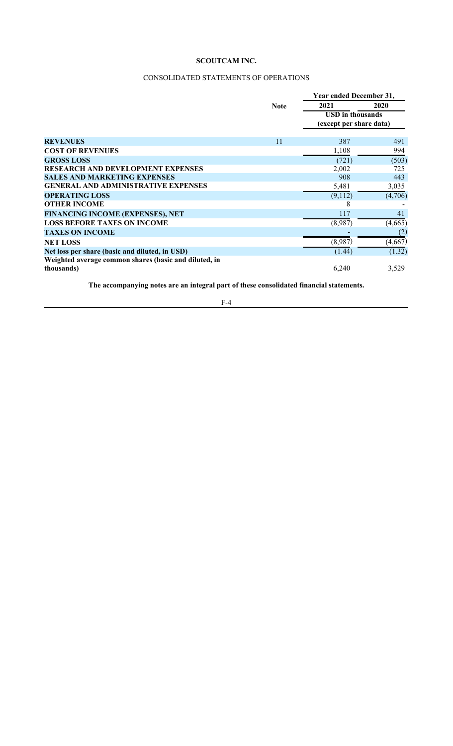# SCOUTCAM INC.

## CONSOLIDATED STATEMENTS OF OPERATIONS

| | Note | Year ended December 31, 2021 | Year ended December 31, 2020 |
|---|---|---|---|
| | | USD in thousands (except per share data) | |
| **REVENUES** | 11 | 387 | 491 |
| **COST OF REVENUES** | | 1,108 | 994 |
| **GROSS LOSS** | | (721) | (503) |
| **RESEARCH AND DEVELOPMENT EXPENSES** | | 2,002 | 725 |
| **SALES AND MARKETING EXPENSES** | | 908 | 443 |
| **GENERAL AND ADMINISTRATIVE EXPENSES** | | 5,481 | 3,035 |
| **OPERATING LOSS** | | (9,112) | (4,706) |
| **OTHER INCOME** | | 8 | - |
| **FINANCING INCOME (EXPENSES), NET** | | 117 | 41 |
| **LOSS BEFORE TAXES ON INCOME** | | (8,987) | (4,665) |
| **TAXES ON INCOME** | | - | (2) |
| **NET LOSS** | | (8,987) | (4,667) |
| **Net loss per share (basic and diluted, in USD)** | | (1.44) | (1.32) |
| **Weighted average common shares (basic and diluted, in thousands)** | | 6,240 | 3,529 |

**The accompanying notes are an integral part of these consolidated financial statements.**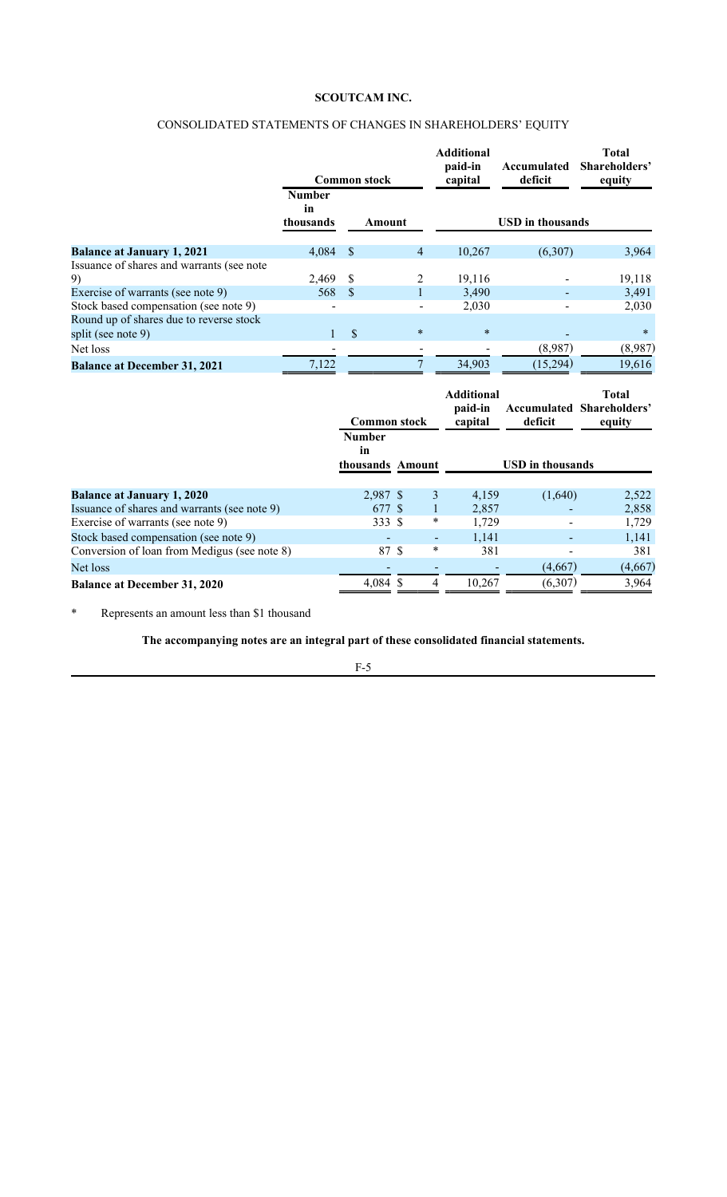**SCOUTCAM INC.**

CONSOLIDATED STATEMENTS OF CHANGES IN SHAREHOLDERS' EQUITY

| | Common stock | | Additional paid-in capital | Accumulated deficit | Total Shareholders' equity |
|---|---|---|---|---|---|
| | Number in thousands | Amount | USD in thousands | | |
| **Balance at January 1, 2021** | 4,084 | $ 4 | 10,267 | (6,307) | 3,964 |
| Issuance of shares and warrants (see note 9) | 2,469 | $ 2 | 19,116 | - | 19,118 |
| Exercise of warrants (see note 9) | 568 | $ 1 | 3,490 | - | 3,491 |
| Stock based compensation (see note 9) | - | - | 2,030 | - | 2,030 |
| Round up of shares due to reverse stock split (see note 9) | 1 | $ * | * | - | * |
| Net loss | - | - | - | (8,987) | (8,987) |
| **Balance at December 31, 2021** | 7,122 | 7 | 34,903 | (15,294) | 19,616 |

| | Common stock | | Additional paid-in capital | Accumulated deficit | Total Shareholders' equity |
|---|---|---|---|---|---|
| | Number in thousands | Amount | USD in thousands | | |
| **Balance at January 1, 2020** | 2,987 | $ 3 | 4,159 | (1,640) | 2,522 |
| Issuance of shares and warrants (see note 9) | 677 | $ 1 | 2,857 | - | 2,858 |
| Exercise of warrants (see note 9) | 333 | $ * | 1,729 | - | 1,729 |
| Stock based compensation (see note 9) | - | - | 1,141 | - | 1,141 |
| Conversion of loan from Medigus (see note 8) | 87 | $ * | 381 | - | 381 |
| Net loss | - | - | - | (4,667) | (4,667) |
| **Balance at December 31, 2020** | 4,084 | $ 4 | 10,267 | (6,307) | 3,964 |

\* Represents an amount less than $1 thousand

**The accompanying notes are an integral part of these consolidated financial statements.**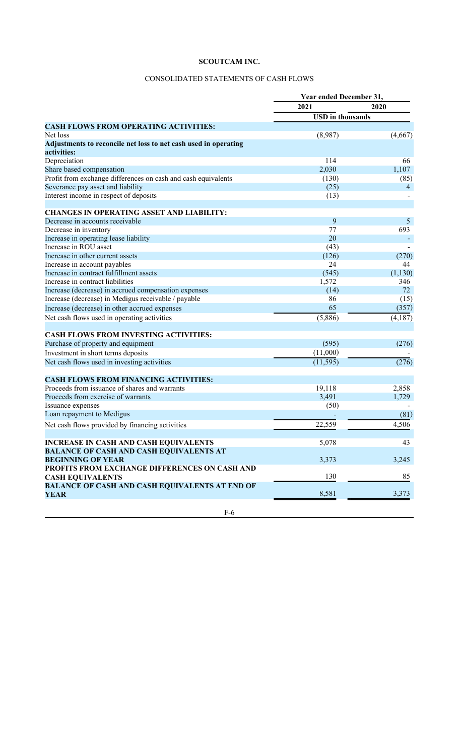# SCOUTCAM INC.

## CONSOLIDATED STATEMENTS OF CASH FLOWS

| | Year ended December 31, | |
|---|---|---|
| | 2021 | 2020 |
| | USD in thousands | |
| **CASH FLOWS FROM OPERATING ACTIVITIES:** | | |
| Net loss | (8,987) | (4,667) |
| **Adjustments to reconcile net loss to net cash used in operating activities:** | | |
| Depreciation | 114 | 66 |
| Share based compensation | 2,030 | 1,107 |
| Profit from exchange differences on cash and cash equivalents | (130) | (85) |
| Severance pay asset and liability | (25) | 4 |
| Interest income in respect of deposits | (13) | - |
| **CHANGES IN OPERATING ASSET AND LIABILITY:** | | |
| Decrease in accounts receivable | 9 | 5 |
| Decrease in inventory | 77 | 693 |
| Increase in operating lease liability | 20 | - |
| Increase in ROU asset | (43) | - |
| Increase in other current assets | (126) | (270) |
| Increase in account payables | 24 | 44 |
| Increase in contract fulfillment assets | (545) | (1,130) |
| Increase in contract liabilities | 1,572 | 346 |
| Increase (decrease) in accrued compensation expenses | (14) | 72 |
| Increase (decrease) in Medigus receivable / payable | 86 | (15) |
| Increase (decrease) in other accrued expenses | 65 | (357) |
| Net cash flows used in operating activities | (5,886) | (4,187) |
| **CASH FLOWS FROM INVESTING ACTIVITIES:** | | |
| Purchase of property and equipment | (595) | (276) |
| Investment in short terms deposits | (11,000) | - |
| Net cash flows used in investing activities | (11,595) | (276) |
| **CASH FLOWS FROM FINANCING ACTIVITIES:** | | |
| Proceeds from issuance of shares and warrants | 19,118 | 2,858 |
| Proceeds from exercise of warrants | 3,491 | 1,729 |
| Issuance expenses | (50) | - |
| Loan repayment to Medigus | - | (81) |
| Net cash flows provided by financing activities | 22,559 | 4,506 |
| **INCREASE IN CASH AND CASH EQUIVALENTS** | 5,078 | 43 |
| **BALANCE OF CASH AND CASH EQUIVALENTS AT BEGINNING OF YEAR** | 3,373 | 3,245 |
| **PROFITS FROM EXCHANGE DIFFERENCES ON CASH AND CASH EQUIVALENTS** | 130 | 85 |
| **BALANCE OF CASH AND CASH EQUIVALENTS AT END OF YEAR** | 8,581 | 3,373 |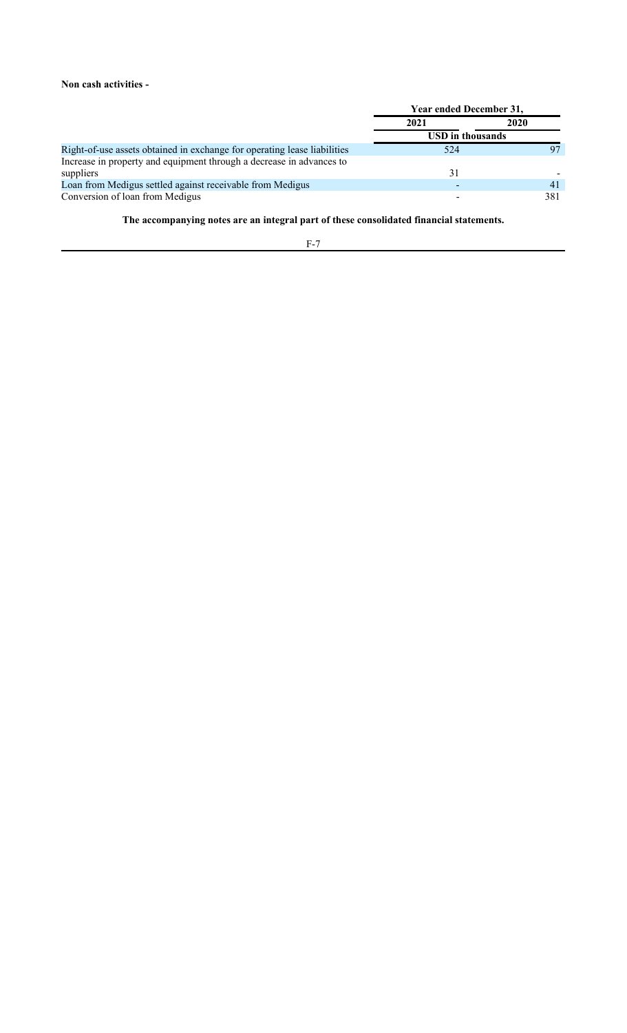**Non cash activities -**

| | Year ended December 31, | |
|---|---|---|
| | 2021 | 2020 |
| | USD in thousands | |
| Right-of-use assets obtained in exchange for operating lease liabilities | 524 | 97 |
| Increase in property and equipment through a decrease in advances to suppliers | 31 | - |
| Loan from Medigus settled against receivable from Medigus | - | 41 |
| Conversion of loan from Medigus | - | 381 |

**The accompanying notes are an integral part of these consolidated financial statements.**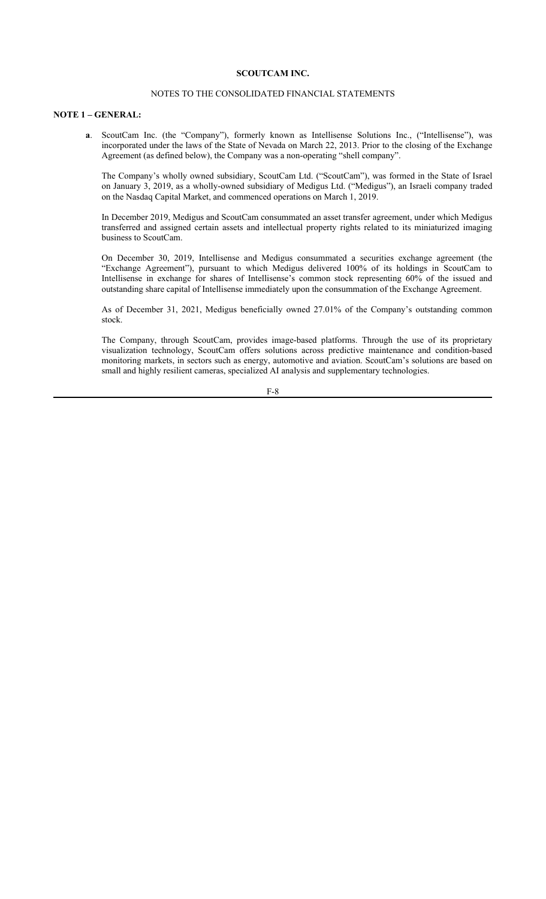# SCOUTCAM INC.

## NOTES TO THE CONSOLIDATED FINANCIAL STATEMENTS

### NOTE 1 – GENERAL:

**a**. ScoutCam Inc. (the "Company"), formerly known as Intellisense Solutions Inc., ("Intellisense"), was incorporated under the laws of the State of Nevada on March 22, 2013. Prior to the closing of the Exchange Agreement (as defined below), the Company was a non-operating "shell company".

The Company's wholly owned subsidiary, ScoutCam Ltd. ("ScoutCam"), was formed in the State of Israel on January 3, 2019, as a wholly-owned subsidiary of Medigus Ltd. ("Medigus"), an Israeli company traded on the Nasdaq Capital Market, and commenced operations on March 1, 2019.

In December 2019, Medigus and ScoutCam consummated an asset transfer agreement, under which Medigus transferred and assigned certain assets and intellectual property rights related to its miniaturized imaging business to ScoutCam.

On December 30, 2019, Intellisense and Medigus consummated a securities exchange agreement (the "Exchange Agreement"), pursuant to which Medigus delivered 100% of its holdings in ScoutCam to Intellisense in exchange for shares of Intellisense's common stock representing 60% of the issued and outstanding share capital of Intellisense immediately upon the consummation of the Exchange Agreement.

As of December 31, 2021, Medigus beneficially owned 27.01% of the Company's outstanding common stock.

The Company, through ScoutCam, provides image-based platforms. Through the use of its proprietary visualization technology, ScoutCam offers solutions across predictive maintenance and condition-based monitoring markets, in sectors such as energy, automotive and aviation. ScoutCam's solutions are based on small and highly resilient cameras, specialized AI analysis and supplementary technologies.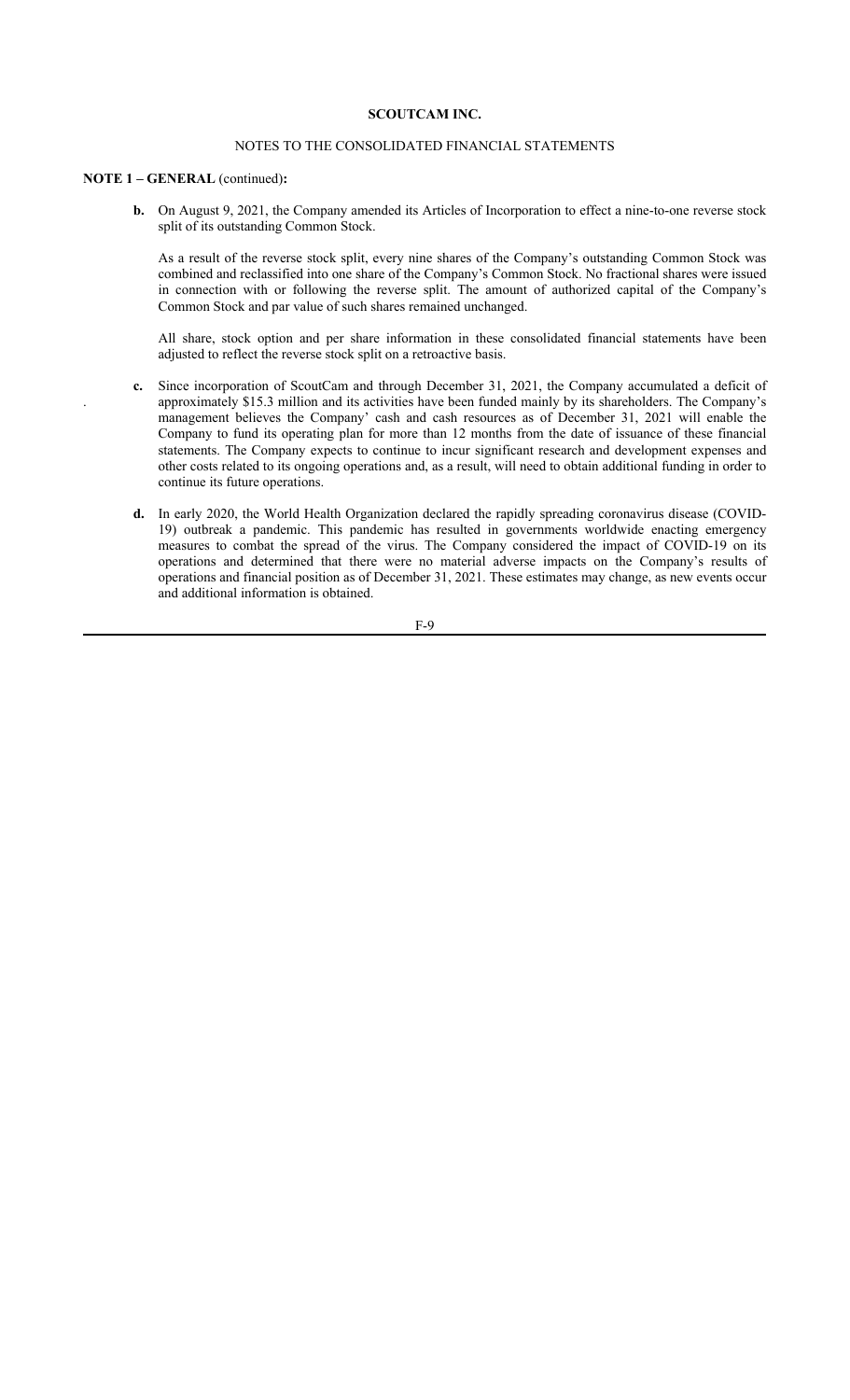**SCOUTCAM INC.**

NOTES TO THE CONSOLIDATED FINANCIAL STATEMENTS

**NOTE 1 – GENERAL** (continued)**:**

**b.** On August 9, 2021, the Company amended its Articles of Incorporation to effect a nine-to-one reverse stock split of its outstanding Common Stock.

As a result of the reverse stock split, every nine shares of the Company's outstanding Common Stock was combined and reclassified into one share of the Company's Common Stock. No fractional shares were issued in connection with or following the reverse split. The amount of authorized capital of the Company's Common Stock and par value of such shares remained unchanged.

All share, stock option and per share information in these consolidated financial statements have been adjusted to reflect the reverse stock split on a retroactive basis.

**c.** Since incorporation of ScoutCam and through December 31, 2021, the Company accumulated a deficit of approximately $15.3 million and its activities have been funded mainly by its shareholders. The Company's management believes the Company' cash and cash resources as of December 31, 2021 will enable the Company to fund its operating plan for more than 12 months from the date of issuance of these financial statements. The Company expects to continue to incur significant research and development expenses and other costs related to its ongoing operations and, as a result, will need to obtain additional funding in order to continue its future operations.

**d.** In early 2020, the World Health Organization declared the rapidly spreading coronavirus disease (COVID-19) outbreak a pandemic. This pandemic has resulted in governments worldwide enacting emergency measures to combat the spread of the virus. The Company considered the impact of COVID-19 on its operations and determined that there were no material adverse impacts on the Company's results of operations and financial position as of December 31, 2021. These estimates may change, as new events occur and additional information is obtained.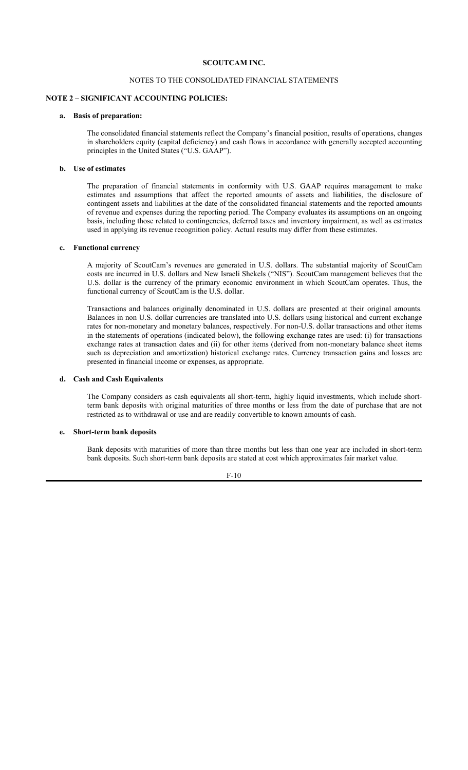**SCOUTCAM INC.**

NOTES TO THE CONSOLIDATED FINANCIAL STATEMENTS

**NOTE 2 – SIGNIFICANT ACCOUNTING POLICIES:**

**a. Basis of preparation:**

The consolidated financial statements reflect the Company's financial position, results of operations, changes in shareholders equity (capital deficiency) and cash flows in accordance with generally accepted accounting principles in the United States ("U.S. GAAP").

**b. Use of estimates**

The preparation of financial statements in conformity with U.S. GAAP requires management to make estimates and assumptions that affect the reported amounts of assets and liabilities, the disclosure of contingent assets and liabilities at the date of the consolidated financial statements and the reported amounts of revenue and expenses during the reporting period. The Company evaluates its assumptions on an ongoing basis, including those related to contingencies, deferred taxes and inventory impairment, as well as estimates used in applying its revenue recognition policy. Actual results may differ from these estimates.

**c. Functional currency**

A majority of ScoutCam's revenues are generated in U.S. dollars. The substantial majority of ScoutCam costs are incurred in U.S. dollars and New Israeli Shekels ("NIS"). ScoutCam management believes that the U.S. dollar is the currency of the primary economic environment in which ScoutCam operates. Thus, the functional currency of ScoutCam is the U.S. dollar.

Transactions and balances originally denominated in U.S. dollars are presented at their original amounts. Balances in non U.S. dollar currencies are translated into U.S. dollars using historical and current exchange rates for non-monetary and monetary balances, respectively. For non-U.S. dollar transactions and other items in the statements of operations (indicated below), the following exchange rates are used: (i) for transactions exchange rates at transaction dates and (ii) for other items (derived from non-monetary balance sheet items such as depreciation and amortization) historical exchange rates. Currency transaction gains and losses are presented in financial income or expenses, as appropriate.

**d. Cash and Cash Equivalents**

The Company considers as cash equivalents all short-term, highly liquid investments, which include short-term bank deposits with original maturities of three months or less from the date of purchase that are not restricted as to withdrawal or use and are readily convertible to known amounts of cash.

**e. Short-term bank deposits**

Bank deposits with maturities of more than three months but less than one year are included in short-term bank deposits. Such short-term bank deposits are stated at cost which approximates fair market value.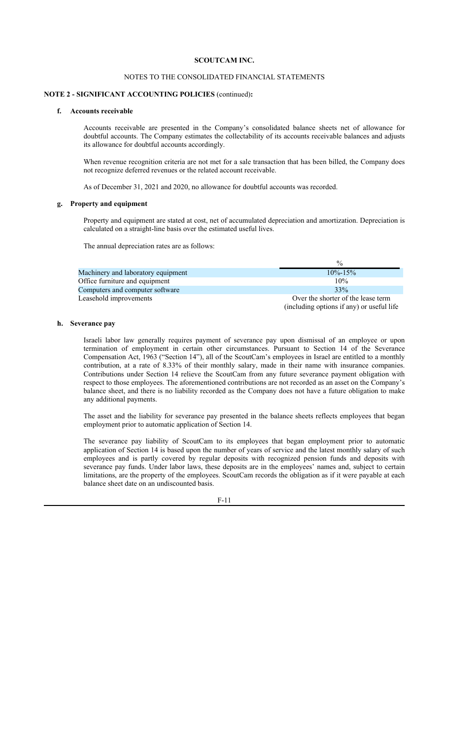**SCOUTCAM INC.**

NOTES TO THE CONSOLIDATED FINANCIAL STATEMENTS

**NOTE 2 - SIGNIFICANT ACCOUNTING POLICIES** (continued)**:**

**f. Accounts receivable**

Accounts receivable are presented in the Company's consolidated balance sheets net of allowance for doubtful accounts. The Company estimates the collectability of its accounts receivable balances and adjusts its allowance for doubtful accounts accordingly.

When revenue recognition criteria are not met for a sale transaction that has been billed, the Company does not recognize deferred revenues or the related account receivable.

As of December 31, 2021 and 2020, no allowance for doubtful accounts was recorded.

**g. Property and equipment**

Property and equipment are stated at cost, net of accumulated depreciation and amortization. Depreciation is calculated on a straight-line basis over the estimated useful lives.

The annual depreciation rates are as follows:

| | % |
|---|---|
| Machinery and laboratory equipment | 10%-15% |
| Office furniture and equipment | 10% |
| Computers and computer software | 33% |
| Leasehold improvements | Over the shorter of the lease term (including options if any) or useful life |

**h. Severance pay**

Israeli labor law generally requires payment of severance pay upon dismissal of an employee or upon termination of employment in certain other circumstances. Pursuant to Section 14 of the Severance Compensation Act, 1963 ("Section 14"), all of the ScoutCam's employees in Israel are entitled to a monthly contribution, at a rate of 8.33% of their monthly salary, made in their name with insurance companies. Contributions under Section 14 relieve the ScoutCam from any future severance payment obligation with respect to those employees. The aforementioned contributions are not recorded as an asset on the Company's balance sheet, and there is no liability recorded as the Company does not have a future obligation to make any additional payments.

The asset and the liability for severance pay presented in the balance sheets reflects employees that began employment prior to automatic application of Section 14.

The severance pay liability of ScoutCam to its employees that began employment prior to automatic application of Section 14 is based upon the number of years of service and the latest monthly salary of such employees and is partly covered by regular deposits with recognized pension funds and deposits with severance pay funds. Under labor laws, these deposits are in the employees' names and, subject to certain limitations, are the property of the employees. ScoutCam records the obligation as if it were payable at each balance sheet date on an undiscounted basis.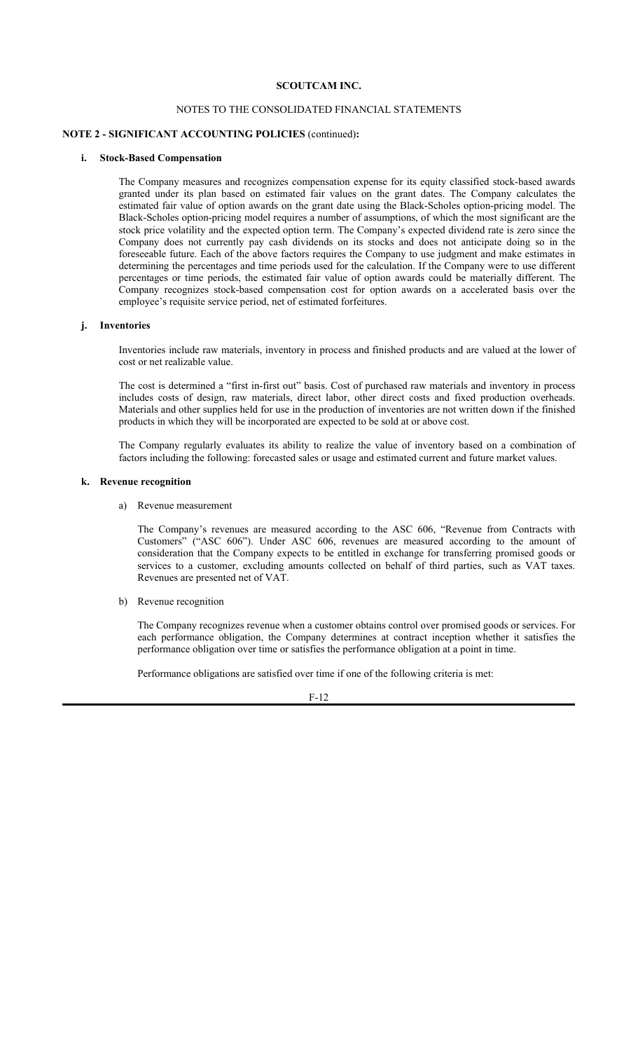# SCOUTCAM INC.

NOTES TO THE CONSOLIDATED FINANCIAL STATEMENTS

**NOTE 2 - SIGNIFICANT ACCOUNTING POLICIES** (continued)**:**

**i. Stock-Based Compensation**

The Company measures and recognizes compensation expense for its equity classified stock-based awards granted under its plan based on estimated fair values on the grant dates. The Company calculates the estimated fair value of option awards on the grant date using the Black-Scholes option-pricing model. The Black-Scholes option-pricing model requires a number of assumptions, of which the most significant are the stock price volatility and the expected option term. The Company's expected dividend rate is zero since the Company does not currently pay cash dividends on its stocks and does not anticipate doing so in the foreseeable future. Each of the above factors requires the Company to use judgment and make estimates in determining the percentages and time periods used for the calculation. If the Company were to use different percentages or time periods, the estimated fair value of option awards could be materially different. The Company recognizes stock-based compensation cost for option awards on a accelerated basis over the employee's requisite service period, net of estimated forfeitures.

**j. Inventories**

Inventories include raw materials, inventory in process and finished products and are valued at the lower of cost or net realizable value.

The cost is determined a "first in-first out" basis. Cost of purchased raw materials and inventory in process includes costs of design, raw materials, direct labor, other direct costs and fixed production overheads. Materials and other supplies held for use in the production of inventories are not written down if the finished products in which they will be incorporated are expected to be sold at or above cost.

The Company regularly evaluates its ability to realize the value of inventory based on a combination of factors including the following: forecasted sales or usage and estimated current and future market values.

**k. Revenue recognition**

a) Revenue measurement

The Company's revenues are measured according to the ASC 606, "Revenue from Contracts with Customers" ("ASC 606"). Under ASC 606, revenues are measured according to the amount of consideration that the Company expects to be entitled in exchange for transferring promised goods or services to a customer, excluding amounts collected on behalf of third parties, such as VAT taxes. Revenues are presented net of VAT.

b) Revenue recognition

The Company recognizes revenue when a customer obtains control over promised goods or services. For each performance obligation, the Company determines at contract inception whether it satisfies the performance obligation over time or satisfies the performance obligation at a point in time.

Performance obligations are satisfied over time if one of the following criteria is met: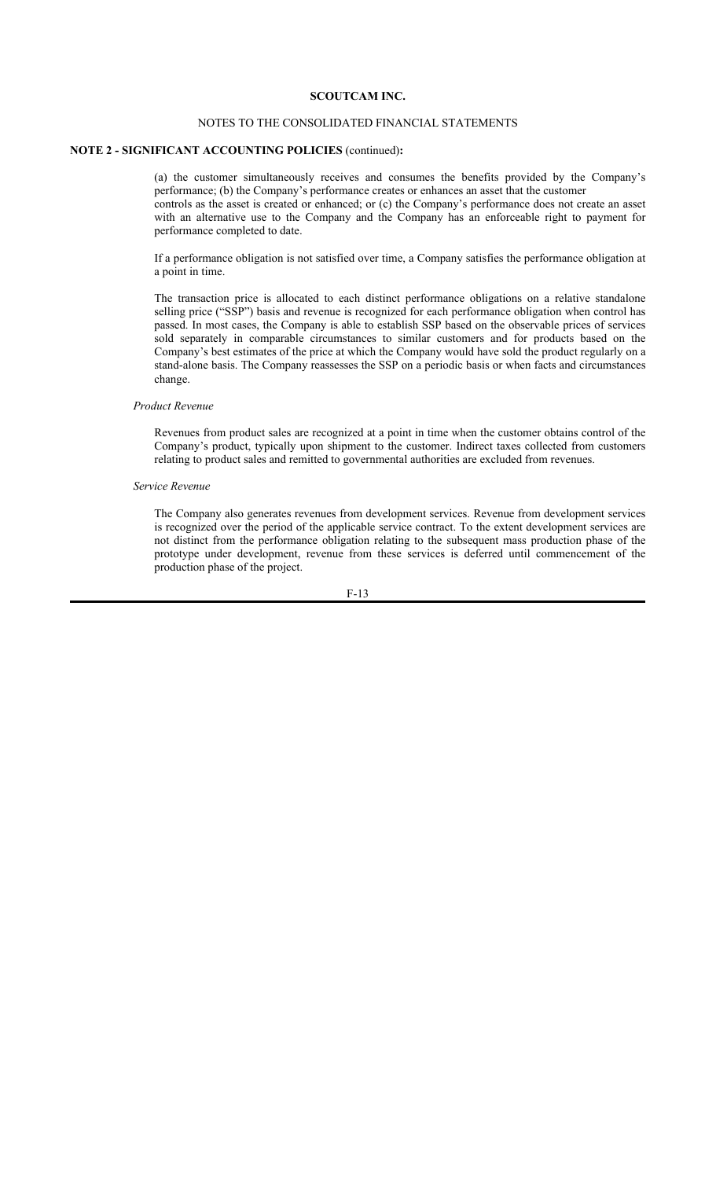**NOTE 2 - SIGNIFICANT ACCOUNTING POLICIES** (continued)**:**

(a) the customer simultaneously receives and consumes the benefits provided by the Company's performance; (b) the Company's performance creates or enhances an asset that the customer controls as the asset is created or enhanced; or (c) the Company's performance does not create an asset with an alternative use to the Company and the Company has an enforceable right to payment for performance completed to date.

If a performance obligation is not satisfied over time, a Company satisfies the performance obligation at a point in time.

The transaction price is allocated to each distinct performance obligations on a relative standalone selling price ("SSP") basis and revenue is recognized for each performance obligation when control has passed. In most cases, the Company is able to establish SSP based on the observable prices of services sold separately in comparable circumstances to similar customers and for products based on the Company's best estimates of the price at which the Company would have sold the product regularly on a stand-alone basis. The Company reassesses the SSP on a periodic basis or when facts and circumstances change.

*Product Revenue*

Revenues from product sales are recognized at a point in time when the customer obtains control of the Company's product, typically upon shipment to the customer. Indirect taxes collected from customers relating to product sales and remitted to governmental authorities are excluded from revenues.

*Service Revenue*

The Company also generates revenues from development services. Revenue from development services is recognized over the period of the applicable service contract. To the extent development services are not distinct from the performance obligation relating to the subsequent mass production phase of the prototype under development, revenue from these services is deferred until commencement of the production phase of the project.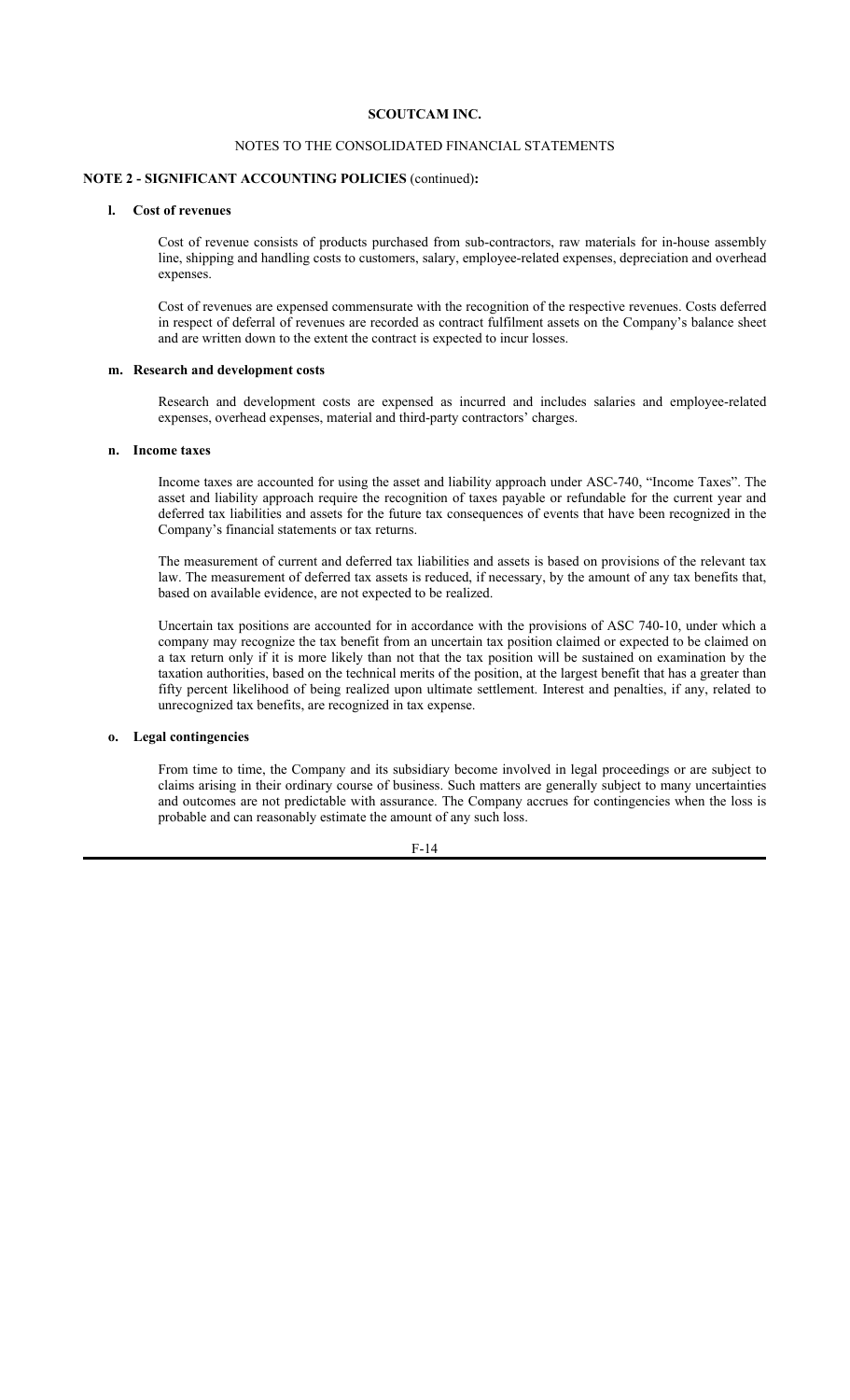# SCOUTCAM INC.

## NOTES TO THE CONSOLIDATED FINANCIAL STATEMENTS

### NOTE 2 - SIGNIFICANT ACCOUNTING POLICIES (continued):

#### l. Cost of revenues

Cost of revenue consists of products purchased from sub-contractors, raw materials for in-house assembly line, shipping and handling costs to customers, salary, employee-related expenses, depreciation and overhead expenses.

Cost of revenues are expensed commensurate with the recognition of the respective revenues. Costs deferred in respect of deferral of revenues are recorded as contract fulfilment assets on the Company's balance sheet and are written down to the extent the contract is expected to incur losses.

#### m. Research and development costs

Research and development costs are expensed as incurred and includes salaries and employee-related expenses, overhead expenses, material and third-party contractors' charges.

#### n. Income taxes

Income taxes are accounted for using the asset and liability approach under ASC-740, "Income Taxes". The asset and liability approach require the recognition of taxes payable or refundable for the current year and deferred tax liabilities and assets for the future tax consequences of events that have been recognized in the Company's financial statements or tax returns.

The measurement of current and deferred tax liabilities and assets is based on provisions of the relevant tax law. The measurement of deferred tax assets is reduced, if necessary, by the amount of any tax benefits that, based on available evidence, are not expected to be realized.

Uncertain tax positions are accounted for in accordance with the provisions of ASC 740-10, under which a company may recognize the tax benefit from an uncertain tax position claimed or expected to be claimed on a tax return only if it is more likely than not that the tax position will be sustained on examination by the taxation authorities, based on the technical merits of the position, at the largest benefit that has a greater than fifty percent likelihood of being realized upon ultimate settlement. Interest and penalties, if any, related to unrecognized tax benefits, are recognized in tax expense.

#### o. Legal contingencies

From time to time, the Company and its subsidiary become involved in legal proceedings or are subject to claims arising in their ordinary course of business. Such matters are generally subject to many uncertainties and outcomes are not predictable with assurance. The Company accrues for contingencies when the loss is probable and can reasonably estimate the amount of any such loss.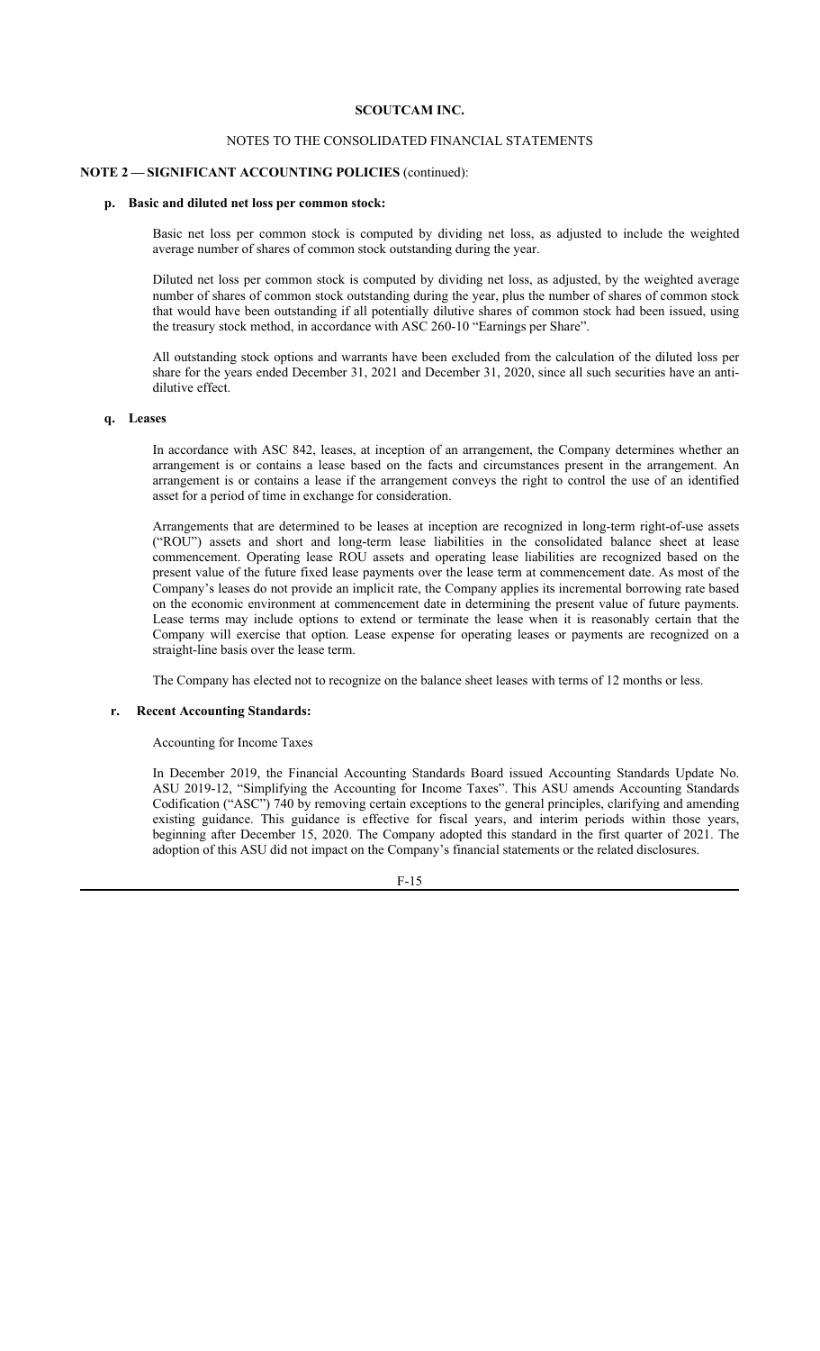**SCOUTCAM INC.**

NOTES TO THE CONSOLIDATED FINANCIAL STATEMENTS

**NOTE 2 — SIGNIFICANT ACCOUNTING POLICIES** (continued):

**p. Basic and diluted net loss per common stock:**

Basic net loss per common stock is computed by dividing net loss, as adjusted to include the weighted average number of shares of common stock outstanding during the year.

Diluted net loss per common stock is computed by dividing net loss, as adjusted, by the weighted average number of shares of common stock outstanding during the year, plus the number of shares of common stock that would have been outstanding if all potentially dilutive shares of common stock had been issued, using the treasury stock method, in accordance with ASC 260-10 "Earnings per Share".

All outstanding stock options and warrants have been excluded from the calculation of the diluted loss per share for the years ended December 31, 2021 and December 31, 2020, since all such securities have an anti-dilutive effect.

**q. Leases**

In accordance with ASC 842, leases, at inception of an arrangement, the Company determines whether an arrangement is or contains a lease based on the facts and circumstances present in the arrangement. An arrangement is or contains a lease if the arrangement conveys the right to control the use of an identified asset for a period of time in exchange for consideration.

Arrangements that are determined to be leases at inception are recognized in long-term right-of-use assets ("ROU") assets and short and long-term lease liabilities in the consolidated balance sheet at lease commencement. Operating lease ROU assets and operating lease liabilities are recognized based on the present value of the future fixed lease payments over the lease term at commencement date. As most of the Company's leases do not provide an implicit rate, the Company applies its incremental borrowing rate based on the economic environment at commencement date in determining the present value of future payments. Lease terms may include options to extend or terminate the lease when it is reasonably certain that the Company will exercise that option. Lease expense for operating leases or payments are recognized on a straight-line basis over the lease term.

The Company has elected not to recognize on the balance sheet leases with terms of 12 months or less.

**r. Recent Accounting Standards:**

Accounting for Income Taxes

In December 2019, the Financial Accounting Standards Board issued Accounting Standards Update No. ASU 2019-12, "Simplifying the Accounting for Income Taxes". This ASU amends Accounting Standards Codification ("ASC") 740 by removing certain exceptions to the general principles, clarifying and amending existing guidance. This guidance is effective for fiscal years, and interim periods within those years, beginning after December 15, 2020. The Company adopted this standard in the first quarter of 2021. The adoption of this ASU did not impact on the Company's financial statements or the related disclosures.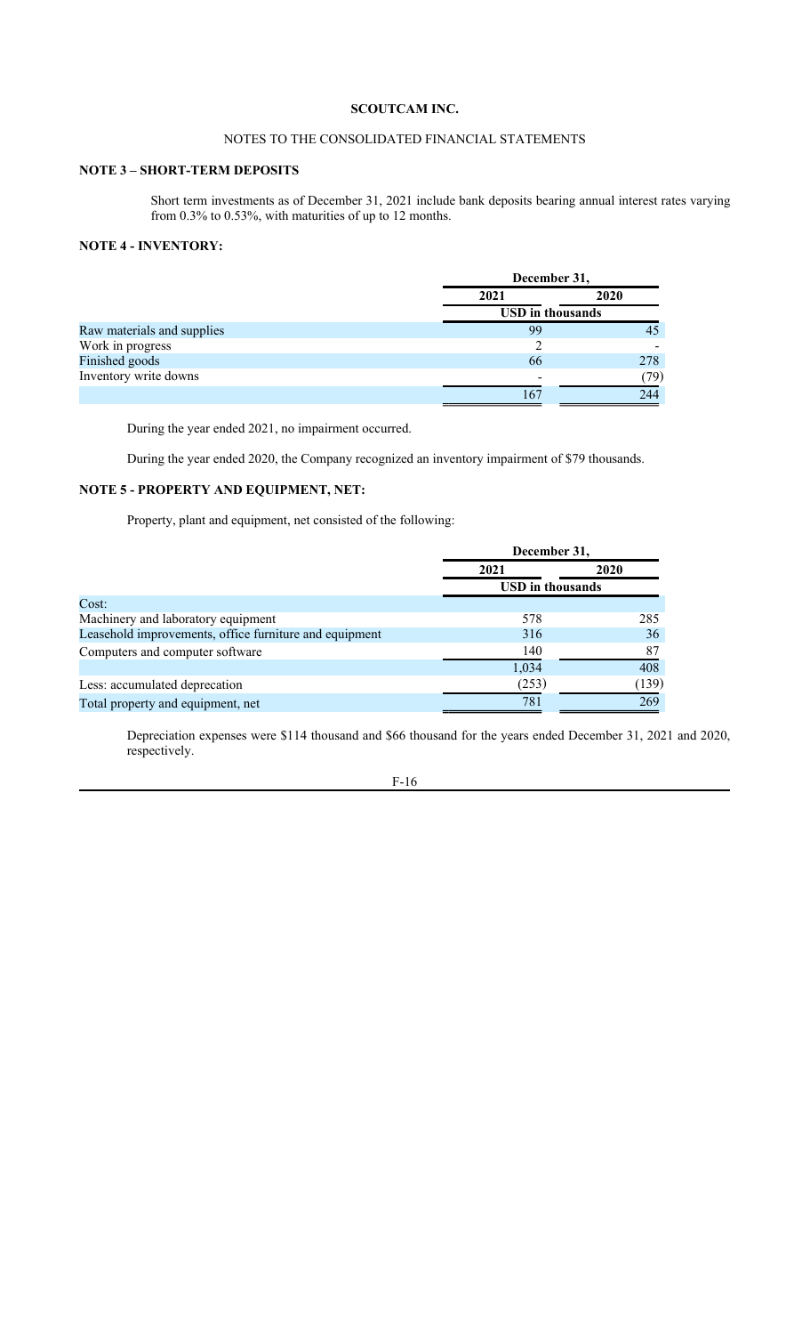**SCOUTCAM INC.**

NOTES TO THE CONSOLIDATED FINANCIAL STATEMENTS

## NOTE 3 – SHORT-TERM DEPOSITS

Short term investments as of December 31, 2021 include bank deposits bearing annual interest rates varying from 0.3% to 0.53%, with maturities of up to 12 months.

## NOTE 4 - INVENTORY:

| | December 31, | |
|---|---|---|
| | 2021 | 2020 |
| | USD in thousands | |
| Raw materials and supplies | 99 | 45 |
| Work in progress | 2 | - |
| Finished goods | 66 | 278 |
| Inventory write downs | - | (79) |
| | 167 | 244 |

During the year ended 2021, no impairment occurred.

During the year ended 2020, the Company recognized an inventory impairment of $79 thousands.

## NOTE 5 - PROPERTY AND EQUIPMENT, NET:

Property, plant and equipment, net consisted of the following:

| | December 31, | |
|---|---|---|
| | 2021 | 2020 |
| | USD in thousands | |
| Cost: | | |
| Machinery and laboratory equipment | 578 | 285 |
| Leasehold improvements, office furniture and equipment | 316 | 36 |
| Computers and computer software | 140 | 87 |
| | 1,034 | 408 |
| Less: accumulated deprecation | (253) | (139) |
| Total property and equipment, net | 781 | 269 |

Depreciation expenses were $114 thousand and $66 thousand for the years ended December 31, 2021 and 2020, respectively.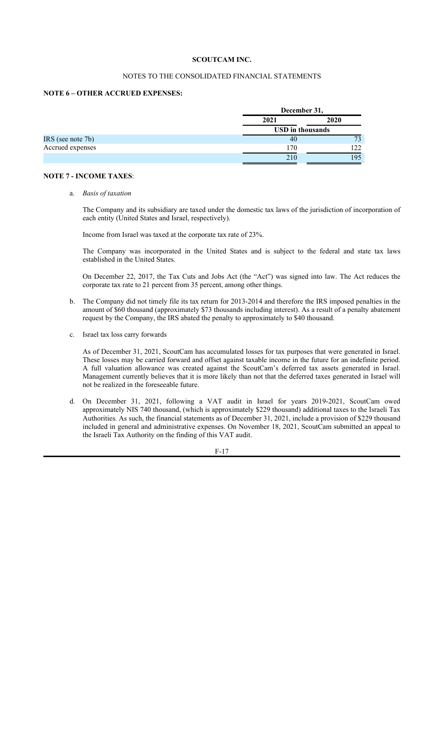**SCOUTCAM INC.**

NOTES TO THE CONSOLIDATED FINANCIAL STATEMENTS

**NOTE 6 – OTHER ACCRUED EXPENSES:**

| | December 31, | |
|---|---|---|
| | 2021 | 2020 |
| | USD in thousands | |
| IRS (see note 7b) | 40 | 73 |
| Accrued expenses | 170 | 122 |
| | 210 | 195 |

**NOTE 7 - INCOME TAXES**:

a. *Basis of taxation*

The Company and its subsidiary are taxed under the domestic tax laws of the jurisdiction of incorporation of each entity (United States and Israel, respectively).

Income from Israel was taxed at the corporate tax rate of 23%.

The Company was incorporated in the United States and is subject to the federal and state tax laws established in the United States.

On December 22, 2017, the Tax Cuts and Jobs Act (the "Act") was signed into law. The Act reduces the corporate tax rate to 21 percent from 35 percent, among other things.

b. The Company did not timely file its tax return for 2013-2014 and therefore the IRS imposed penalties in the amount of $60 thousand (approximately $73 thousands including interest). As a result of a penalty abatement request by the Company, the IRS abated the penalty to approximately to $40 thousand.

c. Israel tax loss carry forwards

As of December 31, 2021, ScoutCam has accumulated losses for tax purposes that were generated in Israel. These losses may be carried forward and offset against taxable income in the future for an indefinite period. A full valuation allowance was created against the ScoutCam's deferred tax assets generated in Israel. Management currently believes that it is more likely than not that the deferred taxes generated in Israel will not be realized in the foreseeable future.

d. On December 31, 2021, following a VAT audit in Israel for years 2019-2021, ScoutCam owed approximately NIS 740 thousand, (which is approximately $229 thousand) additional taxes to the Israeli Tax Authorities. As such, the financial statements as of December 31, 2021, include a provision of $229 thousand included in general and administrative expenses. On November 18, 2021, ScoutCam submitted an appeal to the Israeli Tax Authority on the finding of this VAT audit.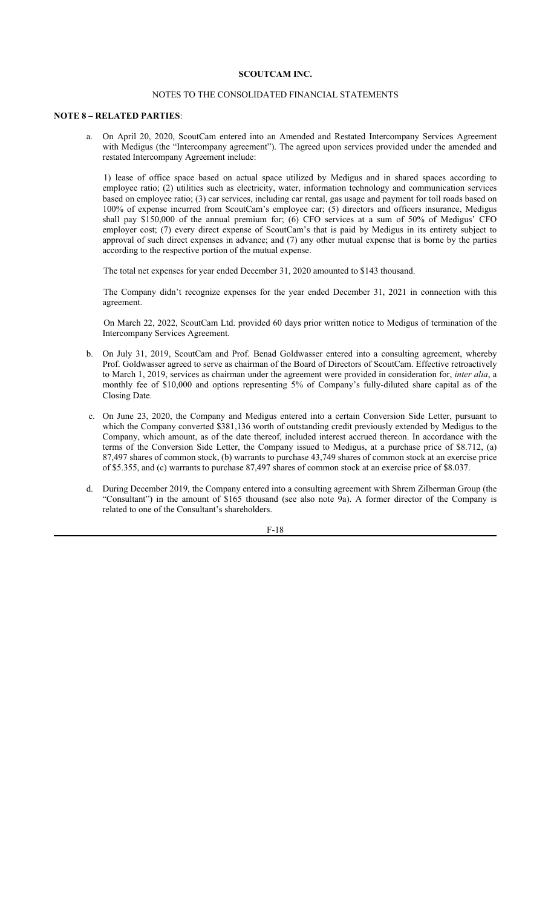**SCOUTCAM INC.**

NOTES TO THE CONSOLIDATED FINANCIAL STATEMENTS

**NOTE 8 – RELATED PARTIES**:

a. On April 20, 2020, ScoutCam entered into an Amended and Restated Intercompany Services Agreement with Medigus (the "Intercompany agreement"). The agreed upon services provided under the amended and restated Intercompany Agreement include:

   1) lease of office space based on actual space utilized by Medigus and in shared spaces according to employee ratio; (2) utilities such as electricity, water, information technology and communication services based on employee ratio; (3) car services, including car rental, gas usage and payment for toll roads based on 100% of expense incurred from ScoutCam's employee car; (5) directors and officers insurance, Medigus shall pay $150,000 of the annual premium for; (6) CFO services at a sum of 50% of Medigus' CFO employer cost; (7) every direct expense of ScoutCam's that is paid by Medigus in its entirety subject to approval of such direct expenses in advance; and (7) any other mutual expense that is borne by the parties according to the respective portion of the mutual expense.

   The total net expenses for year ended December 31, 2020 amounted to $143 thousand.

   The Company didn't recognize expenses for the year ended December 31, 2021 in connection with this agreement.

   On March 22, 2022, ScoutCam Ltd. provided 60 days prior written notice to Medigus of termination of the Intercompany Services Agreement.

b. On July 31, 2019, ScoutCam and Prof. Benad Goldwasser entered into a consulting agreement, whereby Prof. Goldwasser agreed to serve as chairman of the Board of Directors of ScoutCam. Effective retroactively to March 1, 2019, services as chairman under the agreement were provided in consideration for, *inter alia*, a monthly fee of $10,000 and options representing 5% of Company's fully-diluted share capital as of the Closing Date.

c. On June 23, 2020, the Company and Medigus entered into a certain Conversion Side Letter, pursuant to which the Company converted $381,136 worth of outstanding credit previously extended by Medigus to the Company, which amount, as of the date thereof, included interest accrued thereon. In accordance with the terms of the Conversion Side Letter, the Company issued to Medigus, at a purchase price of $8.712, (a) 87,497 shares of common stock, (b) warrants to purchase 43,749 shares of common stock at an exercise price of $5.355, and (c) warrants to purchase 87,497 shares of common stock at an exercise price of $8.037.

d. During December 2019, the Company entered into a consulting agreement with Shrem Zilberman Group (the "Consultant") in the amount of $165 thousand (see also note 9a). A former director of the Company is related to one of the Consultant's shareholders.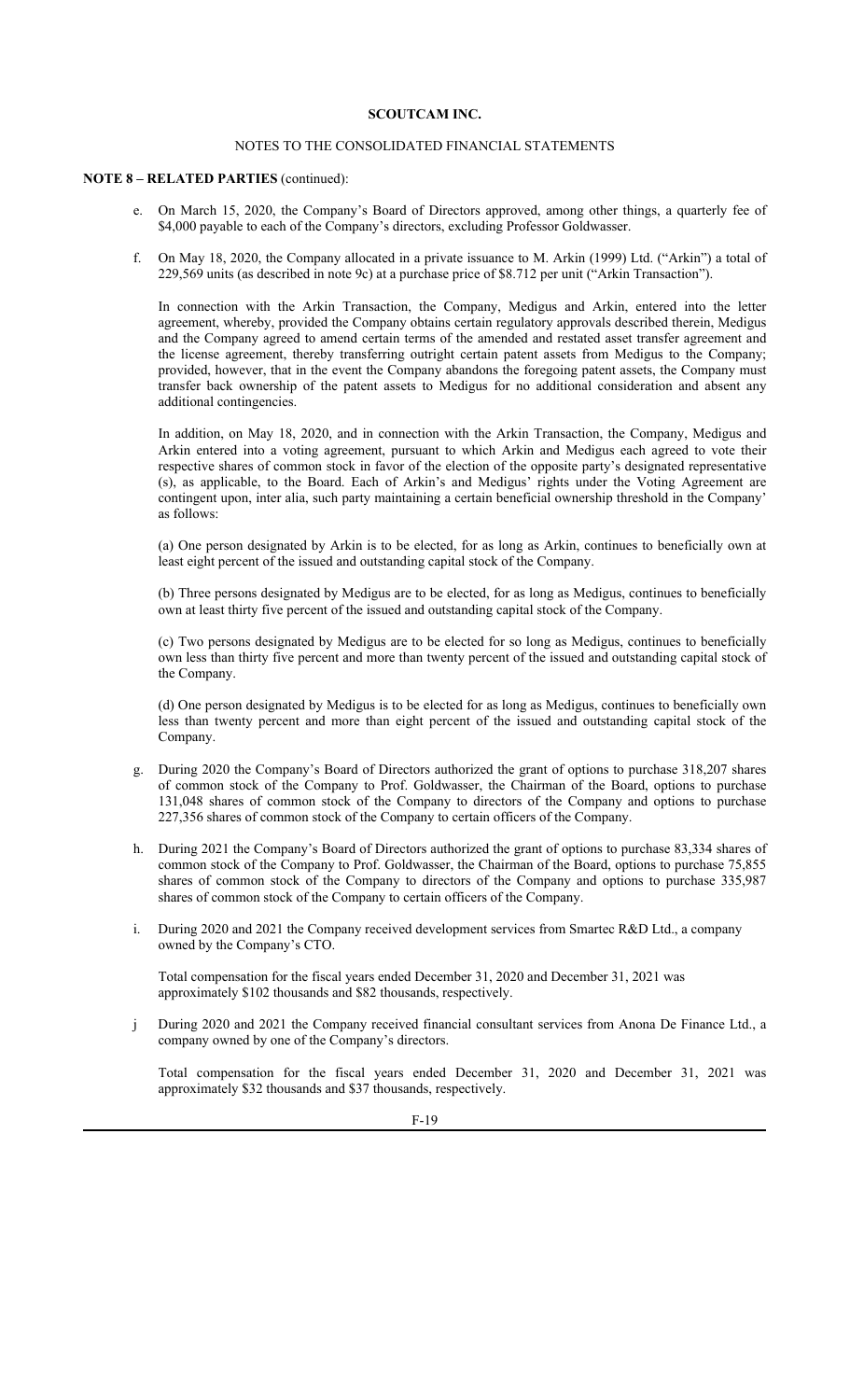**SCOUTCAM INC.**

NOTES TO THE CONSOLIDATED FINANCIAL STATEMENTS

**NOTE 8 – RELATED PARTIES** (continued):

e. On March 15, 2020, the Company's Board of Directors approved, among other things, a quarterly fee of $4,000 payable to each of the Company's directors, excluding Professor Goldwasser.

f. On May 18, 2020, the Company allocated in a private issuance to M. Arkin (1999) Ltd. ("Arkin") a total of 229,569 units (as described in note 9c) at a purchase price of $8.712 per unit ("Arkin Transaction").

   In connection with the Arkin Transaction, the Company, Medigus and Arkin, entered into the letter agreement, whereby, provided the Company obtains certain regulatory approvals described therein, Medigus and the Company agreed to amend certain terms of the amended and restated asset transfer agreement and the license agreement, thereby transferring outright certain patent assets from Medigus to the Company; provided, however, that in the event the Company abandons the foregoing patent assets, the Company must transfer back ownership of the patent assets to Medigus for no additional consideration and absent any additional contingencies.

   In addition, on May 18, 2020, and in connection with the Arkin Transaction, the Company, Medigus and Arkin entered into a voting agreement, pursuant to which Arkin and Medigus each agreed to vote their respective shares of common stock in favor of the election of the opposite party's designated representative (s), as applicable, to the Board. Each of Arkin's and Medigus' rights under the Voting Agreement are contingent upon, inter alia, such party maintaining a certain beneficial ownership threshold in the Company' as follows:

   (a) One person designated by Arkin is to be elected, for as long as Arkin, continues to beneficially own at least eight percent of the issued and outstanding capital stock of the Company.

   (b) Three persons designated by Medigus are to be elected, for as long as Medigus, continues to beneficially own at least thirty five percent of the issued and outstanding capital stock of the Company.

   (c) Two persons designated by Medigus are to be elected for so long as Medigus, continues to beneficially own less than thirty five percent and more than twenty percent of the issued and outstanding capital stock of the Company.

   (d) One person designated by Medigus is to be elected for as long as Medigus, continues to beneficially own less than twenty percent and more than eight percent of the issued and outstanding capital stock of the Company.

g. During 2020 the Company's Board of Directors authorized the grant of options to purchase 318,207 shares of common stock of the Company to Prof. Goldwasser, the Chairman of the Board, options to purchase 131,048 shares of common stock of the Company to directors of the Company and options to purchase 227,356 shares of common stock of the Company to certain officers of the Company.

h. During 2021 the Company's Board of Directors authorized the grant of options to purchase 83,334 shares of common stock of the Company to Prof. Goldwasser, the Chairman of the Board, options to purchase 75,855 shares of common stock of the Company to directors of the Company and options to purchase 335,987 shares of common stock of the Company to certain officers of the Company.

i. During 2020 and 2021 the Company received development services from Smartec R&D Ltd., a company owned by the Company's CTO.

   Total compensation for the fiscal years ended December 31, 2020 and December 31, 2021 was approximately $102 thousands and $82 thousands, respectively.

j During 2020 and 2021 the Company received financial consultant services from Anona De Finance Ltd., a company owned by one of the Company's directors.

   Total compensation for the fiscal years ended December 31, 2020 and December 31, 2021 was approximately $32 thousands and $37 thousands, respectively.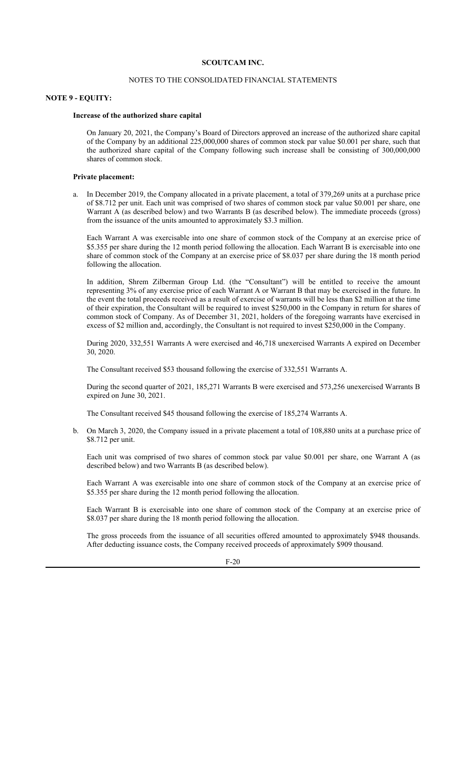# SCOUTCAM INC.

## NOTES TO THE CONSOLIDATED FINANCIAL STATEMENTS

### NOTE 9 - EQUITY:

**Increase of the authorized share capital**

On January 20, 2021, the Company's Board of Directors approved an increase of the authorized share capital of the Company by an additional 225,000,000 shares of common stock par value $0.001 per share, such that the authorized share capital of the Company following such increase shall be consisting of 300,000,000 shares of common stock.

**Private placement:**

a. In December 2019, the Company allocated in a private placement, a total of 379,269 units at a purchase price of $8.712 per unit. Each unit was comprised of two shares of common stock par value $0.001 per share, one Warrant A (as described below) and two Warrants B (as described below). The immediate proceeds (gross) from the issuance of the units amounted to approximately $3.3 million.

   Each Warrant A was exercisable into one share of common stock of the Company at an exercise price of $5.355 per share during the 12 month period following the allocation. Each Warrant B is exercisable into one share of common stock of the Company at an exercise price of $8.037 per share during the 18 month period following the allocation.

   In addition, Shrem Zilberman Group Ltd. (the "Consultant") will be entitled to receive the amount representing 3% of any exercise price of each Warrant A or Warrant B that may be exercised in the future. In the event the total proceeds received as a result of exercise of warrants will be less than $2 million at the time of their expiration, the Consultant will be required to invest $250,000 in the Company in return for shares of common stock of Company. As of December 31, 2021, holders of the foregoing warrants have exercised in excess of $2 million and, accordingly, the Consultant is not required to invest $250,000 in the Company.

   During 2020, 332,551 Warrants A were exercised and 46,718 unexercised Warrants A expired on December 30, 2020.

   The Consultant received $53 thousand following the exercise of 332,551 Warrants A.

   During the second quarter of 2021, 185,271 Warrants B were exercised and 573,256 unexercised Warrants B expired on June 30, 2021.

   The Consultant received $45 thousand following the exercise of 185,274 Warrants A.

b. On March 3, 2020, the Company issued in a private placement a total of 108,880 units at a purchase price of $8.712 per unit.

   Each unit was comprised of two shares of common stock par value $0.001 per share, one Warrant A (as described below) and two Warrants B (as described below).

   Each Warrant A was exercisable into one share of common stock of the Company at an exercise price of $5.355 per share during the 12 month period following the allocation.

   Each Warrant B is exercisable into one share of common stock of the Company at an exercise price of $8.037 per share during the 18 month period following the allocation.

   The gross proceeds from the issuance of all securities offered amounted to approximately $948 thousands. After deducting issuance costs, the Company received proceeds of approximately $909 thousand.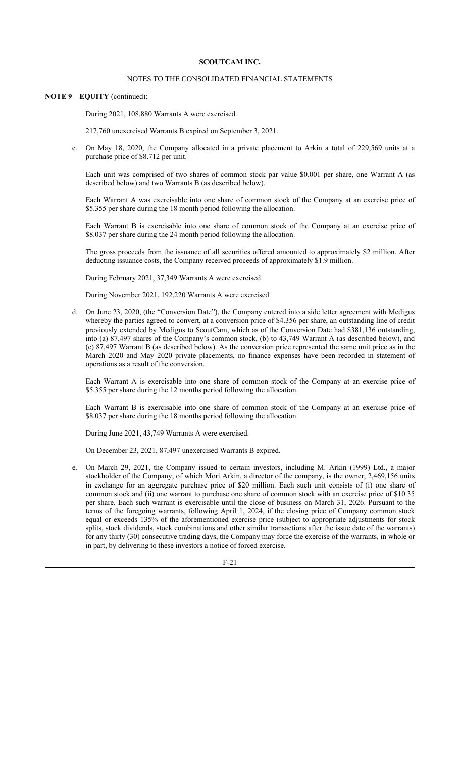**SCOUTCAM INC.**

NOTES TO THE CONSOLIDATED FINANCIAL STATEMENTS

**NOTE 9 – EQUITY** (continued):

During 2021, 108,880 Warrants A were exercised.

217,760 unexercised Warrants B expired on September 3, 2021.

c. On May 18, 2020, the Company allocated in a private placement to Arkin a total of 229,569 units at a purchase price of $8.712 per unit.

Each unit was comprised of two shares of common stock par value $0.001 per share, one Warrant A (as described below) and two Warrants B (as described below).

Each Warrant A was exercisable into one share of common stock of the Company at an exercise price of $5.355 per share during the 18 month period following the allocation.

Each Warrant B is exercisable into one share of common stock of the Company at an exercise price of $8.037 per share during the 24 month period following the allocation.

The gross proceeds from the issuance of all securities offered amounted to approximately $2 million. After deducting issuance costs, the Company received proceeds of approximately $1.9 million.

During February 2021, 37,349 Warrants A were exercised.

During November 2021, 192,220 Warrants A were exercised.

d. On June 23, 2020, (the "Conversion Date"), the Company entered into a side letter agreement with Medigus whereby the parties agreed to convert, at a conversion price of $4.356 per share, an outstanding line of credit previously extended by Medigus to ScoutCam, which as of the Conversion Date had $381,136 outstanding, into (a) 87,497 shares of the Company's common stock, (b) to 43,749 Warrant A (as described below), and (c) 87,497 Warrant B (as described below). As the conversion price represented the same unit price as in the March 2020 and May 2020 private placements, no finance expenses have been recorded in statement of operations as a result of the conversion.

Each Warrant A is exercisable into one share of common stock of the Company at an exercise price of $5.355 per share during the 12 months period following the allocation.

Each Warrant B is exercisable into one share of common stock of the Company at an exercise price of $8.037 per share during the 18 months period following the allocation.

During June 2021, 43,749 Warrants A were exercised.

On December 23, 2021, 87,497 unexercised Warrants B expired.

e. On March 29, 2021, the Company issued to certain investors, including M. Arkin (1999) Ltd., a major stockholder of the Company, of which Mori Arkin, a director of the company, is the owner, 2,469,156 units in exchange for an aggregate purchase price of $20 million. Each such unit consists of (i) one share of common stock and (ii) one warrant to purchase one share of common stock with an exercise price of $10.35 per share. Each such warrant is exercisable until the close of business on March 31, 2026. Pursuant to the terms of the foregoing warrants, following April 1, 2024, if the closing price of Company common stock equal or exceeds 135% of the aforementioned exercise price (subject to appropriate adjustments for stock splits, stock dividends, stock combinations and other similar transactions after the issue date of the warrants) for any thirty (30) consecutive trading days, the Company may force the exercise of the warrants, in whole or in part, by delivering to these investors a notice of forced exercise.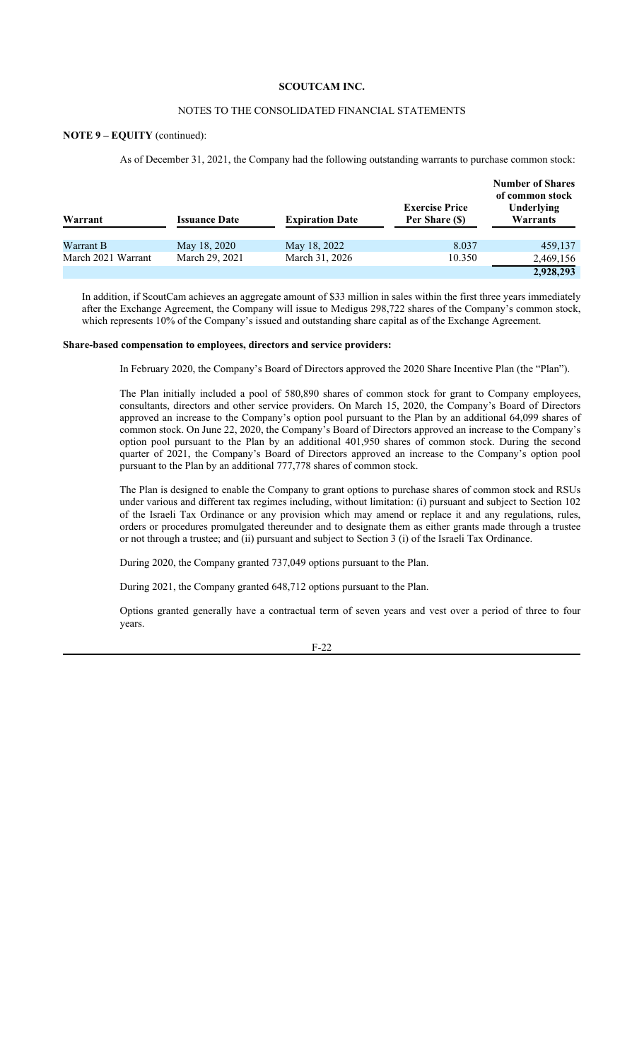**SCOUTCAM INC.**

NOTES TO THE CONSOLIDATED FINANCIAL STATEMENTS

**NOTE 9 – EQUITY** (continued):

As of December 31, 2021, the Company had the following outstanding warrants to purchase common stock:

| Warrant | Issuance Date | Expiration Date | Exercise Price Per Share ($) | Number of Shares of common stock Underlying Warrants |
|---|---|---|---|---|
| Warrant B | May 18, 2020 | May 18, 2022 | 8.037 | 459,137 |
| March 2021 Warrant | March 29, 2021 | March 31, 2026 | 10.350 | 2,469,156 |
| | | | | **2,928,293** |

In addition, if ScoutCam achieves an aggregate amount of $33 million in sales within the first three years immediately after the Exchange Agreement, the Company will issue to Medigus 298,722 shares of the Company's common stock, which represents 10% of the Company's issued and outstanding share capital as of the Exchange Agreement.

**Share-based compensation to employees, directors and service providers:**

In February 2020, the Company's Board of Directors approved the 2020 Share Incentive Plan (the "Plan").

The Plan initially included a pool of 580,890 shares of common stock for grant to Company employees, consultants, directors and other service providers. On March 15, 2020, the Company's Board of Directors approved an increase to the Company's option pool pursuant to the Plan by an additional 64,099 shares of common stock. On June 22, 2020, the Company's Board of Directors approved an increase to the Company's option pool pursuant to the Plan by an additional 401,950 shares of common stock. During the second quarter of 2021, the Company's Board of Directors approved an increase to the Company's option pool pursuant to the Plan by an additional 777,778 shares of common stock.

The Plan is designed to enable the Company to grant options to purchase shares of common stock and RSUs under various and different tax regimes including, without limitation: (i) pursuant and subject to Section 102 of the Israeli Tax Ordinance or any provision which may amend or replace it and any regulations, rules, orders or procedures promulgated thereunder and to designate them as either grants made through a trustee or not through a trustee; and (ii) pursuant and subject to Section 3 (i) of the Israeli Tax Ordinance.

During 2020, the Company granted 737,049 options pursuant to the Plan.

During 2021, the Company granted 648,712 options pursuant to the Plan.

Options granted generally have a contractual term of seven years and vest over a period of three to four years.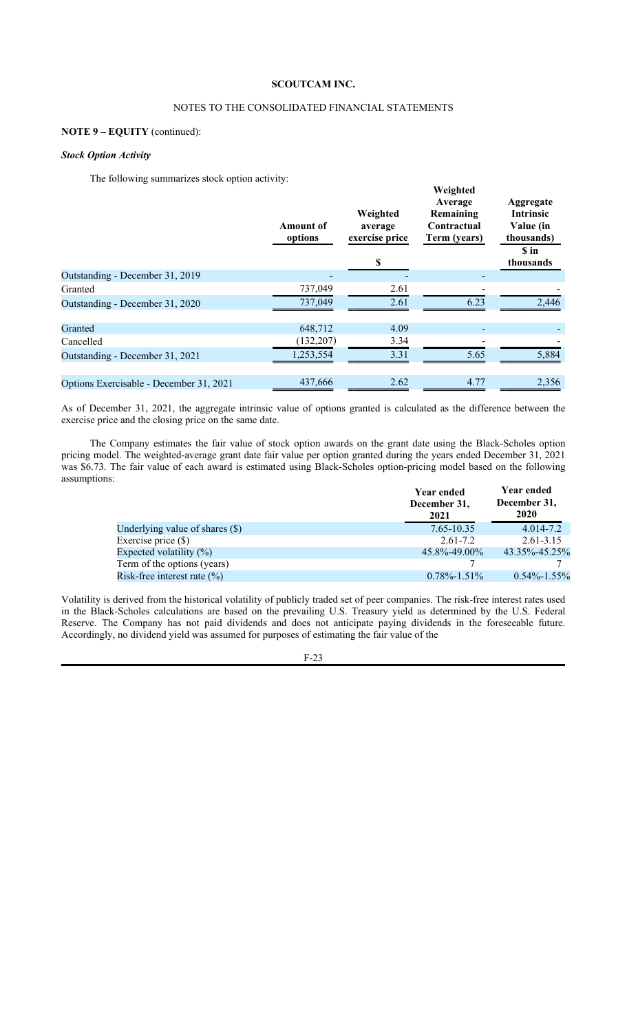**SCOUTCAM INC.**

NOTES TO THE CONSOLIDATED FINANCIAL STATEMENTS

**NOTE 9 – EQUITY** (continued):

***Stock Option Activity***

The following summarizes stock option activity:

| | Amount of options | Weighted average exercise price | Weighted Average Remaining Contractual Term (years) | Aggregate Intrinsic Value (in thousands) |
|---|---|---|---|---|
| | | $ | | $ in thousands |
| Outstanding - December 31, 2019 | - | - | - | |
| Granted | 737,049 | 2.61 | - | - |
| Outstanding - December 31, 2020 | 737,049 | 2.61 | 6.23 | 2,446 |
| | | | | |
| Granted | 648,712 | 4.09 | - | - |
| Cancelled | (132,207) | 3.34 | - | - |
| Outstanding - December 31, 2021 | 1,253,554 | 3.31 | 5.65 | 5,884 |
| | | | | |
| Options Exercisable - December 31, 2021 | 437,666 | 2.62 | 4.77 | 2,356 |

As of December 31, 2021, the aggregate intrinsic value of options granted is calculated as the difference between the exercise price and the closing price on the same date.

The Company estimates the fair value of stock option awards on the grant date using the Black-Scholes option pricing model. The weighted-average grant date fair value per option granted during the years ended December 31, 2021 was $6.73. The fair value of each award is estimated using Black-Scholes option-pricing model based on the following assumptions:

| | Year ended December 31, 2021 | Year ended December 31, 2020 |
|---|---|---|
| Underlying value of shares ($) | 7.65-10.35 | 4.014-7.2 |
| Exercise price ($) | 2.61-7.2 | 2.61-3.15 |
| Expected volatility (%) | 45.8%-49.00% | 43.35%-45.25% |
| Term of the options (years) | 7 | 7 |
| Risk-free interest rate (%) | 0.78%-1.51% | 0.54%-1.55% |

Volatility is derived from the historical volatility of publicly traded set of peer companies. The risk-free interest rates used in the Black-Scholes calculations are based on the prevailing U.S. Treasury yield as determined by the U.S. Federal Reserve. The Company has not paid dividends and does not anticipate paying dividends in the foreseeable future. Accordingly, no dividend yield was assumed for purposes of estimating the fair value of the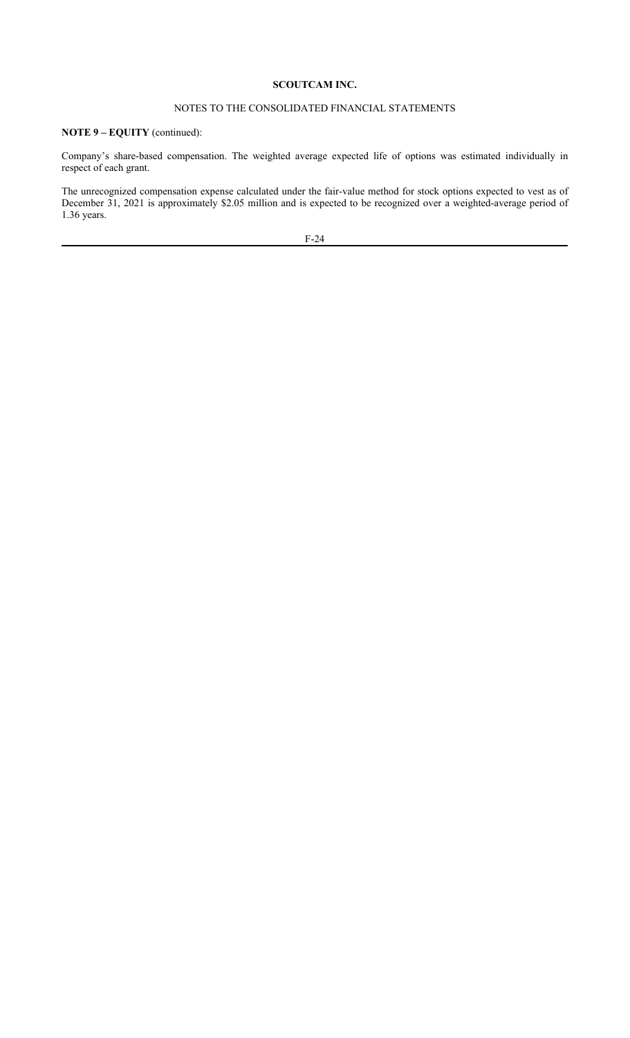**NOTE 9 – EQUITY** (continued):

Company's share-based compensation. The weighted average expected life of options was estimated individually in respect of each grant.

The unrecognized compensation expense calculated under the fair-value method for stock options expected to vest as of December 31, 2021 is approximately $2.05 million and is expected to be recognized over a weighted-average period of 1.36 years.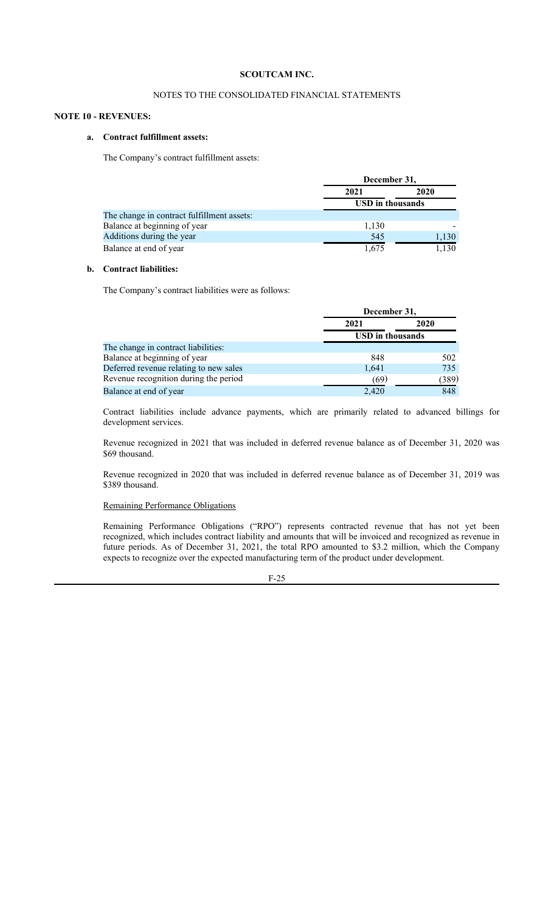**SCOUTCAM INC.**

NOTES TO THE CONSOLIDATED FINANCIAL STATEMENTS

**NOTE 10 - REVENUES:**

**a. Contract fulfillment assets:**

The Company's contract fulfillment assets:

| | December 31, | |
|---|---|---|
| | 2021 | 2020 |
| | USD in thousands | |
| The change in contract fulfillment assets: | | |
| Balance at beginning of year | 1,130 | - |
| Additions during the year | 545 | 1,130 |
| Balance at end of year | 1,675 | 1,130 |

**b. Contract liabilities:**

The Company's contract liabilities were as follows:

| | December 31, | |
|---|---|---|
| | 2021 | 2020 |
| | USD in thousands | |
| The change in contract liabilities: | | |
| Balance at beginning of year | 848 | 502 |
| Deferred revenue relating to new sales | 1,641 | 735 |
| Revenue recognition during the period | (69) | (389) |
| Balance at end of year | 2,420 | 848 |

Contract liabilities include advance payments, which are primarily related to advanced billings for development services.

Revenue recognized in 2021 that was included in deferred revenue balance as of December 31, 2020 was $69 thousand.

Revenue recognized in 2020 that was included in deferred revenue balance as of December 31, 2019 was $389 thousand.

Remaining Performance Obligations

Remaining Performance Obligations ("RPO") represents contracted revenue that has not yet been recognized, which includes contract liability and amounts that will be invoiced and recognized as revenue in future periods. As of December 31, 2021, the total RPO amounted to $3.2 million, which the Company expects to recognize over the expected manufacturing term of the product under development.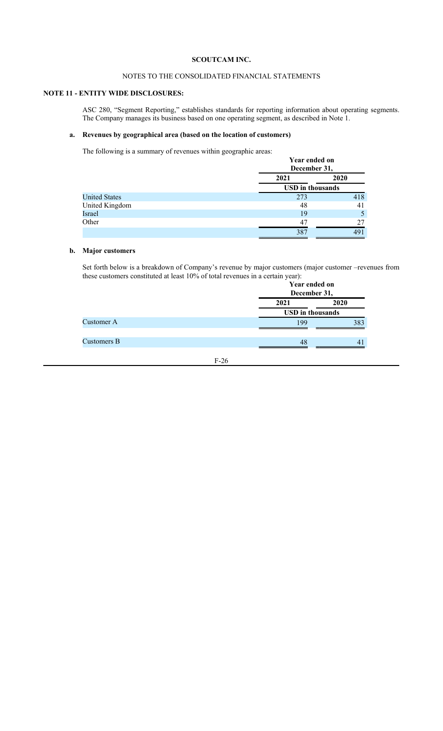**SCOUTCAM INC.**

NOTES TO THE CONSOLIDATED FINANCIAL STATEMENTS

## NOTE 11 - ENTITY WIDE DISCLOSURES:

ASC 280, "Segment Reporting," establishes standards for reporting information about operating segments. The Company manages its business based on one operating segment, as described in Note 1.

### a. Revenues by geographical area (based on the location of customers)

The following is a summary of revenues within geographic areas:

| | Year ended on December 31, | |
|---|---|---|
| | 2021 | 2020 |
| | USD in thousands | |
| United States | 273 | 418 |
| United Kingdom | 48 | 41 |
| Israel | 19 | 5 |
| Other | 47 | 27 |
| | 387 | 491 |

### b. Major customers

Set forth below is a breakdown of Company's revenue by major customers (major customer –revenues from these customers constituted at least 10% of total revenues in a certain year):

| | Year ended on December 31, | |
|---|---|---|
| | 2021 | 2020 |
| | USD in thousands | |
| Customer A | 199 | 383 |
| Customers B | 48 | 41 |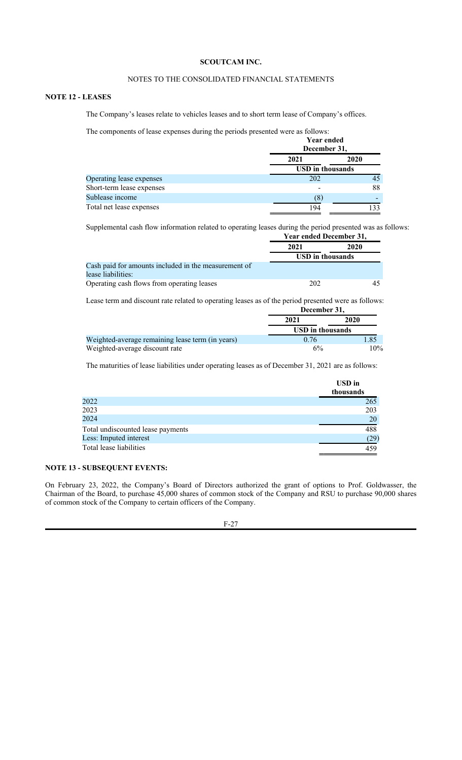**SCOUTCAM INC.**

NOTES TO THE CONSOLIDATED FINANCIAL STATEMENTS

## NOTE 12 - LEASES

The Company's leases relate to vehicles leases and to short term lease of Company's offices.

The components of lease expenses during the periods presented were as follows:

| | Year ended December 31, | |
|---|---|---|
| | 2021 | 2020 |
| | USD in thousands | |
| Operating lease expenses | 202 | 45 |
| Short-term lease expenses | - | 88 |
| Sublease income | (8) | - |
| Total net lease expenses | 194 | 133 |

Supplemental cash flow information related to operating leases during the period presented was as follows:

| | Year ended December 31, | |
|---|---|---|
| | 2021 | 2020 |
| | USD in thousands | |
| Cash paid for amounts included in the measurement of lease liabilities: | | |
| Operating cash flows from operating leases | 202 | 45 |

Lease term and discount rate related to operating leases as of the period presented were as follows:

| | December 31, | |
|---|---|---|
| | 2021 | 2020 |
| | USD in thousands | |
| Weighted-average remaining lease term (in years) | 0.76 | 1.85 |
| Weighted-average discount rate | 6% | 10% |

The maturities of lease liabilities under operating leases as of December 31, 2021 are as follows:

| | USD in thousands |
|---|---|
| 2022 | 265 |
| 2023 | 203 |
| 2024 | 20 |
| Total undiscounted lease payments | 488 |
| Less: Imputed interest | (29) |
| Total lease liabilities | 459 |

## NOTE 13 - SUBSEQUENT EVENTS:

On February 23, 2022, the Company's Board of Directors authorized the grant of options to Prof. Goldwasser, the Chairman of the Board, to purchase 45,000 shares of common stock of the Company and RSU to purchase 90,000 shares of common stock of the Company to certain officers of the Company.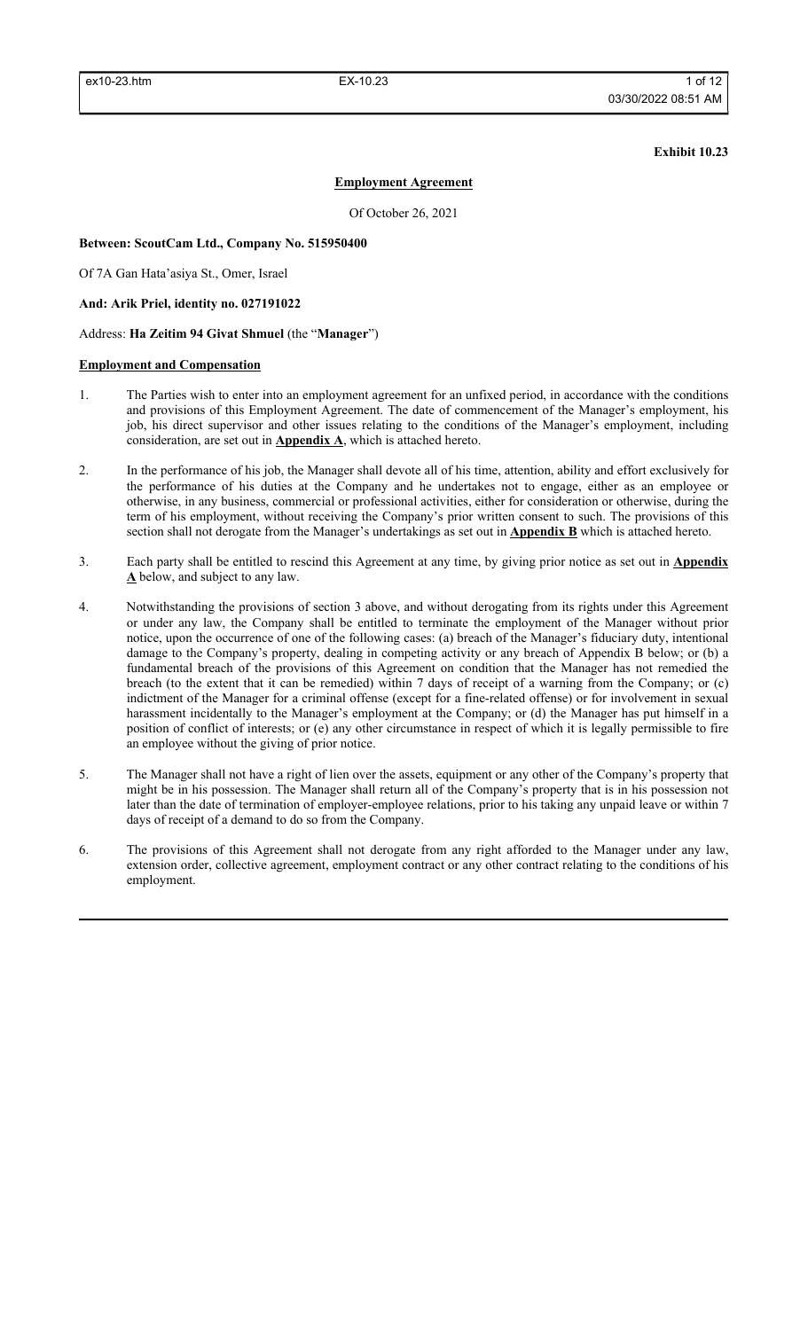**Exhibit 10.23**

**Employment Agreement**

Of October 26, 2021

**Between: ScoutCam Ltd., Company No. 515950400**

Of 7A Gan Hata'asiya St., Omer, Israel

**And: Arik Priel, identity no. 027191022**

Address: **Ha Zeitim 94 Givat Shmuel** (the "**Manager**")

**Employment and Compensation**

1. The Parties wish to enter into an employment agreement for an unfixed period, in accordance with the conditions and provisions of this Employment Agreement. The date of commencement of the Manager's employment, his job, his direct supervisor and other issues relating to the conditions of the Manager's employment, including consideration, are set out in **Appendix A**, which is attached hereto.

2. In the performance of his job, the Manager shall devote all of his time, attention, ability and effort exclusively for the performance of his duties at the Company and he undertakes not to engage, either as an employee or otherwise, in any business, commercial or professional activities, either for consideration or otherwise, during the term of his employment, without receiving the Company's prior written consent to such. The provisions of this section shall not derogate from the Manager's undertakings as set out in **Appendix B** which is attached hereto.

3. Each party shall be entitled to rescind this Agreement at any time, by giving prior notice as set out in **Appendix A** below, and subject to any law.

4. Notwithstanding the provisions of section 3 above, and without derogating from its rights under this Agreement or under any law, the Company shall be entitled to terminate the employment of the Manager without prior notice, upon the occurrence of one of the following cases: (a) breach of the Manager's fiduciary duty, intentional damage to the Company's property, dealing in competing activity or any breach of Appendix B below; or (b) a fundamental breach of the provisions of this Agreement on condition that the Manager has not remedied the breach (to the extent that it can be remedied) within 7 days of receipt of a warning from the Company; or (c) indictment of the Manager for a criminal offense (except for a fine-related offense) or for involvement in sexual harassment incidentally to the Manager's employment at the Company; or (d) the Manager has put himself in a position of conflict of interests; or (e) any other circumstance in respect of which it is legally permissible to fire an employee without the giving of prior notice.

5. The Manager shall not have a right of lien over the assets, equipment or any other of the Company's property that might be in his possession. The Manager shall return all of the Company's property that is in his possession not later than the date of termination of employer-employee relations, prior to his taking any unpaid leave or within 7 days of receipt of a demand to do so from the Company.

6. The provisions of this Agreement shall not derogate from any right afforded to the Manager under any law, extension order, collective agreement, employment contract or any other contract relating to the conditions of his employment.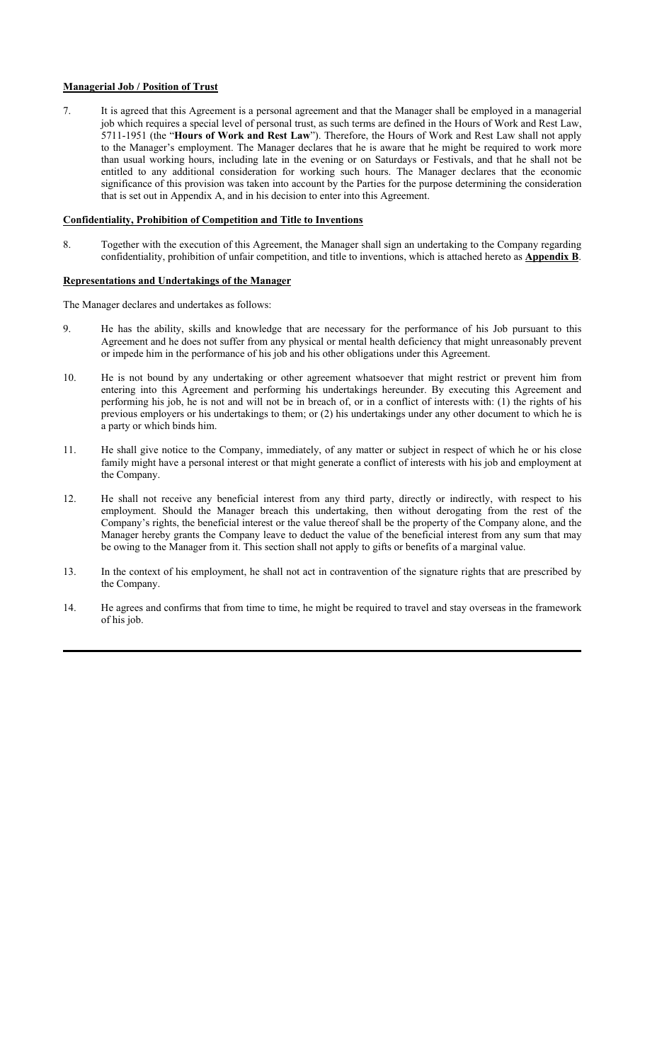**Managerial Job / Position of Trust**

7. It is agreed that this Agreement is a personal agreement and that the Manager shall be employed in a managerial job which requires a special level of personal trust, as such terms are defined in the Hours of Work and Rest Law, 5711-1951 (the "**Hours of Work and Rest Law**"). Therefore, the Hours of Work and Rest Law shall not apply to the Manager's employment. The Manager declares that he is aware that he might be required to work more than usual working hours, including late in the evening or on Saturdays or Festivals, and that he shall not be entitled to any additional consideration for working such hours. The Manager declares that the economic significance of this provision was taken into account by the Parties for the purpose determining the consideration that is set out in Appendix A, and in his decision to enter into this Agreement.

**Confidentiality, Prohibition of Competition and Title to Inventions**

8. Together with the execution of this Agreement, the Manager shall sign an undertaking to the Company regarding confidentiality, prohibition of unfair competition, and title to inventions, which is attached hereto as **Appendix B**.

**Representations and Undertakings of the Manager**

The Manager declares and undertakes as follows:

9. He has the ability, skills and knowledge that are necessary for the performance of his Job pursuant to this Agreement and he does not suffer from any physical or mental health deficiency that might unreasonably prevent or impede him in the performance of his job and his other obligations under this Agreement.

10. He is not bound by any undertaking or other agreement whatsoever that might restrict or prevent him from entering into this Agreement and performing his undertakings hereunder. By executing this Agreement and performing his job, he is not and will not be in breach of, or in a conflict of interests with: (1) the rights of his previous employers or his undertakings to them; or (2) his undertakings under any other document to which he is a party or which binds him.

11. He shall give notice to the Company, immediately, of any matter or subject in respect of which he or his close family might have a personal interest or that might generate a conflict of interests with his job and employment at the Company.

12. He shall not receive any beneficial interest from any third party, directly or indirectly, with respect to his employment. Should the Manager breach this undertaking, then without derogating from the rest of the Company's rights, the beneficial interest or the value thereof shall be the property of the Company alone, and the Manager hereby grants the Company leave to deduct the value of the beneficial interest from any sum that may be owing to the Manager from it. This section shall not apply to gifts or benefits of a marginal value.

13. In the context of his employment, he shall not act in contravention of the signature rights that are prescribed by the Company.

14. He agrees and confirms that from time to time, he might be required to travel and stay overseas in the framework of his job.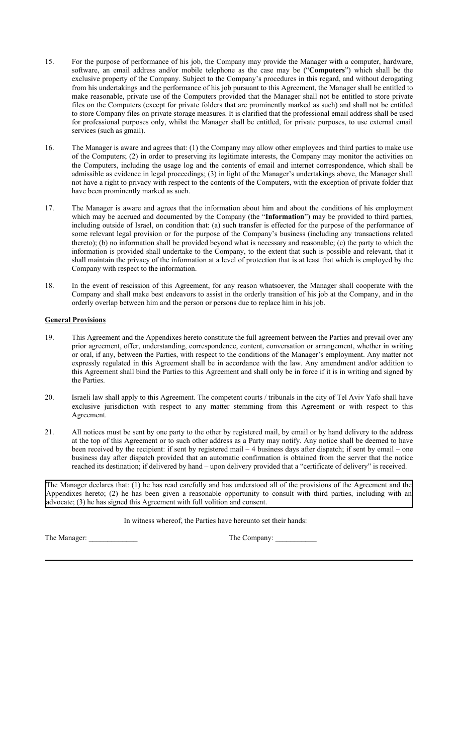15. For the purpose of performance of his job, the Company may provide the Manager with a computer, hardware, software, an email address and/or mobile telephone as the case may be ("**Computers**") which shall be the exclusive property of the Company. Subject to the Company's procedures in this regard, and without derogating from his undertakings and the performance of his job pursuant to this Agreement, the Manager shall be entitled to make reasonable, private use of the Computers provided that the Manager shall not be entitled to store private files on the Computers (except for private folders that are prominently marked as such) and shall not be entitled to store Company files on private storage measures. It is clarified that the professional email address shall be used for professional purposes only, whilst the Manager shall be entitled, for private purposes, to use external email services (such as gmail).

16. The Manager is aware and agrees that: (1) the Company may allow other employees and third parties to make use of the Computers; (2) in order to preserving its legitimate interests, the Company may monitor the activities on the Computers, including the usage log and the contents of email and internet correspondence, which shall be admissible as evidence in legal proceedings; (3) in light of the Manager's undertakings above, the Manager shall not have a right to privacy with respect to the contents of the Computers, with the exception of private folder that have been prominently marked as such.

17. The Manager is aware and agrees that the information about him and about the conditions of his employment which may be accrued and documented by the Company (the "**Information**") may be provided to third parties, including outside of Israel, on condition that: (a) such transfer is effected for the purpose of the performance of some relevant legal provision or for the purpose of the Company's business (including any transactions related thereto); (b) no information shall be provided beyond what is necessary and reasonable; (c) the party to which the information is provided shall undertake to the Company, to the extent that such is possible and relevant, that it shall maintain the privacy of the information at a level of protection that is at least that which is employed by the Company with respect to the information.

18. In the event of rescission of this Agreement, for any reason whatsoever, the Manager shall cooperate with the Company and shall make best endeavors to assist in the orderly transition of his job at the Company, and in the orderly overlap between him and the person or persons due to replace him in his job.

**General Provisions**

19. This Agreement and the Appendixes hereto constitute the full agreement between the Parties and prevail over any prior agreement, offer, understanding, correspondence, content, conversation or arrangement, whether in writing or oral, if any, between the Parties, with respect to the conditions of the Manager's employment. Any matter not expressly regulated in this Agreement shall be in accordance with the law. Any amendment and/or addition to this Agreement shall bind the Parties to this Agreement and shall only be in force if it is in writing and signed by the Parties.

20. Israeli law shall apply to this Agreement. The competent courts / tribunals in the city of Tel Aviv Yafo shall have exclusive jurisdiction with respect to any matter stemming from this Agreement or with respect to this Agreement.

21. All notices must be sent by one party to the other by registered mail, by email or by hand delivery to the address at the top of this Agreement or to such other address as a Party may notify. Any notice shall be deemed to have been received by the recipient: if sent by registered mail – 4 business days after dispatch; if sent by email – one business day after dispatch provided that an automatic confirmation is obtained from the server that the notice reached its destination; if delivered by hand – upon delivery provided that a "certificate of delivery" is received.

The Manager declares that: (1) he has read carefully and has understood all of the provisions of the Agreement and the Appendixes hereto; (2) he has been given a reasonable opportunity to consult with third parties, including with an advocate; (3) he has signed this Agreement with full volition and consent.

In witness whereof, the Parties have hereunto set their hands:

The Manager: _____________ The Company: ___________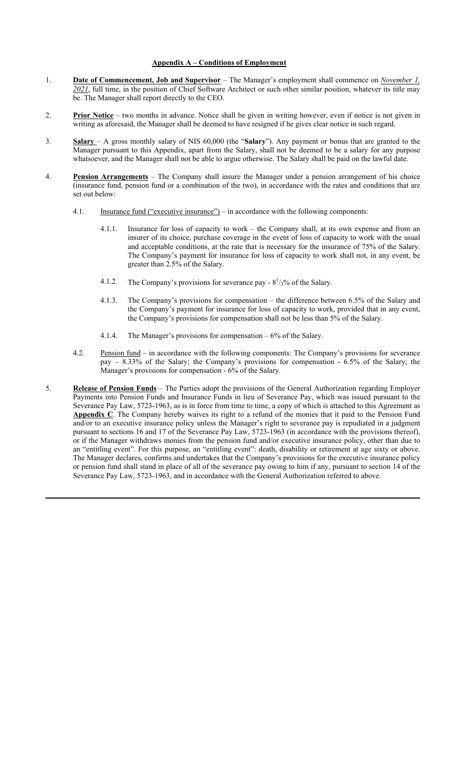## Appendix A – Conditions of Employment

1. **Date of Commencement, Job and Supervisor** – The Manager's employment shall commence on *November 1, 2021*, full time, in the position of Chief Software Architect or such other similar position, whatever its title may be. The Manager shall report directly to the CEO.

2. **Prior Notice** – two months in advance. Notice shall be given in writing however, even if notice is not given in writing as aforesaid, the Manager shall be deemed to have resigned if he gives clear notice in such regard.

3. **Salary** – A gross monthly salary of NIS 60,000 (the "**Salary**"). Any payment or bonus that are granted to the Manager pursuant to this Appendix, apart from the Salary, shall not be deemed to be a salary for any purpose whatsoever, and the Manager shall not be able to argue otherwise. The Salary shall be paid on the lawful date.

4. **Pension Arrangements** – The Company shall insure the Manager under a pension arrangement of his choice (insurance fund, pension fund or a combination of the two), in accordance with the rates and conditions that are set out below:

   4.1. Insurance fund ("executive insurance") – in accordance with the following components:

      4.1.1. Insurance for loss of capacity to work – the Company shall, at its own expense and from an insurer of its choice, purchase coverage in the event of loss of capacity to work with the usual and acceptable conditions, at the rate that is necessary for the insurance of 75% of the Salary. The Company's payment for insurance for loss of capacity to work shall not, in any event, be greater than 2.5% of the Salary.

      4.1.2. The Company's provisions for severance pay - $8^{1}/_{3}$% of the Salary.

      4.1.3. The Company's provisions for compensation – the difference between 6.5% of the Salary and the Company's payment for insurance for loss of capacity to work, provided that in any event, the Company's provisions for compensation shall not be less than 5% of the Salary.

      4.1.4. The Manager's provisions for compensation – 6% of the Salary.

   4.2. Pension fund – in accordance with the following components: The Company's provisions for severance pay – 8.33% of the Salary; the Company's provisions for compensation - 6.5% of the Salary; the Manager's provisions for compensation - 6% of the Salary.

5. **Release of Pension Funds** – The Parties adopt the provisions of the General Authorization regarding Employer Payments into Pension Funds and Insurance Funds in lieu of Severance Pay, which was issued pursuant to the Severance Pay Law, 5723-1963, as is in force from time to time, a copy of which is attached to this Agreement as **Appendix C**. The Company hereby waives its right to a refund of the monies that it paid to the Pension Fund and/or to an executive insurance policy unless the Manager's right to severance pay is repudiated in a judgment pursuant to sections 16 and 17 of the Severance Pay Law, 5723-1963 (in accordance with the provisions thereof), or if the Manager withdraws monies from the pension fund and/or executive insurance policy, other than due to an "entitling event". For this purpose, an "entitling event": death, disability or retirement at age sixty or above. The Manager declares, confirms and undertakes that the Company's provisions for the executive insurance policy or pension fund shall stand in place of all of the severance pay owing to him if any, pursuant to section 14 of the Severance Pay Law, 5723-1963, and in accordance with the General Authorization referred to above.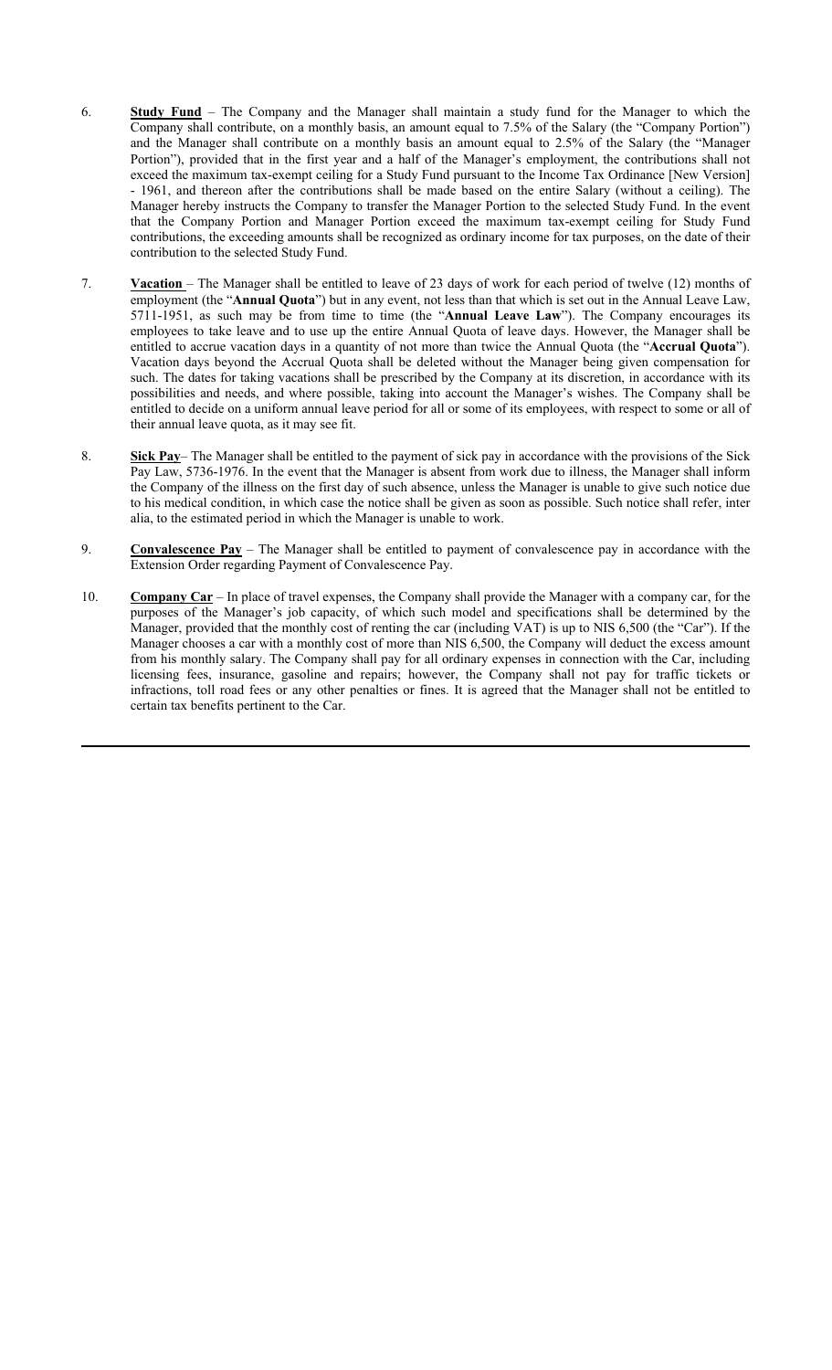6. **Study Fund** – The Company and the Manager shall maintain a study fund for the Manager to which the Company shall contribute, on a monthly basis, an amount equal to 7.5% of the Salary (the "Company Portion") and the Manager shall contribute on a monthly basis an amount equal to 2.5% of the Salary (the "Manager Portion"), provided that in the first year and a half of the Manager's employment, the contributions shall not exceed the maximum tax-exempt ceiling for a Study Fund pursuant to the Income Tax Ordinance [New Version] - 1961, and thereon after the contributions shall be made based on the entire Salary (without a ceiling). The Manager hereby instructs the Company to transfer the Manager Portion to the selected Study Fund. In the event that the Company Portion and Manager Portion exceed the maximum tax-exempt ceiling for Study Fund contributions, the exceeding amounts shall be recognized as ordinary income for tax purposes, on the date of their contribution to the selected Study Fund.

7. **Vacation** – The Manager shall be entitled to leave of 23 days of work for each period of twelve (12) months of employment (the "**Annual Quota**") but in any event, not less than that which is set out in the Annual Leave Law, 5711-1951, as such may be from time to time (the "**Annual Leave Law**"). The Company encourages its employees to take leave and to use up the entire Annual Quota of leave days. However, the Manager shall be entitled to accrue vacation days in a quantity of not more than twice the Annual Quota (the "**Accrual Quota**"). Vacation days beyond the Accrual Quota shall be deleted without the Manager being given compensation for such. The dates for taking vacations shall be prescribed by the Company at its discretion, in accordance with its possibilities and needs, and where possible, taking into account the Manager's wishes. The Company shall be entitled to decide on a uniform annual leave period for all or some of its employees, with respect to some or all of their annual leave quota, as it may see fit.

8. **Sick Pay**– The Manager shall be entitled to the payment of sick pay in accordance with the provisions of the Sick Pay Law, 5736-1976. In the event that the Manager is absent from work due to illness, the Manager shall inform the Company of the illness on the first day of such absence, unless the Manager is unable to give such notice due to his medical condition, in which case the notice shall be given as soon as possible. Such notice shall refer, inter alia, to the estimated period in which the Manager is unable to work.

9. **Convalescence Pay** – The Manager shall be entitled to payment of convalescence pay in accordance with the Extension Order regarding Payment of Convalescence Pay.

10. **Company Car** – In place of travel expenses, the Company shall provide the Manager with a company car, for the purposes of the Manager's job capacity, of which such model and specifications shall be determined by the Manager, provided that the monthly cost of renting the car (including VAT) is up to NIS 6,500 (the "Car"). If the Manager chooses a car with a monthly cost of more than NIS 6,500, the Company will deduct the excess amount from his monthly salary. The Company shall pay for all ordinary expenses in connection with the Car, including licensing fees, insurance, gasoline and repairs; however, the Company shall not pay for traffic tickets or infractions, toll road fees or any other penalties or fines. It is agreed that the Manager shall not be entitled to certain tax benefits pertinent to the Car.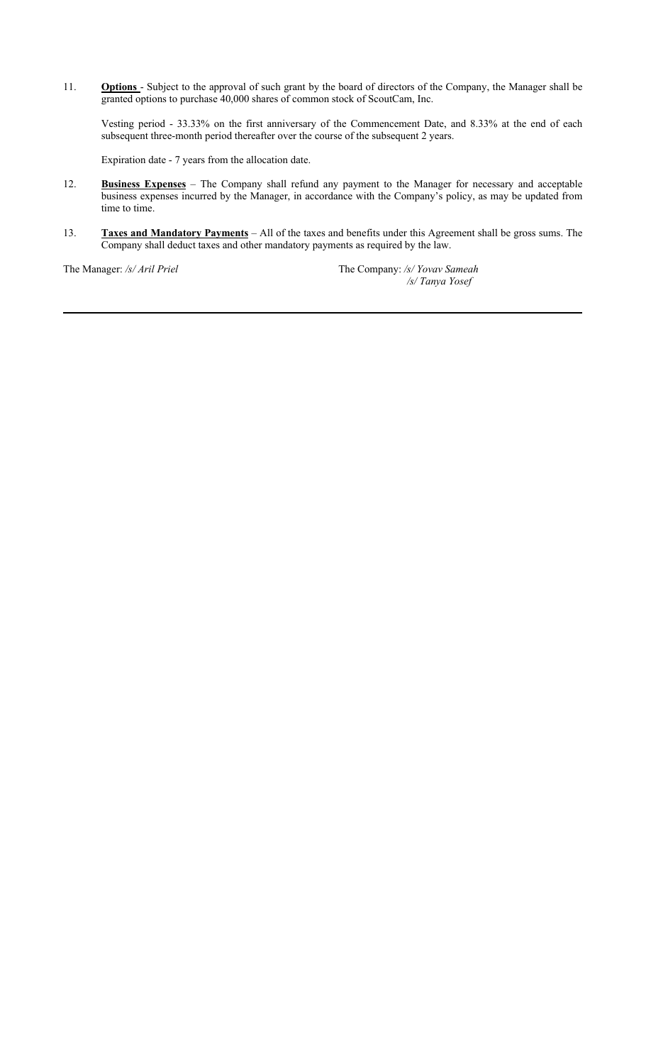11. **Options** - Subject to the approval of such grant by the board of directors of the Company, the Manager shall be granted options to purchase 40,000 shares of common stock of ScoutCam, Inc.

    Vesting period - 33.33% on the first anniversary of the Commencement Date, and 8.33% at the end of each subsequent three-month period thereafter over the course of the subsequent 2 years.

    Expiration date - 7 years from the allocation date.

12. **Business Expenses** – The Company shall refund any payment to the Manager for necessary and acceptable business expenses incurred by the Manager, in accordance with the Company's policy, as may be updated from time to time.

13. **Taxes and Mandatory Payments** – All of the taxes and benefits under this Agreement shall be gross sums. The Company shall deduct taxes and other mandatory payments as required by the law.

The Manager: */s/ Aril Priel*

The Company: */s/ Yovav Sameah*
*/s/ Tanya Yosef*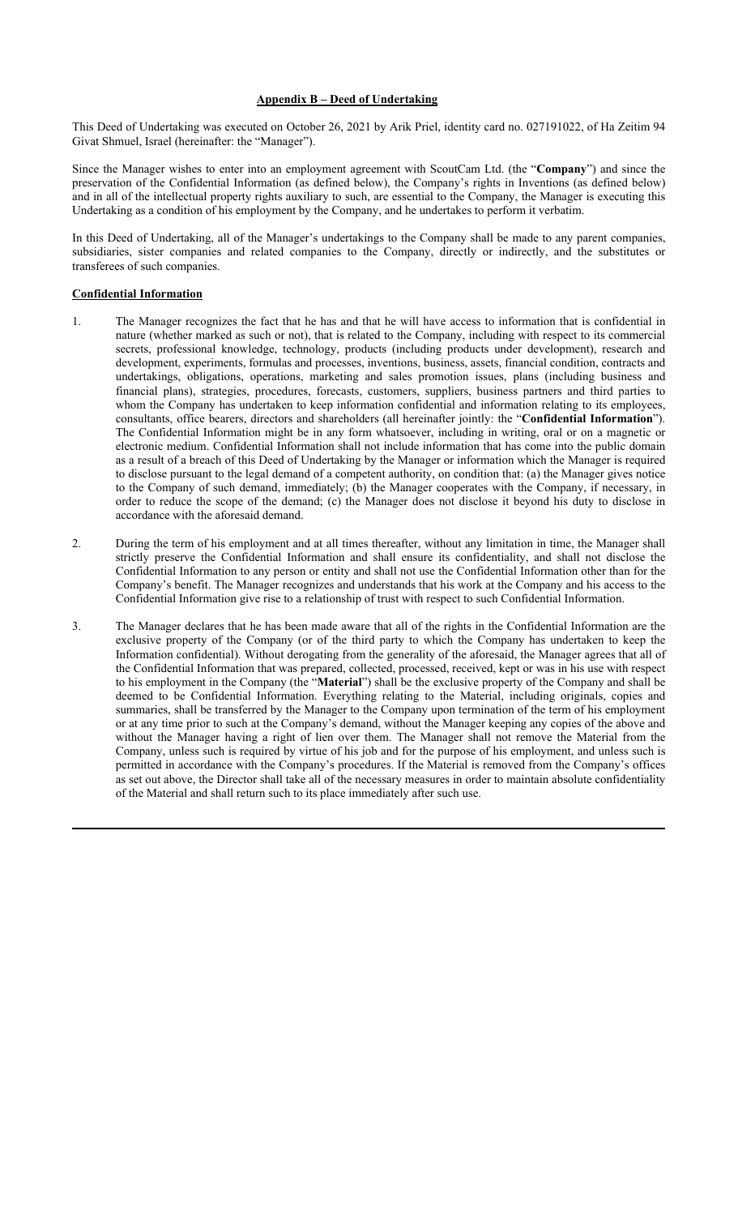**Appendix B – Deed of Undertaking**

This Deed of Undertaking was executed on October 26, 2021 by Arik Priel, identity card no. 027191022, of Ha Zeitim 94 Givat Shmuel, Israel (hereinafter: the "Manager").

Since the Manager wishes to enter into an employment agreement with ScoutCam Ltd. (the "**Company**") and since the preservation of the Confidential Information (as defined below), the Company's rights in Inventions (as defined below) and in all of the intellectual property rights auxiliary to such, are essential to the Company, the Manager is executing this Undertaking as a condition of his employment by the Company, and he undertakes to perform it verbatim.

In this Deed of Undertaking, all of the Manager's undertakings to the Company shall be made to any parent companies, subsidiaries, sister companies and related companies to the Company, directly or indirectly, and the substitutes or transferees of such companies.

**Confidential Information**

1. The Manager recognizes the fact that he has and that he will have access to information that is confidential in nature (whether marked as such or not), that is related to the Company, including with respect to its commercial secrets, professional knowledge, technology, products (including products under development), research and development, experiments, formulas and processes, inventions, business, assets, financial condition, contracts and undertakings, obligations, operations, marketing and sales promotion issues, plans (including business and financial plans), strategies, procedures, forecasts, customers, suppliers, business partners and third parties to whom the Company has undertaken to keep information confidential and information relating to its employees, consultants, office bearers, directors and shareholders (all hereinafter jointly: the "**Confidential Information**"). The Confidential Information might be in any form whatsoever, including in writing, oral or on a magnetic or electronic medium. Confidential Information shall not include information that has come into the public domain as a result of a breach of this Deed of Undertaking by the Manager or information which the Manager is required to disclose pursuant to the legal demand of a competent authority, on condition that: (a) the Manager gives notice to the Company of such demand, immediately; (b) the Manager cooperates with the Company, if necessary, in order to reduce the scope of the demand; (c) the Manager does not disclose it beyond his duty to disclose in accordance with the aforesaid demand.

2. During the term of his employment and at all times thereafter, without any limitation in time, the Manager shall strictly preserve the Confidential Information and shall ensure its confidentiality, and shall not disclose the Confidential Information to any person or entity and shall not use the Confidential Information other than for the Company's benefit. The Manager recognizes and understands that his work at the Company and his access to the Confidential Information give rise to a relationship of trust with respect to such Confidential Information.

3. The Manager declares that he has been made aware that all of the rights in the Confidential Information are the exclusive property of the Company (or of the third party to which the Company has undertaken to keep the Information confidential). Without derogating from the generality of the aforesaid, the Manager agrees that all of the Confidential Information that was prepared, collected, processed, received, kept or was in his use with respect to his employment in the Company (the "**Material**") shall be the exclusive property of the Company and shall be deemed to be Confidential Information. Everything relating to the Material, including originals, copies and summaries, shall be transferred by the Manager to the Company upon termination of the term of his employment or at any time prior to such at the Company's demand, without the Manager keeping any copies of the above and without the Manager having a right of lien over them. The Manager shall not remove the Material from the Company, unless such is required by virtue of his job and for the purpose of his employment, and unless such is permitted in accordance with the Company's procedures. If the Material is removed from the Company's offices as set out above, the Director shall take all of the necessary measures in order to maintain absolute confidentiality of the Material and shall return such to its place immediately after such use.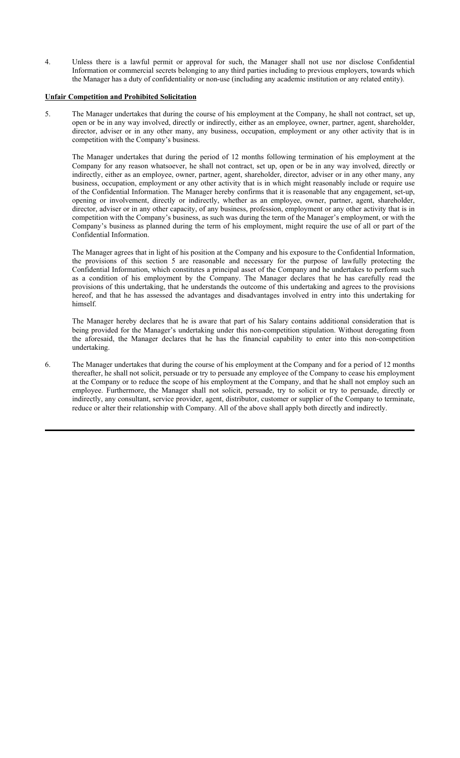4. Unless there is a lawful permit or approval for such, the Manager shall not use nor disclose Confidential Information or commercial secrets belonging to any third parties including to previous employers, towards which the Manager has a duty of confidentiality or non-use (including any academic institution or any related entity).

**Unfair Competition and Prohibited Solicitation**

5. The Manager undertakes that during the course of his employment at the Company, he shall not contract, set up, open or be in any way involved, directly or indirectly, either as an employee, owner, partner, agent, shareholder, director, adviser or in any other many, any business, occupation, employment or any other activity that is in competition with the Company's business.

   The Manager undertakes that during the period of 12 months following termination of his employment at the Company for any reason whatsoever, he shall not contract, set up, open or be in any way involved, directly or indirectly, either as an employee, owner, partner, agent, shareholder, director, adviser or in any other many, any business, occupation, employment or any other activity that is in which might reasonably include or require use of the Confidential Information. The Manager hereby confirms that it is reasonable that any engagement, set-up, opening or involvement, directly or indirectly, whether as an employee, owner, partner, agent, shareholder, director, adviser or in any other capacity, of any business, profession, employment or any other activity that is in competition with the Company's business, as such was during the term of the Manager's employment, or with the Company's business as planned during the term of his employment, might require the use of all or part of the Confidential Information.

   The Manager agrees that in light of his position at the Company and his exposure to the Confidential Information, the provisions of this section 5 are reasonable and necessary for the purpose of lawfully protecting the Confidential Information, which constitutes a principal asset of the Company and he undertakes to perform such as a condition of his employment by the Company. The Manager declares that he has carefully read the provisions of this undertaking, that he understands the outcome of this undertaking and agrees to the provisions hereof, and that he has assessed the advantages and disadvantages involved in entry into this undertaking for himself.

   The Manager hereby declares that he is aware that part of his Salary contains additional consideration that is being provided for the Manager's undertaking under this non-competition stipulation. Without derogating from the aforesaid, the Manager declares that he has the financial capability to enter into this non-competition undertaking.

6. The Manager undertakes that during the course of his employment at the Company and for a period of 12 months thereafter, he shall not solicit, persuade or try to persuade any employee of the Company to cease his employment at the Company or to reduce the scope of his employment at the Company, and that he shall not employ such an employee. Furthermore, the Manager shall not solicit, persuade, try to solicit or try to persuade, directly or indirectly, any consultant, service provider, agent, distributor, customer or supplier of the Company to terminate, reduce or alter their relationship with Company. All of the above shall apply both directly and indirectly.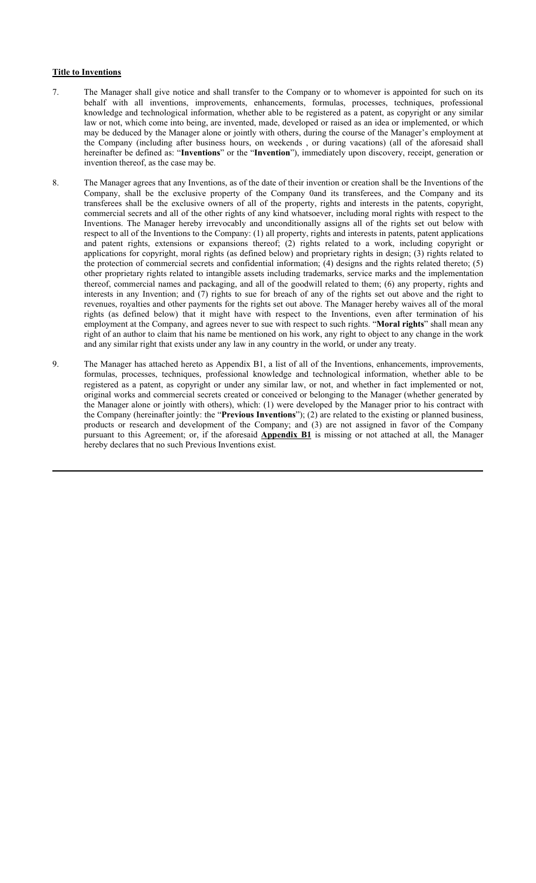**Title to Inventions**

7. The Manager shall give notice and shall transfer to the Company or to whomever is appointed for such on its behalf with all inventions, improvements, enhancements, formulas, processes, techniques, professional knowledge and technological information, whether able to be registered as a patent, as copyright or any similar law or not, which come into being, are invented, made, developed or raised as an idea or implemented, or which may be deduced by the Manager alone or jointly with others, during the course of the Manager's employment at the Company (including after business hours, on weekends , or during vacations) (all of the aforesaid shall hereinafter be defined as: "**Inventions**" or the "**Invention**"), immediately upon discovery, receipt, generation or invention thereof, as the case may be.

8. The Manager agrees that any Inventions, as of the date of their invention or creation shall be the Inventions of the Company, shall be the exclusive property of the Company 0and its transferees, and the Company and its transferees shall be the exclusive owners of all of the property, rights and interests in the patents, copyright, commercial secrets and all of the other rights of any kind whatsoever, including moral rights with respect to the Inventions. The Manager hereby irrevocably and unconditionally assigns all of the rights set out below with respect to all of the Inventions to the Company: (1) all property, rights and interests in patents, patent applications and patent rights, extensions or expansions thereof; (2) rights related to a work, including copyright or applications for copyright, moral rights (as defined below) and proprietary rights in design; (3) rights related to the protection of commercial secrets and confidential information; (4) designs and the rights related thereto; (5) other proprietary rights related to intangible assets including trademarks, service marks and the implementation thereof, commercial names and packaging, and all of the goodwill related to them; (6) any property, rights and interests in any Invention; and (7) rights to sue for breach of any of the rights set out above and the right to revenues, royalties and other payments for the rights set out above. The Manager hereby waives all of the moral rights (as defined below) that it might have with respect to the Inventions, even after termination of his employment at the Company, and agrees never to sue with respect to such rights. "**Moral rights**" shall mean any right of an author to claim that his name be mentioned on his work, any right to object to any change in the work and any similar right that exists under any law in any country in the world, or under any treaty.

9. The Manager has attached hereto as Appendix B1, a list of all of the Inventions, enhancements, improvements, formulas, processes, techniques, professional knowledge and technological information, whether able to be registered as a patent, as copyright or under any similar law, or not, and whether in fact implemented or not, original works and commercial secrets created or conceived or belonging to the Manager (whether generated by the Manager alone or jointly with others), which: (1) were developed by the Manager prior to his contract with the Company (hereinafter jointly: the "**Previous Inventions**"); (2) are related to the existing or planned business, products or research and development of the Company; and (3) are not assigned in favor of the Company pursuant to this Agreement; or, if the aforesaid **Appendix B1** is missing or not attached at all, the Manager hereby declares that no such Previous Inventions exist.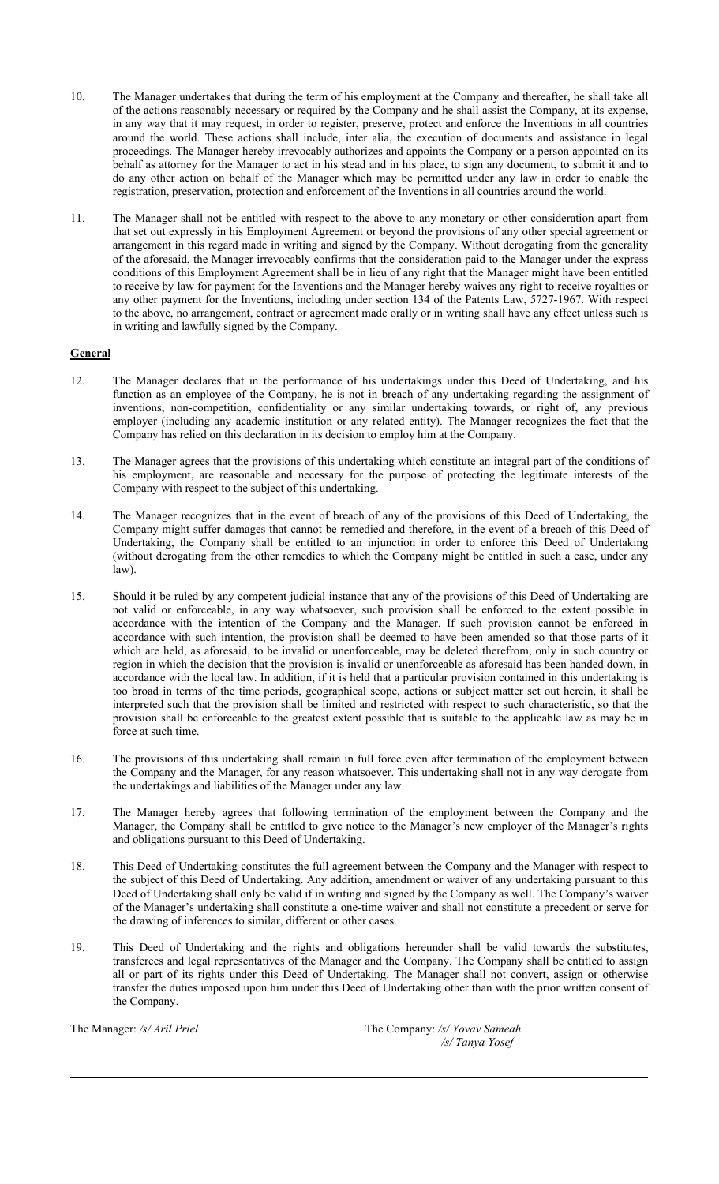10. The Manager undertakes that during the term of his employment at the Company and thereafter, he shall take all of the actions reasonably necessary or required by the Company and he shall assist the Company, at its expense, in any way that it may request, in order to register, preserve, protect and enforce the Inventions in all countries around the world. These actions shall include, inter alia, the execution of documents and assistance in legal proceedings. The Manager hereby irrevocably authorizes and appoints the Company or a person appointed on its behalf as attorney for the Manager to act in his stead and in his place, to sign any document, to submit it and to do any other action on behalf of the Manager which may be permitted under any law in order to enable the registration, preservation, protection and enforcement of the Inventions in all countries around the world.

11. The Manager shall not be entitled with respect to the above to any monetary or other consideration apart from that set out expressly in his Employment Agreement or beyond the provisions of any other special agreement or arrangement in this regard made in writing and signed by the Company. Without derogating from the generality of the aforesaid, the Manager irrevocably confirms that the consideration paid to the Manager under the express conditions of this Employment Agreement shall be in lieu of any right that the Manager might have been entitled to receive by law for payment for the Inventions and the Manager hereby waives any right to receive royalties or any other payment for the Inventions, including under section 134 of the Patents Law, 5727-1967. With respect to the above, no arrangement, contract or agreement made orally or in writing shall have any effect unless such is in writing and lawfully signed by the Company.

**General**

12. The Manager declares that in the performance of his undertakings under this Deed of Undertaking, and his function as an employee of the Company, he is not in breach of any undertaking regarding the assignment of inventions, non-competition, confidentiality or any similar undertaking towards, or right of, any previous employer (including any academic institution or any related entity). The Manager recognizes the fact that the Company has relied on this declaration in its decision to employ him at the Company.

13. The Manager agrees that the provisions of this undertaking which constitute an integral part of the conditions of his employment, are reasonable and necessary for the purpose of protecting the legitimate interests of the Company with respect to the subject of this undertaking.

14. The Manager recognizes that in the event of breach of any of the provisions of this Deed of Undertaking, the Company might suffer damages that cannot be remedied and therefore, in the event of a breach of this Deed of Undertaking, the Company shall be entitled to an injunction in order to enforce this Deed of Undertaking (without derogating from the other remedies to which the Company might be entitled in such a case, under any law).

15. Should it be ruled by any competent judicial instance that any of the provisions of this Deed of Undertaking are not valid or enforceable, in any way whatsoever, such provision shall be enforced to the extent possible in accordance with the intention of the Company and the Manager. If such provision cannot be enforced in accordance with such intention, the provision shall be deemed to have been amended so that those parts of it which are held, as aforesaid, to be invalid or unenforceable, may be deleted therefrom, only in such country or region in which the decision that the provision is invalid or unenforceable as aforesaid has been handed down, in accordance with the local law. In addition, if it is held that a particular provision contained in this undertaking is too broad in terms of the time periods, geographical scope, actions or subject matter set out herein, it shall be interpreted such that the provision shall be limited and restricted with respect to such characteristic, so that the provision shall be enforceable to the greatest extent possible that is suitable to the applicable law as may be in force at such time.

16. The provisions of this undertaking shall remain in full force even after termination of the employment between the Company and the Manager, for any reason whatsoever. This undertaking shall not in any way derogate from the undertakings and liabilities of the Manager under any law.

17. The Manager hereby agrees that following termination of the employment between the Company and the Manager, the Company shall be entitled to give notice to the Manager's new employer of the Manager's rights and obligations pursuant to this Deed of Undertaking.

18. This Deed of Undertaking constitutes the full agreement between the Company and the Manager with respect to the subject of this Deed of Undertaking. Any addition, amendment or waiver of any undertaking pursuant to this Deed of Undertaking shall only be valid if in writing and signed by the Company as well. The Company's waiver of the Manager's undertaking shall constitute a one-time waiver and shall not constitute a precedent or serve for the drawing of inferences to similar, different or other cases.

19. This Deed of Undertaking and the rights and obligations hereunder shall be valid towards the substitutes, transferees and legal representatives of the Manager and the Company. The Company shall be entitled to assign all or part of its rights under this Deed of Undertaking. The Manager shall not convert, assign or otherwise transfer the duties imposed upon him under this Deed of Undertaking other than with the prior written consent of the Company.

The Manager: */s/ Aril Priel*

The Company: */s/ Yovav Sameah*
*/s/ Tanya Yosef*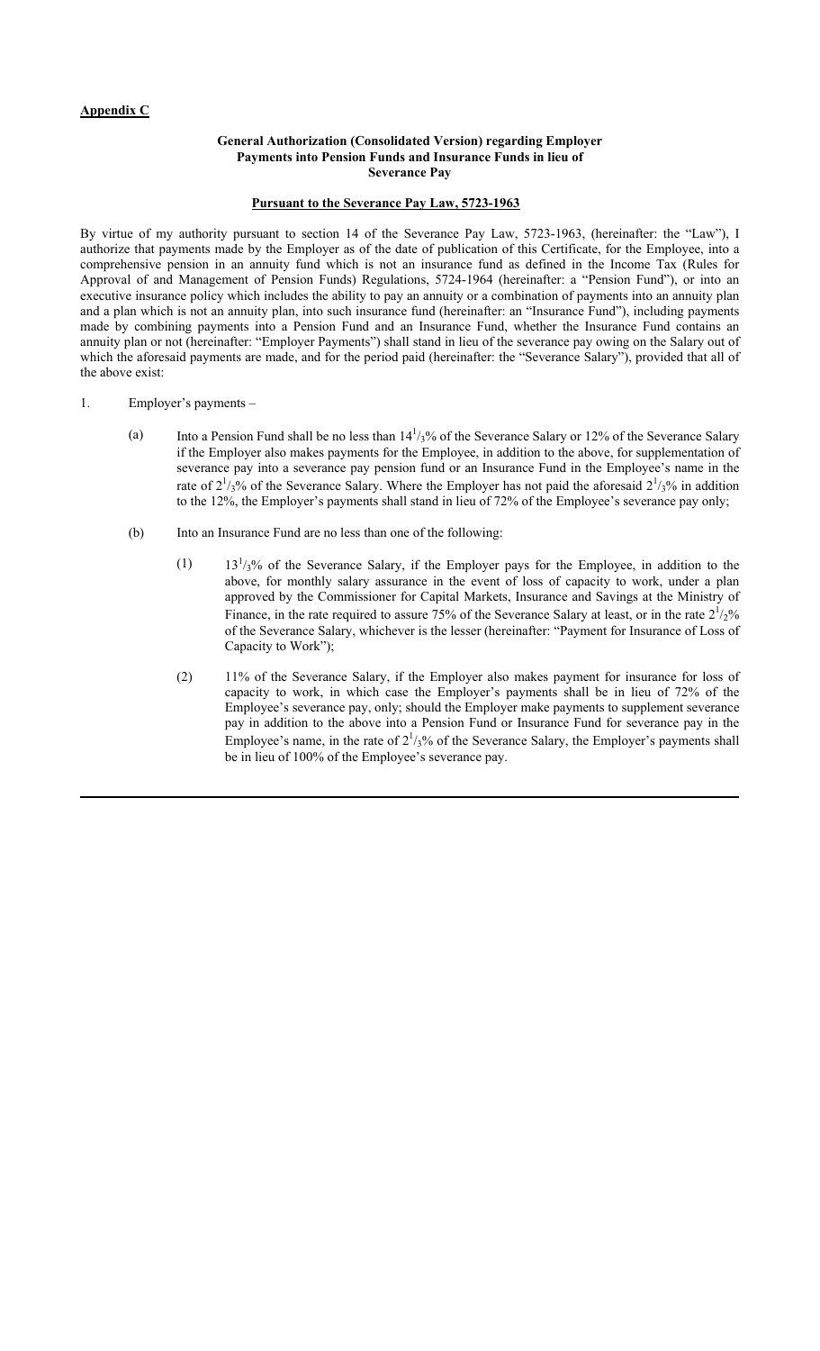**Appendix C**

**General Authorization (Consolidated Version) regarding Employer Payments into Pension Funds and Insurance Funds in lieu of Severance Pay**

**Pursuant to the Severance Pay Law, 5723-1963**

By virtue of my authority pursuant to section 14 of the Severance Pay Law, 5723-1963, (hereinafter: the "Law"), I authorize that payments made by the Employer as of the date of publication of this Certificate, for the Employee, into a comprehensive pension in an annuity fund which is not an insurance fund as defined in the Income Tax (Rules for Approval of and Management of Pension Funds) Regulations, 5724-1964 (hereinafter: a "Pension Fund"), or into an executive insurance policy which includes the ability to pay an annuity or a combination of payments into an annuity plan and a plan which is not an annuity plan, into such insurance fund (hereinafter: an "Insurance Fund"), including payments made by combining payments into a Pension Fund and an Insurance Fund, whether the Insurance Fund contains an annuity plan or not (hereinafter: "Employer Payments") shall stand in lieu of the severance pay owing on the Salary out of which the aforesaid payments are made, and for the period paid (hereinafter: the "Severance Salary"), provided that all of the above exist:

1. Employer's payments –

   (a) Into a Pension Fund shall be no less than $14^1/_3$% of the Severance Salary or 12% of the Severance Salary if the Employer also makes payments for the Employee, in addition to the above, for supplementation of severance pay into a severance pay pension fund or an Insurance Fund in the Employee's name in the rate of $2^1/_3$% of the Severance Salary. Where the Employer has not paid the aforesaid $2^1/_3$% in addition to the 12%, the Employer's payments shall stand in lieu of 72% of the Employee's severance pay only;

   (b) Into an Insurance Fund are no less than one of the following:

      (1) $13^1/_3$% of the Severance Salary, if the Employer pays for the Employee, in addition to the above, for monthly salary assurance in the event of loss of capacity to work, under a plan approved by the Commissioner for Capital Markets, Insurance and Savings at the Ministry of Finance, in the rate required to assure 75% of the Severance Salary at least, or in the rate $2^1/_2$% of the Severance Salary, whichever is the lesser (hereinafter: "Payment for Insurance of Loss of Capacity to Work");

      (2) 11% of the Severance Salary, if the Employer also makes payment for insurance for loss of capacity to work, in which case the Employer's payments shall be in lieu of 72% of the Employee's severance pay, only; should the Employer make payments to supplement severance pay in addition to the above into a Pension Fund or Insurance Fund for severance pay in the Employee's name, in the rate of $2^1/_3$% of the Severance Salary, the Employer's payments shall be in lieu of 100% of the Employee's severance pay.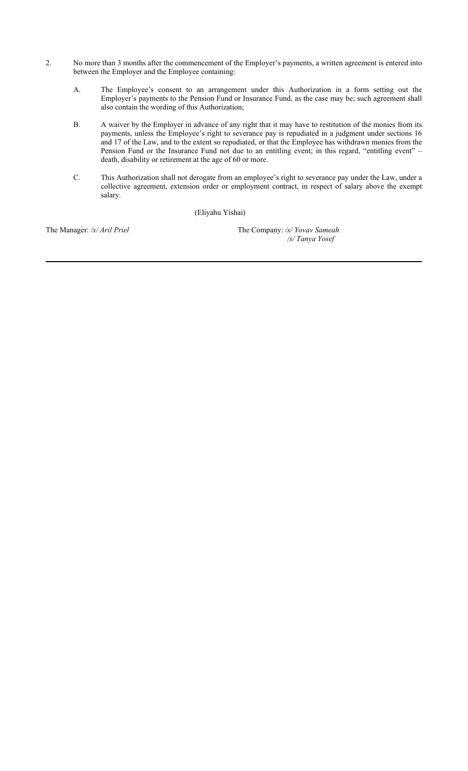2. No more than 3 months after the commencement of the Employer's payments, a written agreement is entered into between the Employer and the Employee containing:

   A. The Employee's consent to an arrangement under this Authorization in a form setting out the Employer's payments to the Pension Fund or Insurance Fund, as the case may be; such agreement shall also contain the wording of this Authorization;

   B. A waiver by the Employer in advance of any right that it may have to restitution of the monies from its payments, unless the Employee's right to severance pay is repudiated in a judgment under sections 16 and 17 of the Law, and to the extent so repudiated, or that the Employee has withdrawn monies from the Pension Fund or the Insurance Fund not due to an entitling event; in this regard, "entitling event" – death, disability or retirement at the age of 60 or more.

   C. This Authorization shall not derogate from an employee's right to severance pay under the Law, under a collective agreement, extension order or employment contract, in respect of salary above the exempt salary.

(Eliyahu Yishai)

The Manager: */s/ Aril Priel*

The Company: */s/ Yovav Sameah*
*/s/ Tanya Yosef*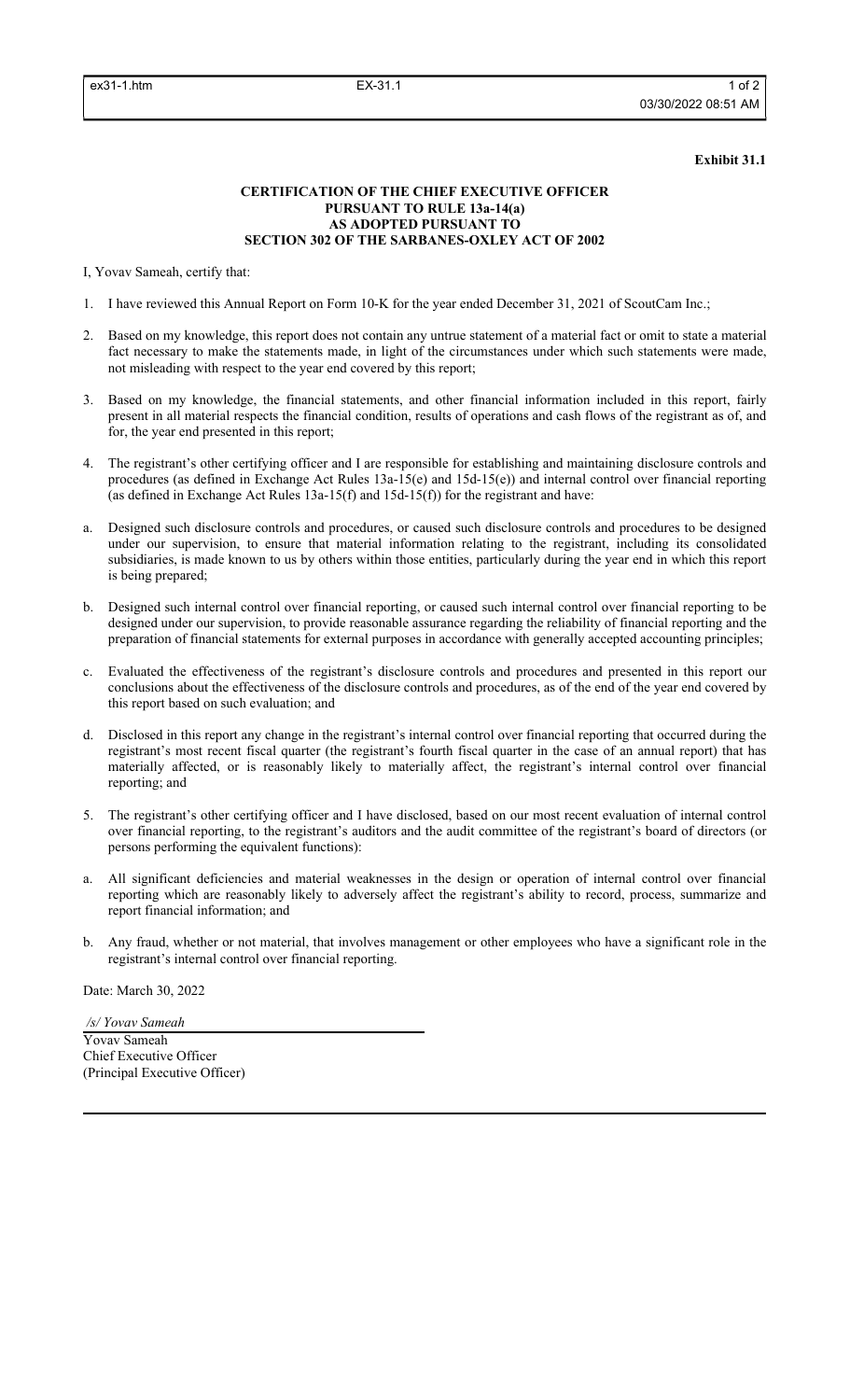**Exhibit 31.1**

**CERTIFICATION OF THE CHIEF EXECUTIVE OFFICER
PURSUANT TO RULE 13a-14(a)
AS ADOPTED PURSUANT TO
SECTION 302 OF THE SARBANES-OXLEY ACT OF 2002**

I, Yovav Sameah, certify that:

1. I have reviewed this Annual Report on Form 10-K for the year ended December 31, 2021 of ScoutCam Inc.;
2. Based on my knowledge, this report does not contain any untrue statement of a material fact or omit to state a material fact necessary to make the statements made, in light of the circumstances under which such statements were made, not misleading with respect to the year end covered by this report;
3. Based on my knowledge, the financial statements, and other financial information included in this report, fairly present in all material respects the financial condition, results of operations and cash flows of the registrant as of, and for, the year end presented in this report;
4. The registrant's other certifying officer and I are responsible for establishing and maintaining disclosure controls and procedures (as defined in Exchange Act Rules 13a-15(e) and 15d-15(e)) and internal control over financial reporting (as defined in Exchange Act Rules 13a-15(f) and 15d-15(f)) for the registrant and have:

a. Designed such disclosure controls and procedures, or caused such disclosure controls and procedures to be designed under our supervision, to ensure that material information relating to the registrant, including its consolidated subsidiaries, is made known to us by others within those entities, particularly during the year end in which this report is being prepared;

b. Designed such internal control over financial reporting, or caused such internal control over financial reporting to be designed under our supervision, to provide reasonable assurance regarding the reliability of financial reporting and the preparation of financial statements for external purposes in accordance with generally accepted accounting principles;

c. Evaluated the effectiveness of the registrant's disclosure controls and procedures and presented in this report our conclusions about the effectiveness of the disclosure controls and procedures, as of the end of the year end covered by this report based on such evaluation; and

d. Disclosed in this report any change in the registrant's internal control over financial reporting that occurred during the registrant's most recent fiscal quarter (the registrant's fourth fiscal quarter in the case of an annual report) that has materially affected, or is reasonably likely to materially affect, the registrant's internal control over financial reporting; and

5. The registrant's other certifying officer and I have disclosed, based on our most recent evaluation of internal control over financial reporting, to the registrant's auditors and the audit committee of the registrant's board of directors (or persons performing the equivalent functions):

a. All significant deficiencies and material weaknesses in the design or operation of internal control over financial reporting which are reasonably likely to adversely affect the registrant's ability to record, process, summarize and report financial information; and

b. Any fraud, whether or not material, that involves management or other employees who have a significant role in the registrant's internal control over financial reporting.

Date: March 30, 2022

*/s/ Yovav Sameah*

Yovav Sameah
Chief Executive Officer
(Principal Executive Officer)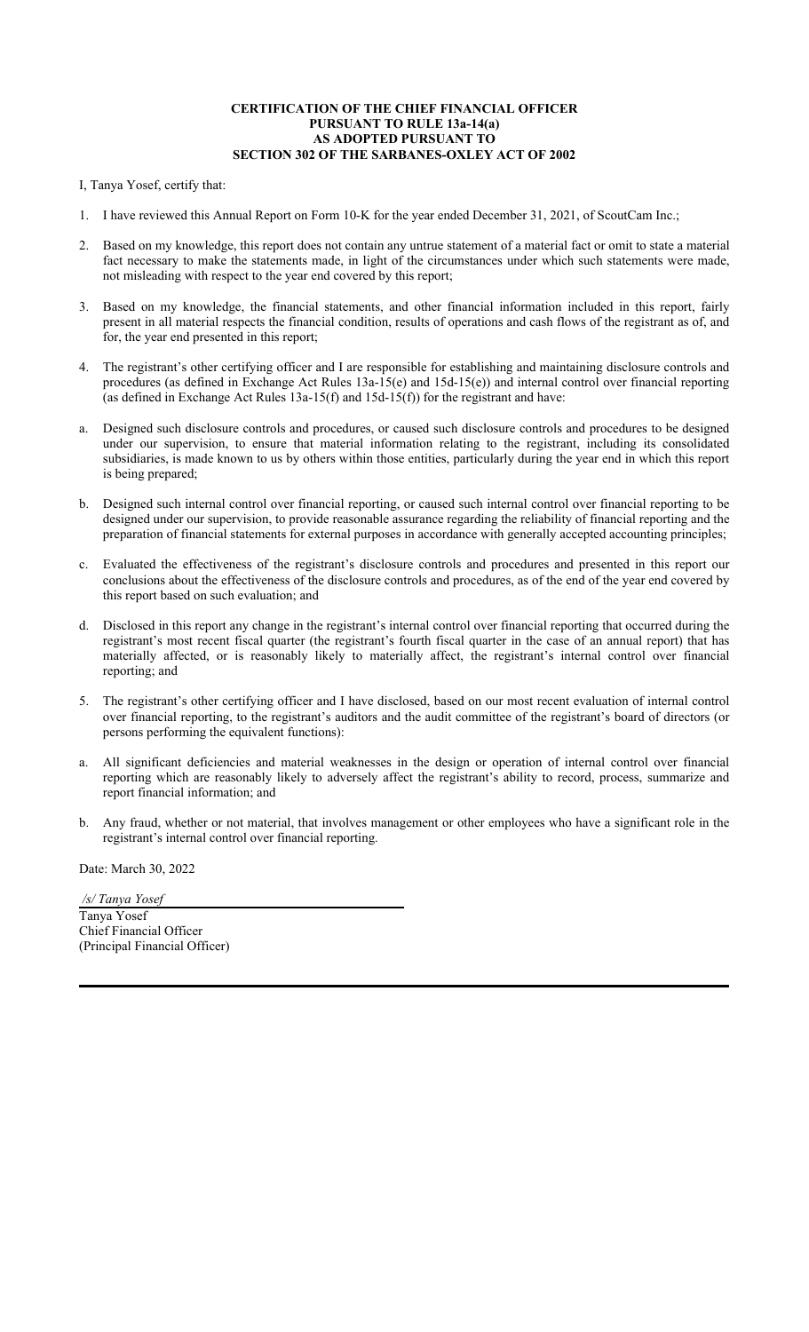**CERTIFICATION OF THE CHIEF FINANCIAL OFFICER**
**PURSUANT TO RULE 13a-14(a)**
**AS ADOPTED PURSUANT TO**
**SECTION 302 OF THE SARBANES-OXLEY ACT OF 2002**

I, Tanya Yosef, certify that:

1. I have reviewed this Annual Report on Form 10-K for the year ended December 31, 2021, of ScoutCam Inc.;

2. Based on my knowledge, this report does not contain any untrue statement of a material fact or omit to state a material fact necessary to make the statements made, in light of the circumstances under which such statements were made, not misleading with respect to the year end covered by this report;

3. Based on my knowledge, the financial statements, and other financial information included in this report, fairly present in all material respects the financial condition, results of operations and cash flows of the registrant as of, and for, the year end presented in this report;

4. The registrant's other certifying officer and I are responsible for establishing and maintaining disclosure controls and procedures (as defined in Exchange Act Rules 13a-15(e) and 15d-15(e)) and internal control over financial reporting (as defined in Exchange Act Rules 13a-15(f) and 15d-15(f)) for the registrant and have:

a. Designed such disclosure controls and procedures, or caused such disclosure controls and procedures to be designed under our supervision, to ensure that material information relating to the registrant, including its consolidated subsidiaries, is made known to us by others within those entities, particularly during the year end in which this report is being prepared;

b. Designed such internal control over financial reporting, or caused such internal control over financial reporting to be designed under our supervision, to provide reasonable assurance regarding the reliability of financial reporting and the preparation of financial statements for external purposes in accordance with generally accepted accounting principles;

c. Evaluated the effectiveness of the registrant's disclosure controls and procedures and presented in this report our conclusions about the effectiveness of the disclosure controls and procedures, as of the end of the year end covered by this report based on such evaluation; and

d. Disclosed in this report any change in the registrant's internal control over financial reporting that occurred during the registrant's most recent fiscal quarter (the registrant's fourth fiscal quarter in the case of an annual report) that has materially affected, or is reasonably likely to materially affect, the registrant's internal control over financial reporting; and

5. The registrant's other certifying officer and I have disclosed, based on our most recent evaluation of internal control over financial reporting, to the registrant's auditors and the audit committee of the registrant's board of directors (or persons performing the equivalent functions):

a. All significant deficiencies and material weaknesses in the design or operation of internal control over financial reporting which are reasonably likely to adversely affect the registrant's ability to record, process, summarize and report financial information; and

b. Any fraud, whether or not material, that involves management or other employees who have a significant role in the registrant's internal control over financial reporting.

Date: March 30, 2022

*/s/ Tanya Yosef*

Tanya Yosef
Chief Financial Officer
(Principal Financial Officer)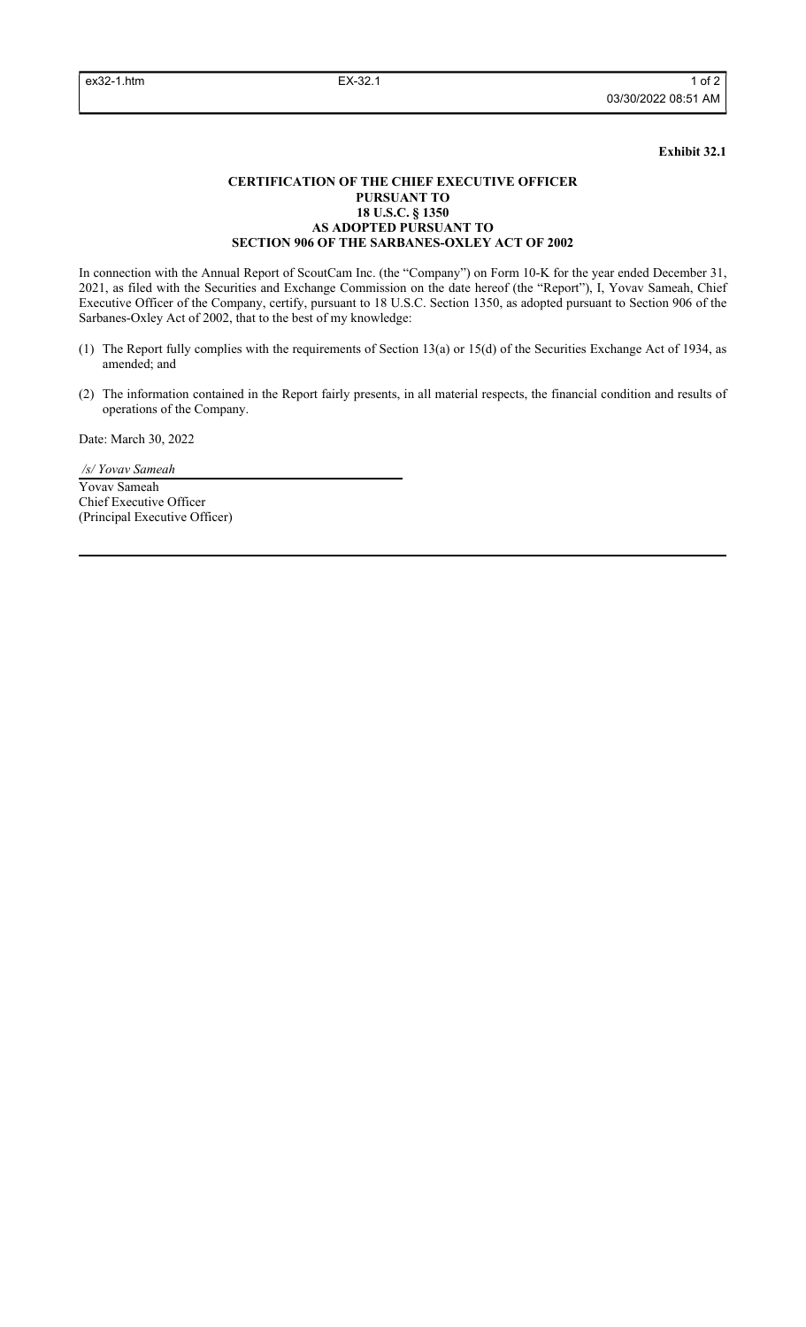**Exhibit 32.1**

**CERTIFICATION OF THE CHIEF EXECUTIVE OFFICER**
**PURSUANT TO**
**18 U.S.C. § 1350**
**AS ADOPTED PURSUANT TO**
**SECTION 906 OF THE SARBANES-OXLEY ACT OF 2002**

In connection with the Annual Report of ScoutCam Inc. (the "Company") on Form 10-K for the year ended December 31, 2021, as filed with the Securities and Exchange Commission on the date hereof (the "Report"), I, Yovav Sameah, Chief Executive Officer of the Company, certify, pursuant to 18 U.S.C. Section 1350, as adopted pursuant to Section 906 of the Sarbanes-Oxley Act of 2002, that to the best of my knowledge:

(1) The Report fully complies with the requirements of Section 13(a) or 15(d) of the Securities Exchange Act of 1934, as amended; and

(2) The information contained in the Report fairly presents, in all material respects, the financial condition and results of operations of the Company.

Date: March 30, 2022

*/s/ Yovav Sameah*

Yovav Sameah
Chief Executive Officer
(Principal Executive Officer)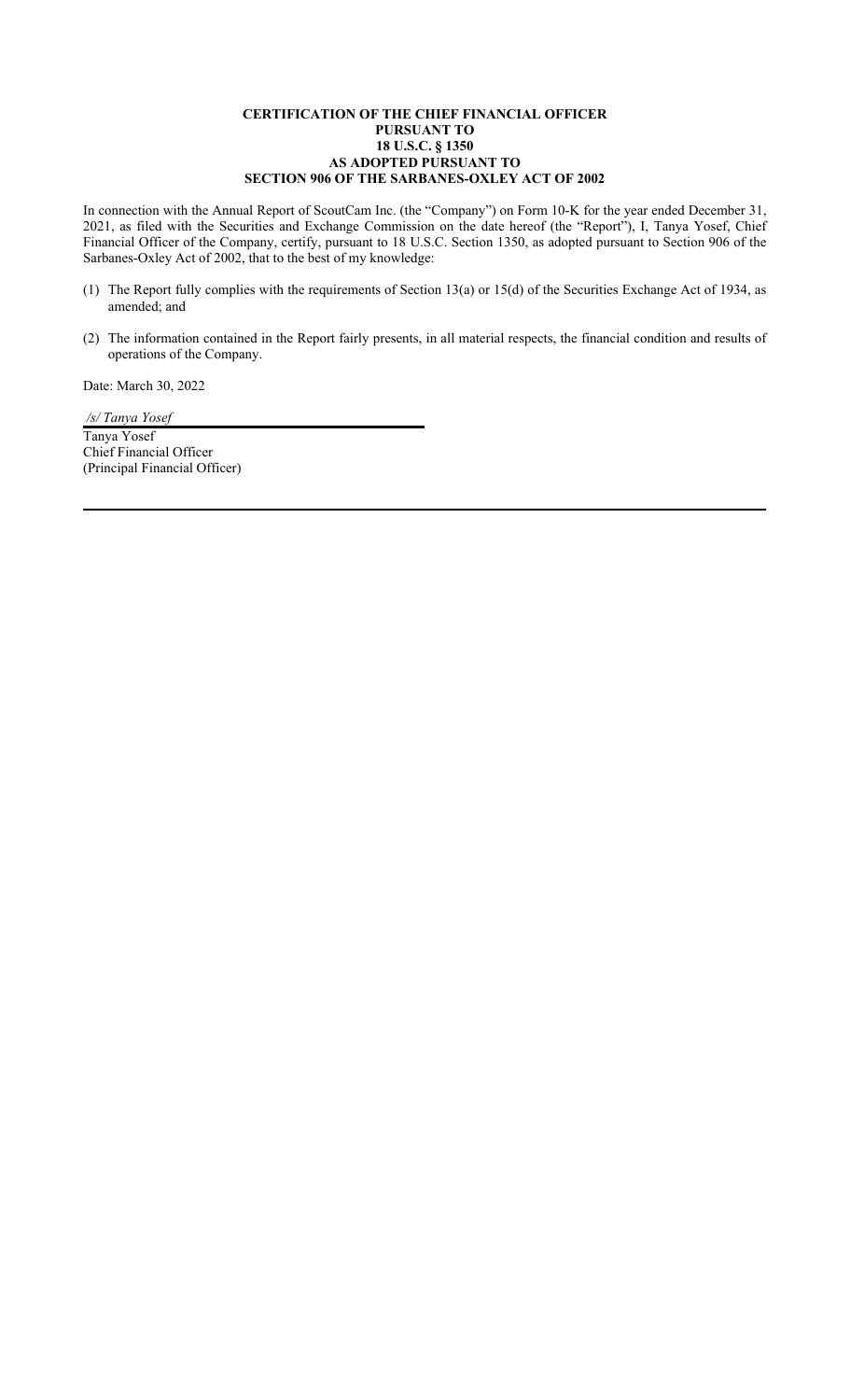**CERTIFICATION OF THE CHIEF FINANCIAL OFFICER**
**PURSUANT TO**
**18 U.S.C. § 1350**
**AS ADOPTED PURSUANT TO**
**SECTION 906 OF THE SARBANES-OXLEY ACT OF 2002**

In connection with the Annual Report of ScoutCam Inc. (the "Company") on Form 10-K for the year ended December 31, 2021, as filed with the Securities and Exchange Commission on the date hereof (the "Report"), I, Tanya Yosef, Chief Financial Officer of the Company, certify, pursuant to 18 U.S.C. Section 1350, as adopted pursuant to Section 906 of the Sarbanes-Oxley Act of 2002, that to the best of my knowledge:

(1) The Report fully complies with the requirements of Section 13(a) or 15(d) of the Securities Exchange Act of 1934, as amended; and

(2) The information contained in the Report fairly presents, in all material respects, the financial condition and results of operations of the Company.

Date: March 30, 2022

*/s/ Tanya Yosef*
Tanya Yosef
Chief Financial Officer
(Principal Financial Officer)